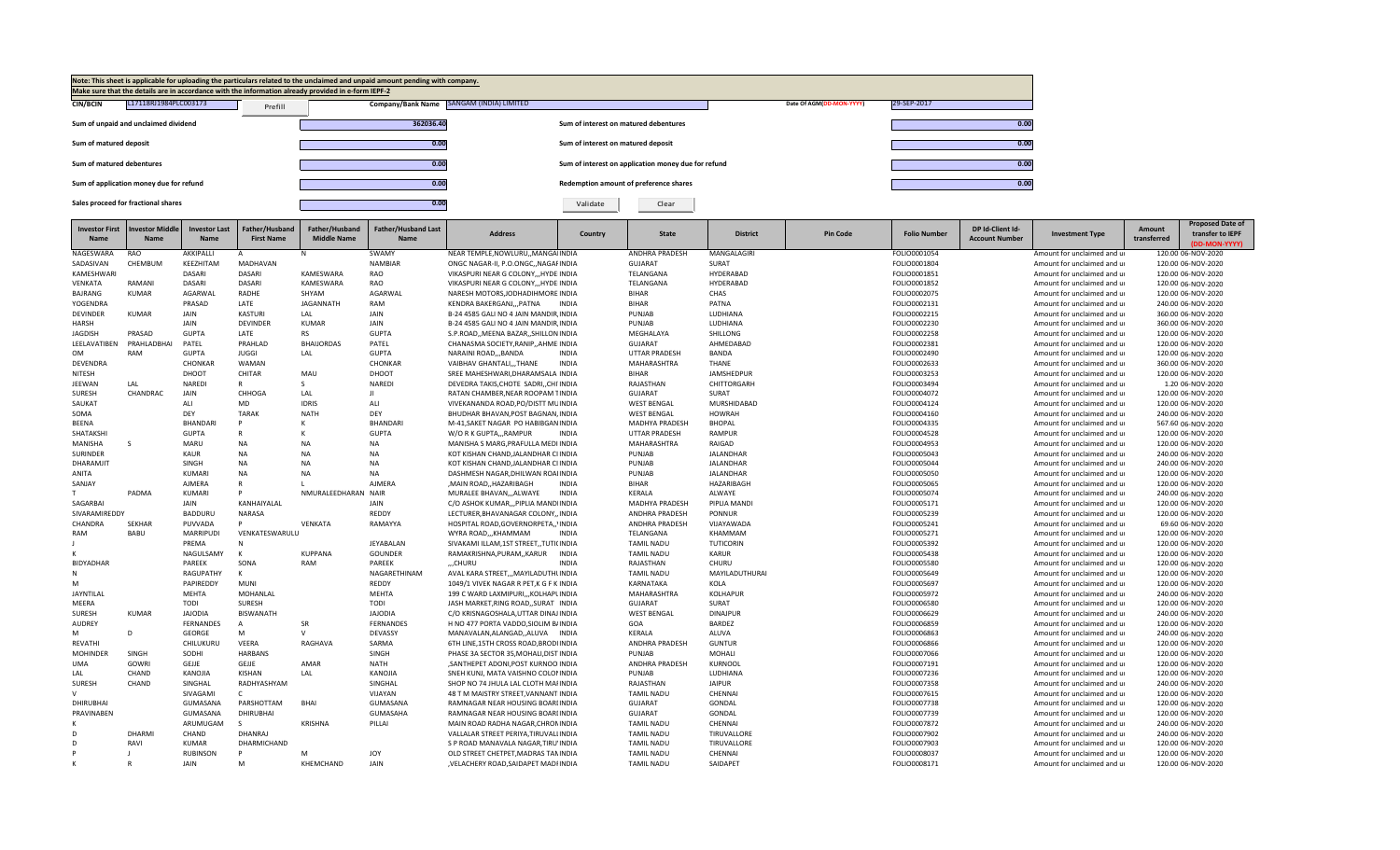Note: This sheet is applicable for uploading the particulars related to the unclaimed and unpaid amount pending with company.
Make sure that the details are in accordance with the information already provided in e-form IEPF-2

| CIN/BCIN | L17118RJ1984PLC003173 | Prefill | Company/Bank Name | SANGAM (INDIA) LIMITED | | Date Of AGM(DD-MON-YYYY) | 29-SEP-2017 |
|---|---|---|---|---|---|---|---|

| | | | |
|---|---|---|---|
| Sum of unpaid and unclaimed dividend | 362036.40 | Sum of interest on matured debentures | 0.00 |
| Sum of matured deposit | 0.00 | Sum of interest on matured deposit | 0.00 |
| Sum of matured debentures | 0.00 | Sum of interest on application money due for refund | 0.00 |
| Sum of application money due for refund | 0.00 | Redemption amount of preference shares | 0.00 |
| Sales proceed for fractional shares | 0.00 | Validate | Clear |

| Investor First Name | Investor Middle Name | Investor Last Name | Father/Husband First Name | Father/Husband Middle Name | Father/Husband Last Name | Address | Country | State | District | Pin Code | Folio Number | DP Id-Client Id-Account Number | Investment Type | Amount transferred | Proposed Date of transfer to IEPF (DD-MON-YYYY) |
|---|---|---|---|---|---|---|---|---|---|---|---|---|---|---|---|
| NAGESWARA | RAO | AKKIPALLI | A | N | SWAMY | NEAR TEMPLE,NOWLURU,,MANGAI INDIA | | ANDHRA PRADESH | MANGALAGIRI | | FOLIO0001054 | | Amount for unclaimed and ui | 120.00 | 06-NOV-2020 |
| SADASIVAN | CHEMBUM | KEEZHITAM | MADHAVAN | | NAMBIAR | ONGC NAGAR-II, P.O.ONGC,,NAGAI INDIA | | GUJARAT | SURAT | | FOLIO0001804 | | Amount for unclaimed and ui | 120.00 | 06-NOV-2020 |
| KAMESHWARI | | DASARI | DASARI | KAMESWARA | RAO | VIKASPURI NEAR G COLONY,,,HYDE INDIA | | TELANGANA | HYDERABAD | | FOLIO0001851 | | Amount for unclaimed and ui | 120.00 | 06-NOV-2020 |
| VENKATA | RAMANI | DASARI | DASARI | KAMESWARA | RAO | VIKASPURI NEAR G COLONY,,,HYDE INDIA | | TELANGANA | HYDERABAD | | FOLIO0001852 | | Amount for unclaimed and ui | 120.00 | 06-NOV-2020 |
| BAJRANG | KUMAR | AGARWAL | RADHE | SHYAM | AGARWAL | NARESH MOTORS,JODHADIHMORE INDIA | | BIHAR | CHAS | | FOLIO0002075 | | Amount for unclaimed and ui | 120.00 | 06-NOV-2020 |
| YOGENDRA | | PRASAD | LATE | JAGANNATH | RAM | KENDRA BAKERGANJ,,,PATNA | INDIA | BIHAR | PATNA | | FOLIO0002131 | | Amount for unclaimed and ui | 240.00 | 06-NOV-2020 |
| DEVINDER | KUMAR | JAIN | KASTURI | LAL | JAIN | B-24 4585 GALI NO 4 JAIN MANDIR INDIA | | PUNJAB | LUDHIANA | | FOLIO0002215 | | Amount for unclaimed and ui | 360.00 | 06-NOV-2020 |
| HARSH | | JAIN | DEVINDER | KUMAR | JAIN | B-24 4585 GALI NO 4 JAIN MANDIR INDIA | | PUNJAB | LUDHIANA | | FOLIO0002230 | | Amount for unclaimed and ui | 360.00 | 06-NOV-2020 |
| JAGDISH | PRASAD | GUPTA | LATE | RS | GUPTA | S.P.ROAD,,MEENA BAZAR,,SHILLON INDIA | | MEGHALAYA | SHILLONG | | FOLIO0002258 | | Amount for unclaimed and ui | 120.00 | 06-NOV-2020 |
| LEELAVATIBEN | PRAHLADBHAI | PATEL | PRAHLAD | BHAIJORDAS | PATEL | CHANASMA SOCIETY,RANIP,,AHME INDIA | | GUJARAT | AHMEDABAD | | FOLIO0002381 | | Amount for unclaimed and ui | 120.00 | 06-NOV-2020 |
| OM | RAM | GUPTA | JUGGI | LAL | GUPTA | NARAINI ROAD,,,BANDA | INDIA | UTTAR PRADESH | BANDA | | FOLIO0002490 | | Amount for unclaimed and ui | 120.00 | 06-NOV-2020 |
| DEVENDRA | | CHONKAR | WAMAN | | CHONKAR | VAIBHAV GHANTALI,,,THANE | INDIA | MAHARASHTRA | THANE | | FOLIO0002633 | | Amount for unclaimed and ui | 360.00 | 06-NOV-2020 |
| NITESH | | DHOOT | CHITAR | MAU | DHOOT | SREE MAHESHWARI,DHARAMSALA INDIA | | BIHAR | JAMSHEDPUR | | FOLIO0003253 | | Amount for unclaimed and ui | 120.00 | 06-NOV-2020 |
| JEEWAN | LAL | NAREDI | R | S | NAREDI | DEVEDRA TAKIS,CHOTE SADRI,,CHI INDIA | | RAJASTHAN | CHITTORGARH | | FOLIO0003494 | | Amount for unclaimed and ui | 1.20 | 06-NOV-2020 |
| SURESH | CHANDRAC | JAIN | CHHOGA | LAL | JI | RATAN CHAMBER,NEAR ROOPAM T INDIA | | GUJARAT | SURAT | | FOLIO0004072 | | Amount for unclaimed and ui | 120.00 | 06-NOV-2020 |
| SAUKAT | | ALI | MD | IDRIS | ALI | VIVEKANANDA ROAD,PO/DISTT MU INDIA | | WEST BENGAL | MURSHIDABAD | | FOLIO0004124 | | Amount for unclaimed and ui | 120.00 | 06-NOV-2020 |
| SOMA | | DEY | TARAK | NATH | DEY | BHUDHAR BHAVAN,POST BAGNAN, INDIA | | WEST BENGAL | HOWRAH | | FOLIO0004160 | | Amount for unclaimed and ui | 240.00 | 06-NOV-2020 |
| BEENA | | BHANDARI | P | K | BHANDARI | M-41,SAKET NAGAR PO HABIBGAN INDIA | | MADHYA PRADESH | BHOPAL | | FOLIO0004335 | | Amount for unclaimed and ui | 567.60 | 06-NOV-2020 |
| SHATAKSHI | | GUPTA | R | K | GUPTA | W/O R K GUPTA,,,RAMPUR | INDIA | UTTAR PRADESH | RAMPUR | | FOLIO0004528 | | Amount for unclaimed and ui | 120.00 | 06-NOV-2020 |
| MANISHA | S | MARU | NA | NA | NA | MANISHA S MARG,PRAFULLA MEDI INDIA | | MAHARASHTRA | RAIGAD | | FOLIO0004953 | | Amount for unclaimed and ui | 120.00 | 06-NOV-2020 |
| SURINDER | | KAUR | NA | NA | NA | KOT KISHAN CHAND,JALANDHAR CI INDIA | | PUNJAB | JALANDHAR | | FOLIO0005043 | | Amount for unclaimed and ui | 240.00 | 06-NOV-2020 |
| DHARAMJIT | | SINGH | NA | NA | NA | KOT KISHAN CHAND,JALANDHAR CI INDIA | | PUNJAB | JALANDHAR | | FOLIO0005044 | | Amount for unclaimed and ui | 240.00 | 06-NOV-2020 |
| ANITA | | KUMARI | NA | NA | NA | DASHMESH NAGAR,DHILWAN ROAI INDIA | | PUNJAB | JALANDHAR | | FOLIO0005050 | | Amount for unclaimed and ui | 120.00 | 06-NOV-2020 |
| SANJAY | | AJMERA | R | L | AJMERA | ,MAIN ROAD,,HAZARIBAGH | INDIA | BIHAR | HAZARIBAGH | | FOLIO0005065 | | Amount for unclaimed and ui | 120.00 | 06-NOV-2020 |
| T | PADMA | KUMARI | P | NMURALEEDHARAN | NAIR | MURALEE BHAVAN,,,ALWAYE | INDIA | KERALA | ALWAYE | | FOLIO0005074 | | Amount for unclaimed and ui | 240.00 | 06-NOV-2020 |
| SAGARBAI | | JAIN | KANHAIYALAL | | JAIN | C/O ASHOK KUMAR,,,PIPLIA MANDI INDIA | | MADHYA PRADESH | PIPLIA MANDI | | FOLIO0005171 | | Amount for unclaimed and ui | 120.00 | 06-NOV-2020 |
| SIVARAMIREDDY | | BADDURU | NARASA | | REDDY | LECTURER,BHAVANAGAR COLONY,, INDIA | | ANDHRA PRADESH | PONNUR | | FOLIO0005239 | | Amount for unclaimed and ui | 120.00 | 06-NOV-2020 |
| CHANDRA | SEKHAR | PUVVADA | P | VENKATA | RAMAYYA | HOSPITAL ROAD,GOVERNORPETA,, INDIA | | ANDHRA PRADESH | VIJAYAWADA | | FOLIO0005241 | | Amount for unclaimed and ui | 69.60 | 06-NOV-2020 |
| RAM | BABU | MARRIPUDI | VENKATESWARULU | | | WYRA ROAD,,,KHAMMAM | INDIA | TELANGANA | KHAMMAM | | FOLIO0005271 | | Amount for unclaimed and ui | 120.00 | 06-NOV-2020 |
| J | | PREMA | N | | JEYABALAN | SIVAKAMI ILLAM,1ST STREET,,TUTI( INDIA | | TAMIL NADU | TUTICORIN | | FOLIO0005392 | | Amount for unclaimed and ui | 120.00 | 06-NOV-2020 |
| K | | NAGULSAMY | K | KUPPANA | GOUNDER | RAMAKRISHNA,PURAM,,KARUR | INDIA | TAMIL NADU | KARUR | | FOLIO0005438 | | Amount for unclaimed and ui | 120.00 | 06-NOV-2020 |
| BIDYADHAR | | PAREEK | SONA | RAM | PAREEK | ,,,CHURU | INDIA | RAJASTHAN | CHURU | | FOLIO0005580 | | Amount for unclaimed and ui | 120.00 | 06-NOV-2020 |
| N | | RAGUPATHY | K | | NAGARETHINAM | AVAL KARA STREET,,,MAYILADUTH INDIA | | TAMIL NADU | MAYILADUTHURAI | | FOLIO0005649 | | Amount for unclaimed and ui | 120.00 | 06-NOV-2020 |
| M | | PAPIREDDY | MUNI | | REDDY | 1049/1 VIVEK NAGAR R PET,K G F K INDIA | | KARNATAKA | KOLA | | FOLIO0005697 | | Amount for unclaimed and ui | 120.00 | 06-NOV-2020 |
| JAYNTILAL | | MEHTA | MOHANLAL | | MEHTA | 199 C WARD LAXMIPURI,,,KOLHAPI INDIA | | MAHARASHTRA | KOLHAPUR | | FOLIO0005972 | | Amount for unclaimed and ui | 240.00 | 06-NOV-2020 |
| MEERA | | TODI | SURESH | | TODI | JASH MARKET,RING ROAD,,SURAT | INDIA | GUJARAT | SURAT | | FOLIO0006580 | | Amount for unclaimed and ui | 120.00 | 06-NOV-2020 |
| SURESH | KUMAR | JAJODIA | BISWANATH | | JAJODIA | C/O KRISNAGOSHALA,UTTAR DINAJ INDIA | | WEST BENGAL | DINAJPUR | | FOLIO0006629 | | Amount for unclaimed and ui | 240.00 | 06-NOV-2020 |
| AUDREY | | FERNANDES | A | SR | FERNANDES | H NO 477 PORTA VADDO,SIOLIM B/ INDIA | | GOA | BARDEZ | | FOLIO0006859 | | Amount for unclaimed and ui | 120.00 | 06-NOV-2020 |
| M | D | GEORGE | M | V | DEVASSY | MANAVALAN,ALANGAD,,ALUVA | INDIA | KERALA | ALUVA | | FOLIO0006863 | | Amount for unclaimed and ui | 240.00 | 06-NOV-2020 |
| REVATHI | | CHILUKURU | VEERA | RAGHAVA | SARMA | 6TH LINE,15TH CROSS ROAD,BRODI INDIA | | ANDHRA PRADESH | GUNTUR | | FOLIO0006866 | | Amount for unclaimed and ui | 120.00 | 06-NOV-2020 |
| MOHINDER | SINGH | SODHI | HARBANS | | SINGH | PHASE 3A SECTOR 35,MOHALI,DIST INDIA | | PUNJAB | MOHALI | | FOLIO0007066 | | Amount for unclaimed and ui | 120.00 | 06-NOV-2020 |
| UMA | GOWRI | GEJJE | GEJJE | AMAR | NATH | ,SANTHEPET ADONI,POST KURNOO INDIA | | ANDHRA PRADESH | KURNOOL | | FOLIO0007191 | | Amount for unclaimed and ui | 120.00 | 06-NOV-2020 |
| LAL | CHAND | KANOJIA | KISHAN | LAL | KANOJIA | SNEH KUNJ, MATA VAISHNO COLOI INDIA | | PUNJAB | LUDHIANA | | FOLIO0007236 | | Amount for unclaimed and ui | 120.00 | 06-NOV-2020 |
| SURESH | CHAND | SINGHAL | RADHYASHYAM | | SINGHAL | SHOP NO 74 JHULA LAL CLOTH MAI INDIA | | RAJASTHAN | JAIPUR | | FOLIO0007358 | | Amount for unclaimed and ui | 240.00 | 06-NOV-2020 |
| V | | SIVAGAMI | C | | VIJAYAN | 48 T M MAISTRY STREET,VANNANT INDIA | | TAMIL NADU | CHENNAI | | FOLIO0007615 | | Amount for unclaimed and ui | 120.00 | 06-NOV-2020 |
| DHIRUBHAI | | GUMASANA | PARSHOTTAM | BHAI | GUMASANA | RAMNAGAR NEAR HOUSING BOARI INDIA | | GUJARAT | GONDAL | | FOLIO0007738 | | Amount for unclaimed and ui | 120.00 | 06-NOV-2020 |
| PRAVINABEN | | GUMASANA | DHIRUBHAI | | GUMASANA | RAMNAGAR NEAR HOUSING BOARI INDIA | | GUJARAT | GONDAL | | FOLIO0007739 | | Amount for unclaimed and ui | 120.00 | 06-NOV-2020 |
| K | | ARUMUGAM | S | KRISHNA | PILLAI | MAIN ROAD RADHA NAGAR,CHRON INDIA | | TAMIL NADU | CHENNAI | | FOLIO0007872 | | Amount for unclaimed and ui | 240.00 | 06-NOV-2020 |
| D | DHARMI | CHAND | DHANRAJ | | | VALLALAR STREET PERIYA,TIRUVALL INDIA | | TAMIL NADU | TIRUVALLORE | | FOLIO0007902 | | Amount for unclaimed and ui | 240.00 | 06-NOV-2020 |
| D | RAVI | KUMAR | DHARMICHAND | | | S P ROAD MANAVALA NAGAR,TIRU INDIA | | TAMIL NADU | TIRUVALLORE | | FOLIO0007903 | | Amount for unclaimed and ui | 120.00 | 06-NOV-2020 |
| P | J | RUBINSON | P | M | JOY | OLD STREET CHETPET,MADRAS TAN INDIA | | TAMIL NADU | CHENNAI | | FOLIO0008037 | | Amount for unclaimed and ui | 120.00 | 06-NOV-2020 |
| K | R | JAIN | M | KHEMCHAND | JAIN | ,VELACHERY ROAD,SAIDAPET MADI INDIA | | TAMIL NADU | SAIDAPET | | FOLIO0008171 | | Amount for unclaimed and ui | 120.00 | 06-NOV-2020 |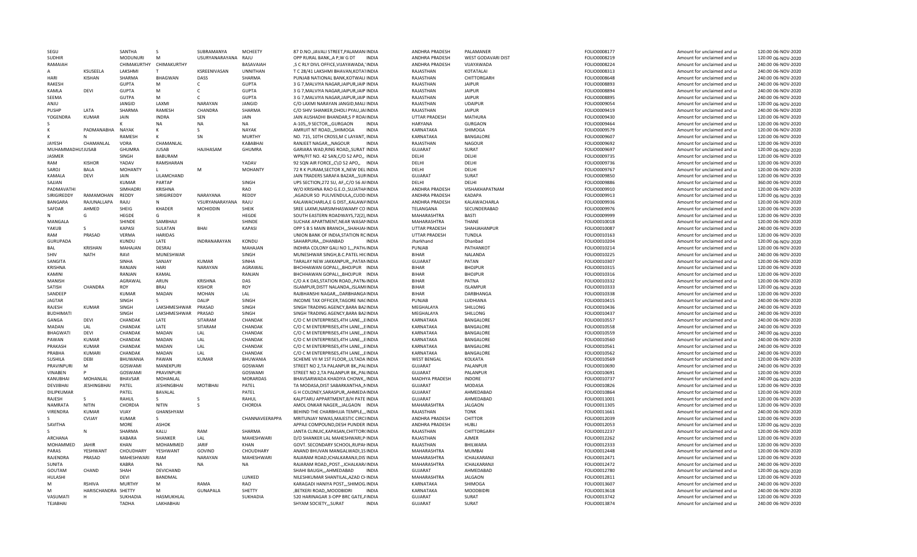| | | | | | | | | | | | | |
|---|---|---|---|---|---|---|---|---|---|---|---|---|
| SEGU | | SANTHA | S | SUBRAMANYA | MCHEETY | 87 D.NO.,JAVALI STREET,PALAMANI INDIA | ANDHRA PRADESH | PALAMANER | FOLIO0008177 | Amount for unclaimed and ui | 120.00 | 06-NOV-2020 |
| SUDHIR | | MODUNURI | M | USURYANARAYANA | RAJU | OPP RURAL BANK,,A P,W G DT INDIA | ANDHRA PRADESH | WEST GODAVARI DIST | FOLIO0008219 | Amount for unclaimed and ui | 120.00 | 06-NOV-2020 |
| RAMAIAH | | CHIMAKURTHY | CHIMAKURTHY | | BASAVAIAH | ,S C RLY DIVL OFFICE,VIJAYAWADA,' INDIA | ANDHRA PRADESH | VIJAYAWADA | FOLIO0008224 | Amount for unclaimed and ui | 240.00 | 06-NOV-2020 |
| A | KSUSEELA | LAKSHMI | T | KSREENIVASAN | UNNITHAN | T C 28/41 LAKSHMI BHAVAN,KOTAI INDIA | RAJASTHAN | KOTATALAI | FOLIO0008313 | Amount for unclaimed and ui | 240.00 | 06-NOV-2020 |
| HARI | KISHAN | SHARMA | BHAGWAN | DASS | SHARMA | PUNJAB NATIONAL BANK,KOTWALI INDIA | RAJASTHAN | CHITTORGARH | FOLIO0008648 | Amount for unclaimed and ui | 240.00 | 06-NOV-2020 |
| RAKESH | | GUPTA | M | C | GUPTA | 3 G 7,MALVIYA NAGAR,JAIPUR,JAIP INDIA | RAJASTHAN | JAIPUR | FOLIO0008893 | Amount for unclaimed and ui | 240.00 | 06-NOV-2020 |
| KAMLA | DEVI | GUPTA | M | C | GUPTA | 3 G 7,MALVIYA NAGAR,JAIPUR,JAIP INDIA | RAJASTHAN | JAIPUR | FOLIO0008894 | Amount for unclaimed and ui | 240.00 | 06-NOV-2020 |
| SEEMA | | GUTPA | M | C | GUPTA | 3 G 7,MALVIYA NAGAR,JAIPUR,JAIP INDIA | RAJASTHAN | JAIPUR | FOLIO0008895 | Amount for unclaimed and ui | 240.00 | 06-NOV-2020 |
| ANJU | | JANGID | LAXMI | NARAYAN | JANGID | C/O LAXMI NARAYAN JANGID,MALI INDIA | RAJASTHAN | UDAIPUR | FOLIO0009054 | Amount for unclaimed and ui | 120.00 | 06-NOV-2020 |
| PUSHP | LATA | SHARMA | RAMESH | CHANDRA | SHARMA | C/O SHIV SHANKER,DHOLI PYAU,JAI INDIA | RAJASTHAN | JAIPUR | FOLIO0009419 | Amount for unclaimed and ui | 240.00 | 06-NOV-2020 |
| YOGENDRA | KUMAR | JAIN | INDRA | SEN | JAIN | JAIN AUSHADHI BHANDAR,S P ROAI INDIA | UTTAR PRADESH | MATHURA | FOLIO0009430 | Amount for unclaimed and ui | 120.00 | 06-NOV-2020 |
| S | | K | NA | NA | NA | A-105,,9 SECTOR,,,GURGAON INDIA | HARYANA | GURGAON | FOLIO0009464 | Amount for unclaimed and ui | 120.00 | 06-NOV-2020 |
| K | PADMANABHA | NAYAK | K | S | NAYAK | AMRUIT NT ROAD,,,SHIMOGA INDIA | KARNATAKA | SHIMOGA | FOLIO0009579 | Amount for unclaimed and ui | 120.00 | 06-NOV-2020 |
| K | N | RAMESH | K | SN | MURTHY | NO. 715, 10TH CROSS,M C LAYANT, INDIA | KARNATAKA | BANGALORE | FOLIO0009607 | Amount for unclaimed and ui | 120.00 | 06-NOV-2020 |
| JAYESH | CHAMANLAL | VORA | CHAMANLAL | | KABABHAI | RANJEET NAGAR,,,NAGOUR INDIA | RAJASTHAN | NAGOUR | FOLIO0009692 | Amount for unclaimed and ui | 120.00 | 06-NOV-2020 |
| MUHAMMADHUSJUSAB | | GHUMRA | JUSAB | HAJIHASAM | GHUMRA | GARIARA WAD,RING ROAD,,SURAT INDIA | GUJARAT | SURAT | FOLIO0009697 | Amount for unclaimed and ui | 120.00 | 06-NOV-2020 |
| JASMER | | SINGH | BABURAM | | | WPN/FIT NO. 42 SAN,C/O 52 APO,, INDIA | DELHI | DELHI | FOLIO0009735 | Amount for unclaimed and ui | 120.00 | 06-NOV-2020 |
| RAM | KISHOR | YADAV | RAMSHARAN | | YADAV | 92 SQN AIR FORCE,,C\O 52 APO,, INDIA | DELHI | DELHI | FOLIO0009736 | Amount for unclaimed and ui | 120.00 | 06-NOV-2020 |
| SAROJ | BALA | MOHANTY | L | M | MOHANTY | 72 R K PURAM,SECTOR X,,NEW DEL INDIA | DELHI | DELHI | FOLIO0009767 | Amount for unclaimed and ui | 120.00 | 06-NOV-2020 |
| KAMALA | DEVI | JAIN | LILAMCHAND | | | JAIN TRADERS SARAFA BAZAR,,,SUR INDIA | GUJARAT | SURAT | FOLIO0009850 | Amount for unclaimed and ui | 120.00 | 06-NOV-2020 |
| SAJJAN | | KUMAR | PARTAP | | SINGH | UPS SECTION,272 SU, AF,,C/O 56 AI INDIA | DELHI | DELHI | FOLIO0009886 | Amount for unclaimed and ui | 360.00 | 06-NOV-2020 |
| PADMAVATHI | | SIMHADRI | KRISHNA | | RAO | W/O KRISHNA RAO G.E.O.,SUJATHA INDIA | ANDHRA PRADESH | VISHAKHAPATNAM | FOLIO0009910 | Amount for unclaimed and ui | 120.00 | 06-NOV-2020 |
| SIRIGIREDDY | RAMAMOHAN | REDDY | SIRIGIREDDY | NARAYANA | REDDY | ,AGADUR SO PULIVENDULA,,CUDD INDIA | ANDHRA PRADESH | KADAPA | FOLIO0009913 | Amount for unclaimed and ui | 120.00 | 06-NOV-2020 |
| BANGARA | RAJUNALLAPA | RAJU | N | VSURYANARAYANA | RAJU | KALAWACHARLA,E G DIST,,KALAWA INDIA | ANDHRA PRADESH | KALAWACHARLA | FOLIO0009936 | Amount for unclaimed and ui | 120.00 | 06-NOV-2020 |
| SAFDAR | AHMED | SHEIG | KHADER | MOHIDDIN | SHEIK | SREE LAXMI,NARSIMHASWAMY CO INDIA | TELANGANA | SECUNDERABAD | FOLIO0009976 | Amount for unclaimed and ui | 120.00 | 06-NOV-2020 |
| N | G | HEGDE | G | R | HEGDE | SOUTH EASTERN ROADWAYS,72(2), INDIA | MAHARASHTRA | BASTI | FOLIO0009999 | Amount for unclaimed and ui | 120.00 | 06-NOV-2020 |
| MANGALA | | SHINDE | SAMBHAJI | | SHINDE | SUCHAK APARTMENT,NEAR WASAI INDIA | MAHARASHTRA | THANE | FOLIO0010018 | Amount for unclaimed and ui | 120.00 | 06-NOV-2020 |
| YAKUB | S | KAPASI | SULATAN | BHAI | KAPASI | OPP S B S MAIN BRANCH,,,SHAHJAH INDIA | UTTAR PRADESH | SHAHJAHANPUR | FOLIO0010087 | Amount for unclaimed and ui | 240.00 | 06-NOV-2020 |
| RAM | PRASAD | VERMA | HARIDAS | | | UNION BANK OF INDIA,STATION RC INDIA | UTTAR PRADESH | TUNDLA | FOLIO0010163 | Amount for unclaimed and ui | 120.00 | 06-NOV-2020 |
| GURUPADA | | KUNDU | LATE | INDRANARAYAN | KONDU | SAHARPURA,,,DHANBAD INDIA | Jharkhand | Dhanbad | FOLIO0010204 | Amount for unclaimed and ui | 120.00 | 06-NOV-2020 |
| BAL | KRISHAN | MAHAJAN | DESRAJ | | MAHAJAN | INDHRA COLONY GALI NO 1,,,PATH INDIA | PUNJAB | PATHANKOT | FOLIO0010214 | Amount for unclaimed and ui | 120.00 | 06-NOV-2020 |
| SHIV | NATH | RAVI | MUNESHWAR | | SINGH | MUNESHWAR SINGH,B.C.PATEL HIC INDIA | BIHAR | NALANDA | FOLIO0010225 | Amount for unclaimed and ui | 240.00 | 06-NOV-2020 |
| SANGITA | | SINHA | SANJAY | KUMAR | SINHA | TARALAY NEW JAKKANPUR,,,PATAN INDIA | GUJARAT | PATAN | FOLIO0010307 | Amount for unclaimed and ui | 120.00 | 06-NOV-2020 |
| KRISHNA | | RANJAN | HARI | NARAYAN | AGRAWAL | BHCHHAWAN GOPALI,,,BHOJPUR INDIA | BIHAR | BHOJPUR | FOLIO0010315 | Amount for unclaimed and ui | 120.00 | 06-NOV-2020 |
| KAMINI | | RANJAN | KAMAL | | RANJAN | BHCHHAWAN GOPALI,,,BHOJPUR INDIA | BIHAR | BHOJPUR | FOLIO0010316 | Amount for unclaimed and ui | 120.00 | 06-NOV-2020 |
| MANISH | | AGRAWAL | ARUN | KRISHNA | DAS | C/O A K DAS,STATION ROAD,,PATN INDIA | BIHAR | PATNA | FOLIO0010332 | Amount for unclaimed and ui | 120.00 | 06-NOV-2020 |
| SATISH | CHANDRA | ROY | BRAJ | KISHOR | ROY | ISLAMPUR,DISTT NALANDA,,ISLAMI INDIA | BIHAR | ISLAMPUR | FOLIO0010333 | Amount for unclaimed and ui | 120.00 | 06-NOV-2020 |
| SANDEEP | | KUMAR | MADAN | MOHAN | LAL | RAJBHANSHI NAGAR,,,DARBHANGA INDIA | BIHAR | DARBHANGA | FOLIO0010338 | Amount for unclaimed and ui | 120.00 | 06-NOV-2020 |
| JAGTAR | | SINGH | S | DALIP | SINGH | INCOME TAX OFFICER,TAGORE NAC INDIA | PUNJAB | LUDHIANA | FOLIO0010415 | Amount for unclaimed and ui | 240.00 | 06-NOV-2020 |
| RAJESH | KUMAR | SINGH | LAKSHMESHWAR | PRASAD | SINGH | SINGH TRADING AGENCY,BARA BA INDIA | MEGHALAYA | SHILLONG | FOLIO0010436 | Amount for unclaimed and ui | 240.00 | 06-NOV-2020 |
| BUDHIMATI | | SINGH | LAKSHMESHWAR | PRASAD | SINGH | SINGH TRADING AGENCY,BARA BA INDIA | MEGHALAYA | SHILLONG | FOLIO0010437 | Amount for unclaimed and ui | 240.00 | 06-NOV-2020 |
| GANGA | DEVI | CHANDAK | LATE | SITARAM | CHANDAK | C/O C M ENTERPRISES,4TH LANE,,,E INDIA | KARNATAKA | BANGALORE | FOLIO0010557 | Amount for unclaimed and ui | 240.00 | 06-NOV-2020 |
| MADAN | LAL | CHANDAK | LATE | SITARAM | CHANDAK | C/O C M ENTERPRISES,4TH LANE,,,E INDIA | KARNATAKA | BANGALORE | FOLIO0010558 | Amount for unclaimed and ui | 240.00 | 06-NOV-2020 |
| BHAGWATI | DEVI | CHANDAK | MADAN | LAL | CHANDAK | C/O C M ENTERPRISES,4TH LANE,,,E INDIA | KARNATAKA | BANGALORE | FOLIO0010559 | Amount for unclaimed and ui | 240.00 | 06-NOV-2020 |
| PAWAN | KUMAR | CHANDAK | MADAN | LAL | CHANDAK | C/O C M ENTERPRISES,4TH LANE,,,E INDIA | KARNATAKA | BANGALORE | FOLIO0010560 | Amount for unclaimed and ui | 240.00 | 06-NOV-2020 |
| PRAKASH | KUMAR | CHANDAK | MADAN | LAL | CHANDAK | C/O C M ENTERPRISES,4TH LANE,,,E INDIA | KARNATAKA | BANGALORE | FOLIO0010561 | Amount for unclaimed and ui | 240.00 | 06-NOV-2020 |
| PRABHA | KUMARI | CHANDAK | MADAN | LAL | CHANDAK | C/O C M ENTERPRISES,4TH LANE,,,E INDIA | KARNATAKA | BANGALORE | FOLIO0010562 | Amount for unclaimed and ui | 240.00 | 06-NOV-2020 |
| SUSHILA | DEBI | BHUWANIA | PAWAN | KUMAR | BHUWANIA | SCHEME VII M 1ST FLOOR,,ULTADA INDIA | WEST BENGAL | KOLKATA | FOLIO0010569 | Amount for unclaimed and ui | 120.00 | 06-NOV-2020 |
| PRAVINPURI | M | GOSWAMI | MANEKPURI | | GOSWAMI | STREET NO 2,TA PALANPUR BK,,PAL INDIA | GUJARAT | PALANPUR | FOLIO0010690 | Amount for unclaimed and ui | 240.00 | 06-NOV-2020 |
| VINABEN | P | GOSWAMI | PRAVINPURI | | GOSWAMI | STREET NO 2,TA PALANPUR BK,,PAL INDIA | GUJARAT | PALANPUR | FOLIO0010691 | Amount for unclaimed and ui | 240.00 | 06-NOV-2020 |
| KANUBHAI | MOHANLAL | BHAVSAR | MOHANLAL | | MORARDAS | BHAVSARWADA KHADIYA CHOWK,, INDIA | MADHYA PRADESH | INDORE | FOLIO0010737 | Amount for unclaimed and ui | 240.00 | 06-NOV-2020 |
| DEVJIBHAI | JESHINGBHAI | PATEL | JESHINGBHAI | MOTIBHAI | PATEL | TA MODASA,DIST SABARKANTHA,,M INDIA | GUJARAT | MODASA | FOLIO0010826 | Amount for unclaimed and ui | 120.00 | 06-NOV-2020 |
| DILIPKUMAR | | PATEL | BAVALAL | | PATEL | G H COLONEY,SARASPUR,,AHMEDA INDIA | GUJARAT | AHMEDABAD | FOLIO0010864 | Amount for unclaimed and ui | 120.00 | 06-NOV-2020 |
| RAJESH | S | RAHUL | S | S | RAHUL | KALPTARU APPARTMENT,B/H PATE INDIA | GUJARAT | AHMEDABAD | FOLIO0011001 | Amount for unclaimed and ui | 120.00 | 06-NOV-2020 |
| NAMRATA | NITIN | CHORDIA | NITIN | S | CHORDIA | AMOL ONKAR NAGER,,,JALGAON INDIA | MAHARASHTRA | JALGAON | FOLIO0011305 | Amount for unclaimed and ui | 120.00 | 06-NOV-2020 |
| VIRENDRA | KUMAR | VIJAY | GHANSHYAM | | | BEHIND THE CHARBHUJA TEMPLE,,, INDIA | RAJASTHAN | TONK | FOLIO0011661 | Amount for unclaimed and ui | 240.00 | 06-NOV-2020 |
| S | CVIJAY | KUMAR | S | | CHANNAVEERAPPA | MRITUNJAY NIWAS,MAJESTIC CIRCI INDIA | ANDHRA PRADESH | CHITTOR | FOLIO0012039 | Amount for unclaimed and ui | 120.00 | 06-NOV-2020 |
| SAVITHA | | MORE | ASHOK | | | APPAJI COMPOUND,DESH PUNDER INDIA | ANDHRA PRADESH | HUBLI | FOLIO0012053 | Amount for unclaimed and ui | 120.00 | 06-NOV-2020 |
| S | N | SHARMA | KALU | RAM | SHARMA | JANTA CLINUIC,KAPASAN,CHITTOR( INDIA | RAJASTHAN | CHITTORGARH | FOLIO0012237 | Amount for unclaimed and ui | 120.00 | 06-NOV-2020 |
| ARCHANA | | KABARA | SHANKER | LAL | MAHESHWARI | D/O SHANKER LAL MAHESHWARI,P INDIA | RAJASTHAN | AJMER | FOLIO0012262 | Amount for unclaimed and ui | 120.00 | 06-NOV-2020 |
| MOHAMMED | JAHIR | KHAN | MOHAMMED | JARIF | KHAN | GOVT. SECONDARY SCHOOL,RUPAH INDIA | RAJASTHAN | BHILWARA | FOLIO0012333 | Amount for unclaimed and ui | 120.00 | 06-NOV-2020 |
| PARAS | YESHWANT | CHOUDHARY | YESHWANT | GOVIND | CHOUDHARY | ANAND BHUVAN MANGALWADI,1S INDIA | MAHARASHTRA | MUMBAI | FOLIO0012448 | Amount for unclaimed and ui | 120.00 | 06-NOV-2020 |
| RAJENDRA | PRASAD | MAHESHWARI | RAM | NARAYAN | MAHESHWARI | RAJARAM ROAD,ICHALKARANJI,DIS INDIA | MAHARASHTRA | ICHALKARANJI | FOLIO0012471 | Amount for unclaimed and ui | 120.00 | 06-NOV-2020 |
| SUNITA | | KABRA | NA | NA | NA | RAJARAM ROAD,,POST.,,ICHALKAR/ INDIA | MAHARASHTRA | ICHALKARANJI | FOLIO0012472 | Amount for unclaimed and ui | 240.00 | 06-NOV-2020 |
| GOUTAM | CHAND | SHAH | DEVICHAND | | | SHAHI BAUGH,,,AHMEDABAD INDIA | GUJARAT | AHMEDABAD | FOLIO0012780 | Amount for unclaimed and ui | 120.00 | 06-NOV-2020 |
| HULASHI | | DEVI | BANDMAL | | LUNKED | NILESHKUMAR SHANTILAL,AZAD C INDIA | MAHARASHTRA | JALGAON | FOLIO0012811 | Amount for unclaimed and ui | 120.00 | 06-NOV-2020 |
| M | RSHIVA | MURTHY | M | RAMA | RAO | KARAGADI HANIYA POST,,,SHIMOG INDIA | KARNATAKA | SHIMOGA | FOLIO0013607 | Amount for unclaimed and ui | 240.00 | 06-NOV-2020 |
| M | HARISCHANDRA | SHETTY | M | GUNAPALA | SHETTY | ,BETKERI ROAD,,MOODBIDRI INDIA | KARNATAKA | MOODBIDRI | FOLIO0013618 | Amount for unclaimed and ui | 240.00 | 06-NOV-2020 |
| VASUMATI | H | SUKHADIA | HASMUKHLAL | | SUKHADIA | 520 HARINAGAR 3-OPP BRC GATE,A INDIA | GUJARAT | SURAT | FOLIO0013742 | Amount for unclaimed and ui | 120.00 | 06-NOV-2020 |
| TEJABHAI | | TADHA | LAKHABHAI | | | SHYAM SOCIETY,,,SURAT INDIA | GUJARAT | SURAT | FOLIO0013874 | Amount for unclaimed and ui | 240.00 | 06-NOV-2020 |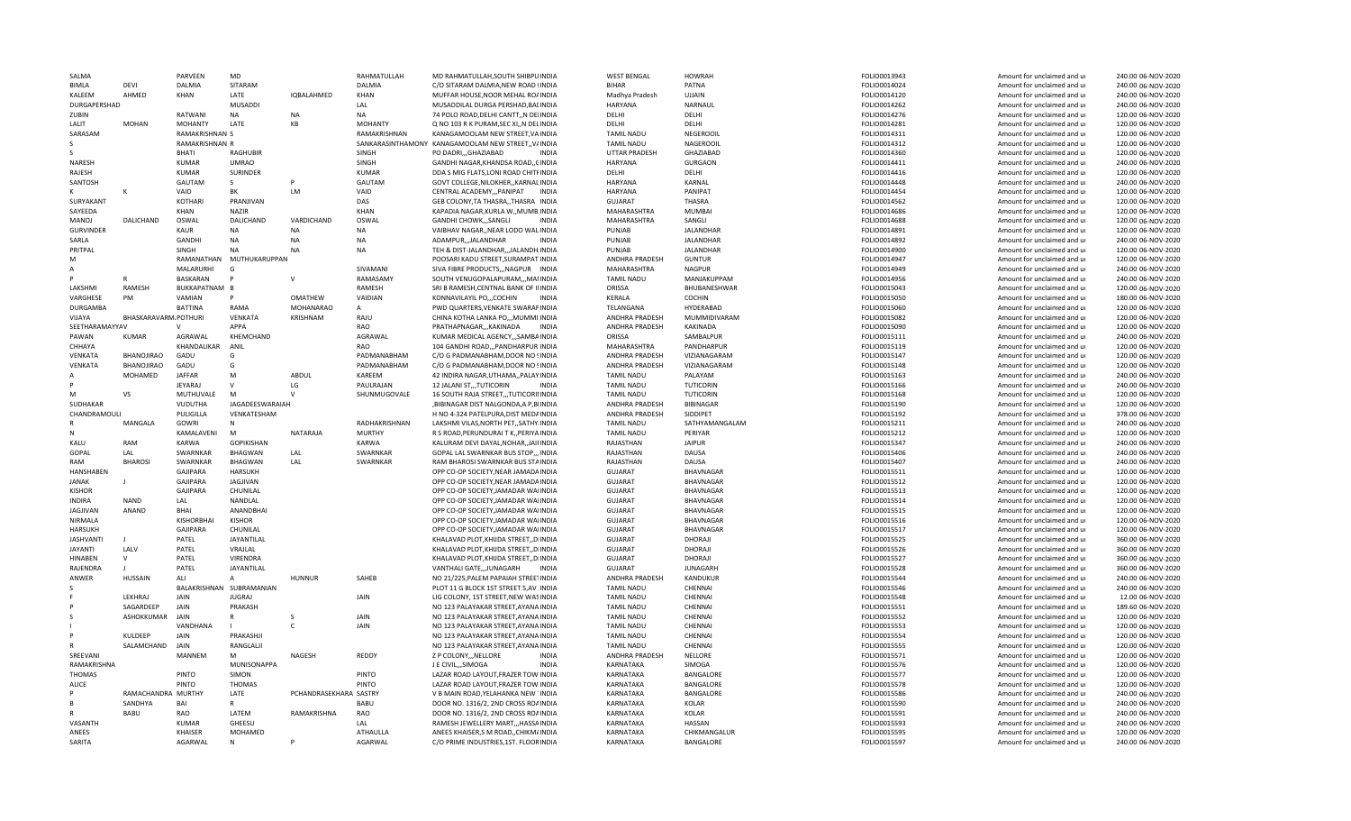| | | | | | | | | | | | | |
|---|---|---|---|---|---|---|---|---|---|---|---|---|
| SALMA | | PARVEEN | MD | | RAHMATULLAH | MD RAHMATULLAH,SOUTH SHIBPU INDIA | WEST BENGAL | HOWRAH | FOLIO0013943 | Amount for unclaimed and ui | 240.00 | 06-NOV-2020 |
| BIMLA | DEVI | DALMIA | SITARAM | | DALMIA | C/O SITARAM DALMIA,NEW ROAD I INDIA | BIHAR | PATNA | FOLIO0014024 | Amount for unclaimed and ui | 240.00 | 06-NOV-2020 |
| KALEEM | AHMED | KHAN | LATE | IQBALAHMED | KHAN | MUFFAR HOUSE,NOOR MEHAL RO/ INDIA | Madhya Pradesh | UJJAIN | FOLIO0014120 | Amount for unclaimed and ui | 240.00 | 06-NOV-2020 |
| DURGAPERSHAD | | | MUSADDI | | LAL | MUSADDILAL DURGA PERSHAD,BA| INDIA | HARYANA | NARNAUL | FOLIO0014262 | Amount for unclaimed and ui | 240.00 | 06-NOV-2020 |
| ZUBIN | | RATWANI | NA | NA | NA | 74 POLO ROAD,DELHI CANTT,,N DEI INDIA | DELHI | DELHI | FOLIO0014276 | Amount for unclaimed and ui | 120.00 | 06-NOV-2020 |
| LALIT | MOHAN | MOHANTY | LATE | KB | MOHANTY | Q NO 103 R K PURAM,SEC XI,,N DEI INDIA | DELHI | DELHI | FOLIO0014281 | Amount for unclaimed and ui | 120.00 | 06-NOV-2020 |
| SARASAM | | RAMAKRISHNAN S | | | RAMAKRISHNAN | KANAGAMOOLAM NEW STREET,,VA INDIA | TAMIL NADU | NEGEROOIL | FOLIO0014311 | Amount for unclaimed and ui | 120.00 | 06-NOV-2020 |
| S | | RAMAKRISHNAN R | | | SANKARASINTHAMONY | KANAGAMOOLAM NEW STREET,,V/ INDIA | TAMIL NADU | NAGEROOIL | FOLIO0014312 | Amount for unclaimed and ui | 120.00 | 06-NOV-2020 |
| S | | BHATI | RAGHUBIR | | SINGH | PO DADRI,,,GHAZIABAD INDIA | UTTAR PRADESH | GHAZIABAD | FOLIO0014360 | Amount for unclaimed and ui | 120.00 | 06-NOV-2020 |
| NARESH | | KUMAR | UMRAO | | SINGH | GANDHI NAGAR,KHANDSA ROAD,,C INDIA | HARYANA | GURGAON | FOLIO0014411 | Amount for unclaimed and ui | 240.00 | 06-NOV-2020 |
| RAJESH | | KUMAR | SURINDER | | KUMAR | DDA S MIG FLATS,LONI ROAD CHITI INDIA | DELHI | DELHI | FOLIO0014416 | Amount for unclaimed and ui | 120.00 | 06-NOV-2020 |
| SANTOSH | | GAUTAM | S | P | GAUTAM | GOVT COLLEGE,NILOKHER,,KARNAL INDIA | HARYANA | KARNAL | FOLIO0014448 | Amount for unclaimed and ui | 240.00 | 06-NOV-2020 |
| K | K | VAID | BK | LM | VAID | CENTRAL ACADEMY,,,PANIPAT INDIA | HARYANA | PANIPAT | FOLIO0014454 | Amount for unclaimed and ui | 120.00 | 06-NOV-2020 |
| SURYAKANT | | KOTHARI | PRANJIVAN | | DAS | GEB COLONY,TA THASRA,,THASRA INDIA | GUJARAT | THASRA | FOLIO0014562 | Amount for unclaimed and ui | 120.00 | 06-NOV-2020 |
| SAYEEDA | | KHAN | NAZIR | | KHAN | KAPADIA NAGAR,KURLA W,,MUMB INDIA | MAHARASHTRA | MUMBAI | FOLIO0014686 | Amount for unclaimed and ui | 120.00 | 06-NOV-2020 |
| MANOJ | DALICHAND | OSWAL | DALICHAND | VARDICHAND | OSWAL | GANDHI CHOWK,,,SANGLI INDIA | MAHARASHTRA | SANGLI | FOLIO0014688 | Amount for unclaimed and ui | 120.00 | 06-NOV-2020 |
| GURVINDER | | KAUR | NA | NA | NA | VAIBHAV NAGAR,,NEAR LODO WAL INDIA | PUNJAB | JALANDHAR | FOLIO0014891 | Amount for unclaimed and ui | 120.00 | 06-NOV-2020 |
| SARLA | | GANDHI | NA | NA | NA | ADAMPUR,,,JALANDHAR INDIA | PUNJAB | JALANDHAR | FOLIO0014892 | Amount for unclaimed and ui | 240.00 | 06-NOV-2020 |
| PRITPAL | | SINGH | NA | NA | NA | TEH & DIST-JALANDHAR,,,JALANDH INDIA | PUNJAB | JALANDHAR | FOLIO0014900 | Amount for unclaimed and ui | 120.00 | 06-NOV-2020 |
| M | | RAMANATHAN | MUTHUKARUPPAN | | | POOSARI KADU STREET,SURAMPAT INDIA | ANDHRA PRADESH | GUNTUR | FOLIO0014947 | Amount for unclaimed and ui | 120.00 | 06-NOV-2020 |
| A | | MALARURHI | G | | SIVAMANI | SIVA FIBRE PRODUCTS,,,NAGPUR INDIA | MAHARASHTRA | NAGPUR | FOLIO0014949 | Amount for unclaimed and ui | 240.00 | 06-NOV-2020 |
| P | R | BASKARAN | P | V | RAMASAMY | SOUTH VENUGOPALAPURAM,,,MAI INDIA | TAMIL NADU | MANJAKUPPAM | FOLIO0014956 | Amount for unclaimed and ui | 240.00 | 06-NOV-2020 |
| LAKSHMI | RAMESH | BUKKAPATNAM B | | | RAMESH | SRI B RAMESH,CENTNAL BANK OF II INDIA | ORISSA | BHUBANESHWAR | FOLIO0015043 | Amount for unclaimed and ui | 120.00 | 06-NOV-2020 |
| VARGHESE | PM | VAMIAN | P | OMATHEW | VAIDIAN | KONNAVILAYIL PO,,,COCHIN INDIA | KERALA | COCHIN | FOLIO0015050 | Amount for unclaimed and ui | 180.00 | 06-NOV-2020 |
| DURGAMBA | | BATTINA | RAMA | MOHANARAO | A | PWD QUARTERS,VENKATE SWARAI INDIA | TELANGANA | HYDERABAD | FOLIO0015060 | Amount for unclaimed and ui | 120.00 | 06-NOV-2020 |
| VIJAYA | BHASKARAVARM. POTHURI | | VENKATA | KRISHNAM | RAJU | CHINA KOTHA LANKA PO,,,MUMMI INDIA | ANDHRA PRADESH | MUMMIDIVARAM | FOLIO0015082 | Amount for unclaimed and ui | 120.00 | 06-NOV-2020 |
| SEETHARAMAYYAV | | V | APPA | | RAO | PRATHAPNAGAR,,,KAKINADA INDIA | ANDHRA PRADESH | KAKINADA | FOLIO0015090 | Amount for unclaimed and ui | 120.00 | 06-NOV-2020 |
| PAWAN | KUMAR | AGRAWAL | KHEMCHAND | | AGRAWAL | KUMAR MEDICAL AGENCY,,,SAMBA INDIA | ORISSA | SAMBALPUR | FOLIO0015111 | Amount for unclaimed and ui | 240.00 | 06-NOV-2020 |
| CHHAYA | | KHANDALIKAR | ANIL | | RAO | 104 GANDHI ROAD,,,PANDHARPUR INDIA | MAHARASHTRA | PANDHARPUR | FOLIO0015119 | Amount for unclaimed and ui | 120.00 | 06-NOV-2020 |
| VENKATA | BHANOJIRAO | GADU | G | | PADMANABHAM | C/O G PADMANABHAM,DOOR NO ! INDIA | ANDHRA PRADESH | VIZIANAGARAM | FOLIO0015147 | Amount for unclaimed and ui | 120.00 | 06-NOV-2020 |
| VENKATA | BHANOJIRAO | GADU | G | | PADMANABHAM | C/O G PADMANABHAM,DOOR NO ! INDIA | ANDHRA PRADESH | VIZIANAGARAM | FOLIO0015148 | Amount for unclaimed and ui | 120.00 | 06-NOV-2020 |
| A | MOHAMED | JAFFAR | M | ABDUL | KAREEM | 42 INDIRA NAGAR,UTHAMA,,PALAY INDIA | TAMIL NADU | PALAYAM | FOLIO0015163 | Amount for unclaimed and ui | 240.00 | 06-NOV-2020 |
| P | | JEYARAJ | V | LG | PAULRAJAN | 12 JALANI ST,,,TUTICORIN INDIA | TAMIL NADU | TUTICORIN | FOLIO0015166 | Amount for unclaimed and ui | 240.00 | 06-NOV-2020 |
| M | VS | MUTHUVALE | M | V | SHUNMUGOVALE | 16 SOUTH RAJA STREET,,,TUTICORII INDIA | TAMIL NADU | TUTICORIN | FOLIO0015168 | Amount for unclaimed and ui | 120.00 | 06-NOV-2020 |
| SUDHAKAR | | VUDUTHA | JAGADEESWARAIAH | | | ,BIBINAGAR DIST NALGONDA,A P,BI INDIA | ANDHRA PRADESH | BIBINAGAR | FOLIO0015190 | Amount for unclaimed and ui | 120.00 | 06-NOV-2020 |
| CHANDRAMOULI | | PULIGILLA | VENKATESHAM | | | H NO 4-324 PATELPURA,DIST MED/ INDIA | ANDHRA PRADESH | SIDDIPET | FOLIO0015192 | Amount for unclaimed and ui | 378.00 | 06-NOV-2020 |
| R | MANGALA | GOWRI | N | | RADHAKRISHNAN | LAKSHMI VILAS,NORTH PET,,SATHY. INDIA | TAMIL NADU | SATHYAMANGALAM | FOLIO0015211 | Amount for unclaimed and ui | 240.00 | 06-NOV-2020 |
| N | | KAMALAVENI | M | NATARAJA | MURTHY | R S ROAD,PERUNDURAI T K,,PERIYA INDIA | TAMIL NADU | PERIYAR | FOLIO0015212 | Amount for unclaimed and ui | 120.00 | 06-NOV-2020 |
| KALU | RAM | KARWA | GOPIKISHAN | | KARWA | KALURAM DEVI DAYAL,NOHAR,,JAI INDIA | RAJASTHAN | JAIPUR | FOLIO0015347 | Amount for unclaimed and ui | 240.00 | 06-NOV-2020 |
| GOPAL | LAL | SWARNKAR | BHAGWAN | LAL | SWARNKAR | GOPAL LAL SWARNKAR BUS STOP,,, INDIA | RAJASTHAN | DAUSA | FOLIO0015406 | Amount for unclaimed and ui | 240.00 | 06-NOV-2020 |
| RAM | BHAROSI | SWARNKAR | BHAGWAN | LAL | SWARNKAR | RAM BHAROSI SWARNKAR BUS STA INDIA | RAJASTHAN | DAUSA | FOLIO0015407 | Amount for unclaimed and ui | 240.00 | 06-NOV-2020 |
| HANSHABEN | | GAJIPARA | HARSUKH | | | OPP CO-OP SOCIETY,NEAR JAMADA INDIA | GUJARAT | BHAVNAGAR | FOLIO0015511 | Amount for unclaimed and ui | 120.00 | 06-NOV-2020 |
| JANAK | J | GAJIPARA | JAGJIVAN | | | OPP CO-OP SOCIETY,NEAR JAMADA INDIA | GUJARAT | BHAVNAGAR | FOLIO0015512 | Amount for unclaimed and ui | 120.00 | 06-NOV-2020 |
| KISHOR | | GAJIPARA | CHUNILAL | | | OPP CO-OP SOCIETY,JAMADAR WAI INDIA | GUJARAT | BHAVNAGAR | FOLIO0015513 | Amount for unclaimed and ui | 120.00 | 06-NOV-2020 |
| INDIRA | NAND | LAL | NANDLAL | | | OPP CO-OP SOCIETY,JAMADAR WAI INDIA | GUJARAT | BHAVNAGAR | FOLIO0015514 | Amount for unclaimed and ui | 120.00 | 06-NOV-2020 |
| JAGJIVAN | ANAND | BHAI | ANANDBHAI | | | OPP CO-OP SOCIETY,JAMADAR WAI INDIA | GUJARAT | BHAVNAGAR | FOLIO0015515 | Amount for unclaimed and ui | 120.00 | 06-NOV-2020 |
| NIRMALA | | KISHORBHAI | KISHOR | | | OPP CO-OP SOCIETY,JAMADAR WAI INDIA | GUJARAT | BHAVNAGAR | FOLIO0015516 | Amount for unclaimed and ui | 120.00 | 06-NOV-2020 |
| HARSUKH | | GAJIPARA | CHUNILAL | | | OPP CO-OP SOCIETY,JAMADAR WAI INDIA | GUJARAT | BHAVNAGAR | FOLIO0015517 | Amount for unclaimed and ui | 120.00 | 06-NOV-2020 |
| JASHVANTI | J | PATEL | JAYANTILAL | | | KHALAVAD PLOT,KHIJDA STREET,,D INDIA | GUJARAT | DHORAJI | FOLIO0015525 | Amount for unclaimed and ui | 360.00 | 06-NOV-2020 |
| JAYANTI | LALV | PATEL | VRAJLAL | | | KHALAVAD PLOT,KHIJDA STREET,,D INDIA | GUJARAT | DHORAJI | FOLIO0015526 | Amount for unclaimed and ui | 360.00 | 06-NOV-2020 |
| HINABEN | V | PATEL | VIRENDRA | | | KHALAVAD PLOT,KHIJDA STREET,,D INDIA | GUJARAT | DHORAJI | FOLIO0015527 | Amount for unclaimed and ui | 360.00 | 06-NOV-2020 |
| RAJENDRA | J | PATEL | JAYANTILAL | | | VANTHALI GATE,,,JUNAGARH INDIA | GUJARAT | JUNAGARH | FOLIO0015528 | Amount for unclaimed and ui | 360.00 | 06-NOV-2020 |
| ANWER | HUSSAIN | ALI | A | HUNNUR | SAHEB | NO 21/225,PALEM PAPAIAH STREE1 INDIA | ANDHRA PRADESH | KANDUKUR | FOLIO0015544 | Amount for unclaimed and ui | 240.00 | 06-NOV-2020 |
| S | | BALAKRISHNAN | SUBRAMANIAN | | | PLOT 11 G BLOCK 1ST STREET 5,AV INDIA | TAMIL NADU | CHENNAI | FOLIO0015546 | Amount for unclaimed and ui | 240.00 | 06-NOV-2020 |
| F | LEKHRAJ | JAIN | JUGRAJ | | JAIN | LIG COLONY, 1ST STREET,NEW WAS INDIA | TAMIL NADU | CHENNAI | FOLIO0015548 | Amount for unclaimed and ui | 12.00 | 06-NOV-2020 |
| P | SAGARDEEP | JAIN | PRAKASH | | | NO 123 PALAYAKAR STREET,AYANA INDIA | TAMIL NADU | CHENNAI | FOLIO0015551 | Amount for unclaimed and ui | 189.60 | 06-NOV-2020 |
| S | ASHOKKUMAR | JAIN | R | S | JAIN | NO 123 PALAYAKAR STREET,AYANA INDIA | TAMIL NADU | CHENNAI | FOLIO0015552 | Amount for unclaimed and ui | 120.00 | 06-NOV-2020 |
| I | | VANDHANA | I | C | JAIN | NO 123 PALAYAKAR STREET,AYANA INDIA | TAMIL NADU | CHENNAI | FOLIO0015553 | Amount for unclaimed and ui | 120.00 | 06-NOV-2020 |
| P | KULDEEP | JAIN | PRAKASHJI | | | NO 123 PALAYAKAR STREET,AYANA INDIA | TAMIL NADU | CHENNAI | FOLIO0015554 | Amount for unclaimed and ui | 120.00 | 06-NOV-2020 |
| R | SALAMCHAND | JAIN | RANGLALJI | | | NO 123 PALAYAKAR STREET,AYANA INDIA | TAMIL NADU | CHENNAI | FOLIO0015555 | Amount for unclaimed and ui | 120.00 | 06-NOV-2020 |
| SREEVANI | | MANNEM | M | NAGESH | REDDY | Z P COLONY,,,NELLORE INDIA | ANDHRA PRADESH | NELLORE | FOLIO0015571 | Amount for unclaimed and ui | 120.00 | 06-NOV-2020 |
| RAMAKRISHNA | | | MUNISONAPPA | | | J E CIVIL,,,SIMOGA INDIA | KARNATAKA | SIMOGA | FOLIO0015576 | Amount for unclaimed and ui | 120.00 | 06-NOV-2020 |
| THOMAS | | PINTO | SIMON | | PINTO | LAZAR ROAD LAYOUT,FRAZER TOW INDIA | KARNATAKA | BANGALORE | FOLIO0015577 | Amount for unclaimed and ui | 120.00 | 06-NOV-2020 |
| ALICE | | PINTO | THOMAS | | PINTO | LAZAR ROAD LAYOUT,FRAZER TOW INDIA | KARNATAKA | BANGALORE | FOLIO0015578 | Amount for unclaimed and ui | 120.00 | 06-NOV-2020 |
| P | RAMACHANDRA | MURTHY | LATE | PCHANDRASEKHARA | SASTRY | V B MAIN ROAD,YELAHANKA NEW ' INDIA | KARNATAKA | BANGALORE | FOLIO0015586 | Amount for unclaimed and ui | 240.00 | 06-NOV-2020 |
| B | SANDHYA | BAI | R | | BABU | DOOR NO. 1316/2, 2ND CROSS RO/ INDIA | KARNATAKA | KOLAR | FOLIO0015590 | Amount for unclaimed and ui | 240.00 | 06-NOV-2020 |
| R | BABU | RAO | LATEM | RAMAKRISHNA | RAO | DOOR NO. 1316/2, 2ND CROSS RO/ INDIA | KARNATAKA | KOLAR | FOLIO0015591 | Amount for unclaimed and ui | 240.00 | 06-NOV-2020 |
| VASANTH | | KUMAR | GHEESU | | LAL | RAMESH JEWELLERY MART,,,HASSA INDIA | KARNATAKA | HASSAN | FOLIO0015593 | Amount for unclaimed and ui | 240.00 | 06-NOV-2020 |
| ANEES | | KHAISER | MOHAMED | | ATHAULLA | ANEES KHAISER,S M ROAD,,CHIKM/ INDIA | KARNATAKA | CHIKMANGALUR | FOLIO0015595 | Amount for unclaimed and ui | 120.00 | 06-NOV-2020 |
| SARITA | | AGARWAL | N | P | AGARWAL | C/O PRIME INDUSTRIES,1ST. FLOOR INDIA | KARNATAKA | BANGALORE | FOLIO0015597 | Amount for unclaimed and ui | 240.00 | 06-NOV-2020 |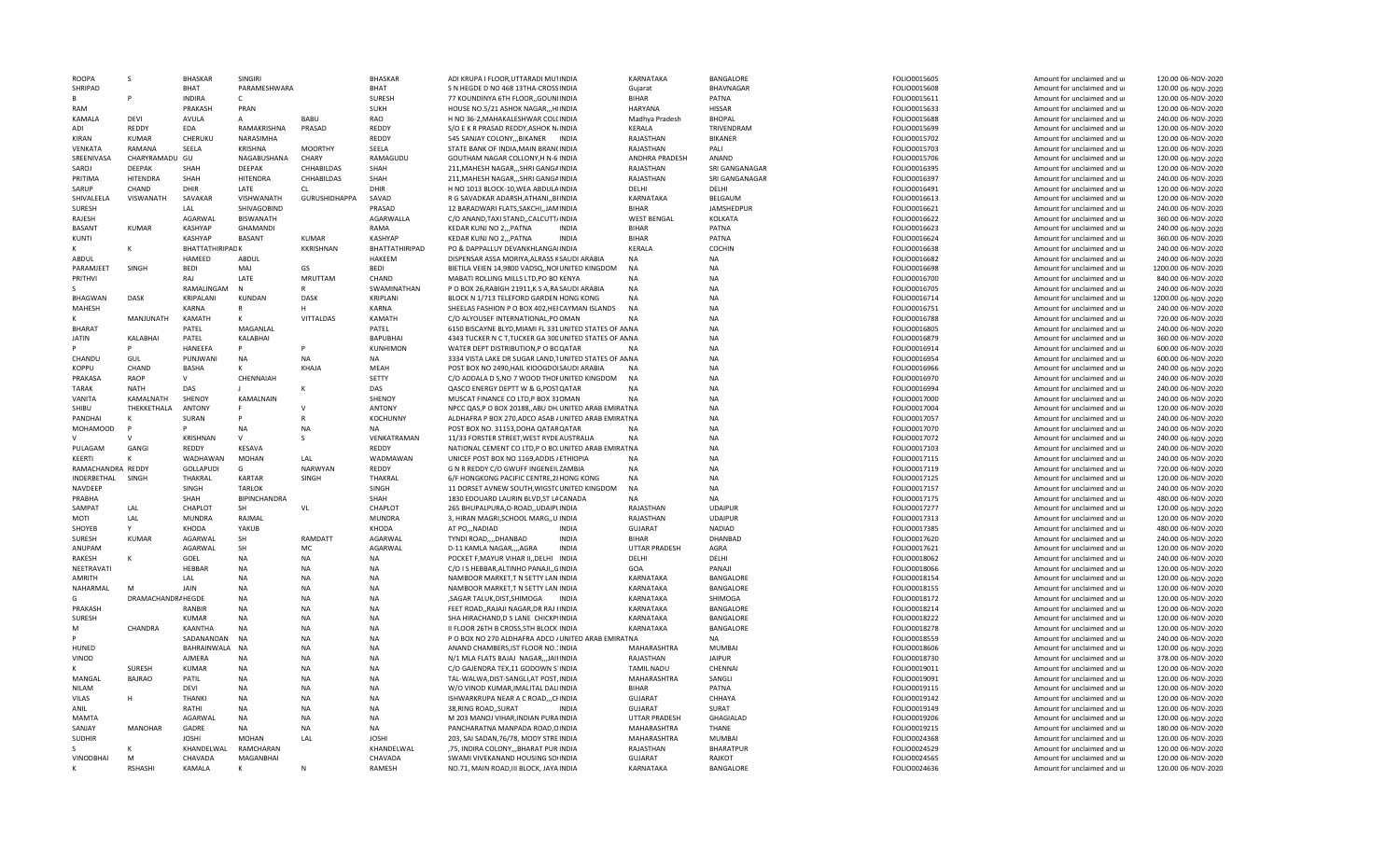| ROOPA | S | BHASKAR | SINGIRI | | BHASKAR | ADI KRUPA I FLOOR,UTTARADI MUTINDIA | KARNATAKA | BANGALORE | FOLIO0015605 | Amount for unclaimed and ui | 120.00 06-NOV-2020 |
|---|---|---|---|---|---|---|---|---|---|---|---|
| SHRIPAD | | BHAT | PARAMESHWARA | | BHAT | S N HEGDE D NO 468 13THA-CROSS INDIA | Gujarat | BHAVNAGAR | FOLIO0015608 | Amount for unclaimed and ui | 120.00 06-NOV-2020 |
| B | P | INDIRA | C | | SURESH | 77 KOUNDINYA 6TH FLOOR,,GOUNI INDIA | BIHAR | PATNA | FOLIO0015611 | Amount for unclaimed and ui | 120.00 06-NOV-2020 |
| RAM | | PRAKASH | PRAN | | SUKH | HOUSE NO.5/21 ASHOK NAGAR,,,HI INDIA | HARYANA | HISSAR | FOLIO0015633 | Amount for unclaimed and ui | 120.00 06-NOV-2020 |
| KAMALA | DEVI | AVULA | A | BABU | RAO | H NO 36-2,MAHAKALESHWAR COLC INDIA | Madhya Pradesh | BHOPAL | FOLIO0015688 | Amount for unclaimed and ui | 240.00 06-NOV-2020 |
| ADI | REDDY | EDA | RAMAKRISHNA | PRASAD | REDDY | S/O E K R PRASAD REDDY,ASHOK N. INDIA | KERALA | TRIVENDRAM | FOLIO0015699 | Amount for unclaimed and ui | 120.00 06-NOV-2020 |
| KIRAN | KUMAR | CHERUKU | NARASIMHA | | REDDY | 545 SANJAY COLONY,,,BIKANER INDIA | RAJASTHAN | BIKANER | FOLIO0015702 | Amount for unclaimed and ui | 120.00 06-NOV-2020 |
| VENKATA | RAMANA | SEELA | KRISHNA | MOORTHY | SEELA | STATE BANK OF INDIA,MAIN BRANC INDIA | RAJASTHAN | PALI | FOLIO0015703 | Amount for unclaimed and ui | 120.00 06-NOV-2020 |
| SREENIVASA | CHARYRAMADU | GU | NAGABUSHANA | CHARY | RAMAGUDU | GOUTHAM NAGAR COLLONY,H N-6 INDIA | ANDHRA PRADESH | ANAND | FOLIO0015706 | Amount for unclaimed and ui | 120.00 06-NOV-2020 |
| SAROJ | DEEPAK | SHAH | DEEPAK | CHHABILDAS | SHAH | 211,MAHESH NAGAR,,SHRI GANGA INDIA | RAJASTHAN | SRI GANGANAGAR | FOLIO0016395 | Amount for unclaimed and ui | 120.00 06-NOV-2020 |
| PRITIMA | HITENDRA | SHAH | HITENDRA | CHHABILDAS | SHAH | 211,MAHESH NAGAR,,SHRI GANGA INDIA | RAJASTHAN | SRI GANGANAGAR | FOLIO0016397 | Amount for unclaimed and ui | 240.00 06-NOV-2020 |
| SARUP | CHAND | DHIR | LATE | CL | DHIR | H NO 1013 BLOCK-10,WEA ABDULA INDIA | DELHI | DELHI | FOLIO0016491 | Amount for unclaimed and ui | 120.00 06-NOV-2020 |
| SHIVALEELA | VISWANATH | SAVAKAR | VISHWANATH | GURUSHIDHAPPA | SAVAD | R G SAVADKAR ADARSH,ATHANI,,BI INDIA | KARNATAKA | BELGAUM | FOLIO0016613 | Amount for unclaimed and ui | 120.00 06-NOV-2020 |
| SURESH | | LAL | SHIVAGOBIND | | PRASAD | 12 BARADWARI FLATS,SAKCHI,,JAM INDIA | BIHAR | JAMSHEDPUR | FOLIO0016621 | Amount for unclaimed and ui | 240.00 06-NOV-2020 |
| RAJESH | | AGARWAL | BISWANATH | | AGARWALLA | C/O ANAND,TAXI STAND,,CALCUTT/ INDIA | WEST BENGAL | KOLKATA | FOLIO0016622 | Amount for unclaimed and ui | 360.00 06-NOV-2020 |
| BASANT | KUMAR | KASHYAP | GHAMANDI | | RAMA | KEDAR KUNJ NO 2,,,PATNA INDIA | BIHAR | PATNA | FOLIO0016623 | Amount for unclaimed and ui | 240.00 06-NOV-2020 |
| KUNTI | | KASHYAP | BASANT | KUMAR | KASHYAP | KEDAR KUNJ NO 2,,,PATNA INDIA | BIHAR | PATNA | FOLIO0016624 | Amount for unclaimed and ui | 360.00 06-NOV-2020 |
| K | K | BHATTATHIRIPAD K | | KKRISHNAN | BHATTATHIRIPAD | PO & DAPPALLUY DEVANKHLANGAI INDIA | KERALA | COCHIN | FOLIO0016638 | Amount for unclaimed and ui | 240.00 06-NOV-2020 |
| ABDUL | | HAMEED | ABDUL | | HAKEEM | DISPENSAR ASSA MORIYA,ALRASS K SAUDI ARABIA | NA | NA | FOLIO0016682 | Amount for unclaimed and ui | 240.00 06-NOV-2020 |
| PARAMJEET | SINGH | BEDI | MAJ | GS | BEDI | BIETILA VEIEN 14,9800 VADSQ,,NOI UNITED KINGDOM | NA | NA | FOLIO0016698 | Amount for unclaimed and ui | 1200.00 06-NOV-2020 |
| PRITHVI | | RAJ | LATE | MRUTTAM | CHAND | MABATI ROLLING MILLS LTD,PO BO KENYA | NA | NA | FOLIO0016700 | Amount for unclaimed and ui | 840.00 06-NOV-2020 |
| S | | RAMALINGAM | N | R | SWAMINATHAN | P O BOX 26,RABIGH 21911,K S A,RA SAUDI ARABIA | NA | NA | FOLIO0016705 | Amount for unclaimed and ui | 240.00 06-NOV-2020 |
| BHAGWAN | DASK | KRIPALANI | KUNDAN | DASK | KRIPLANI | BLOCK N 1/713 TELEFORD GARDEN HONG KONG | NA | NA | FOLIO0016714 | Amount for unclaimed and ui | 1200.00 06-NOV-2020 |
| MAHESH | | KARNA | R | H | KARNA | SHEELAS FASHION P O BOX 402,HEI CAYMAN ISLANDS | NA | NA | FOLIO0016751 | Amount for unclaimed and ui | 240.00 06-NOV-2020 |
| K | MANJUNATH | KAMATH | K | VITTALDAS | KAMATH | C/O ALYOUSEF INTERNATIONAL,PO OMAN | NA | NA | FOLIO0016788 | Amount for unclaimed and ui | 720.00 06-NOV-2020 |
| BHARAT | | PATEL | MAGANLAL | | PATEL | 6150 BISCAYNE BLYD,MIAMI FL 331 UNITED STATES OF ANNA | | NA | FOLIO0016805 | Amount for unclaimed and ui | 240.00 06-NOV-2020 |
| JATIN | KALABHAI | PATEL | KALABHAI | | BAPUBHAI | 4343 TUCKER N C T,TUCKER GA 300 UNITED STATES OF ANNA | | NA | FOLIO0016879 | Amount for unclaimed and ui | 360.00 06-NOV-2020 |
| P | P | HANEEFA | P | P | KUNHIMON | WATER DEPT DISTRIBUTION,P O BC QATAR | NA | NA | FOLIO0016914 | Amount for unclaimed and ui | 600.00 06-NOV-2020 |
| CHANDU | GUL | PUNJWANI | NA | NA | NA | 3334 VISTA LAKE DR SUGAR LAND,T UNITED STATES OF ANNA | | NA | FOLIO0016954 | Amount for unclaimed and ui | 600.00 06-NOV-2020 |
| KOPPU | CHAND | BASHA | K | KHAJA | MEAH | POST BOX NO 2490,HAIL KIOOGDO SAUDI ARABIA | NA | NA | FOLIO0016966 | Amount for unclaimed and ui | 240.00 06-NOV-2020 |
| PRAKASA | RAOP | V | CHENNAIAH | | SETTY | C/O ADDALA D S,NO 7 WOOD THOF UNITED KINGDOM | NA | NA | FOLIO0016970 | Amount for unclaimed and ui | 240.00 06-NOV-2020 |
| TARAK | NATH | DAS | J | K | DAS | QASCO ENERGY DEPTT W & G,POST QATAR | NA | NA | FOLIO0016994 | Amount for unclaimed and ui | 240.00 06-NOV-2020 |
| VANITA | KAMALNATH | SHENOY | KAMALNAIN | | SHENOY | MUSCAT FINANCE CO LTD,P BOX 31 OMAN | NA | NA | FOLIO0017000 | Amount for unclaimed and ui | 240.00 06-NOV-2020 |
| SHIBU | THEKKETHALA | ANTONY | F | V | ANTONY | NPCC QAS,P O BOX 20188,,ABU DH. UNITED ARAB EMIRATNA | | NA | FOLIO0017004 | Amount for unclaimed and ui | 120.00 06-NOV-2020 |
| PANDHAI | K | SURAN | P | R | KOCHUNNY | ALDHAFRA P BOX 270,ADCO ASAB / UNITED ARAB EMIRATNA | | NA | FOLIO0017057 | Amount for unclaimed and ui | 240.00 06-NOV-2020 |
| MOHAMOOD | P | P | NA | NA | NA | POST BOX NO. 31153,DOHA QATAR QATAR | NA | NA | FOLIO0017070 | Amount for unclaimed and ui | 240.00 06-NOV-2020 |
| V | V | KRISHNAN | V | S | VENKATRAMAN | 11/33 FORSTER STREET,WEST RYDE AUSTRALIA | NA | NA | FOLIO0017072 | Amount for unclaimed and ui | 240.00 06-NOV-2020 |
| PULAGAM | GANGI | REDDY | KESAVA | | REDDY | NATIONAL CEMENT CO LTD,P O BO UNITED ARAB EMIRATNA | | NA | FOLIO0017103 | Amount for unclaimed and ui | 240.00 06-NOV-2020 |
| KEERTI | K | WADHAWAN | MOHAN | LAL | WADMAWAN | UNICEF POST BOX NO 1169,ADDIS / ETHIOPIA | NA | NA | FOLIO0017115 | Amount for unclaimed and ui | 240.00 06-NOV-2020 |
| RAMACHANDRA | REDDY | GOLLAPUDI | G | NARWYAN | REDDY | G N R REDDY C/O GWUFF INGENEIL ZAMBIA | NA | NA | FOLIO0017119 | Amount for unclaimed and ui | 720.00 06-NOV-2020 |
| INDERBETHAL | SINGH | THAKRAL | KARTAR | SINGH | THAKRAL | 6/F HONGKONG PACIFIC CENTRE,2! HONG KONG | NA | NA | FOLIO0017125 | Amount for unclaimed and ui | 120.00 06-NOV-2020 |
| NAVDEEP | | SINGH | TARLOK | | SINGH | 11 DORSET AVNEW SOUTH,WIGSTC UNITED KINGDOM | NA | NA | FOLIO0017157 | Amount for unclaimed and ui | 240.00 06-NOV-2020 |
| PRABHA | | SHAH | BIPINCHANDRA | | SHAH | 1830 EDOUARD LAURIN BLVD,ST LA CANADA | NA | NA | FOLIO0017175 | Amount for unclaimed and ui | 480.00 06-NOV-2020 |
| SAMPAT | LAL | CHAPLOT | SH | VL | CHAPLOT | 265 BHUPALPURA,O-ROAD,,UDAIPU INDIA | RAJASTHAN | UDAIPUR | FOLIO0017277 | Amount for unclaimed and ui | 120.00 06-NOV-2020 |
| MOTI | LAL | MUNDRA | RAJMAL | | MUNDRA | 3, HIRAN MAGRI,SCHOOL MARG,,U INDIA | RAJASTHAN | UDAIPUR | FOLIO0017313 | Amount for unclaimed and ui | 120.00 06-NOV-2020 |
| SHOYEB | Y | KHODA | YAKUB | | KHODA | AT PO,,,NADIAD INDIA | GUJARAT | NADIAD | FOLIO0017385 | Amount for unclaimed and ui | 480.00 06-NOV-2020 |
| SURESH | KUMAR | AGARWAL | SH | RAMDATT | AGARWAL | TYNDI ROAD,,,,DHANBAD INDIA | BIHAR | DHANBAD | FOLIO0017620 | Amount for unclaimed and ui | 240.00 06-NOV-2020 |
| ANUPAM | | AGARWAL | SH | MC | AGARWAL | D-11 KAMLA NAGAR,,,,AGRA INDIA | UTTAR PRADESH | AGRA | FOLIO0017621 | Amount for unclaimed and ui | 120.00 06-NOV-2020 |
| RAKESH | K | GOEL | NA | NA | NA | POCKET F,MAYUR VIHAR II,,DELHI INDIA | DELHI | DELHI | FOLIO0018062 | Amount for unclaimed and ui | 240.00 06-NOV-2020 |
| NEETRAVATI | | HEBBAR | NA | NA | NA | C/O I S HEBBAR,ALTINHO PANAJI,,G INDIA | GOA | PANAJI | FOLIO0018066 | Amount for unclaimed and ui | 120.00 06-NOV-2020 |
| AMRITH | | LAL | NA | NA | NA | NAMBOOR MARKET,T N SETTY LAN INDIA | KARNATAKA | BANGALORE | FOLIO0018154 | Amount for unclaimed and ui | 120.00 06-NOV-2020 |
| NAHARMAL | M | JAIN | NA | NA | NA | NAMBOOR MARKET,T N SETTY LAN INDIA | KARNATAKA | BANGALORE | FOLIO0018155 | Amount for unclaimed and ui | 120.00 06-NOV-2020 |
| G | DRAMACHANDRA | HEGDE | NA | NA | NA | ,SAGAR TALUK,DIST,SHIMOGA INDIA | KARNATAKA | SHIMOGA | FOLIO0018172 | Amount for unclaimed and ui | 120.00 06-NOV-2020 |
| PRAKASH | | RANBIR | NA | NA | NA | FEET ROAD,,RAJAJI NAGAR,DR RAJ I INDIA | KARNATAKA | BANGALORE | FOLIO0018214 | Amount for unclaimed and ui | 120.00 06-NOV-2020 |
| SURESH | | KUMAR | NA | NA | NA | SHA HIRACHAND,D S LANE CHICKPI INDIA | KARNATAKA | BANGALORE | FOLIO0018222 | Amount for unclaimed and ui | 120.00 06-NOV-2020 |
| M | CHANDRA | KAANTHA | NA | NA | NA | II FLOOR 26TH B CROSS,5TH BLOCK INDIA | KARNATAKA | BANGALORE | FOLIO0018278 | Amount for unclaimed and ui | 120.00 06-NOV-2020 |
| P | | SADANANDAN | NA | NA | NA | P O BOX NO 270 ALDHAFRA ADCO / UNITED ARAB EMIRATNA | | NA | FOLIO0018559 | Amount for unclaimed and ui | 240.00 06-NOV-2020 |
| HUNED | | BAHRAINWALA | NA | NA | NA | ANAND CHAMBERS,IST FLOOR NO.: INDIA | MAHARASHTRA | MUMBAI | FOLIO0018606 | Amount for unclaimed and ui | 120.00 06-NOV-2020 |
| VINOD | | AJMERA | NA | NA | NA | N/1 MLA FLATS BAJAJ NAGAR,,,JAII INDIA | RAJASTHAN | JAIPUR | FOLIO0018730 | Amount for unclaimed and ui | 378.00 06-NOV-2020 |
| K | SURESH | KUMAR | NA | NA | NA | C/O GAJENDRA TEX,11 GODOWN S' INDIA | TAMIL NADU | CHENNAI | FOLIO0019011 | Amount for unclaimed and ui | 120.00 06-NOV-2020 |
| MANGAL | BAJRAO | PATIL | NA | NA | NA | TAL-WALWA,DIST-SANGLI,AT POST, INDIA | MAHARASHTRA | SANGLI | FOLIO0019091 | Amount for unclaimed and ui | 120.00 06-NOV-2020 |
| NILAM | | DEVI | NA | NA | NA | W/O VINOD KUMAR,IMALITAL DALI INDIA | BIHAR | PATNA | FOLIO0019115 | Amount for unclaimed and ui | 120.00 06-NOV-2020 |
| VILAS | H | THANKI | NA | NA | NA | ISHWARKRUPA NEAR A C ROAD,,,CI INDIA | GUJARAT | CHHAYA | FOLIO0019142 | Amount for unclaimed and ui | 120.00 06-NOV-2020 |
| ANIL | | RATHI | NA | NA | NA | 38,RING ROAD,,SURAT INDIA | GUJARAT | SURAT | FOLIO0019149 | Amount for unclaimed and ui | 120.00 06-NOV-2020 |
| MAMTA | | AGARWAL | NA | NA | NA | M 203 MANOJ VIHAR,INDIAN PURA INDIA | UTTAR PRADESH | GHAGIALAD | FOLIO0019206 | Amount for unclaimed and ui | 120.00 06-NOV-2020 |
| SANJAY | MANOHAR | GADRE | NA | NA | NA | PANCHARATNA MANPADA ROAD,O INDIA | MAHARASHTRA | THANE | FOLIO0019215 | Amount for unclaimed and ui | 180.00 06-NOV-2020 |
| SUDHIR | | JOSHI | MOHAN | LAL | JOSHI | 203, SAI SADAN,76/78, MODY STRE INDIA | MAHARASHTRA | MUMBAI | FOLIO0024368 | Amount for unclaimed and ui | 120.00 06-NOV-2020 |
| S | K | KHANDELWAL | RAMCHARAN | | KHANDELWAL | ,75, INDIRA COLONY,,,BHARAT PUR INDIA | RAJASTHAN | BHARATPUR | FOLIO0024529 | Amount for unclaimed and ui | 120.00 06-NOV-2020 |
| VINODBHAI | M | CHAVADA | MAGANBHAI | | CHAVADA | SWAMI VIVEKANAND HOUSING SO INDIA | GUJARAT | RAJKOT | FOLIO0024565 | Amount for unclaimed and ui | 120.00 06-NOV-2020 |
| K | RSHASHI | KAMALA | K | N | RAMESH | NO.71, MAIN ROAD,III BLOCK, JAYA INDIA | KARNATAKA | BANGALORE | FOLIO0024636 | Amount for unclaimed and ui | 120.00 06-NOV-2020 |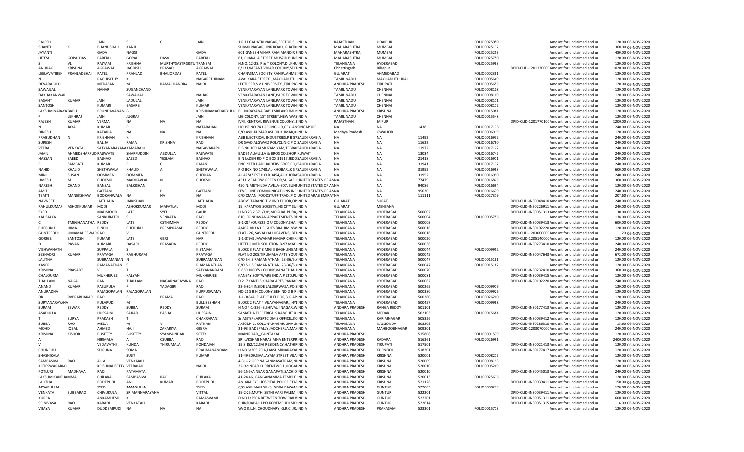| | | | | | | | | | | | | | | |
|---|---|---|---|---|---|---|---|---|---|---|---|---|---|---|
| RAJESH | | JAIN | S | C | JAIN | 1 R 11 GAUATRI NAGAR,SECTOR 5,I INDIA | RAJASTHAN | UDAIPUR | | FOLIO0025050 | | Amount for unclaimed and ui | 120.00 | 06-NOV-2020 |
| SHANTI | K | BHANUSHALI | KANJI | | | SHIVAJI NAGAR,LINK ROAD, GHATK INDIA | MAHARASHTRA | MUMBAI | | FOLIO0025132 | | Amount for unclaimed and ui | 360.00 | 06-NOV-2020 |
| JAYANTI | | GADA | NAGSI | | GADA | 601 GANESH VIHAR,RAM MANDIR I INDIA | MAHARASHTRA | MUMBAI | | FOLIO0025253 | | Amount for unclaimed and ui | 480.00 | 06-NOV-2020 |
| HITESH | GOPALDAS | PAREKH | GOPAL | DASV | PAREKH | 61, CHAKALA STREET,MUSZID BUNI INDIA | MAHARASHTRA | MUMBAI | | FOLIO0025750 | | Amount for unclaimed and ui | 120.00 | 06-NOV-2020 |
| S | VL | RAJYAM | KRISHNA | MURTHYSASTRISISTU | TRANSM | H.NO. 12-28, P & T COLONY,DILKHL INDIA | TELANGANA | HYDERABAD | | FOLIO0025983 | | Amount for unclaimed and ui | 120.00 | 06-NOV-2020 |
| ANURAG | KRISHNA | AGRAWAL | JAGDISH | PRASAD | AGRAWAL | C/131,VASANT VIHAR COLONY,SECI INDIA | Chhattisgarh | Bilaspur | | | DPID-CLID-1201130000 | Amount for unclaimed and ui | 1020.00 | 06-NOV-2020 |
| LEELAVATIBEN | PRAHLADBHAI | PATEL | PRAHLAD | BHAIJORDAS | PATEL | CHANASMA SOCIETY,RANIP,,AHME INDIA | GUJARAT | AHMEDABAD | | FOLIO0002381 | | Amount for unclaimed and ui | 120.00 | 06-NOV-2020 |
| N | | RAGUPATHY | K | | NAGARETHINAM | AVAL KARA STREET,,,MAYILADUTHI INDIA | TAMIL NADU | MAYILADUTHURAI | | FOLIO0005649 | | Amount for unclaimed and ui | 120.00 | 06-NOV-2020 |
| DEVARAJULU | | MEDASANI | M | RAMACHANDRA | NAIDU | LECTURER,S V UNIVERSITY,,TIRUPA INDIA | ANDHRA PRADESH | TIRUPATI | | FOLIO0005655 | | Amount for unclaimed and ui | 120.00 | 06-NOV-2020 |
| SAWAILAL | | NAHAR | SUGANCHAND | | | VENKATARAYAN LANE,PARK TOWN INDIA | TAMIL NADU | CHENNAI | | FOLIO0008108 | | Amount for unclaimed and ui | 120.00 | 06-NOV-2020 |
| DAKHAKANWAR | | | SAWAILAL | | NAHAR | VENKATARAYAN LANE,PARK TOWN INDIA | TAMIL NADU | CHENNAI | | FOLIO0008109 | | Amount for unclaimed and ui | 120.00 | 06-NOV-2020 |
| BASANT | KUMAR | JAIN | LADULAL | | JAIN | VENKATARAYAN LANE,PARK TOWN INDIA | TAMIL NADU | CHENNAI | | FOLIO0008111 | | Amount for unclaimed and ui | 120.00 | 06-NOV-2020 |
| SANTOSH | | KUMARI | BASARB | | KUMAR | VENKATARAYAN LANE,PARK TOWN INDIA | TAMIL NADU | CHENNAI | | FOLIO0008112 | | Amount for unclaimed and ui | 120.00 | 06-NOV-2020 |
| LAKSHMINARAYA | BABU | BRUNDAVANAM | B | | KRISHNAMACHARYULU | B L NARAYANA BABU SRILAKSHMI N INDIA | ANDHRA PRADESH | KRISHNA | | FOLIO0015081 | | Amount for unclaimed and ui | 120.00 | 06-NOV-2020 |
| F | LEKHRAJ | JAIN | JUGRAJ | | JAIN | LIG COLONY, 1ST STREET,NEW WAS INDIA | TAMIL NADU | CHENNAI | | FOLIO0015548 | | Amount for unclaimed and ui | 120.00 | 06-NOV-2020 |
| RAJESH | KUMAR | VERMA | NA | NA | NA | IV/II, CENTRAL REVENUE COLONY,, INDIA | RAJASTHAN | JAIPUR | | | DPID-CLID-1201770100 | Amount for unclaimed and ui | 1200.00 | 06-NOV-2020 |
| N | JAYA | KUMAR | P | | NATARAJAN | HOUSE NO 74 LORONG -19,GEYLAN SINGAPORE | NA | NA | 1438 | FOLIO0017176 | | Amount for unclaimed and ui | 240.00 | 06-NOV-2020 |
| DINESH | | KATARIA | NA | NA | NA | C/O ANIL KUMAR ASHOK KUMAR,K INDIA | Madhya Pradesh | GWALIOR | | FOLIO0006919 | | Amount for unclaimed and ui | 120.00 | 06-NOV-2020 |
| PRABUDHAN | N | KRISHNAN | K | | KRISHNAN | ABB ELECTRICAL INDUSTRIES,P B 87 SAUDI ARABIA | NA | NA | 11492 | FOLIO0016932 | | Amount for unclaimed and ui | 240.00 | 06-NOV-2020 |
| SURESH | | BALIJA | RAMA | KRISHNA | RAO | DR SAAD ALGWAIZ POLYCLINIC,P O SAUDI ARABIA | NA | NA | 11622 | FOLIO0016780 | | Amount for unclaimed and ui | 240.00 | 06-NOV-2020 |
| VEERA | VENKATA | SATYANARAYANA | KAMARAJU | | NAGAVARAPU | P B NO 100 ALMUZAMIYAM,TEBRA SAUDI ARABIA | NA | NA | 11972 | FOLIO0017122 | | Amount for unclaimed and ui | 240.00 | 06-NOV-2020 |
| JAMIL | AHMEDSHARFUD | RAJIWATE | SHARFUDDIN | ABDULLA | RAJIWATE | BADER ALMULLA & BROS CO,SHOP KUWAIT | NA | NA | 13034 | FOLIO0016745 | | Amount for unclaimed and ui | 240.00 | 06-NOV-2020 |
| HASSAN | SAEED | BAJHAO | SAEED | YESLAM | BAJHAO | BIN LADEN RD P O BOX 31917,JEDD SAUDI ARABIA | NA | NA | 21418 | FOLIO0016911 | | Amount for unclaimed and ui | 240.00 | 06-NOV-2020 |
| R | SAMBATH | KUMAR | R | C | RAJAN | ENGINEER HADIHAIDERY BROS CO, SAUDI ARABIA | NA | NA | 31941 | FOLIO0017177 | | Amount for unclaimed and ui | 240.00 | 06-NOV-2020 |
| NAHID | KHALID | SHETHWALA | KHALID | A | SHETHWALA | P O BOX NO 1748,AL-KHOBAR,,K S A SAUDI ARABIA | NA | NA | 31952 | FOLIO0016983 | | Amount for unclaimed and ui | 600.00 | 06-NOV-2020 |
| MINI | SUSAN | OOMMEN | OOMMEN | | CHERIAN | AL AZZAZ EST P O B 3454,AL KHOBA SAUDI ARABIA | NA | NA | 31952 | FOLIO0016990 | | Amount for unclaimed and ui | 240.00 | 06-NOV-2020 |
| UMESH | M | CHOKSHI | MADHAVLAL | N | CHOKSHI | 4511 MEADOW GREEN DR,SUGAR L UNITED STATES OF A NA | | NA | 77479 | FOLIO0016825 | | Amount for unclaimed and ui | 360.00 | 06-NOV-2020 |
| NARESH | CHAND | BANSAL | BALKISHAN | | | 450 N, METHILDA AVE.,V-307, SUNI UNITED STATES OF A NA | | NA | 94086 | FOLIO0016694 | | Amount for unclaimed and ui | 120.00 | 06-NOV-2020 |
| AMIT | | GATTANI | R | P | GATTANI | LEVEL ONE COMMUNICATIONS INC UNITED STATES OF A NA | | NA | 95630 | FOLIO0016679 | | Amount for unclaimed and ui | 240.00 | 06-NOV-2020 |
| TEMTI | MANEKSHAW | BODKANWALA | NA | NA | NA | C/O OMANI FOODSTUFF TRAD,,P O UNITED ARAB EMIRATNA | | NA | 111111 | FOLIO0027319 | | Amount for unclaimed and ui | 207.60 | 06-NOV-2020 |
| NAVNEET | | JAITHALIA | JAIKISHAN | | JAITHALIA | ABOVE TARANG T V IIND FLOOR,OP INDIA | GUJARAT | SURAT | | | DPID-CLID-IN30048410 | Amount for unclaimed and ui | 240.00 | 06-NOV-2020 |
| RAHULKUMAR | ASHOKKUMAR | MODI | ASHOKKUMAR | MAFATLAL | MODI | 19, KARMYOG SOCIETY,,NS CITY SU INDIA | GUJARAT | MEHSANA | | | DPID-CLID-IN30226911 | Amount for unclaimed and ui | 240.00 | 06-NOV-2020 |
| SYED | | MAHMOOD | LATE | SYED | GALIB | H NO 23 2 371/1/B,MOGHAL PURA, INDIA | TELANGANA | HYDERABAD | 500002 | | DPID-CLID-IN30051313 | Amount for unclaimed and ui | 30.00 | 06-NOV-2020 |
| KAUSALYA | | SANKURATRI | S | VENKATA | RAO | 610, BRINDAVAN APPARTMENTS,RI INDIA | TELANGANA | HYDERABAD | 500004 | FOLIO0005756 | | Amount for unclaimed and ui | 138.00 | 06-NOV-2020 |
| C | TMEGHANATHA | REDDY | LATE | CSTHIMMA | REDDY | 8-1-284/OU/522,O U COLONY,SHAI INDIA | TELANGANA | HYDERABAD | 500008 | | DPID-CLID-IN30039413 | Amount for unclaimed and ui | 600.00 | 06-NOV-2020 |
| CHERUKU | HIMA | BINDU | CHERUKU | PREMPRASAD | REDDY | A/402 VILLA HEIGHTS,BRAHMIMINI INDIA | TELANGANA | HYDERABAD | 500016 | | DPID-CLID-IN30102220 | Amount for unclaimed and ui | 120.00 | 06-NOV-2020 |
| GUNTREDDI | UMAMAHESWAR | RAO | V | J | GUNTREDDI | FLAT - 26, SAVALI ALI HEAVENS,,BE INDIA | TELANGANA | HYDERABAD | 500016 | | DPID-CLID-1203000000 | Amount for unclaimed and ui | 1.20 | 06-NOV-2020 |
| GORIGE | SANTOSH | KUMAR | LATE | GSRI | HARI | 1-1-379/9,JAWAHAR NAGAR,CHIKK INDIA | TELANGANA | HYDERABAD | 500020 | | DPID-CLID-1205140000 | Amount for unclaimed and ui | 120.00 | 06-NOV-2020 |
| D | PAVANI | KUMARI | DASARI | PRASADA | REDDY | HETERO MED SOLUTION,B-97 MAD INDIA | TELANGANA | HYDERABAD | 500038 | | DPID-CLID-IN30273410 | Amount for unclaimed and ui | 240.00 | 06-NOV-2020 |
| VISHWANATH | | SUPPALA | S | | KISTAIAH | BLOCK 3 FLAT 8 MIG II BAGHLINGA INDIA | TELANGANA | HYDERABAD | 500044 | FOLIO0009952 | | Amount for unclaimed and ui | 240.00 | 06-NOV-2020 |
| SESHADRI | KUMAR | PRAYAGA | RAGHURAM | | PRAYAGA | FLAT NO 205,TIRUMALA APTS,YOUS INDIA | TELANGANA | HYDERABAD | 500045 | | DPID-CLID-IN30047643 | Amount for unclaimed and ui | 672.00 | 06-NOV-2020 |
| LALITHA | | SUBRAMANIAN | N | | SUBRAMANIAN | C/O SH. S RAMANATHAN, 23-36/5, INDIA | TELANGANA | HYDERABAD | 500047 | FOLIO0015181 | | Amount for unclaimed and ui | 120.00 | 06-NOV-2020 |
| KAVERI | | RAMANATHAN | S | | RIAMANATHAN | C/O SH. S RAMANATHAN, 23-36/5, INDIA | TELANGANA | HYDERABAD | 500047 | FOLIO0015182 | | Amount for unclaimed and ui | 120.00 | 06-NOV-2020 |
| KRISHNA | PRASADT | V | T | | SATYANANDAM | C 850, NGO'S COLONY,VANASTHALI INDIA | TELANGANA | HYDERABAD | 500070 | | DPID-CLID-IN30232410 | Amount for unclaimed and ui | 360.00 | 06-NOV-2020 |
| CHALOURMI | | MUKHERJEE | KALYAN | | MUKHERJEE | KANBAY SOFTWARE INDIA P LTD,PL INDIA | TELANGANA | HYDERABAD | 500081 | | DPID-CLID-IN30039415 | Amount for unclaimed and ui | 120.00 | 06-NOV-2020 |
| THALLAM | NAGA | RANI | THALLAM | NAGARNARAYANA | RAO | D 217,KANTI SIKHARA APTS,PANJAC INDIA | TELANGANA | HYDERABAD | 500082 | | DPID-CLID-IN30102220 | Amount for unclaimed and ui | 240.00 | 06-NOV-2020 |
| ANAND | KUMAR | PASUPULA | P | YADAGIRI | RAO | 23-5-624 INSIDE LALDERWAZA,PO I INDIA | TELANGANA | HYDERABAD | 500265 | FOLIO0009916 | | Amount for unclaimed and ui | 120.00 | 06-NOV-2020 |
| ANURADHA | | RAJAGOPALAN | RAJAGOPALAN | | KUPPUSWAMY | NO 21 5 B H COLONY,BEHIND D B R INDIA | TELANGANA | HYDERABAD | 500380 | FOLIO0009926 | | Amount for unclaimed and ui | 120.00 | 06-NOV-2020 |
| DR | RVPRABHAKAR | RAO | R | PRAMA | RAO | 1-1-385/A, FLAT 'F' II FLOOR,B.G.AP INDIA | TELANGANA | HYDERABAD | 500380 | FOLIO0026200 | | Amount for unclaimed and ui | 120.00 | 06-NOV-2020 |
| SURYANARAYANA | | KULAPUDI | M | | BULLISESHIAH | BLOCK 2 FLAT 4 VIJAYANAGAR,,,HYI INDIA | TELANGANA | HYDERABAD | 500457 | FOLIO0009988 | | Amount for unclaimed and ui | 240.00 | 06-NOV-2020 |
| SURAM | ESWAR | REDDY | SUBBA | REDDY | SURAM | H NO 4-1-326- 3,SHIVAJI NAGAR,W INDIA | ANDHRA PRADESH | RANGA REDDY | 501101 | | DPID-CLID-IN30177413 | Amount for unclaimed and ui | 120.00 | 06-NOV-2020 |
| ASADULLA | | HUSSAINI | SAJJAD | PASHA | HUSSAINI | SAMATHA ELECTRICALS KANCHIT X INDIA | TELANGANA | MEDAK | 502103 | FOLIO0015681 | | Amount for unclaimed and ui | 120.00 | 06-NOV-2020 |
| T | SURYA | PRAKASH | T | | CHAKRAPANI | Sr ASST(P),APSRTC DM'S OFFICE,,KC INDIA | TELANGANA | KARIMNAGAR | 505326 | | DPID-CLID-IN30039412 | Amount for unclaimed and ui | 120.00 | 06-NOV-2020 |
| SUBBA | RAO | MEDA | M | V | RATNAM | A/509,HILL COLONY,NAGARJUNA S. INDIA | TELANGANA | NALGONDA | 508202 | | DPID-CLID-IN30286310 | Amount for unclaimed and ui | 15.60 | 06-NOV-2020 |
| MOHD | IQBAL | AHMED | HAJI | ZAKARIYA | GIGRA | 21-93, BADEPALLY,JADCHERLA,MAI INDIA | TELANGANA | MAHBOOBNAGAR | 509301 | | DPID-CLID-1203070000 | Amount for unclaimed and ui | 240.00 | 06-NOV-2020 |
| KRISHNA | KISHOR | BUSETTY | BUSETTY | SYAMSUNDAR | SETTY | MAIN ROAD,,,GUNTAKAL INDIA | ANDHRA PRADESH | | 515808 | FOLIO0001579 | | Amount for unclaimed and ui | 120.00 | 06-NOV-2020 |
| A | | NIRMALA | A | CSUBBA | RAO | SRI LAKSHMI NARASIMHA ENTERPR INDIA | ANDHRA PRADESH | KADAPA | 516361 | FOLIO0026991 | | Amount for unclaimed and ui | 2400.00 | 06-NOV-2020 |
| V | | VEDAVATHI | KUNDA | THIRUMALA | KONDAIAH | 19 8 152/12,SAI RESIDENCY,HATHII INDIA | ANDHRA PRADESH | TIRUPATI | 517501 | | DPID-CLID-IN30021413 | Amount for unclaimed and ui | 120.00 | 06-NOV-2020 |
| CHUNCHU | | SUGUNA | SOMA | | BRAHMANANDAM | H NO 6/305 29 A,LAKSHMINARAYAI INDIA | ANDHRA PRADESH | KURNOOL | 518301 | | DPID-CLID-IN30177417 | Amount for unclaimed and ui | 120.00 | 06-NOV-2020 |
| SHASHIKALA | | | SUJIT | | KUMAR | 11-49-309,SIVALAYAM STREET,VIJA INDIA | ANDHRA PRADESH | KRISHNA | 520001 | FOLIO0008215 | | Amount for unclaimed and ui | 120.00 | 06-NOV-2020 |
| SAMBASIVA | RAO | ALLA | VENKAIAH | | | 4-31-22 OPP NAGANMASATRAM,NI INDIA | ANDHRA PRADESH | KRISHNA | 520009 | FOLIO0008193 | | Amount for unclaimed and ui | 120.00 | 06-NOV-2020 |
| KOTESWARARAO | | KRISHNAHSETTY | VEERAIAH | | NAIDU | 32-9-9 NEAR CURRENTWELL,HOGAI INDIA | ANDHRA PRADESH | KRISHNA | 520010 | FOLIO0005269 | | Amount for unclaimed and ui | 240.00 | 06-NOV-2020 |
| POTLURI | MADHAVA | RAO | PATAMATA | | | 56-15-5/A NEAR GANAPATI,SACHID INDIA | ANDHRA PRADESH | KRISHNA | 520010 | | DPID-CLID-IN30045013 | Amount for unclaimed and ui | 240.00 | 06-NOV-2020 |
| LAKSHMIKANTHAMMA | | CHILAKA | SAMBASIVA | RAO | CHILAKA | 41-24-46, GANGANAMMA TEMPLE INDIA | ANDHRA PRADESH | KRISHNA | 520013 | FOLIO0025636 | | Amount for unclaimed and ui | 120.00 | 06-NOV-2020 |
| LALITHA | | BODEPUDI | ANIL | KUMAR | BODEPUDI | ANJANA EYE HOSPITAL,POLICE STA' INDIA | ANDHRA PRADESH | KRISHNA | 521126 | | DPID-CLID-IN30039411 | Amount for unclaimed and ui | 150.00 | 06-NOV-2020 |
| APSARULLAH | | SYED | AMANULLA | | SYED | C/O ABHIMAN SILKS,INDRA BAZAAF INDIA | ANDHRA PRADESH | GUNTUR | 522003 | FOLIO0000279 | | Amount for unclaimed and ui | 120.00 | 06-NOV-2020 |
| VENKATA | SUBBARAO | CHIVUKULA | SRIMANNARAYANA | | VITTAL | 19-2-25,MUTHI SETHI VARI PALEM, INDIA | ANDHRA PRADESH | GUNTUR | 522201 | | DPID-CLID-IN30039411 | Amount for unclaimed and ui | 120.00 | 06-NOV-2020 |
| KURRA | | ANKAMHESH | K | | RAMASVAMI | D NO 1/250A BETWEEN TOW RAILV INDIA | ANDHRA PRADESH | GUNTUR | 522201 | | DPID-CLID-IN30051311 | Amount for unclaimed and ui | 600.00 | 06-NOV-2020 |
| SRINIVASA | RAO | KARADI | VENKATAH | | KARADI | CHINTHAPALLI PO KOREMPUDI MD INDIA | ANDHRA PRADESH | GUNTUR | 522614 | | DPID-CLID-IN30051315 | Amount for unclaimed and ui | 6.00 | 06-NOV-2020 |
| VIJAYA | KUMARI | DUDDEMPUDI | NA | NA | NA | W/O D.L.N. CHOUDHARY, G.R.C.,JR. INDIA | ANDHRA PRADESH | PRAKASAM | 523301 | FOLIO0015713 | | Amount for unclaimed and ui | 120.00 | 06-NOV-2020 |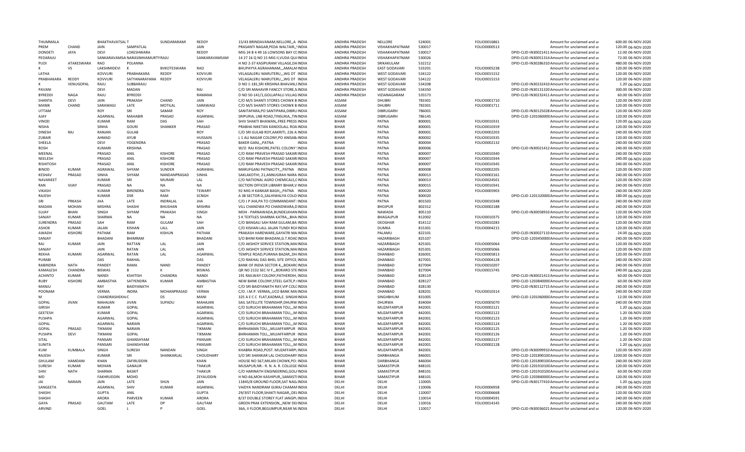| THUMMALA | | BHAKTHAVATSAL T | | SUNDARARAMI | REDDY | 15/43 BRINDAVANAM,NELLORE,,A INDIA | ANDHRA PRADESH | NELLORE | 524001 | FOLIO0016861 | Amount for unclaimed and ui | 600.00 06-NOV-2020 |
|---|---|---|---|---|---|---|---|---|---|---|---|---|
| PREM | CHAND | JAIN | SAMPATLAL | | JAIN | PRASANTI NAGAR,PEDA WALTAIR,,'INDIA | ANDHRA PRADESH | VISHAKHAPATNAM | 530017 | FOLIO0000513 | Amount for unclaimed and ui | 120.00 06-NOV-2020 |
| DONDETI | JAYA | DEVI | LOKESHWARA | | REDDY | MIG 24 B 4 49 16 LOWSONS BAY C(INDIA | ANDHRA PRADESH | VISHAKHAPATNAM | 530017 | | DPID-CLID-IN30021411 Amount for unclaimed and ui | 12.00 06-NOV-2020 |
| PEDARAJU | | SANKARAVAMSA NARASIMHAMURTY RAJU | | | SANKARAVAMSAM | 14 27 16 Q NO 15 MIG II,VUDA QU/INDIA | ANDHRA PRADESH | VISHAKHAPATNAM | 530026 | | DPID-CLID-IN30051314 Amount for unclaimed and ui | 72.00 06-NOV-2020 |
| PUDI | ATAKESWARA | RAO | POLANNA | | | H NO 2-37 KASIPURAM VILLAGE,DA INDIA | ANDHRA PRADESH | SRIKAKULAM | 532212 | | DPID-CLID-IN30286310 Amount for unclaimed and ui | 480.00 06-NOV-2020 |
| K | VS | LAKSHMIDEVI | K | BVKOTESWARA | RAO | BHUPAYYA AGRAHANAM,,,AMALAF INDIA | ANDHRA PRADESH | EAST GODAVARI | 533201 | FOLIO0005238 | Amount for unclaimed and ui | 120.00 06-NOV-2020 |
| LATHA | | KOVVURI | PRABHAKARA | REDDY | KOVVURI | VELAGALERU MARUTERU,,,WG DT INDIA | ANDHRA PRADESH | WEST GODAVARI | 534122 | FOLIO0015152 | Amount for unclaimed and ui | 120.00 06-NOV-2020 |
| PRABHAKARA | REDDY | KOVVURI | SATYANARAYANA | REDDY | KOVVURI | VELAGALERU MARUTERU,,,WG DT INDIA | ANDHRA PRADESH | WEST GODAVARI | 534122 | FOLIO0015153 | Amount for unclaimed and ui | 120.00 06-NOV-2020 |
| K | VENUGOPAL | RAJU | SUBBARAJU | | | D NO 1-181,SRI KRISHNA BHAVAN,(INDIA | ANDHRA PRADESH | WEST GODAVARI | 534208 | | DPID-CLID-IN30232410 Amount for unclaimed and ui | 1.20 06-NOV-2020 |
| PAVANI | | DEVI | MADAN | | RAJ | C/O SRI MAHAVIR FANCCY STORE,N INDIA | ANDHRA PRADESH | WEST GODAVARI | 534350 | | DPID-CLID-IN30131320 Amount for unclaimed and ui | 300.00 06-NOV-2020 |
| BYREDDI | NAGA | RAJU | BYREDDI | | RAMANA | D NO 50-141/1,GOLLAPALLI VILLAG INDIA | ANDHRA PRADESH | VIZIANAGARAM | 535573 | | DPID-CLID-IN30232411 Amount for unclaimed and ui | 60.00 06-NOV-2020 |
| SHANTA | DEVI | JAIN | PRAKASH | CHAND | JAIN | C/O M/S SHANTI STORES CHOWK B INDIA | ASSAM | DHUBRI | 783301 | FOLIO0001710 | Amount for unclaimed and ui | 120.00 06-NOV-2020 |
| MANIK | CHAND | SARAWAGI | LATE | MOTILAL | SARAWAGI | C/O M/S SHANTI STORES CHOWK B INDIA | ASSAM | DHUBRI | 783301 | FOLIO0001711 | Amount for unclaimed and ui | 120.00 06-NOV-2020 |
| UTTAM | | ROY | SRI | SAMAR | ROY | SANITAPARA,PO SANTIPARA,DIBRU INDIA | ASSAM | DIBRUGARH | 786001 | | DPID-CLID-IN30125028 Amount for unclaimed and ui | 120.00 06-NOV-2020 |
| AJAY | | AGARWAL | MAHABIR | PRASAD | AGARWAL | SRIPURIA, LNB ROAD,TINSUKIA,,TIN INDIA | ASSAM | DIBRUGARH | 786145 | | DPID-CLID-1201060000 Amount for unclaimed and ui | 120.00 06-NOV-2020 |
| VINOD | | KUMAR | RAM | DAS | SAH | SHIV SHAKTI BHAWAN,,FREE PRESS INDIA | BIHAR | PATNA | 800001 | FOLIO0010331 | Amount for unclaimed and ui | 120.00 06-NOV-2020 |
| NISHA | | SINHA | GOURI | SHANKER | PRASAD | PRABHA NIKETAN KANOOLALL ROA INDIA | BIHAR | PATNA | 800001 | FOLIO0010359 | Amount for unclaimed and ui | 120.00 06-NOV-2020 |
| DINESH | RAJ | RANJAN | GULAB | | ROY | C/O SRI GULAB ROY,AAKRITI, 226 A INDIA | BIHAR | PATNA | 800001 | FOLIO0002203 | Amount for unclaimed and ui | 240.00 06-NOV-2020 |
| ZUBAIR | | AHMAD | AYUB | | HUSSAIN | L 1 ALI NAGAR COLONY,PO ANISAB INDIA | BIHAR | PATNA | 800002 | FOLIO0010335 | Amount for unclaimed and ui | 120.00 06-NOV-2020 |
| SHEELA | | DEVI | YOGENDRA | | PRASAD | BAKER GANJ,,,PATNA INDIA | BIHAR | PATNA | 800004 | FOLIO0002132 | Amount for unclaimed and ui | 240.00 06-NOV-2020 |
| ROSH | | KUMARI | KRISHNA | | PRASAD | W/O RAJ KISHORE,PATEL COLONY INDIA | BIHAR | PATNA | 800006 | | DPID-CLID-IN30021412 Amount for unclaimed and ui | 240.00 06-NOV-2020 |
| MEENAL | | PRASAD | ANIL | KISHORE | PRASAD | C/O RAM PRAVESH PRASAD SAKARI INDIA | BIHAR | PATNA | 800007 | FOLIO0010340 | Amount for unclaimed and ui | 240.00 06-NOV-2020 |
| NEELESH | | PRASAD | ANIL | KISHORE | PRASAD | C/O RAM PRAVESH PRASAD SAKARI INDIA | BIHAR | PATNA | 800007 | FOLIO0010344 | Amount for unclaimed and ui | 240.00 06-NOV-2020 |
| RISHITOSH | | PRASAD | ANIL | KISHORE | PRASAD | C/O RAM PRAVESH PRASAD SAKARI INDIA | BIHAR | PATNA | 800007 | FOLIO0010345 | Amount for unclaimed and ui | 240.00 06-NOV-2020 |
| BINOD | KUMAR | AGRAWAL | SHYAM | SUNDER | AGRAWAL | MARUFGANJ PATNACITY,,,PATNA INDIA | BIHAR | PATNA | 800008 | FOLIO0002205 | Amount for unclaimed and ui | 120.00 06-NOV-2020 |
| KESHAV | PRASAD | SINHA | SHYAM | NANDANPRASAD | SINHA | SAKLAKOTHI, 21,ANNUGRAH NARA INDIA | BIHAR | PATNA | 800013 | FOLIO0002161 | Amount for unclaimed and ui | 240.00 06-NOV-2020 |
| NAVANEET | | KUMAR | SRI | MURARI | LAL | C/O NATIONAL AGRO CHEMICALS,C INDIA | BIHAR | PATNA | 800013 | FOLIO0024501 | Amount for unclaimed and ui | 120.00 06-NOV-2020 |
| RAN | VIJAY | PRASAD | NA | NA | NA | SECTION OFFICER LIBRARY BIHAR,V INDIA | BIHAR | PATNA | 800015 | FOLIO0010341 | Amount for unclaimed and ui | 240.00 06-NOV-2020 |
| VIKASH | | KUMAR | BIRENDRA | NATH | TEWARY | 92 MIG H KANKAR BAGH,,,PATNA INDIA | BIHAR | PATNA | 800020 | FOLIO0005903 | Amount for unclaimed and ui | 240.00 06-NOV-2020 |
| RAJESH | | KUMAR | DSR | RAM | SCNGH | A 38 SECTOR 0,,SALHIWALYA COLO INDIA | BIHAR | PATNA | 800020 | | DPID-CLID-1201320000 Amount for unclaimed and ui | 180.00 06-NOV-2020 |
| SRI | PRKASH | JHA | LATE | INDRALAL | JHA | C/O J P JHA,PA TO COMMANDANT INDIA | BIHAR | PATNA | 801503 | FOLIO0010348 | Amount for unclaimed and ui | 240.00 06-NOV-2020 |
| MADAN | MOHAN | MISHRA | SHASHI | BHUSHAN | MISHRA | VILL CHANDWA PO CHANDWARA,D INDIA | BIHAR | BHOJPUR | 802312 | FOLIO0002188 | Amount for unclaimed and ui | 240.00 06-NOV-2020 |
| SUJAY | BHAN | SINGH | SHYAM | PRAKASH | SINGH | MOH - PARNAWADA,BUNDELKHAN INDIA | BIHAR | NAWADA | 805110 | | DPID-CLID-IN30058910 Amount for unclaimed and ui | 120.00 06-NOV-2020 |
| SANJAY | KUMAR | SHARMA | NA | NA | NA | S K TEXTILES SHARMA KATRA,,,BHA INDIA | BIHAR | BHAGALPUR | 812002 | FOLIO0010375 | Amount for unclaimed and ui | 120.00 06-NOV-2020 |
| SURENDRA | PRASAD | SAH | RAM | GULAM | SAH | C/O BANGALI SAH RAM GULAM,BA INDIA | BIHAR | DEOGHAR | 814112 | FOLIO0010283 | Amount for unclaimed and ui | 120.00 06-NOV-2020 |
| ASHOK | KUMAR | JALAN | KISHAN | LALL | JAIN | C/O KISHAN LALL JALAN TUNDI RO/INDIA | BIHAR | DUMKA | 815301 | FOLIO0004215 | Amount for unclaimed and ui | 120.00 06-NOV-2020 |
| AWADH | KISHORE | PATHAK | RAM | KISHUN | PATHAK | PRAKASH HARDWARE,GAYATRI MA INDIA | BIHAR | PALAMU | 822101 | | DPID-CLID-IN30027110 Amount for unclaimed and ui | 24.00 06-NOV-2020 |
| SANJAY | | BHADANI | BHIMRAM | | BHADANI | S/O BHIM RAM BHADANI,G.T.ROAD INDIA | BIHAR | HAZARIBAGH | 825107 | | DPID-CLID-1203450000 Amount for unclaimed and ui | 240.00 06-NOV-2020 |
| RAJ | KUMAR | JAIN | RATTAN | LAL | JAIN | C/O AKSHOY SERVICE STATION,MAI INDIA | BIHAR | HAZARIBAGH | 825301 | FOLIO0005064 | Amount for unclaimed and ui | 120.00 06-NOV-2020 |
| SANJAY | | JAIN | RATAN | LAL | JAIN | C/O AKSHOY SERVICE STATION,MAI INDIA | BIHAR | HAZARIBAGH | 825301 | FOLIO0005066 | Amount for unclaimed and ui | 120.00 06-NOV-2020 |
| REKHA | KUMARI | AGARWAL | RATAN | LAL | AGARWAL | TEMPLE ROAD,PURANA BAZAR,,DH INDIA | BIHAR | DHANBAD | 826001 | FOLIO0005813 | Amount for unclaimed and ui | 120.00 06-NOV-2020 |
| PURABI | | DAS | RAKHAL | | DAS | C/O RAKHAL DAS BHEL SITE OFFICE INDIA | BIHAR | DHANBAD | 827001 | FOLIO0004128 | Amount for unclaimed and ui | 240.00 06-NOV-2020 |
| RABINDRA | NATH | PANDEY | RAMA | NAND | PANDEY | BANK OF INDIA SECTOR 4,,,BOKARC INDIA | BIHAR | DHANBAD | 827004 | FOLIO0010207 | Amount for unclaimed and ui | 240.00 06-NOV-2020 |
| KAMALESH | CHANDRA | BISWAS | B | K | BISWAS | QR NO 2132 SEC IV F,,,BOKARO STE INDIA | BIHAR | DHANBAD | 827004 | FOLIO0015745 | Amount for unclaimed and ui | 240.00 06-NOV-2020 |
| ACHINTO | KUMAR | NANDI | KSHITISH | CHANDRA | NANDI | 191 RAILWAY COLONY,PATHERDIH, INDIA | BIHAR | DHANBAD | 828119 | | DPID-CLID-IN30021413 Amount for unclaimed and ui | 60.00 06-NOV-2020 |
| RUBY | KISHORE | AMBASTHA | SATYENDRA | KUMAR | AMBASTHA | NEW BANK COLONY,STEEL GATE,P. INDIA | BIHAR | DHANBAD | 828127 | | DPID-CLID-1203840000 Amount for unclaimed and ui | 60.00 06-NOV-2020 |
| MANJU | | RAY | BAIDYANATH | | RAY | C/O SRI BAIDYANATH RAY,VIP COL(INDIA | BIHAR | DHANBAD | 828130 | | DPID-CLID-IN30112715 Amount for unclaimed and ui | 240.00 06-NOV-2020 |
| POONAM | | VERMA | INDRA | MOHANPRASAD | VERMA | C/O. I.M.P. VERMA,,UCO BANK MAI INDIA | BIHAR | DHANBAD | 828201 | FOLIO0010314 | Amount for unclaimed and ui | 240.00 06-NOV-2020 |
| M | | CHANDRASHEKHAC | | DS | MANI | 325 A E C C FLAT,KADMA,E. SINGHI INDIA | BIHAR | SINGHBHUM | 831005 | | DPID-CLID-1201060000 Amount for unclaimed and ui | 12.00 06-NOV-2020 |
| GOPAL | JIVAN | MAHAJAN | JIVAN | SUPADU | MAHAJAN | SAIL SATELLITE TOWNSHIP,DHURW INDIA | BIHAR | DHURWA | 834004 | FOLIO0005070 | Amount for unclaimed and ui | 240.00 06-NOV-2020 |
| GIRISH | | KUMAR | GOPAL | | AGARWAL | C/O SURUCHI BRAHAMAN TOLI,,,M INDIA | BIHAR | MUZAFFARPUR | 842001 | FOLIO0002121 | Amount for unclaimed and ui | 1.20 06-NOV-2020 |
| GEETESH | | KUMAR | GOPAL | | AGARWAL | C/O SURUCHI BRAHAMAN TOLI,,,M INDIA | BIHAR | MUZAFFARPUR | 842001 | FOLIO0002122 | Amount for unclaimed and ui | 1.20 06-NOV-2020 |
| PUSHPA | | AGARWAL | GOPAL | | AGARWAL | C/O SURUCHI BRAHAMAN TOLI,,,M INDIA | BIHAR | MUZAFFARPUR | 842001 | FOLIO0002123 | Amount for unclaimed and ui | 1.20 06-NOV-2020 |
| GOPAL | | AGARWAL | NARAIN | | AGARWAL | C/O SURUCHI BRAHAMAN TOLI,,,M INDIA | BIHAR | MUZAFFARPUR | 842001 | FOLIO0002124 | Amount for unclaimed and ui | 1.20 06-NOV-2020 |
| GOPAL | PRASAD | TIKMANI | NARAIN | | TIKMANI | BHRHAMAN TOLI,,,MUJAFFARPUR INDIA | BIHAR | MUZAFFARPUR | 842001 | FOLIO0002125 | Amount for unclaimed and ui | 1.20 06-NOV-2020 |
| PUSHPA | DEVI | TIKMANI | GOPAL | | TIKMANI | BHRHAMAN TOLI,,,MUJAFFARPUR INDIA | BIHAR | MUZAFFARPUR | 842001 | FOLIO0002126 | Amount for unclaimed and ui | 1.20 06-NOV-2020 |
| SITAL | | PANSARI | GHANSHYAM | | PANSARI | C/O SURUCHI BRAHAMAN TOLI,,,M INDIA | BIHAR | MUZAFFARPUR | 842001 | FOLIO0002127 | Amount for unclaimed and ui | 1.20 06-NOV-2020 |
| SUNITA | | PANSARI | GHANSHYAM | | PANSARI | C/O SURUCHI BRAHAMAN TOLI,,,M INDIA | BIHAR | MUZAFFARPUR | 842001 | FOLIO0002128 | Amount for unclaimed and ui | 1.20 06-NOV-2020 |
| KUM | KUMBALA | SINGH | SURESH | NANDAN | SINGH | KHABRA ROAD,POST. MUZAFFARPL INDIA | BIHAR | MUZAFFARPUR | 842001 | | DPID-CLID-IN30099910 Amount for unclaimed and ui | 120.00 06-NOV-2020 |
| RAJESH | | KUMAR | SRI | SHANKARLAL | CHOUDHARY | S/O SRI SHANKAR LAL CHOUDHARY INDIA | BIHAR | DARBHANGA | 846001 | | DPID-CLID-1201890100 Amount for unclaimed and ui | 1200.00 06-NOV-2020 |
| GHULAM | HAMDANI | KHAN | ZAFIRUDDIN | | KHAN | HOUSE NO 567,MILAN CHOWK,PO: INDIA | BIHAR | DARBHANGA | 846004 | | DPID-CLID-1201890100 Amount for unclaimed and ui | 240.00 06-NOV-2020 |
| SURESH | KUMAR | MOHAN | GANAUR | | THAKUR | MUSAPUR,NR.- R. N. A. R. COLLEGE INDIA | BIHAR | SAMASTIPUR | 848101 | | DPID-CLID-1201910100 Amount for unclaimed and ui | 120.00 06-NOV-2020 |
| SHIV | NATH | SHARMA | BASKIT | | THAKUR | C/O HARINATH ENGINEERING,GOL/INDIA | BIHAR | SAMASTIPUR | 848101 | | DPID-CLID-1201910100 Amount for unclaimed and ui | 60.00 06-NOV-2020 |
| MD | | FAKHRUDDIN | MOHD | | ZEYAUDDIN | H NO-66,MOH KASHIPUR,,SAMASTI INDIA | BIHAR | SAMASTIPUR | 848101 | | DPID-CLID-1203840000 Amount for unclaimed and ui | 120.00 06-NOV-2020 |
| JAI | NARAIN | JAIN | LATE | SHLN | JAIN | 11845/8 GROUND FLOOR,SAT NAG/INDIA | DELHI | DELHI | 110005 | | DPID-CLID-IN30177410 Amount for unclaimed and ui | 1.20 06-NOV-2020 |
| SANGEETA | | AGARWAL | SHIV | KUMAR | AGARWAL | VAIDYA NANDRAM GIJRAJ CHAMAF INDIA | DELHI | DELHI | 110006 | FOLIO0006958 | Amount for unclaimed and ui | 240.00 06-NOV-2020 |
| SHASHI | | GUPTA | ANIL | | GUPTA | 29/3IST FLOOR,SHAKTI NAGAR,,DEL INDIA | DELHI | DELHI | 110007 | FOLIO0006668 | Amount for unclaimed and ui | 120.00 06-NOV-2020 |
| SHASHI | | ARORA | PARVEEN | KUMAR | ARORA | 8/37 DOUBLE STOREY FLAT JANGPL INDIA | DELHI | DELHI | 110014 | FOLIO0004591 | Amount for unclaimed and ui | 240.00 06-NOV-2020 |
| GAYA | PRASAD | GAUTAM | LATE | DP | GAUTAM | GREEN PRAK EXTENSION,,,NEW DEI INDIA | DELHI | DELHI | 110016 | FOLIO0014145 | Amount for unclaimed and ui | 240.00 06-NOV-2020 |
| ARVIND | | GOEL | L | P | GOEL | 36A, II FLOOR,BEGUMPUR,NEAR M. INDIA | DELHI | DELHI | 110017 | | DPID-CLID-IN30036021 Amount for unclaimed and ui | 120.00 06-NOV-2020 |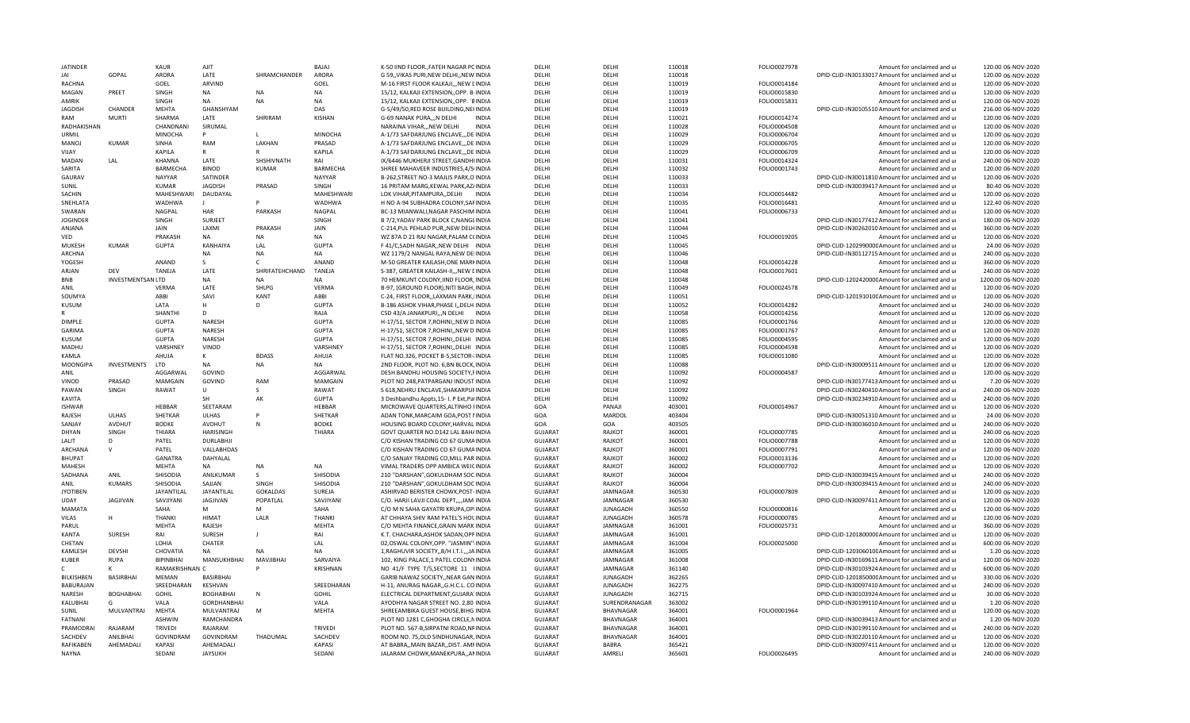| JATINDER | | KAUR | AJIT | | BAJAJ | K-50 IIND FLOOR,,FATEH NAGAR PC INDIA | DELHI | DELHI | 110018 | FOLIO0027978 | | Amount for unclaimed and ui | 120.00 | 06-NOV-2020 |
|---|---|---|---|---|---|---|---|---|---|---|---|---|---|---|
| JAI | GOPAL | ARORA | LATE | SHRAMCHANDER | ARORA | G 59,,VIKAS PURI,NEW DELHI,,NEW INDIA | DELHI | DELHI | 110018 | | DPID-CLID-IN30133017 | Amount for unclaimed and ui | 120.00 | 06-NOV-2020 |
| RACHNA | | GOEL | ARVIND | | GOEL | M-16 FIRST FLOOR KALKAJI,,,NEW D INDIA | DELHI | DELHI | 110019 | FOLIO0014184 | | Amount for unclaimed and ui | 120.00 | 06-NOV-2020 |
| MAGAN | PREET | SINGH | NA | NA | NA | 15/12, KALKAJI EXTENSION,,OPP. B INDIA | DELHI | DELHI | 110019 | FOLIO0015830 | | Amount for unclaimed and ui | 120.00 | 06-NOV-2020 |
| AMRIK | | SINGH | NA | NA | NA | 15/12, KALKAJI EXTENSION,,OPP. 'B INDIA | DELHI | DELHI | 110019 | FOLIO0015831 | | Amount for unclaimed and ui | 120.00 | 06-NOV-2020 |
| JAGDISH | CHANDER | MEHTA | GHANSHYAM | | DAS | G-5/49/50,RED ROSE BUILDING,NEI INDIA | DELHI | DELHI | 110019 | | DPID-CLID-IN30105510 | Amount for unclaimed and ui | 216.00 | 06-NOV-2020 |
| RAM | MURTI | SHARMA | LATE | SHRIRAM | KISHAN | G-69 NANAK PURA,,,N DELHI INDIA | DELHI | DELHI | 110021 | FOLIO0014274 | | Amount for unclaimed and ui | 120.00 | 06-NOV-2020 |
| RADHAKISHAN | | CHANDNANI | SIRUMAL | | | NARAINA VIHAR,,,NEW DELHI INDIA | DELHI | DELHI | 110028 | FOLIO0004508 | | Amount for unclaimed and ui | 120.00 | 06-NOV-2020 |
| URMIL | | MINOCHA | P | L | MINOCHA | A-1/73 SAFDARJUNG ENCLAVE,,,DE INDIA | DELHI | DELHI | 110029 | FOLIO0006704 | | Amount for unclaimed and ui | 120.00 | 06-NOV-2020 |
| MANOJ | KUMAR | SINHA | RAM | LAKHAN | PRASAD | A-1/73 SAFDARJUNG ENCLAVE,,,DE INDIA | DELHI | DELHI | 110029 | FOLIO0006705 | | Amount for unclaimed and ui | 120.00 | 06-NOV-2020 |
| VIJAY | | KAPILA | R | R | KAPILA | A-1/73 SAFDARJUNG ENCLAVE,,,DE INDIA | DELHI | DELHI | 110029 | FOLIO0006709 | | Amount for unclaimed and ui | 120.00 | 06-NOV-2020 |
| MADAN | LAL | KHANNA | LATE | SHSHIVNATH | RAI | IX/6446 MUKHERJI STREET,GANDHI INDIA | DELHI | DELHI | 110031 | FOLIO0014324 | | Amount for unclaimed and ui | 240.00 | 06-NOV-2020 |
| SARITA | | BARMECHA | BINOD | KUMAR | BARMECHA | SHREE MAHAVEER INDUSTRIES,4/5 INDIA | DELHI | DELHI | 110032 | FOLIO0001743 | | Amount for unclaimed and ui | 120.00 | 06-NOV-2020 |
| GAURAV | | NAYYAR | SATINDER | | NAYYAR | B-262,STREET NO-3 MAJLIS PARK,O INDIA | DELHI | DELHI | 110033 | | DPID-CLID-IN30011810 | Amount for unclaimed and ui | 120.00 | 06-NOV-2020 |
| SUNIL | | KUMAR | JAGDISH | PRASAD | SINGH | 16 PRITAM MARG,KEWAL PARK,AZ INDIA | DELHI | DELHI | 110033 | | DPID-CLID-IN30039417 | Amount for unclaimed and ui | 80.40 | 06-NOV-2020 |
| SACHIN | | MAHESHWARI | DAUDAYAL | | MAHESHWARI | LOK VIHAR,PITAMPURA,,DELHI INDIA | DELHI | DELHI | 110034 | FOLIO0014482 | | Amount for unclaimed and ui | 120.00 | 06-NOV-2020 |
| SNEHLATA | | WADHWA | J | P | WADHWA | H NO A-94 SUBHADRA COLONY,SAF INDIA | DELHI | DELHI | 110035 | FOLIO0016481 | | Amount for unclaimed and ui | 122.40 | 06-NOV-2020 |
| SWARAN | | NAGPAL | HAR | PARKASH | NAGPAL | BC-13 MIANWALI,NAGAR PASCHIM INDIA | DELHI | DELHI | 110041 | FOLIO0006733 | | Amount for unclaimed and ui | 120.00 | 06-NOV-2020 |
| JOGINDER | | SINGH | SURJEET | | SINGH | B 7/2,YADAV PARK BLOCK C,NANGL INDIA | DELHI | DELHI | 110041 | | DPID-CLID-IN30177412 | Amount for unclaimed and ui | 180.00 | 06-NOV-2020 |
| ANJANA | | JAIN | LAXMI | PRAKASH | JAIN | C-214,PUL PEHLAD PUR,,NEW DELH INDIA | DELHI | DELHI | 110044 | | DPID-CLID-IN30262010 | Amount for unclaimed and ui | 360.00 | 06-NOV-2020 |
| VED | | PRAKASH | NA | NA | NA | WZ 87A D 21 RAJ NAGAR,PALAM C( INDIA | DELHI | DELHI | 110045 | FOLIO0019205 | | Amount for unclaimed and ui | 120.00 | 06-NOV-2020 |
| MUKESH | KUMAR | GUPTA | KANHAIYA | LAL | GUPTA | F 41/C,SADH NAGAR,,NEW DELHI INDIA | DELHI | DELHI | 110045 | | DPID-CLID-1202990000 | Amount for unclaimed and ui | 24.00 | 06-NOV-2020 |
| ARCHNA | | | NA | NA | NA | WZ 1179/2 NANGAL RAYA,NEW DE INDIA | DELHI | DELHI | 110046 | | DPID-CLID-IN30112715 | Amount for unclaimed and ui | 240.00 | 06-NOV-2020 |
| YOGESH | | ANAND | S | C | ANAND | M-50 GREATER KAILASH,ONE MARK INDIA | DELHI | DELHI | 110048 | FOLIO0014228 | | Amount for unclaimed and ui | 360.00 | 06-NOV-2020 |
| ARJAN | DEV | TANEJA | LATE | SHRIFATEHCHAND | TANEJA | S-387, GREATER KAILASH-II,,,NEW D INDIA | DELHI | DELHI | 110048 | FOLIO0017601 | | Amount for unclaimed and ui | 240.00 | 06-NOV-2020 |
| BNB | INVESTMENTSAN LTD | | NA | NA | NA | 70 HEMKUNT COLONY,IIND FLOOR, INDIA | DELHI | DELHI | 110048 | | DPID-CLID-1202420000 | Amount for unclaimed and ui | 1200.00 | 06-NOV-2020 |
| ANIL | | VERMA | LATE | SHLPG | VERMA | B-97, (GROUND FLOOR),NITI BAGH, INDIA | DELHI | DELHI | 110049 | FOLIO0024578 | | Amount for unclaimed and ui | 120.00 | 06-NOV-2020 |
| SOUMYA | | ABBI | SAVI | KANT | ABBI | C-24, FIRST FLOOR,,LAXMAN PARK, INDIA | DELHI | DELHI | 110051 | | DPID-CLID-1201910100 | Amount for unclaimed and ui | 120.00 | 06-NOV-2020 |
| KUSUM | | LATA | H | D | GUPTA | B-186 ASHOK VIHAR,PHASE I,,DELH INDIA | DELHI | DELHI | 110052 | FOLIO0014282 | | Amount for unclaimed and ui | 240.00 | 06-NOV-2020 |
| R | | SHANTHI | D | | RAJA | C5D 43/A JANAKPURI,,,N DELHI INDIA | DELHI | DELHI | 110058 | FOLIO0014256 | | Amount for unclaimed and ui | 120.00 | 06-NOV-2020 |
| DIMPLE | | GUPTA | NARESH | | GUPTA | H-17/51, SECTOR 7,ROHINI,,NEW D INDIA | DELHI | DELHI | 110085 | FOLIO0001766 | | Amount for unclaimed and ui | 120.00 | 06-NOV-2020 |
| GARIMA | | GUPTA | NARESH | | GUPTA | H-17/51, SECTOR 7,ROHINI,,NEW D INDIA | DELHI | DELHI | 110085 | FOLIO0001767 | | Amount for unclaimed and ui | 120.00 | 06-NOV-2020 |
| KUSUM | | GUPTA | NARESH | | GUPTA | H-17/51, SECTOR 7,ROHINI,,DELHI INDIA | DELHI | DELHI | 110085 | FOLIO0004595 | | Amount for unclaimed and ui | 120.00 | 06-NOV-2020 |
| MADHU | | VARSHNEY | VINOD | | VARSHNEY | H-17/51, SECTOR 7,ROHINI,,DELHI INDIA | DELHI | DELHI | 110085 | FOLIO0004598 | | Amount for unclaimed and ui | 120.00 | 06-NOV-2020 |
| KAMLA | | AHUJA | K | BDASS | AHUJA | FLAT NO.326, POCKET B-5,SECTOR-: INDIA | DELHI | DELHI | 110085 | FOLIO0011080 | | Amount for unclaimed and ui | 120.00 | 06-NOV-2020 |
| MOONGIPA | INVESTMENTS | LTD | NA | NA | NA | 2ND FLOOR, PLOT NO. 6,BN BLOCK, INDIA | DELHI | DELHI | 110088 | | DPID-CLID-IN30009511 | Amount for unclaimed and ui | 120.00 | 06-NOV-2020 |
| ANIL | | AGGARWAL | GOVIND | | AGGARWAL | DESH BANDHU HOUSING SOCIETY,F INDIA | DELHI | DELHI | 110092 | FOLIO0004587 | | Amount for unclaimed and ui | 120.00 | 06-NOV-2020 |
| VINOD | PRASAD | MAMGAIN | GOVIND | RAM | MAMGAIN | PLOT NO 248,PATPARGANJ INDUST INDIA | DELHI | DELHI | 110092 | | DPID-CLID-IN30177413 | Amount for unclaimed and ui | 7.20 | 06-NOV-2020 |
| PAWAN | SINGH | RAWAT | U | S | RAWAT | S 618,NEHRU ENCLAVE,SHAKARPUF INDIA | DELHI | DELHI | 110092 | | DPID-CLID-IN30240410 | Amount for unclaimed and ui | 240.00 | 06-NOV-2020 |
| KAVITA | | | SH | AK | GUPTA | 3 Deshbandhu Appts,15- I. P Ext,Pa INDIA | DELHI | DELHI | 110092 | | DPID-CLID-IN30234910 | Amount for unclaimed and ui | 240.00 | 06-NOV-2020 |
| ISHWAR | | HEBBAR | SEETARAM | | HEBBAR | MICROWAVE QUARTERS,ALTINHO I INDIA | GOA | PANAJI | 403001 | FOLIO0014967 | | Amount for unclaimed and ui | 120.00 | 06-NOV-2020 |
| RAJESH | ULHAS | SHETKAR | ULHAS | P | SHETKAR | ADAN TONK,MARCAIM GOA,POST I INDIA | GOA | MARDOL | 403404 | | DPID-CLID-IN30051310 | Amount for unclaimed and ui | 24.00 | 06-NOV-2020 |
| SANJAY | AVDHUT | BODKE | AVDHUT | N | BODKE | HOUSING BOARD COLONY,HARVAL INDIA | GOA | GOA | 403505 | | DPID-CLID-IN30036010 | Amount for unclaimed and ui | 240.00 | 06-NOV-2020 |
| DHYAN | SINGH | THIARA | HARISINGH | | THIARA | GOVT QUARTER NO.D142 LAL BAH/ INDIA | GUJARAT | RAJKOT | 360001 | FOLIO0007785 | | Amount for unclaimed and ui | 240.00 | 06-NOV-2020 |
| LALIT | D | PATEL | DURLABHJI | | | C/O KISHAN TRADING CO 67 GUMA INDIA | GUJARAT | RAJKOT | 360001 | FOLIO0007788 | | Amount for unclaimed and ui | 120.00 | 06-NOV-2020 |
| ARCHANA | V | PATEL | VALLABHDAS | | | C/O KISHAN TRADING CO 67 GUMA INDIA | GUJARAT | RAJKOT | 360001 | FOLIO0007791 | | Amount for unclaimed and ui | 120.00 | 06-NOV-2020 |
| BHUPAT | | GANATRA | DAHYALAL | | | C/O SANJAY TRADING CO,MILL PAR INDIA | GUJARAT | RAJKOT | 360002 | FOLIO0013136 | | Amount for unclaimed and ui | 120.00 | 06-NOV-2020 |
| MAHESH | | MEHTA | NA | NA | NA | VIMAL TRADERS OPP AMBICA WEIC INDIA | GUJARAT | RAJKOT | 360002 | FOLIO0007702 | | Amount for unclaimed and ui | 120.00 | 06-NOV-2020 |
| SADHANA | ANIL | SHISODIA | ANILKUMAR | S | SHISODIA | 210 ''DARSHAN'',GOKULDHAM SOC INDIA | GUJARAT | RAJKOT | 360004 | | DPID-CLID-IN30039415 | Amount for unclaimed and ui | 240.00 | 06-NOV-2020 |
| ANIL | KUMARS | SHISODIA | SAJJAN | SINGH | SHISODIA | 210 ''DARSHAN'',GOKULDHAM SOC INDIA | GUJARAT | RAJKOT | 360004 | | DPID-CLID-IN30039415 | Amount for unclaimed and ui | 240.00 | 06-NOV-2020 |
| JYOTIBEN | | JAYANTILAL | JAYANTILAL | GOKALDAS | SUREJA | ASHIRVAD BERISTER CHOWK,POST- INDIA | GUJARAT | JAMNAGAR | 360530 | FOLIO0007809 | | Amount for unclaimed and ui | 120.00 | 06-NOV-2020 |
| UDAY | JAGJIVAN | SAVJIYANI | JAGJIVAN | POPATLAL | SAVJIYANI | C/O. HARJI LAVJI COAL DEPT,,,,JAM INDIA | GUJARAT | JAMNAGAR | 360530 | | DPID-CLID-IN30097411 | Amount for unclaimed and ui | 120.00 | 06-NOV-2020 |
| MAMATA | | SAHA | M | M | SAHA | C/O M N SAHA GAYATRI KRUPA,OP INDIA | GUJARAT | JUNAGADH | 360550 | FOLIO0000816 | | Amount for unclaimed and ui | 120.00 | 06-NOV-2020 |
| VILAS | H | THANKI | HIMAT | LALR | THANKI | AT CHHAYA SHIV RAM PATEL'S HOL INDIA | GUJARAT | JUNAGADH | 360578 | FOLIO0000785 | | Amount for unclaimed and ui | 120.00 | 06-NOV-2020 |
| PARUL | | MEHTA | RAJESH | | MEHTA | C/O MEHTA FINANCE,GRAIN MARK INDIA | GUJARAT | JAMNAGAR | 361001 | FOLIO0025731 | | Amount for unclaimed and ui | 360.00 | 06-NOV-2020 |
| KANTA | SURESH | RAI | SURESH | J | RAI | K.T. CHACHARA,ASHOK SADAN,OPF INDIA | GUJARAT | JAMNAGAR | 361001 | | DPID-CLID-1201800000 | Amount for unclaimed and ui | 120.00 | 06-NOV-2020 |
| CHETAN | | LOHIA | CHATER | | LAL | 02,OSWAL COLONY,OPP. ''JASMIN'' INDIA | GUJARAT | JAMNAGAR | 361004 | FOLIO0025000 | | Amount for unclaimed and ui | 600.00 | 06-NOV-2020 |
| KAMLESH | DEVSHI | CHOVATIA | NA | NA | NA | 1,RAGHUVIR SOCIETY,,B/H I.T.I.,,,JA INDIA | GUJARAT | JAMNAGAR | 361005 | | DPID-CLID-1203060100 | Amount for unclaimed and ui | 1.20 | 06-NOV-2020 |
| KUBER | RUPA | BIPINBHAI | MANSUKHBHAI | MAVJIBHAI | SARVAIYA | 102, KING PALACE,1 PATEL COLONY INDIA | GUJARAT | JAMNAGAR | 361008 | | DPID-CLID-IN30169611 | Amount for unclaimed and ui | 120.00 | 06-NOV-2020 |
| C | K | RAMAKRISHNAN C | | P | KRISHNAN | NO 41/F TYPE T/5,SECTORE 11 I INDIA | GUJARAT | JAMNAGAR | 361140 | | DPID-CLID-IN30103924 | Amount for unclaimed and ui | 600.00 | 06-NOV-2020 |
| BILKISHBEN | BASIRBHAI | MEMAN | BASIRBHAI | | | GARIB NAWAZ SOCIETY,,NEAR GAN INDIA | GUJARAT | JUNAGADH | 362265 | | DPID-CLID-1201850000 | Amount for unclaimed and ui | 330.00 | 06-NOV-2020 |
| BABURAJAN | | SREEDHARAN | KESHVAN | | SREEDHARAN | H-11, ANURAG NAGAR,,G.H.C.L. CO INDIA | GUJARAT | JUNAGADH | 362275 | | DPID-CLID-IN30097410 | Amount for unclaimed and ui | 240.00 | 06-NOV-2020 |
| NARESH | BOGHABHAI | GOHIL | BOGHABHAI | N | GOHIL | ELECTRICAL DEPARTMENT,GUJARA INDIA | GUJARAT | JUNAGADH | 362715 | | DPID-CLID-IN30103924 | Amount for unclaimed and ui | 30.00 | 06-NOV-2020 |
| KALUBHAI | G | VALA | GORDHANBHAI | | VALA | AYODHYA NAGAR STREET NO. 2,80 INDIA | GUJARAT | SURENDRANAGAR | 363002 | | DPID-CLID-IN30199110 | Amount for unclaimed and ui | 1.20 | 06-NOV-2020 |
| SUNIL | MULVANTRAI | MEHTA | MULVANTRAI | M | MEHTA | SHREEAMBIKA GUEST HOUSE,BIHG INDIA | GUJARAT | BHAVNAGAR | 364001 | FOLIO0001964 | | Amount for unclaimed and ui | 120.00 | 06-NOV-2020 |
| FATNANI | | ASHWIN | RAMCHANDRA | | | PLOT NO 1281 C,GHOGHA CIRCLE,N INDIA | GUJARAT | BHAVNAGAR | 364001 | | DPID-CLID-IN30039413 | Amount for unclaimed and ui | 1.20 | 06-NOV-2020 |
| PRAMODRAI | RAJARAM | TRIVEDI | RAJARAM | | TRIVEDI | PLOT NO. 567-B,SIRPATNI ROAD,NI INDIA | GUJARAT | BHAVNAGAR | 364001 | | DPID-CLID-IN30199110 | Amount for unclaimed and ui | 240.00 | 06-NOV-2020 |
| SACHDEV | ANILBHAI | GOVINDRAM | GOVINDRAM | THADUMAL | SACHDEV | ROOM NO. 75,OLD SINDHUNAGAR, INDIA | GUJARAT | BHAVNAGAR | 364001 | | DPID-CLID-IN30220110 | Amount for unclaimed and ui | 120.00 | 06-NOV-2020 |
| RAFIKABEN | AHEMADALI | KAPASI | AHEMADALI | | KAPASI | AT BABRA,,MAIN BAZAR,,DIST. AMF INDIA | GUJARAT | BABRA | 365421 | | DPID-CLID-IN30097411 | Amount for unclaimed and ui | 120.00 | 06-NOV-2020 |
| NAYNA | | SEDANI | JAYSUKH | | SEDANI | JALARAM CHOWK,MANEKPURA,,A INDIA | GUJARAT | AMRELI | 365601 | FOLIO0026495 | | Amount for unclaimed and ui | 240.00 | 06-NOV-2020 |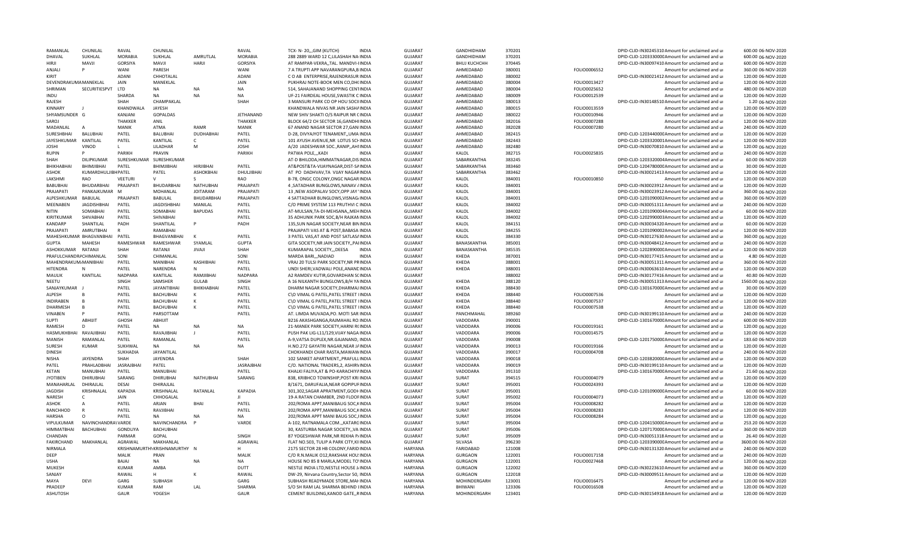| | | | | | | | | | | | | | | |
|---|---|---|---|---|---|---|---|---|---|---|---|---|---|---|
| RAMANLAL | CHUNILAL | RAVAL | CHUNILAL | | RAVAL | TCX- N- 20,,,GIM (KUTCH) INDIA | GUJARAT | GANDHIDHAM | 370201 | | DPID-CLID-IN30245310 | Amount for unclaimed and ur | 600.00 | 06-NOV-2020 |
| DHAVAL | SUKHLAL | MORABIA | SUKHLAL | AMRUTLAL | MORABIA | 288 2889 WARD 12 C,LILASHAH NA INDIA | GUJARAT | GANDHIDHAM | 370201 | | DPID-CLID-1203330000 | Amount for unclaimed and ur | 600.00 | 06-NOV-2020 |
| HIRJI | MAVJI | GORSIYA | MAVJI | HARJI | GORSIYA | AT RAMPAR-VEKRA,,TAL. MANDVI-I INDIA | GUJARAT | BHUJ KUCHCHH | 370445 | | DPID-CLID-IN30097410 | Amount for unclaimed and ur | 600.00 | 06-NOV-2020 |
| ANJALI | P | WANI | PARESH | | WANI | 7 A TRUPTI APP NAVARANGPURA,B INDIA | GUJARAT | AHMEDABAD | 380001 | FOLIO0006552 | | Amount for unclaimed and ur | 360.00 | 06-NOV-2020 |
| KIRIT | | ADANI | CHHOTALAL | | ADANI | C O AB ENTERPRISE,RAJENDRASUR INDIA | GUJARAT | AHMEDABAD | 380002 | | DPID-CLID-IN30021412 | Amount for unclaimed and ur | 120.00 | 06-NOV-2020 |
| DEVENDRAKUMA | MANEKLAL | JAIN | MANEKLAL | | JAIN | PUKHRAJ NOTE-BOOK MEN CO,DH( INDIA | GUJARAT | AHMEDABAD | 380004 | FOLIO0013427 | | Amount for unclaimed and ur | 120.00 | 06-NOV-2020 |
| SHRIMAN | SECURITIESPVT | LTD | NA | NA | NA | 514, SAHAJANAND SHOPPING CENT INDIA | GUJARAT | AHMEDABAD | 380004 | FOLIO0025652 | | Amount for unclaimed and ur | 480.00 | 06-NOV-2020 |
| INDU | | SHARDA | NA | NA | NA | UF-21 FAIRDEAL HOUSE,SWASTIK C INDIA | GUJARAT | AHMEDABAD | 380009 | FOLIO0012539 | | Amount for unclaimed and ur | 120.00 | 06-NOV-2020 |
| RAJESH | | SHAH | CHAMPAKLAL | | SHAH | 3 MANSURI PARK CO OP HOU SOCII INDIA | GUJARAT | AHMEDABAD | 380013 | | DPID-CLID-IN30148510 | Amount for unclaimed and ur | 1.20 | 06-NOV-2020 |
| KINNARY | J | KHANDWALA | JAYESH | | | KHANDWALA NIVAS NR JAIN SASHA INDIA | GUJARAT | AHMEDABAD | 380015 | FOLIO0013559 | | Amount for unclaimed and ur | 120.00 | 06-NOV-2020 |
| SHYAMSUNDER | G | KANJANI | GOPALDAS | | JETHANAND | NEW SHIV SHAKTI O/S RAIPUR NR C INDIA | GUJARAT | AHMEDABAD | 380022 | FOLIO0010946 | | Amount for unclaimed and ur | 120.00 | 06-NOV-2020 |
| SAROJ | | THAKKER | ANIL | | THAKKER | BLOCK 64/2 CH SECTOR 16,GANDHI INDIA | GUJARAT | AHMEDABAD | 382016 | FOLIO0007288 | | Amount for unclaimed and ur | 120.00 | 06-NOV-2020 |
| MADANLAL | A | MANIK | ATMA | RAMR | MANIK | 67 ANAND NAGAR SECTOR 27,GAN INDIA | GUJARAT | AHMEDABAD | 382028 | FOLIO0007280 | | Amount for unclaimed and ur | 240.00 | 06-NOV-2020 |
| SURESHBHAI | BALUBHAI | PATEL | BALUBHAI | DUDHABHAI | PATEL | D-28, DIVYAJYOT TENAMENT,,UMA INDIA | GUJARAT | AHMEDABAD | 382415 | | DPID-CLID-1203440000 | Amount for unclaimed and ur | 120.00 | 06-NOV-2020 |
| JAYESHKUMAR | KANTILAL | PATEL | KANTILAL | C | PATEL | 101 AYUSH AVENUE,NR LOTUS SCI INDIA | GUJARAT | AHMEDABAD | 382443 | | DPID-CLID-1203320001 | Amount for unclaimed and ur | 120.00 | 06-NOV-2020 |
| JOSHI | VINOD | L | LILADHAR | M | JOSHI | A/20 JADESHWAR SOC.,RANIP,,AHI INDIA | GUJARAT | AHMEDABAD | 382480 | | DPID-CLID-IN30070810 | Amount for unclaimed and ur | 120.00 | 06-NOV-2020 |
| RUPIN | P | PARIKH | PRAVIN | | PARIKH | PATWA POLE,,,KADI INDIA | GUJARAT | KALOL | 382715 | FOLIO0025835 | | Amount for unclaimed and ur | 240.00 | 06-NOV-2020 |
| SHAH | DILIPKUMAR | SURESHKUMAR | SURESHKUMAR | | | AT-D BHILODA,HIMMATNAGAR,DIS INDIA | GUJARAT | SABARKANTHA | 383245 | | DPID-CLID-1203320004 | Amount for unclaimed and ur | 60.00 | 06-NOV-2020 |
| BHIKHABHAI | BHIMJIBHAI | PATEL | BHIMJIBHAI | HIRJIBHAI | PATEL | AT&POST&TA-VIJAYNAGAR,DIST-SA INDIA | GUJARAT | SABARKANTHA | 383460 | | DPID-CLID-1204780000 | Amount for unclaimed and ur | 30.00 | 06-NOV-2020 |
| ASHOK | KUMARDHULJIBH | PATEL | PATEL | ASHOKBHAI | DHULJIBHAI | AT PO DADHVAV,TA VIJAY NAGAR INDIA | GUJARAT | SABARKANTHA | 383462 | | DPID-CLID-IN30021413 | Amount for unclaimed and ur | 120.00 | 06-NOV-2020 |
| LAKSHMI | RAO | VEETURI | V | S | RAO | B-78, ONGC COLONY,ONGC NAGAR INDIA | GUJARAT | KALOL | 384001 | FOLIO0010850 | | Amount for unclaimed and ur | 120.00 | 06-NOV-2020 |
| BABUBHAI | BHUDARBHAI | PRAJAPATI | BHUDARBHAI | NATHUBHAI | PRAJAPATI | 4 ,SATADHAR BUNGLOWS,NANAV / INDIA | GUJARAT | KALOL | 384001 | | DPID-CLID-IN30023912 | Amount for unclaimed and ur | 120.00 | 06-NOV-2020 |
| PRAJAPATI | PANKAJKUMAR | M | MOHANLAL | JOITARAM | PRAJAPATI | 13 ,NEW ASOPALAV SOCY,OPP JAY 'INDIA | GUJARAT | KALOL | 384001 | | DPID-CLID-IN30023912 | Amount for unclaimed and ur | 360.00 | 06-NOV-2020 |
| ALPESHKUMAR | BABULAL | PRAJAPATI | BABULAL | BHUDARBHAI | PRAJAPATI | 4 SATTADHAR BUNGLOWS,VISNAG INDIA | GUJARAT | KALOL | 384001 | | DPID-CLID-1201090002 | Amount for unclaimed and ur | 360.00 | 06-NOV-2020 |
| MEENABEN | JAGDISHBHAI | PATEL | JAGDISHBHAI | MANILAL | PATEL | C/O PRIME SYSTEM 113 PRUTHVI C INDIA | GUJARAT | KALOL | 384002 | | DPID-CLID-IN30051311 | Amount for unclaimed and ur | 240.00 | 06-NOV-2020 |
| NITIN | SOMABHAI | PATEL | SOMABHAI | BAPUDAS | PATEL | AT-MULSAN,TA-DI-MEHSANA,,MEH INDIA | GUJARAT | KALOL | 384002 | | DPID-CLID-1201090004 | Amount for unclaimed and ur | 60.00 | 06-NOV-2020 |
| KIRITKUMAR | SHIVABHAI | PATEL | SHIVABHAI | | PATEL | 35 ADHUNIK PARK SOC,B/H RAJKAM INDIA | GUJARAT | KALOL | 384002 | | DPID-CLID-1202990003 | Amount for unclaimed and ur | 120.00 | 06-NOV-2020 |
| KANDARP | SHANTILAL | PADH | SHANTILAL | P | PADH | 135,SUN NAGAR SOCIETY,NEAR BIN INDIA | GUJARAT | KALOL | 384151 | | DPID-CLID-IN30034320 | Amount for unclaimed and ur | 60.00 | 06-NOV-2020 |
| PRAJAPATI | AMRUTBHAI | R | RAMABHAI | | | PRAJAPATI VAS AT & POST,BABASA INDIA | GUJARAT | KALOL | 384255 | | DPID-CLID-1201090002 | Amount for unclaimed and ur | 120.00 | 06-NOV-2020 |
| MAHESHKUMAR | BHAGVANBHAI | PATEL | BHAGVANBHAI | K | PATEL | 3 PATEL VAS,AT AND POST SATLASA INDIA | GUJARAT | KALOL | 384330 | | DPID-CLID-IN30127630 | Amount for unclaimed and ur | 360.00 | 06-NOV-2020 |
| GUPTA | MAHESH | RAMESHWAR | RAMESHWAR | SYAMLAL | GUPTA | GITA SOCIETY,NR JAIN SOCIETY,,PAI INDIA | GUJARAT | BANASKANTHA | 385001 | | DPID-CLID-IN30048412 | Amount for unclaimed and ur | 240.00 | 06-NOV-2020 |
| ASHOKKUMAR | RATANJI | SHAH | RATANJI | JIVAJI | SHAH | KUMARAPAL SOCIETY,,,DEESA INDIA | GUJARAT | BANASKANTHA | 385535 | | DPID-CLID-1202890000 | Amount for unclaimed and ur | 120.00 | 06-NOV-2020 |
| PRAFULCHANDRA | CHIMANLAL | SONI | CHIMANLAL | | SONI | MARDA BARI,,,NADIAD INDIA | GUJARAT | KHEDA | 387001 | | DPID-CLID-IN30177415 | Amount for unclaimed and ur | 4.80 | 06-NOV-2020 |
| MAHENDRAKUM | MANIBHAI | PATEL | MANIBHAI | KASHIBHAI | PATEL | VRAJ 20 TULSI PARK SOCIETY,NR PR INDIA | GUJARAT | KHEDA | 388001 | | DPID-CLID-IN30051311 | Amount for unclaimed and ur | 360.00 | 06-NOV-2020 |
| HITENDRA | N | PATEL | NARENDRA | N | PATEL | UNDI SHERI,VADWALI POLE,ANAND INDIA | GUJARAT | KHEDA | 388001 | | DPID-CLID-IN30063610 | Amount for unclaimed and ur | 120.00 | 06-NOV-2020 |
| MAULIK | KANTILAL | NADPARA | KANTILAL | RAMJIBHAI | NADPARA | A2 RAMDEV KUTIR,GOVARDHAN SC INDIA | GUJARAT | | 388002 | | DPID-CLID-IN30177416 | Amount for unclaimed and ur | 40.80 | 06-NOV-2020 |
| NEETU | | SINGH | SAMSHER | GULAB | SINGH | A 16 NILKANTH BUNGLOWS,B/H YA INDIA | GUJARAT | KHEDA | 388120 | | DPID-CLID-IN30051313 | Amount for unclaimed and ur | 1560.00 | 06-NOV-2020 |
| SANJAYKUMAR | J | PATEL | JAYANTIBHAI | BHIKHABHAI | PATEL | DHARM NAGAR SOCIETY,DHARMAJ INDIA | GUJARAT | KHEDA | 388430 | | DPID-CLID-1301670000 | Amount for unclaimed and ur | 30.00 | 06-NOV-2020 |
| ALPESH | B | PATEL | BACHUBHAI | K | PATEL | C\O VIMAL G PATEL,PATEL STREET I INDIA | GUJARAT | KHEDA | 388440 | FOLIO0007536 | | Amount for unclaimed and ur | 120.00 | 06-NOV-2020 |
| INDIRABEN | B | PATEL | BACHUBHAI | K | PATEL | C\O VIMAL G PATEL,PATEL STREET I INDIA | GUJARAT | KHEDA | 388440 | FOLIO0007537 | | Amount for unclaimed and ur | 120.00 | 06-NOV-2020 |
| DHARMESH | B | PATEL | BACHUBHAI | K | PATEL | C\O VIMAL G PATEL,PATEL STREET I INDIA | GUJARAT | KHEDA | 388440 | FOLIO0007538 | | Amount for unclaimed and ur | 120.00 | 06-NOV-2020 |
| VINABEN | P | PATEL | PARSOTTAM | | PATEL | AT. LIMDA MUVADA,PO. MOTI SAR INDIA | GUJARAT | PANCHMAHAL | 389260 | | DPID-CLID-IN30199110 | Amount for unclaimed and ur | 240.00 | 06-NOV-2020 |
| SUPTI | ABHIJIT | GHOSH | ABHIJIT | | | B216 AKASHGANGA,RAJMAHAL RO INDIA | GUJARAT | VADODARA | 390001 | | DPID-CLID-1301670000 | Amount for unclaimed and ur | 600.00 | 06-NOV-2020 |
| RAMESH | D | PATEL | NA | NA | NA | 21-MANEK PARK SOCIETY,HARNI R( INDIA | GUJARAT | VADODARA | 390006 | FOLIO0019161 | | Amount for unclaimed and ur | 120.00 | 06-NOV-2020 |
| HASMUKHBHAI | RAVAJIBHAI | PATEL | RAVAJIBHAI | J | PATEL | PUSH PAK LIG-L11/129,VIJAY NAGA INDIA | GUJARAT | VADODARA | 390006 | FOLIO0014575 | | Amount for unclaimed and ur | 120.00 | 06-NOV-2020 |
| MANISH | RAMANLAL | PATEL | RAMANLAL | | PATEL | A-9,VATSA DUPLEX,NR.GAJANAND, INDIA | GUJARAT | VADODARA | 390008 | | DPID-CLID-1201750000 | Amount for unclaimed and ur | 183.60 | 06-NOV-2020 |
| SURESH | KUMAR | SUKHWAL | NA | NA | NA | H.NO.272 GAYATRI NAGAR,NEAR J/ INDIA | GUJARAT | VADODARA | 390013 | FOLIO0019166 | | Amount for unclaimed and ur | 120.00 | 06-NOV-2020 |
| DINESH | | SUKHADIA | JAYANTILAL | | | CHOKHANDI CHAR RASTA,MAWAW INDIA | GUJARAT | VADODARA | 390017 | FOLIO0004708 | | Amount for unclaimed and ur | 240.00 | 06-NOV-2020 |
| NISHA | JAYENDRA | SHAH | JAYENDRA | | SHAH | 102 SANKET APARTMENT,,PRAFULL INDIA | GUJARAT | VADODARA | 390018 | | DPID-CLID-1203820000 | Amount for unclaimed and ur | 120.00 | 06-NOV-2020 |
| PATEL | PRAHLADBHAI | JASRAJBHAI | PATEL | | JASRAJBHAI | C/O. NATIONAL TRADERS,2, ASHIRV INDIA | GUJARAT | VADODARA | 390019 | | DPID-CLID-IN30199110 | Amount for unclaimed and ur | 120.00 | 06-NOV-2020 |
| KETAN | MANUBHAI | PATEL | MANUBHAI | | PATEL | KHALKI FALIYA,AT & PO-KARACHIYA INDIA | GUJARAT | VADODARA | 391310 | | DPID-CLID-1301670000 | Amount for unclaimed and ur | 21.60 | 06-NOV-2020 |
| JYOTIBEN | DHIRUBHAI | SARANG | DHIRUBHAI | NATHUBHAI | SARANG | 838, KRIBHCO TOWNSHIP,POST KRI INDIA | GUJARAT | SURAT | 394515 | FOLIO0004079 | | Amount for unclaimed and ur | 120.00 | 06-NOV-2020 |
| MANAHARLAL | DHIRAJLAL | DESAI | DHIRAJLAL | | | 8/1671, DARUFALIA,NEAR GOPIPUR INDIA | GUJARAT | SURAT | 395001 | FOLIO0024393 | | Amount for unclaimed and ur | 120.00 | 06-NOV-2020 |
| JAGDISH | KRISHNALAL | KAPADIA | KRISHNALAL | RATANLAL | KAPADIA | 301,302,SAGAR APRATMENT,GODH INDIA | GUJARAT | SURAT | 395001 | | DPID-CLID-1201090000 | Amount for unclaimed and ur | 60.00 | 06-NOV-2020 |
| NARESH | C | JAIN | CHHOGALAL | | JI | 19-A RATAN CHAMBER, 2ND FLOOF INDIA | GUJARAT | SURAT | 395002 | FOLIO0004073 | | Amount for unclaimed and ur | 120.00 | 06-NOV-2020 |
| ASHOK | A | PATEL | ARJAN | BHAI | PATEL | 202/ROMA APPT,MANIBAUG SOC,K INDIA | GUJARAT | SURAT | 395004 | FOLIO0008282 | | Amount for unclaimed and ur | 120.00 | 06-NOV-2020 |
| RANCHHOD | R | PATEL | RAVJIBHAI | | PATEL | 202/ROMA APPT,MANIBAUG SOC,K INDIA | GUJARAT | SURAT | 395004 | FOLIO0008283 | | Amount for unclaimed and ur | 120.00 | 06-NOV-2020 |
| HARSHA | O | PATEL | NA | NA | NA | 202/ROMA APPT MANI BAUG SOC,I INDIA | GUJARAT | SURAT | 395004 | FOLIO0008284 | | Amount for unclaimed and ur | 120.00 | 06-NOV-2020 |
| VIPULKUMAR | NAVINCHANDRA | VARDE | NAVINCHANDRA | P | VARDE | A-102, RATNAMALA COM.,,KATARG INDIA | GUJARAT | SURAT | 395004 | | DPID-CLID-1204150000 | Amount for unclaimed and ur | 253.20 | 06-NOV-2020 |
| HIMMATBHAI | BACHUBHAI | GONDLIYA | BACHUBHAI | | | 30, KASTURBA NAGAR SOCIETY,,VA INDIA | GUJARAT | SURAT | 395006 | | DPID-CLID-1207170000 | Amount for unclaimed and ur | 360.00 | 06-NOV-2020 |
| CHANDAN | | PARMAR | GOPAL | | SINGH | 87 YOGESHWAR PARK,NR REKHA P/ INDIA | GUJARAT | SURAT | 395009 | | DPID-CLID-IN30051318 | Amount for unclaimed and ur | 26.40 | 06-NOV-2020 |
| FAKIRCHAND | MAKHANLAL | AGRAWAL | MAKHANLAL | | AGRAWAL | FLAT NO.503, TULIP A PARK CITY,KI INDIA | GUJARAT | SILVASA | 396230 | | DPID-CLID-1203390000 | Amount for unclaimed and ur | 3600.00 | 06-NOV-2020 |
| NIRMALA | | KRISHNAMURTHY | KRISHNAMURTHY | N | H | 2175 SECTOR 28 HB COLONY,FARID INDIA | HARYANA | FARIDABAD | 121008 | | DPID-CLID-IN30131320 | Amount for unclaimed and ur | 240.00 | 06-NOV-2020 |
| DEEP | | MALIK | PRAN | | MALIK | C/O R.N.MALIK O12,RAKSHAK HOU INDIA | HARYANA | GURGAON | 122001 | FOLIO0017158 | | Amount for unclaimed and ur | 240.00 | 06-NOV-2020 |
| USHA | | BAJAJ | NA | NA | NA | HOUSE NO 85 8 MARLA,MODEL TO INDIA | HARYANA | GURGAON | 122001 | FOLIO0027468 | | Amount for unclaimed and ur | 120.00 | 06-NOV-2020 |
| MUKESH | | KUMAR | AMBA | | DUTT | NESTLE INDIA LTD,NESTLE HOUSE J INDIA | HARYANA | GURGAON | 122002 | | DPID-CLID-IN30223610 | Amount for unclaimed and ur | 360.00 | 06-NOV-2020 |
| SANJAY | | RAWAL | H | K | RAWAL | DW-29, Nirvana Country,Sector 50, INDIA | HARYANA | GURGAON | 122018 | | DPID-CLID-IN30009511 | Amount for unclaimed and ur | 120.00 | 06-NOV-2020 |
| MAYA | DEVI | GARG | SUBHASH | | GARG | SUBHASH READYMADE STORE,MAH INDIA | HARYANA | MOHINDERGARH | 123001 | FOLIO0016475 | | Amount for unclaimed and ur | 120.00 | 06-NOV-2020 |
| PRADEEP | | KUMAR | RAM | LAL | SHARMA | S/O SH RAM LAL SHARMA BEHIND I INDIA | HARYANA | BHIWANI | 123306 | FOLIO0016508 | | Amount for unclaimed and ur | 120.00 | 06-NOV-2020 |
| ASHUTOSH | | GAUR | YOGESH | | GAUR | CEMENT BUILDING,KANOD GATE,,R INDIA | HARYANA | MOHINDERGARH | 123401 | | DPID-CLID-IN30154918 | Amount for unclaimed and ur | 120.00 | 06-NOV-2020 |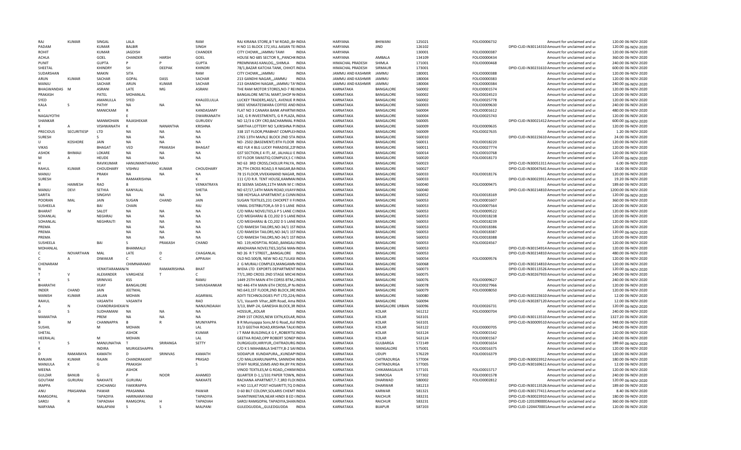| | | | | | | | | | | | | | | | |
|---|---|---|---|---|---|---|---|---|---|---|---|---|---|---|---|
| RAJ | KUMAR | SINGAL | LALA | | RAM | RAJ KIRANA STORE,B T M ROAD,,BHINDIA | | HARYANA | BHIWANI | 125021 | FOLIO0006732 | | Amount for unclaimed and ui | 120.00 | 06-NOV-2020 |
| PADAM | | KUMAR | BALBIR | | SINGH | H NO 11 BLOCK 172,VILL AASAN TEIINDIA | | HARYANA | JIND | 126102 | | DPID-CLID-IN30114310 | Amount for unclaimed and ui | 120.00 | 06-NOV-2020 |
| ROHIT | | KUMAR | JAGDISH | | CHANDER | CITY CHOWK,,,JAMMU TAWI | INDIA | HARYANA | | 130001 | FOLIO0000387 | | Amount for unclaimed and ui | 120.00 | 06-NOV-2020 |
| ACHLA | | GOEL | CHANDER | HARSH | GOEL | HOUSE NO 685 SECTOR 9,,,PANCHKINDIA | | HARYANA | AMBALA | 134109 | FOLIO0000434 | | Amount for unclaimed and ui | 360.00 | 06-NOV-2020 |
| PUNIT | | GUPTA | P | P | GUPTA | PREMNIWAS KANLOG,,,SHIMLA | INDIA | HIMACHAL PRADESH | SHIMLA | 171001 | FOLIO0000468 | | Amount for unclaimed and ui | 240.00 | 06-NOV-2020 |
| SHEETAL | | KHINDRY | SH | DEEPAK | KHINDRI | 78/1,BAZAR KATCHA TANK, CHHOT INDIA | | HIMACHAL PRADESH | SIRMAUR | 173001 | | DPID-CLID-IN30231610 | Amount for unclaimed and ui | 600.00 | 06-NOV-2020 |
| SUDARSHAN | | MAKIN | SITA | | RAM | CITY CHOWK,,,JAMMU | INDIA | JAMMU AND KASHMIR | JAMMU | 180001 | FOLIO0000388 | | Amount for unclaimed and ui | 120.00 | 06-NOV-2020 |
| ARUN | KUMAR | SACHAR | GOPAL | DASS | SACHAR | 213 GANDHI NAGAR,,,JAMMU | INDIA | JAMMU AND KASHMIR | JAMMU | 180004 | FOLIO0000383 | | Amount for unclaimed and ui | 120.00 | 06-NOV-2020 |
| MANJU | | SACHAR | ARUN | KUMAR | SACHAR | 213 GHANDHI NAGAR,,,JAMMU TA'INDIA | | JAMMU AND KASHMIR | JAMMU | 180004 | FOLIO0000384 | | Amount for unclaimed and ui | 240.00 | 06-NOV-2020 |
| BHAGWANDAS | M | ASRANI | LATE | MG | ASRANI | THE RAM MOTOR STORES,NO-7 REIINDIA | | KARNATAKA | BANGALORE | 560002 | FOLIO0001574 | | Amount for unclaimed and ui | 120.00 | 06-NOV-2020 |
| PRAKASH | | PATEL | MOHANLAL | | | BANGALORE METAL MART,SHOP NIINDIA | | KARNATAKA | BANGALORE | 560002 | FOLIO0024523 | | Amount for unclaimed and ui | 120.00 | 06-NOV-2020 |
| SYED | | AMANULLA | SYED | | KHALEELULLA | LUCKEY TRADERS,465/1, AVENUE RINDIA | | KARNATAKA | BANGALORE | 560002 | FOLIO0025778 | | Amount for unclaimed and ui | 120.00 | 06-NOV-2020 |
| KALA | S | PATHY | NA | NA | NA | SREE VENKATESWARA COFFEE AND INDIA | | KARNATAKA | BANGALORE | 560003 | FOLIO0009630 | | Amount for unclaimed and ui | 240.00 | 06-NOV-2020 |
| K | | MANICKAM | R | | KANDASAMY | FLAT NO 3 CANARA BANK APARTMIINDIA | | KARNATAKA | BANGALORE | 560004 | FOLIO0001612 | | Amount for unclaimed and ui | 480.00 | 06-NOV-2020 |
| NAGAJYOTHI | | | E | | DWARKANATH | 142, G R INVESTMENTS, G R PLAZA, INDIA | | KARNATAKA | BANGALORE | 560004 | FOLIO0025743 | | Amount for unclaimed and ui | 120.00 | 06-NOV-2020 |
| SHANKAR | | MANMOHAN | RAJASHEKAR | | GURUDEV | NO 12/3 6 CRY CRD,BACHAMMAL RINDIA | | KARNATAKA | BANGALORE | 560005 | | DPID-CLID-IN30021412 | Amount for unclaimed and ui | 600.00 | 06-NOV-2020 |
| K | A | VISHWANATH | K | NANANTHA | KRISHNA | SARITHA LOTTERY NO 5,KRISHNA PIINDIA | | KARNATAKA | BANGALORE | 560009 | FOLIO0009635 | | Amount for unclaimed and ui | 120.00 | 06-NOV-2020 |
| PRECIOUS | SECURITIESP | LTD | NA | NA | NA | 338 1ST FLOOR,PRABHAT COMPLEXINDIA | | KARNATAKA | BANGALORE | 560009 | FOLIO0027635 | | Amount for unclaimed and ui | 1.20 | 06-NOV-2020 |
| SURESH | | S | NA | NA | NA | 2765 13TH MAIN,E BLOCK 2ND STA INDIA | | KARNATAKA | BANGALORE | 560010 | | DPID-CLID-IN30223610 | Amount for unclaimed and ui | 24.00 | 06-NOV-2020 |
| U | KOSHORE | JAIN | NA | NA | NA | NO- 2502 (BASEMENT) 8TH FLOOR INDIA | | KARNATAKA | BANGALORE | 560011 | FOLIO0018220 | | Amount for unclaimed and ui | 120.00 | 06-NOV-2020 |
| VIKAS | | BHAGAT | VED | PRAKASH | BHAGAT | 402 FLR 4 BLG LUCKY PARADISE,22IINDIA | | KARNATAKA | BANGALORE | 560011 | FOLIO0027774 | | Amount for unclaimed and ui | 120.00 | 06-NOV-2020 |
| ASHOK | BHIMAJI | LOKARE | NA | NA | NA | GST SECTION,E 4 ITI, AF, JALHALLI E INDIA | | KARNATAKA | BANGALORE | 560014 | FOLIO0010768 | | Amount for unclaimed and ui | 120.00 | 06-NOV-2020 |
| M | A | HEUDE | NA | NA | NA | IST FLOOR SWASTIQ COMPLEX,S C IINDIA | | KARNATAKA | BANGALORE | 560020 | FOLIO0018173 | | Amount for unclaimed and ui | 120.00 | 06-NOV-2020 |
| H | | RAVIKUMAR | HANUMANTHARAO | | | NO 63 3RD CROSS,CHOLUR PALYA, INDIA | | KARNATAKA | BANGALORE | 560023 | | DPID-CLID-IN30051311 | Amount for unclaimed and ui | 6.00 | 06-NOV-2020 |
| RAHUL | KUMAR | CHOUDHARY | VISHNU | KUMAR | CHOUDHARY | 29,7TH CROSS ROAD,S R NAGAR,BAINDIA | | KARNATAKA | BANGALORE | 560027 | | DPID-CLID-IN30047641 | Amount for unclaimed and ui | 18.00 | 06-NOV-2020 |
| MANJU | | PRAKH | NA | NA | NA | 78 1S FLOOR,VIVEKANAND NAGAR, INDIA | | KARNATAKA | BANGALORE | 560033 | FOLIO0018176 | | Amount for unclaimed and ui | 120.00 | 06-NOV-2020 |
| SURESH | | R | RAMAKRISHNA | | K | 111 C/O R.R. TENT HOUSE,KAMMAIINDIA | | KARNATAKA | BANGALORE | 560033 | | DPID-CLID-IN30023911 | Amount for unclaimed and ui | 19.20 | 06-NOV-2020 |
| B | HAIMESH | RAO | B | | VENKATRAYA | 81 SEEMA SADAN,11TH MAIN M C IINDIA | | KARNATAKA | BANGALORE | 560040 | FOLIO0009475 | | Amount for unclaimed and ui | 189.60 | 06-NOV-2020 |
| MANJU | DEVI | SETHIA | KANYALAL | | SHETIA | NO 67/17,14TH MAIN ROAD,VIJAYAINDIA | | KARNATAKA | BANGALORE | 560040 | | DPID-CLID-IN30214810 | Amount for unclaimed and ui | 1200.00 | 06-NOV-2020 |
| SARITA | | SINGHVI | NA | NA | NA | 508 HOYSALA APARTMENT,6 CUNNINDIA | | KARNATAKA | BANGALORE | 560052 | FOLIO0018169 | | Amount for unclaimed and ui | 120.00 | 06-NOV-2020 |
| POORAN | MAL | JAIN | SUGAN | CHAND | JAIN | SUGAN TEXTILES,231 CHICKPET II FIINDIA | | KARNATAKA | BANGALORE | 560053 | FOLIO0001607 | | Amount for unclaimed and ui | 360.00 | 06-NOV-2020 |
| SUSHEELA | | BAI | CHAIN | | RAJ | VIMAL DISTRBUTOR,A-59 D S LANE INDIA | | KARNATAKA | BANGALORE | 560053 | FOLIO0007564 | | Amount for unclaimed and ui | 120.00 | 06-NOV-2020 |
| BHARAT | M | SALOT | NA | NA | NA | C/O NIRAJ NOVELTIES,6 P S LANE CIINDIA | | KARNATAKA | BANGALORE | 560053 | FOLIO0009522 | | Amount for unclaimed and ui | 120.00 | 06-NOV-2020 |
| SOHANLAL | | NEGHRAJ | NA | NA | NA | C/O MEGHARAJ & CO,202 D S LANEINDIA | | KARNATAKA | BANGALORE | 560053 | FOLIO0018238 | | Amount for unclaimed and ui | 120.00 | 06-NOV-2020 |
| SOHANLAL | | NEGHRAJTI | NA | NA | NA | C/O MEGHARAJ & CO,202 D S LANEINDIA | | KARNATAKA | BANGALORE | 560053 | FOLIO0018239 | | Amount for unclaimed and ui | 120.00 | 06-NOV-2020 |
| PREMA | | | NA | NA | NA | C/O RAMESH TAILORS,NO-34/1 1ST INDIA | | KARNATAKA | BANGALORE | 560053 | FOLIO0018386 | | Amount for unclaimed and ui | 120.00 | 06-NOV-2020 |
| PREMA | | | NA | NA | NA | C/O RAMESH TAILORS,NO-34/1 1ST INDIA | | KARNATAKA | BANGALORE | 560053 | FOLIO0018387 | | Amount for unclaimed and ui | 120.00 | 06-NOV-2020 |
| PREMA | | | NA | NA | NA | C/O RAMESH TAILORS,NO-34/1 1ST INDIA | | KARNATAKA | BANGALORE | 560053 | FOLIO0018388 | | Amount for unclaimed and ui | 120.00 | 06-NOV-2020 |
| SUSHEELA | | BAI | S | PRAKASH | CHAND | NO. 119,HOSPITAL ROAD,,BANGALCINDIA | | KARNATAKA | BANGALORE | 560053 | FOLIO0024567 | | Amount for unclaimed and ui | 120.00 | 06-NOV-2020 |
| MOHANLAL | | | BHANMALJI | | | ARADHANA NOVELTIES,50/56 MANINDIA | | KARNATAKA | BANGALORE | 560053 | | DPID-CLID-IN30154914 | Amount for unclaimed and ui | 120.00 | 06-NOV-2020 |
| C | NOVARTHAN | MAL | LATE | D | CHAGANLAL | NO 26 R T STREET,,,BANGALORE | INDIA | KARNATAKA | BANGALORE | 560053 | | DPID-CLID-IN30214810 | Amount for unclaimed and ui | 480.00 | 06-NOV-2020 |
| C | A | DIWAKAR | C | C | APPAIAH | OLD NO.500/B, NEW NO.42,TULASI INDIA | | KARNATAKA | BANGALORE | 560054 | FOLIO0009576 | | Amount for unclaimed and ui | 120.00 | 06-NOV-2020 |
| CHENARAM | | | CHIMNARAMJI | | | 2 G MURALI COMPLEX,MANGAMM INDIA | | KARNATAKA | BANGALORE | 560068 | | DPID-CLID-IN30214810 | Amount for unclaimed and ui | 120.00 | 06-NOV-2020 |
| N | | VENKITARAMANAN | | RAMAKRISHNA | BHAT | WIDIA LTD EXPORTS DEPARTMENTINDIA | | KARNATAKA | BANGALORE | 560073 | | DPID-CLID-IN30113526 | Amount for unclaimed and ui | 120.00 | 06-NOV-2020 |
| T | V | ALEXANDER | VARGHESE | T | C | 77/1,3RD CROSS 2ND STAGE MICHEINDIA | | KARNATAKA | BANGALORE | 560075 | | DPID-CLID-IN30267933 | Amount for unclaimed and ui | 240.00 | 06-NOV-2020 |
| K | S | SRINIVAS | KSS | | RAMU | 1449 25TH MAIN 4TH CORSS BTM,2INDIA | | KARNATAKA | BANGALORE | 560076 | FOLIO0009627 | | Amount for unclaimed and ui | 240.00 | 06-NOV-2020 |
| BHARATHI | | VIJAY | BANGALORE | | SHIVASHANKAR | NO 446 4TH MAIN 6TH CROSS,JP NAINDIA | | KARNATAKA | BANGALORE | 560078 | FOLIO0027966 | | Amount for unclaimed and ui | 120.00 | 06-NOV-2020 |
| INDER | CHAND | JAIN | JEETMAL | | | NO.643,1ST FLOOR,2ND BLOCK,3RDINDIA | | KARNATAKA | BANGALORE | 560079 | FOLIO0008050 | | Amount for unclaimed and ui | 120.00 | 06-NOV-2020 |
| MANISH | KUMAR | JALAN | MOHAN | | AGARWAL | ADITI TECHNOLOGIES PVT LTD,224/INDIA | | KARNATAKA | BANGALORE | 560080 | | DPID-CLID-IN30223610 | Amount for unclaimed and ui | 12.00 | 06-NOV-2020 |
| RAHUL | | VASANTH | VASANTH | | RAO | 5/1, Vasanth Vihar,,60ft Road, Ama INDIA | | KARNATAKA | BANGALORE | 560094 | | DPID-CLID-IN30287120 | Amount for unclaimed and ui | 12.00 | 06-NOV-2020 |
| A | N | CHANDRASHEKAR | N | | NANJUNDAIAH | 3/13, BMP-24, GANESHA BLOCK,3R INDIA | | KARNATAKA | BANGALORE URBAN | 560096 | FOLIO0026731 | | Amount for unclaimed and ui | 120.00 | 06-NOV-2020 |
| G | S | SUDHAMANI | NA | NA | NA | HOSSUR,,,KOLAR | INDIA | KARNATAKA | KOLAR | 561212 | FOLIO0000704 | | Amount for unclaimed and ui | 240.00 | 06-NOV-2020 |
| MAMATHA | | PREM | NA | NA | NA | 2949 1ST CROSS,NEW EXTN,KOLAR,INDIA | | KARNATAKA | KOLAR | 563101 | | DPID-CLID-IN30113510 | Amount for unclaimed and ui | 1327.20 | 06-NOV-2020 |
| B | M | CHANNAPPA | B | R | MUNIYAPPA | B R Muniyappa Sons,M G Road,,Kol INDIA | | KARNATAKA | KOLAR | 563101 | | DPID-CLID-IN30009510 | Amount for unclaimed and ui | 948.00 | 06-NOV-2020 |
| SUSHIL | | M | MOHAN | | LAL | 31/3 GEETHA ROAD,KRISHNA TALKIINDIA | | KARNATAKA | KOLAR | 563122 | FOLIO0000705 | | Amount for unclaimed and ui | 240.00 | 06-NOV-2020 |
| SHETAL | | | ASHOK | | KUMAR | J T RAM BUILDING,K G F,,ROBERTSCINDIA | | KARNATAKA | KOLAR | 563124 | FOLIO0001542 | | Amount for unclaimed and ui | 120.00 | 06-NOV-2020 |
| HEERALAL | | M | MOHAN | | LAL | GEETHA ROAD,OPP ROBERT SONEP INDIA | | KARNATAKA | KOLAR | 563124 | FOLIO0001567 | | Amount for unclaimed and ui | 240.00 | 06-NOV-2020 |
| T | S | MANJUNATHA | T | SRIRANGA | SETTY | DURGIGUDI,HIRIYUR,,CHITRADURG INDIA | | KARNATAKA | GULBARGA | 572149 | FOLIO0001654 | | Amount for unclaimed and ui | 189.60 | 06-NOV-2020 |
| K | | INDIRA | MURIGESHAPPA | | | C/O K S MAHABALA SHETTY,B-2 SAIINDIA | | KARNATAKA | MANGALORE | 575001 | FOLIO0016375 | | Amount for unclaimed and ui | 120.00 | 06-NOV-2020 |
| D | RAMARAYA | KAMATH | D | SRINIVAS | KAMATH | SIDDAPUR KUNDAPURA,,,KUNDAPIINDIA | | KARNATAKA | UDUPI | 576229 | FOLIO0016379 | | Amount for unclaimed and ui | 120.00 | 06-NOV-2020 |
| RANJAN | KUMAR | RAJAN | CHANDRAKANT | | PRASAD | C/O MALLIKARJUNAPPA, SANNIDHI INDIA | | KARNATAKA | CHITRADURGA | 577004 | | DPID-CLID-IN30023912 | Amount for unclaimed and ui | 180.00 | 06-NOV-2020 |
| MANJULA | K | G | PRAKASH | | S | STAFF NURSE,SSIMS AND RH,BY PA'INDIA | | KARNATAKA | CHITRADURGA | 577005 | | DPID-CLID-IN30169611 | Amount for unclaimed and ui | 12.00 | 06-NOV-2020 |
| MEENA | | | ASHOK | | | VINOD TEXTILES,M G ROAD,,CHIKMINDIA | | KARNATAKA | CHIKAMAGALUR | 577101 | FOLIO0015717 | | Amount for unclaimed and ui | 120.00 | 06-NOV-2020 |
| GULZAR | BANUB | G | P | NOOR | AHAMED | QUARTER D-1,1/331 PAPER TOWN, INDIA | | KARNATAKA | SHIMOGA | 577302 | FOLIO0001578 | | Amount for unclaimed and ui | 240.00 | 06-NOV-2020 |
| GOUTAM | GURURAJ | NAKHATE | GURURAJ | | NAKHATE | RACHANA APARTMET,T-7,3RD FLOCINDIA | | KARNATAKA | DHARWAD | 580002 | FOLIO0002812 | | Amount for unclaimed and ui | 120.00 | 06-NOV-2020 |
| IRAPPA | | ICHCHANGI | FAKKIRAPPA | | | H NO 113,AT POST HOSARITTI,TQ DINDIA | | KARNATAKA | DHARWAR | 581213 | | DPID-CLID-IN30113526 | Amount for unclaimed and ui | 189.60 | 06-NOV-2020 |
| ANU | PRASANNA | PAWAR | PRASANNA | | | D 60 BLT COLONY,SOLARIS CHEMT INDIA | | KARNATAKA | KARWAR | 581321 | | DPID-CLID-IN30177411 | Amount for unclaimed and ui | 8.40 | 06-NOV-2020 |
| RAMGOPAL | | TAPADIYA | HARINARAYANJI | | TAPADIYA | SHANTINIKETAN,NEAR HINDI B ED (INDIA | | KARNATAKA | RAICHUR | 583231 | | DPID-CLID-IN30023910 | Amount for unclaimed and ui | 180.00 | 06-NOV-2020 |
| SAROJ | R | TAPADIAH | RAMGOPAL | H | TAPADIAH | SAROJ RAMGOPAL TAPADIYA,SHANINDIA | | KARNATAKA | RAICHUR | 583231 | | DPID-CLID-1201090000 | Amount for unclaimed and ui | 360.00 | 06-NOV-2020 |
| NARYANA | | MALAPANI | S | S | MALPANI | GULEDGUDDA,,,GULEDGUDDA | INDIA | KARNATAKA | BIJAPUR | 587203 | | DPID-CLID-1204470001 | Amount for unclaimed and ui | 120.00 | 06-NOV-2020 |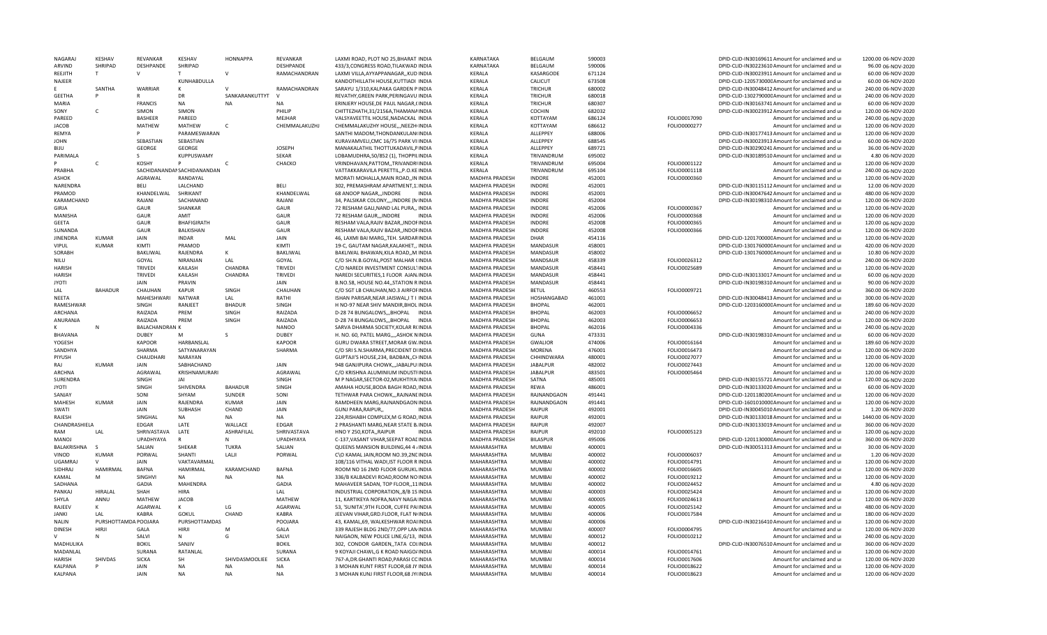| NAGARAJ | KESHAV | REVANKAR | KESHAV | HONNAPPA | REVANKAR | LAXMI ROAD, PLOT NO 25,BHARAT INDIA | KARNATAKA | BELGAUM | 590003 | | DPID-CLID-IN30169611 Amount for unclaimed and ui | 1200.00 06-NOV-2020 |
|---|---|---|---|---|---|---|---|---|---|---|---|---|
| ARVIND | SHRIPAD | DESHPANDE | SHRIPAD | | DESHPANDE | 433/3,CONGRESS ROAD,TILAKWAD INDIA | KARNATAKA | BELGAUM | 590006 | | DPID-CLID-IN30223610 Amount for unclaimed and ui | 96.00 06-NOV-2020 |
| REEJITH | T | V | T | V | RAMACHANDRAN | LAXMI VILLA,AYYAPPANAGAR,,KUD INDIA | KERALA | KASARGODE | 671124 | | DPID-CLID-IN30023911 Amount for unclaimed and ui | 60.00 06-NOV-2020 |
| NAJEER | | | KUNHABDULLA | | | KANDOTHILLATH HOUSE,KUTTIADI INDIA | KERALA | CALICUT | 673508 | | DPID-CLID-1205730000 Amount for unclaimed and ui | 60.00 06-NOV-2020 |
| E | SANTHA | WARRIAR | K | V | RAMACHANDRAN | SARAYU 1/310,KALPAKA GARDEN P INDIA | KERALA | TRICHUR | 680002 | | DPID-CLID-IN30048412 Amount for unclaimed and ui | 240.00 06-NOV-2020 |
| GEETHA | P | R | DR | SANKARANKUTTYT | V | REVATHY,GREEN PARK,PERINGAVU INDIA | KERALA | TRICHUR | 680018 | | DPID-CLID-1302790000 Amount for unclaimed and ui | 240.00 06-NOV-2020 |
| MARIA | | FRANCIS | NA | NA | NA | ERINJERY HOUSE,DE PAUL NAGAR,( INDIA | KERALA | TRICHUR | 680307 | | DPID-CLID-IN30163741 Amount for unclaimed and ui | 60.00 06-NOV-2020 |
| SONY | C | SIMON | SIMON | | PHILIP | CHITTEZHATH,31/2156A,THAMANA INDIA | KERALA | COCHIN | 682032 | | DPID-CLID-IN30023912 Amount for unclaimed and ui | 120.00 06-NOV-2020 |
| PAREED | | BASHEER | PAREED | | MEJHAR | VALSYAVEETTIL HOUSE,NADACKAL INDIA | KERALA | KOTTAYAM | 686124 | FOLIO0017090 | Amount for unclaimed and ui | 240.00 06-NOV-2020 |
| JACOB | | MATHEW | MATHEW | C | CHEMMALAKUZHJ | CHEMMALAKUZHY HOUSE,,,NEEZH INDIA | KERALA | KOTTAYAM | 686612 | FOLIO0000277 | Amount for unclaimed and ui | 120.00 06-NOV-2020 |
| REMYA | | P | PARAMESWARAN | | | SANTHI MADOM,THONDANKULAN INDIA | KERALA | ALLEPPEY | 688006 | | DPID-CLID-IN30177413 Amount for unclaimed and ui | 120.00 06-NOV-2020 |
| JOHN | | SEBASTIAN | SEBASTIAN | | | KURAVAMVELI,CMC 16/75 PARK VI INDIA | KERALA | ALLEPPEY | 688545 | | DPID-CLID-IN30023913 Amount for unclaimed and ui | 60.00 06-NOV-2020 |
| BIJU | | GEORGE | GEORGE | | JOSEPH | MANAKALATHIL THOTTUKADAVIL,P INDIA | KERALA | ALLEPPEY | 689721 | | DPID-CLID-IN30290241 Amount for unclaimed and ui | 36.00 06-NOV-2020 |
| PARIMALA | | S | KUPPUSWAMY | | SEKAR | LOBAMUDHRA,50/852 (1), THOPPIL INDIA | KERALA | TRIVANDRUM | 695002 | | DPID-CLID-IN30189510 Amount for unclaimed and ui | 4.80 06-NOV-2020 |
| P | C | KOSHY | P | C | CHACKO | VRINDHAVAN,PATTOM,,TRIVANDR INDIA | KERALA | TRIVANDRUM | 695004 | FOLIO0001122 | Amount for unclaimed and ui | 120.00 06-NOV-2020 |
| PRABHA | | SACHIDANANDAN | SACHIDANANDAN | | | VATTAKKARAVILA PERETTIL,,P.O.KE INDIA | KERALA | TRIVANDRUM | 695104 | FOLIO0001118 | Amount for unclaimed and ui | 240.00 06-NOV-2020 |
| ASHOK | | AGRAWAL | RANDAYAL | | | MORATI MOHALLA,MAIN ROAD,,IN INDIA | MADHYA PRADESH | INDORE | 452001 | FOLIO0000360 | Amount for unclaimed and ui | 120.00 06-NOV-2020 |
| NARENDRA | | BELI | LALCHAND | | BELI | 302, PREMASHRAM APARTMENT,1 INDIA | MADHYA PRADESH | INDORE | 452001 | | DPID-CLID-IN30115112 Amount for unclaimed and ui | 12.00 06-NOV-2020 |
| PRAMOD | | KHANDELWAL | SHRIKANT | | KHANDELWAL | 68 ANOOP NAGAR,,,INDORE INDIA | MADHYA PRADESH | INDORE | 452001 | | DPID-CLID-IN30047642 Amount for unclaimed and ui | 480.00 06-NOV-2020 |
| KARAMCHAND | | RAJANI | SACHANAND | | RAJANI | 34, PALSIKAR COLONY,,,,INDORE (M INDIA | MADHYA PRADESH | INDORE | 452004 | | DPID-CLID-IN30198310 Amount for unclaimed and ui | 120.00 06-NOV-2020 |
| GIRJA | | GAUR | SHANKAR | | GAUR | 72 RESHAM GALI,NAND LAL PURA,, INDIA | MADHYA PRADESH | INDORE | 452006 | FOLIO0000367 | Amount for unclaimed and ui | 120.00 06-NOV-2020 |
| MANISHA | | GAUR | AMIT | | GAUR | 72 RESHAM GAUR,,,INDORE INDIA | MADHYA PRADESH | INDORE | 452006 | FOLIO0000368 | Amount for unclaimed and ui | 120.00 06-NOV-2020 |
| GEETA | | GAUR | BHAFIGIRATH | | GAUR | RESHAM VALA,RAJIV BAZAR,,INDOF INDIA | MADHYA PRADESH | INDORE | 452008 | FOLIO0000365 | Amount for unclaimed and ui | 120.00 06-NOV-2020 |
| SUNANDA | | GAUR | BALKISHAN | | GAUR | RESHAM VALA,RAJIV BAZAR,,INDOF INDIA | MADHYA PRADESH | INDORE | 452008 | FOLIO0000366 | Amount for unclaimed and ui | 120.00 06-NOV-2020 |
| JINENDRA | KUMAR | JAIN | INDAR | MAL | JAIN | 46, LAXMI BAI MARG,,TEH. SARDAR INDIA | MADHYA PRADESH | DHAR | 454116 | | DPID-CLID-1201700000 Amount for unclaimed and ui | 120.00 06-NOV-2020 |
| VIPUL | KUMAR | KIMTI | PRAMOD | | KIMTI | 19-C, GAUTAM NAGAR,KALAKHET,, INDIA | MADHYA PRADESH | MANDASUR | 458001 | | DPID-CLID-1301760000 Amount for unclaimed and ui | 420.00 06-NOV-2020 |
| SORABH | | BAKLIWAL | RAJENDRA | K | BAKLIWAL | BAKLIWAL BHAWAN,KILA ROAD,,M INDIA | MADHYA PRADESH | MANDSAUR | 458002 | | DPID-CLID-1301760000 Amount for unclaimed and ui | 10.80 06-NOV-2020 |
| NILU | | GOYAL | NIRANJAN | LAL | GOYAL | C/O SH.N.B.GOYAL,POST MALHAR ( INDIA | MADHYA PRADESH | MANDSAUR | 458339 | FOLIO0026312 | Amount for unclaimed and ui | 240.00 06-NOV-2020 |
| HARISH | | TRIVEDI | KAILASH | CHANDRA | TRIVEDI | C/O NAREDI INVESTMENT CONSULT INDIA | MADHYA PRADESH | MANDSAUR | 458441 | FOLIO0025689 | Amount for unclaimed and ui | 120.00 06-NOV-2020 |
| HARISH | | TRIVEDI | KAILASH | CHANDRA | TRIVEDI | NAREDI SECURITIES,1 FLOOR AJAN INDIA | MADHYA PRADESH | MANDSAUR | 458441 | | DPID-CLID-IN30133017 Amount for unclaimed and ui | 60.00 06-NOV-2020 |
| JYOTI | | JAIN | PRAVIN | | JAIN | B.NO.58, HOUSE NO.44,,STATION R INDIA | MADHYA PRADESH | MANDSAUR | 458441 | | DPID-CLID-IN30198310 Amount for unclaimed and ui | 90.00 06-NOV-2020 |
| LAL | BAHADUR | CHAUHAN | KAPUR | SINGH | CHAUHAN | C/O SGT LB CHAUHAN,NO.3 AIRFOF INDIA | MADHYA PRADESH | BETUL | 460553 | FOLIO0009721 | Amount for unclaimed and ui | 360.00 06-NOV-2020 |
| NEETA | | MAHESHWARI | NATWAR | LAL | RATHI | ISHAN PARISAR,NEAR JAISWAL,I T I INDIA | MADHYA PRADESH | HOSHANGABAD | 461001 | | DPID-CLID-IN30048413 Amount for unclaimed and ui | 300.00 06-NOV-2020 |
| RAMESHWAR | | SINGH | RANJEET | BHADUR | SINGH | H NO-97 NEAR SHIV MANDIR,BHOL INDIA | MADHYA PRADESH | BHOPAL | 462001 | | DPID-CLID-1203160000 Amount for unclaimed and ui | 189.60 06-NOV-2020 |
| ARCHANA | | RAIZADA | PREM | SINGH | RAIZADA | D-28 74 BUNGALOWS,,,BHOPAL INDIA | MADHYA PRADESH | BHOPAL | 462003 | FOLIO0006652 | Amount for unclaimed and ui | 240.00 06-NOV-2020 |
| ANURANJA | | RAIZADA | PREM | SINGH | RAIZADA | D-28 74 BUNGALOWS,,,BHOPAL INDIA | MADHYA PRADESH | BHOPAL | 462003 | FOLIO0006653 | Amount for unclaimed and ui | 120.00 06-NOV-2020 |
| K | N | BALACHANDRAN | K | | NANOO | SARVA DHARMA SOCIETY,KOLAR R( INDIA | MADHYA PRADESH | BHOPAL | 462016 | FOLIO0004336 | Amount for unclaimed and ui | 240.00 06-NOV-2020 |
| BHAVANA | | DUBEY | M | S | DUBEY | H. NO. 60, PATEL MARG,,,,ASHOK N INDIA | MADHYA PRADESH | GUNA | 473331 | | DPID-CLID-IN30198310 Amount for unclaimed and ui | 60.00 06-NOV-2020 |
| YOGESH | | KAPOOR | HARBANSLAL | | KAPOOR | GURU DWARA STREET,MORAR GW. INDIA | MADHYA PRADESH | GWALIOR | 474006 | FOLIO0016164 | Amount for unclaimed and ui | 189.60 06-NOV-2020 |
| SANDHYA | | SHARMA | SATYANARAYAN | | SHARMA | C/O SRI S.N.SHARMA,PRECIDENT D INDIA | MADHYA PRADESH | MORENA | 476001 | FOLIO0016473 | Amount for unclaimed and ui | 120.00 06-NOV-2020 |
| PIYUSH | | CHAUDHARI | NARAYAN | | | GUPTAJI'S HOUSE,234, BADBAN,,CH INDIA | MADHYA PRADESH | CHHINDWARA | 480001 | FOLIO0027077 | Amount for unclaimed and ui | 120.00 06-NOV-2020 |
| RAJ | KUMAR | JAIN | SABHACHAND | | JAIN | 948 GANJIPURA CHOWK,,,JABALPU INDIA | MADHYA PRADESH | JABALPUR | 482002 | FOLIO0027443 | Amount for unclaimed and ui | 120.00 06-NOV-2020 |
| ARCHNA | | AGRAWAL | KRISHNAMURARI | | AGRAWAL | C/O KRISHNA ALUMINIUM INDUSTI INDIA | MADHYA PRADESH | JABALPUR | 483501 | FOLIO0005464 | Amount for unclaimed and ui | 120.00 06-NOV-2020 |
| SURENDRA | | SINGH | JAI | | SINGH | M P NAGAR,SECTOR-02,MUKHTIYA INDIA | MADHYA PRADESH | SATNA | 485001 | | DPID-CLID-IN30155721 Amount for unclaimed and ui | 120.00 06-NOV-2020 |
| JYOTI | | SINGH | SHIVENDRA | BAHADUR | SINGH | AMAHA HOUSE,BODA BAGH ROAD, INDIA | MADHYA PRADESH | REWA | 486001 | | DPID-CLID-IN30133020 Amount for unclaimed and ui | 60.00 06-NOV-2020 |
| SANJAY | | SONI | SHYAM | SUNDER | SONI | TETHWAR PARA CHOWK,,,RAJNANI INDIA | MADHYA PRADESH | RAJNANDGAON | 491441 | | DPID-CLID-1201180200 Amount for unclaimed and ui | 120.00 06-NOV-2020 |
| MAHESH | KUMAR | JAIN | RAJENDRA | KUMAR | JAIN | RAMDHEEN MARG,RAJNANDGAON INDIA | MADHYA PRADESH | RAJNANDGAON | 491441 | | DPID-CLID-1601010000 Amount for unclaimed and ui | 120.00 06-NOV-2020 |
| SWATI | | JAIN | SUBHASH | CHAND | JAIN | GUNJ PARA,RAIPUR,, INDIA | MADHYA PRADESH | RAIPUR | 492001 | | DPID-CLID-IN30045010 Amount for unclaimed and ui | 1.20 06-NOV-2020 |
| RAJESH | | SINGHAL | NA | NA | NA | 224,RISHABH COMPLEX,M G ROAD, INDIA | MADHYA PRADESH | RAIPUR | 492001 | | DPID-CLID-IN30133018 Amount for unclaimed and ui | 1440.00 06-NOV-2020 |
| CHANDRASHIELA | | EDGAR | LATE | WALLACE | EDGAR | 2 PRASHANTI MARG,NEAR STATE B. INDIA | MADHYA PRADESH | RAIPUR | 492007 | | DPID-CLID-IN30133019 Amount for unclaimed and ui | 360.00 06-NOV-2020 |
| RAM | LAL | SHRIVASTAVA | LATE | ASHRAFILAL | SHRIVASTAVA | HNO Y 250,KOTA,,RAIPUR INDIA | MADHYA PRADESH | RAIPUR | 492010 | FOLIO0005123 | Amount for unclaimed and ui | 120.00 06-NOV-2020 |
| MANOJ | | UPADHYAYA | R | N | UPADHYAYA | C-137,VASANT VIHAR,SEEPAT ROAL INDIA | MADHYA PRADESH | BILASPUR | 495006 | | DPID-CLID-1201130000 Amount for unclaimed and ui | 360.00 06-NOV-2020 |
| BALAKRISHNA | S | SALIAN | SHEKAR | TUKRA | SALIAN | QUEENS MANSION BUILDING,44 4 INDIA | MAHARASHTRA | MUMBAI | 400001 | | DPID-CLID-IN30051313 Amount for unclaimed and ui | 30.00 06-NOV-2020 |
| VINOD | KUMAR | PORWAL | SHANTI | LALJI | PORWAL | C\O KAMAL JAIN,ROOM NO.39,2NC INDIA | MAHARASHTRA | MUMBAI | 400002 | FOLIO0006037 | Amount for unclaimed and ui | 1.20 06-NOV-2020 |
| UGAMRAJ | V | JAIN | VAKTAVARMAL | | | 108/116 VITHAL WADI,IST FLOOR R INDIA | MAHARASHTRA | MUMBAI | 400002 | FOLIO0014791 | Amount for unclaimed and ui | 120.00 06-NOV-2020 |
| SIDHRAJ | HAMIRMAL | BAFNA | HAMIRMAL | KARAMCHAND | BAFNA | ROOM NO 16 2MD FLOOR GURUKL INDIA | MAHARASHTRA | MUMBAI | 400002 | FOLIO0016605 | Amount for unclaimed and ui | 120.00 06-NOV-2020 |
| KAMAL | M | SINGHVI | NA | NA | NA | 336/B KALBADEVI ROAD,ROOM NO INDIA | MAHARASHTRA | MUMBAI | 400002 | FOLIO0019212 | Amount for unclaimed and ui | 120.00 06-NOV-2020 |
| SADHANA | | GADIA | MAHENDRA | | GADIA | MAHAVEER SADAN, TOP FLOOR,,11 INDIA | MAHARASHTRA | MUMBAI | 400002 | FOLIO0024452 | Amount for unclaimed and ui | 4.80 06-NOV-2020 |
| PANKAJ | HIRALAL | SHAH | HIRA | | LAL | INDUSTRIAL CORPORATION,,8/B 15 INDIA | MAHARASHTRA | MUMBAI | 400003 | FOLIO0025424 | Amount for unclaimed and ui | 120.00 06-NOV-2020 |
| SHYLA | ANNU | MATHEW | JACOB | | MATHEW | 11, KARTIKEYA NOFRA,NAVY NAGA INDIA | MAHARASHTRA | MUMBAI | 400005 | FOLIO0024613 | Amount for unclaimed and ui | 120.00 06-NOV-2020 |
| RAJEEV | K | AGARWAL | K | LG | AGARWAL | 53, 'SUNITA',9TH FLOOR, CUFFE PA INDIA | MAHARASHTRA | MUMBAI | 400005 | FOLIO0025142 | Amount for unclaimed and ui | 480.00 06-NOV-2020 |
| JANKI | LAL | KABRA | GOKUL | CHAND | KABRA | JEEVAN VIHAR,GRD.FLOOR, FLAT N INDIA | MAHARASHTRA | MUMBAI | 400006 | FOLIO0017584 | Amount for unclaimed and ui | 180.00 06-NOV-2020 |
| NALIN | PURSHOTTAMDA | POOJARA | PURSHOTTAMDAS | | POOJARA | 43, KAMAL,69, WALKESHWAR ROAI INDIA | MAHARASHTRA | MUMBAI | 400006 | | DPID-CLID-IN30216410 Amount for unclaimed and ui | 120.00 06-NOV-2020 |
| DINESH | HIRJI | GALA | HIRJI | M | GALA | 339 RAJESH BLDG 2ND/77,OPP LAN INDIA | MAHARASHTRA | MUMBAI | 400007 | FOLIO0004795 | Amount for unclaimed and ui | 120.00 06-NOV-2020 |
| V | N | SALVI | N | G | SALVI | NAIGAON, NEW POLICE LINE,G/13, INDIA | MAHARASHTRA | MUMBAI | 400012 | FOLIO0010212 | Amount for unclaimed and ui | 240.00 06-NOV-2020 |
| MADHULIKA | | BOKIL | SANJIV | | BOKIL | 302, CONDOR GARDEN,,TATA COI INDIA | MAHARASHTRA | MUMBAI | 400012 | | DPID-CLID-IN30076510 Amount for unclaimed and ui | 360.00 06-NOV-2020 |
| MADANLAL | | SURANA | RATANLAL | | SURANA | 9 KOYAJI CHAWL,G K ROAD NAIGO/ INDIA | MAHARASHTRA | MUMBAI | 400014 | FOLIO0014761 | Amount for unclaimed and ui | 120.00 06-NOV-2020 |
| HARISH | SHIVDAS | SICKA | SH | SHIVDASMOOLIEE | SICKA | 767-A,DR.GHANTI ROAD,PARASI CC INDIA | MAHARASHTRA | MUMBAI | 400014 | FOLIO0017606 | Amount for unclaimed and ui | 120.00 06-NOV-2020 |
| KALPANA | P | JAIN | NA | NA | NA | 3 MOHAN KUNT FIRST FLOOR,68 JY INDIA | MAHARASHTRA | MUMBAI | 400014 | FOLIO0018622 | Amount for unclaimed and ui | 120.00 06-NOV-2020 |
| KALPANA | | JAIN | NA | NA | NA | 3 MOHAN KUNJ FIRST FLOOR,68 JYI INDIA | MAHARASHTRA | MUMBAI | 400014 | FOLIO0018623 | Amount for unclaimed and ui | 120.00 06-NOV-2020 |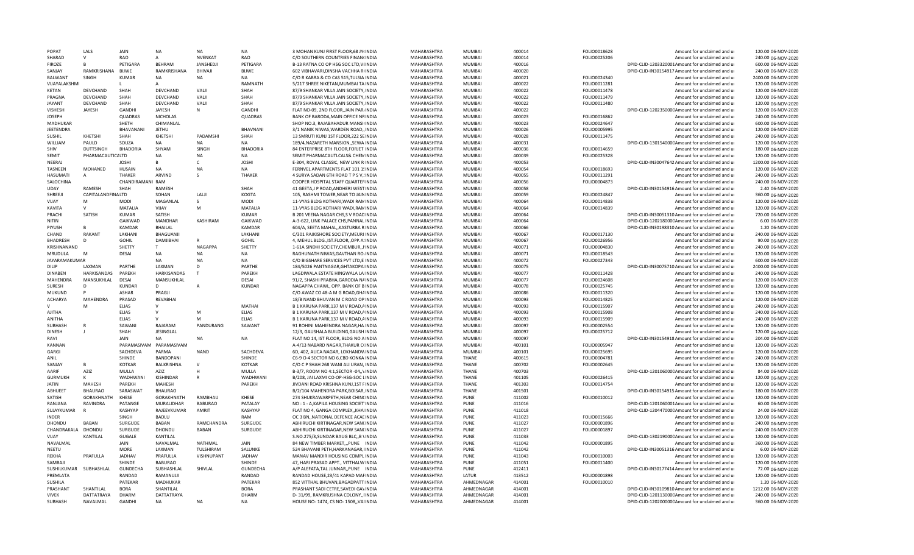| | | | | | | | | | | | | | |
|---|---|---|---|---|---|---|---|---|---|---|---|---|---|
| POPAT | LALS | JAIN | NA | NA | NA | 3 MOHAN KUNJ FIRST FLOOR,68 JYIINDIA | MAHARASHTRA | MUMBAI | 400014 | FOLIO0018628 | Amount for unclaimed and u | 120.00 | 06-NOV-2020 |
| SHARAD | V | RAO | A | NVENKAT | RAO | C/O SOUTHERN COUNTRIES FINANCINDIA | MAHARASHTRA | MUMBAI | 400014 | FOLIO0025206 | Amount for unclaimed and u | 240.00 | 06-NOV-2020 |
| FIROZE | B | PETIGARA | BEHRAM | JANSHEDJI | PETIGARA | B-13 RATNA CO OP HSG SOC LTD,VIINDIA | MAHARASHTRA | MUMBAI | 400016 | | DPID-CLID-1203320001Amount for unclaimed and u | 600.00 | 06-NOV-2020 |
| SANJAY | RAMKRISHANA | BIJWE | RAMKRISHANA | BHIVAJI | BIJWE | 602 VIBHAVARI,DINSHA VACHHA RIINDIA | MAHARASHTRA | MUMBAI | 400020 | | DPID-CLID-IN30154917Amount for unclaimed and u | 240.00 | 06-NOV-2020 |
| BALWANT | SINGH | KUMAR | NA | NA | NA | C/O R KABRA & CO CAS 515,TULSIA INDIA | MAHARASHTRA | MUMBAI | 400021 | FOLIO0024340 | Amount for unclaimed and u | 2400.00 | 06-NOV-2020 |
| VIJAYALAKSHMI | | L | A | | RAMNATH | 5/217 SHREE NIKETAN,MUMBAI TAINDIA | MAHARASHTRA | MUMBAI | 400022 | FOLIO0011281 | Amount for unclaimed and u | 120.00 | 06-NOV-2020 |
| KETAN | DEVCHAND | SHAH | DEVCHAND | VALJI | SHAH | 87/9 SHANKAR VILLA JAIN SOCIETY,INDIA | MAHARASHTRA | MUMBAI | 400022 | FOLIO0011478 | Amount for unclaimed and u | 120.00 | 06-NOV-2020 |
| PRAGNA | DEVCHAND | SHAH | DEVCHAND | VALJI | SHAH | 87/9 SHANKAR VILLA JAIN SOCIETY,INDIA | MAHARASHTRA | MUMBAI | 400022 | FOLIO0011479 | Amount for unclaimed and u | 120.00 | 06-NOV-2020 |
| JAYANT | DEVCHAND | SHAH | DEVCHAND | VALJI | SHAH | 87/9 SHANKAR VILLA JAIN SOCIETY,INDIA | MAHARASHTRA | MUMBAI | 400022 | FOLIO0011480 | Amount for unclaimed and u | 120.00 | 06-NOV-2020 |
| VISHESH | JAYESH | GANDHI | JAYESH | N | GANDHI | FLAT NO-09, 2ND FLOOR,,JAIN PARIINDIA | MAHARASHTRA | MUMBAI | 400022 | | DPID-CLID-1202350000Amount for unclaimed and u | 120.00 | 06-NOV-2020 |
| JOSEPH | | QUADRAS | NICHOLAS | | QUADRAS | BANK OF BARODA,MAIN OFFICE NRINDIA | MAHARASHTRA | MUMBAI | 400023 | FOLIO0016862 | Amount for unclaimed and u | 240.00 | 06-NOV-2020 |
| MADHUKAR | | SHETH | CHIMANLAL | | | SHOP NO.3, RAJABAHADUR MANSIINDIA | MAHARASHTRA | MUMBAI | 400023 | FOLIO0024647 | Amount for unclaimed and u | 600.00 | 06-NOV-2020 |
| JEETENDRA | | BHAVANANI | JETHU | | BHAVNANI | 3/1 NANIK NIWAS,WARDEN ROAD,,INDIA | MAHARASHTRA | MUMBAI | 400026 | FOLIO0005995 | Amount for unclaimed and u | 120.00 | 06-NOV-2020 |
| SUSHIL | KHETSHI | SHAH | KHETSHI | PADAMSHI | SHAH | 13 SMRUTI KUNJ 1ST FLOOR,222 SEINDIA | MAHARASHTRA | MUMBAI | 400028 | FOLIO0011475 | Amount for unclaimed and u | 240.00 | 06-NOV-2020 |
| WILLIAM | PAULD | SOUZA | NA | NA | NA | 189/4,NAZARETH MANSION,,SEWA INDIA | MAHARASHTRA | MUMBAI | 400031 | | DPID-CLID-1301540000Amount for unclaimed and u | 120.00 | 06-NOV-2020 |
| SHIV | DUTTSINGH | BHADORIA | SHYAM | SINGH | BHADORIA | 84 ENTERPRISE 8TH FLOOR,FORJET INDIA | MAHARASHTRA | MUMBAI | 400036 | FOLIO0014659 | Amount for unclaimed and u | 180.00 | 06-NOV-2020 |
| SEMIT | PHARMACAUTICALTD | | NA | NA | NA | SEMIT PHARMACAUTLCALS& CHEMINDIA | MAHARASHTRA | MUMBAI | 400039 | FOLIO0025328 | Amount for unclaimed and u | 120.00 | 06-NOV-2020 |
| NEERAJ | | JOSHI | B | C | JOSHI | E-304, ROYAL CLASSIC, NEW LINK RINDIA | MAHARASHTRA | MUMBAI | 400053 | | DPID-CLID-IN30047642Amount for unclaimed and u | 1200.00 | 06-NOV-2020 |
| TASNEEN | MOHANED | HUSAIN | NA | NA | NA | FERNVEL APARTMENTS FLAT 101 1!INDIA | MAHARASHTRA | MUMBAI | 400054 | FOLIO0018693 | Amount for unclaimed and u | 120.00 | 06-NOV-2020 |
| HASUMATI | A | THAKER | ARVIND | S | THAKER | 4 SURYA SADAN 6TH ROAD T P S V,INDIA | MAHARASHTRA | MUMBAI | 400055 | FOLIO0011291 | Amount for unclaimed and u | 240.00 | 06-NOV-2020 |
| SALOCHINA | | CHANDIRAMANI | RAM | | | COOPER HOSPITAL STAFF QUARTEIINDIA | MAHARASHTRA | MUMBAI | 400056 | FOLIO0004873 | Amount for unclaimed and u | 240.00 | 06-NOV-2020 |
| UDAY | RAMESH | SHAH | RAMESH | | SHAH | 41 GEETA,J P ROAD,ANDHERI WESTINDIA | MAHARASHTRA | MUMBAI | 400058 | | DPID-CLID-IN30154916Amount for unclaimed and u | 2.40 | 06-NOV-2020 |
| SHREEJI | CAPITALANDFINALTD | | SOHAN | LALJI | KOGTA | 105, RASHMI TOWER,NEAR TO JAININDIA | MAHARASHTRA | MUMBAI | 400059 | FOLIO0024847 | Amount for unclaimed and u | 360.00 | 06-NOV-2020 |
| VIJAY | M | MODI | MAGANLAL | S | MODI | 11-VYAS BLDG KOTHARI,WADI RAMINDIA | MAHARASHTRA | MUMBAI | 400064 | FOLIO0014838 | Amount for unclaimed and u | 120.00 | 06-NOV-2020 |
| KAVITA | V | MATALIA | VIJAY | M | MATALIA | 11-VYAS BLDG KOTHARI WADI,RAMINDIA | MAHARASHTRA | MUMBAI | 400064 | FOLIO0014839 | Amount for unclaimed and u | 120.00 | 06-NOV-2020 |
| PRACHI | SATISH | KUMAR | SATISH | | KUMAR | B 201 VEENA NAGAR CHS,S V ROADINDIA | MAHARASHTRA | MUMBAI | 400064 | | DPID-CLID-IN30051310Amount for unclaimed and u | 720.00 | 06-NOV-2020 |
| NITIN | | GAIKWAD | MANOHAR | KASHIRAM | GAIKWAD | A-3-622, UNK PALACE CHS,PANNAL INDIA | MAHARASHTRA | MUMBAI | 400064 | | DPID-CLID-1202180000Amount for unclaimed and u | 6.00 | 06-NOV-2020 |
| PIYUSH | B | KAMDAR | BHAILAL | | KAMDAR | 604/A, SEETA MAHAL,,KASTURBA RINDIA | MAHARASHTRA | MUMBAI | 400066 | | DPID-CLID-IN30198310Amount for unclaimed and u | 1.20 | 06-NOV-2020 |
| CHAND | RAKANT | LAKHANI | BHAGUANJI | | LAKHANI | C/301 RAJKISHORE SOCIETY,MEURIINDIA | MAHARASHTRA | MUMBAI | 400067 | FOLIO0017130 | Amount for unclaimed and u | 240.00 | 06-NOV-2020 |
| BHADRESH | D | GOHIL | DAMJIBHAI | R | GOHIL | 4, MEHUL BLDG.,IST.FLOOR,,OPP.AINDIA | MAHARASHTRA | MUMBAI | 400067 | FOLIO0026956 | Amount for unclaimed and u | 90.00 | 06-NOV-2020 |
| KRISHNANAND | | SHETTY | T | NAGAPPA | SHETTY | 1-61A SINDHI SOCIETY,CHEMBUR,,INDIA | MAHARASHTRA | MUMBAI | 400071 | FOLIO0004830 | Amount for unclaimed and u | 240.00 | 06-NOV-2020 |
| MRUDULA | M | DESAI | NA | NA | NA | RAGHUNATH NIWAS,GAVTHAN RO.INDIA | MAHARASHTRA | MUMBAI | 400071 | FOLIO0018543 | Amount for unclaimed and u | 120.00 | 06-NOV-2020 |
| JAYARAMAKUMAR | | | NA | NA | NA | C/O BIGSHARE SERVICES PVT LTD,EINDIA | MAHARASHTRA | MUMBAI | 400072 | FOLIO0027343 | Amount for unclaimed and u | 600.00 | 06-NOV-2020 |
| DILIP | LAXMAN | PARTHE | LAXMAN | D | PARTHE | 184/5026 PANTNAGAR,GHTAKOPAIINDIA | MAHARASHTRA | MUMBAI | 400075 | | DPID-CLID-IN30075710Amount for unclaimed and u | 2400.00 | 06-NOV-2020 |
| DINABEN | HARKISANDAS | PAREKH | HARKISANDAS | T | PAREKH | LAGDIWALA ESTATE HINGWALA LAINDIA | MAHARASHTRA | MUMBAI | 400077 | FOLIO0011428 | Amount for unclaimed and u | 240.00 | 06-NOV-2020 |
| MAHENDRA | MANSUKHLAL | DESAI | MANSUKHLAL | | DESAI | 91/2, SHASHI PRABHA,GARODIA NAINDIA | MAHARASHTRA | MUMBAI | 400077 | FOLIO0024608 | Amount for unclaimed and u | 120.00 | 06-NOV-2020 |
| SURESH | D | KUNDAR | D | A | KUNDAR | NAGAPPA CHAWL, OPP. BANK OF BINDIA | MAHARASHTRA | MUMBAI | 400078 | FOLIO0025745 | Amount for unclaimed and u | 120.00 | 06-NOV-2020 |
| MUKUND | P | ASHAR | PRAGJI | | | C/O AWAZ CO 48-A M G ROAD,GHAINDIA | MAHARASHTRA | MUMBAI | 400086 | FOLIO0011320 | Amount for unclaimed and u | 120.00 | 06-NOV-2020 |
| ACHARYA | MAHENDRA | PRASAD | REVABHAI | | | 18/B NAND BHUVAN M C ROAD OPINDIA | MAHARASHTRA | MUMBAI | 400093 | FOLIO0014825 | Amount for unclaimed and u | 120.00 | 06-NOV-2020 |
| V | M | ELIAS | V | | MATHAI | B 1 KARUNA PARK,137 M V ROAD,AINDIA | MAHARASHTRA | MUMBAI | 400093 | FOLIO0015907 | Amount for unclaimed and u | 240.00 | 06-NOV-2020 |
| AJITHA | | ELIAS | V | M | ELIAS | B 1 KARUNA PARK,137 M V ROAD,AINDIA | MAHARASHTRA | MUMBAI | 400093 | FOLIO0015908 | Amount for unclaimed and u | 240.00 | 06-NOV-2020 |
| ANITHA | | ELIAS | V | M | ELIAS | B 1 KARUNA PARK,137 M V ROAD,AINDIA | MAHARASHTRA | MUMBAI | 400093 | FOLIO0015909 | Amount for unclaimed and u | 240.00 | 06-NOV-2020 |
| SUBHASH | R | SAWANI | RAJARAM | PANDURANG | SAWANT | 91 ROHINI MAHIENDRA NAGAR,HAINDIA | MAHARASHTRA | MUMBAI | 400097 | FOLIO0002554 | Amount for unclaimed and u | 120.00 | 06-NOV-2020 |
| DINESH | J | SHAH | JESINGLAL | | | 12/3, GAUSHALA BUILDING,GAUSHINDIA | MAHARASHTRA | MUMBAI | 400097 | FOLIO0025712 | Amount for unclaimed and u | 120.00 | 06-NOV-2020 |
| RAVI | | JAIN | NA | NA | NA | FLAT NO 14, IST FLOOR, BLDG NO AINDIA | MAHARASHTRA | MUMBAI | 400097 | | DPID-CLID-IN30154918Amount for unclaimed and u | 204.00 | 06-NOV-2020 |
| KANNAN | | PARAMASIVAM | PARAMASIVAM | | | A-4/13 NABARD NAGAR,THAKUR CIINDIA | MAHARASHTRA | MUMBAI | 400101 | FOLIO0005947 | Amount for unclaimed and u | 120.00 | 06-NOV-2020 |
| GARGI | | SACHDEVA | PARMA | NAND | SACHDEVA | 6D, 402, ALICA NAGAR, LOKHANDWINDIA | MAHARASHTRA | MUMBAI | 400101 | FOLIO0025695 | Amount for unclaimed and u | 120.00 | 06-NOV-2020 |
| ANIL | | SHINDE | BANDOPANI | | SHINDE | C6-9 O-4 SECTOR NO 6,CBD KONKAINDIA | MAHARASHTRA | THANE | 400615 | FOLIO0004781 | Amount for unclaimed and u | 240.00 | 06-NOV-2020 |
| SANJAY | B | KOTKAR | BALKRISHNA | V | KOTKAR | C/O C P SHAH 268 WANI ALI URAN,INDIA | MAHARASHTRA | THANE | 400702 | FOLIO0002645 | Amount for unclaimed and u | 120.00 | 06-NOV-2020 |
| AARIF | AZIZ | MULLA | AZIZ | H | MULLA | B-3/7, ROOM NO 4:1,SECTOR -04,,VINDIA | MAHARASHTRA | THANE | 400703 | | DPID-CLID-1201060000Amount for unclaimed and u | 84.00 | 06-NOV-2020 |
| GURMUKH | K | WADHWANI | KISHINDAR | R | WADHWANI | B/208, JAI LAXMI CO-OP-HSG-SOC LINDIA | MAHARASHTRA | THANE | 401105 | FOLIO0026415 | Amount for unclaimed and u | 120.00 | 06-NOV-2020 |
| JATIN | MAHESH | PAREKH | MAHESH | | PAREKH | JIVDANI ROAD KRISHNA KUNJ,1ST FINDIA | MAHARASHTRA | THANE | 401303 | FOLIO0014754 | Amount for unclaimed and u | 120.00 | 06-NOV-2020 |
| ABHIJEET | BHAURAO | SARASWAT | BHAURAO | | | B/2/104 MAHENDRA PARK,BOISAR,INDIA | MAHARASHTRA | THANE | 401501 | | DPID-CLID-IN30154915Amount for unclaimed and u | 180.00 | 06-NOV-2020 |
| SATISH | GORAKHNATH | KHESE | GORAKHNATH | RAMBHAU | KHESE | 274 SHUKRAWARPETH,NEAR CHINCINDIA | MAHARASHTRA | PUNE | 411002 | FOLIO0010012 | Amount for unclaimed and u | 120.00 | 06-NOV-2020 |
| RANJANA | RAVINDRA | PATANGE | MURALIDHAR | BABURAO | PATALAY | NO : 1 - A,KAPILA HOUSING SOCIETINDIA | MAHARASHTRA | PUNE | 411016 | | DPID-CLID-1201060001Amount for unclaimed and u | 60.00 | 06-NOV-2020 |
| SUJAYKUMAR | R | KASHYAP | RAJEEVKUMAR | AMRIT | KASHYAP | FLAT NO 4, GANGA COMPLEX,,KHAIINDIA | MAHARASHTRA | PUNE | 411018 | | DPID-CLID-1204470000Amount for unclaimed and u | 24.00 | 06-NOV-2020 |
| INDER | | SINGH | BADLU | | RAM | OC 3 BN,,NATIONAL DEFENCE ACACINDIA | MAHARASHTRA | PUNE | 411023 | FOLIO0015666 | Amount for unclaimed and u | 120.00 | 06-NOV-2020 |
| DHONDU | BABAN | SURGUDE | BABAN | RAMCHANDRA | SURGUDE | ABHIRUCHI KIRTINAGAR,NEW SANCINDIA | MAHARASHTRA | PUNE | 411027 | FOLIO0001896 | Amount for unclaimed and u | 240.00 | 06-NOV-2020 |
| CHANDRAKALA | DHONDU | SURGUDE | DHONDU | BABAN | SURGUDE | ABHIRUCHI KIRTINAGAR,NEW SANCINDIA | MAHARASHTRA | PUNE | 411027 | FOLIO0001897 | Amount for unclaimed and u | 240.00 | 06-NOV-2020 |
| VIJAY | KANTILAL | GUGALE | KANTILAL | | | S.NO.275/3,SUNDAR BAUG BLC,,B VINDIA | MAHARASHTRA | PUNE | 411033 | | DPID-CLID-1302190000Amount for unclaimed and u | 120.00 | 06-NOV-2020 |
| NAVALMAL | | JAIN | NAVALMAL | NATHMAL | JAIN | 84 NEW TIMBER MARKET,,,PUNE INDIA | MAHARASHTRA | PUNE | 411042 | FOLIO0001895 | Amount for unclaimed and u | 360.00 | 06-NOV-2020 |
| NEETU | | MORE | LAXMAN | TULSHIRAM | SALUNKE | 524 BHAVANI PETH,HARKANAGAR,INDIA | MAHARASHTRA | PUNE | 411042 | | DPID-CLID-IN30051316Amount for unclaimed and u | 6.00 | 06-NOV-2020 |
| REKHA | PRAFULLA | JADHAV | PRAFULLA | VISHNUPANT | JADHAV | MANAV MANDIR HOUSING COMPLINDIA | MAHARASHTRA | PUNE | 411043 | FOLIO0010003 | Amount for unclaimed and u | 120.00 | 06-NOV-2020 |
| SAMBAJI | | SHINDE | BABURAO | | SHINDE | 47, HARI PRASAD APPT., VITTHALWINDIA | MAHARASHTRA | PUNE | 411051 | FOLIO0011400 | Amount for unclaimed and u | 120.00 | 06-NOV-2020 |
| SUSHILKUMAR | SUBHASHLAL | GUNDECHA | SUBHASHLAL | SHIVLAL | GUNDECHA | A/P ALEFATA,TAL JUNNAR,,PUNE INDIA | MAHARASHTRA | PUNE | 412411 | | DPID-CLID-IN30177414Amount for unclaimed and u | 72.00 | 06-NOV-2020 |
| PREMLATA | | RANDAD | RAMANUJJI | | RANDAD | RANDAD HOUSE,23/41 KAPAD MAFINDIA | MAHARASHTRA | LATUR | 413512 | FOLIO0001898 | Amount for unclaimed and u | 120.00 | 06-NOV-2020 |
| SUSHILA | | PATEKAR | MADHUKAR | | PATEKAR | 852 VITTHAL BHUVAN,BAGADPATTIINDIA | MAHARASHTRA | AHMEDNAGAR | 414001 | FOLIO0010010 | Amount for unclaimed and u | 1.20 | 06-NOV-2020 |
| PRASHANT | SHANTILAL | BORA | SHANTILAL | | BORA | PRASHANT SADI CETRE,SAVEDI GAVINDIA | MAHARASHTRA | AHMEDNAGAR | 414001 | | DPID-CLID-IN30109810Amount for unclaimed and u | 1212.00 | 06-NOV-2020 |
| VIVEK | DATTATRAYA | DHARM | DATTATRAYA | | DHARM | D- 31/99, RAMKRUSHNA COLONY,,INDIA | MAHARASHTRA | AHMEDNAGAR | 414001 | | DPID-CLID-1201130000Amount for unclaimed and u | 240.00 | 06-NOV-2020 |
| SUBHASH | NAVALMAL | GANDHI | NA | NA | NA | HOUSE NO- 1474, CS NO- 1508,,VAIINDIA | MAHARASHTRA | AHMEDNAGAR | 414001 | | DPID-CLID-1202000000Amount for unclaimed and u | 360.00 | 06-NOV-2020 |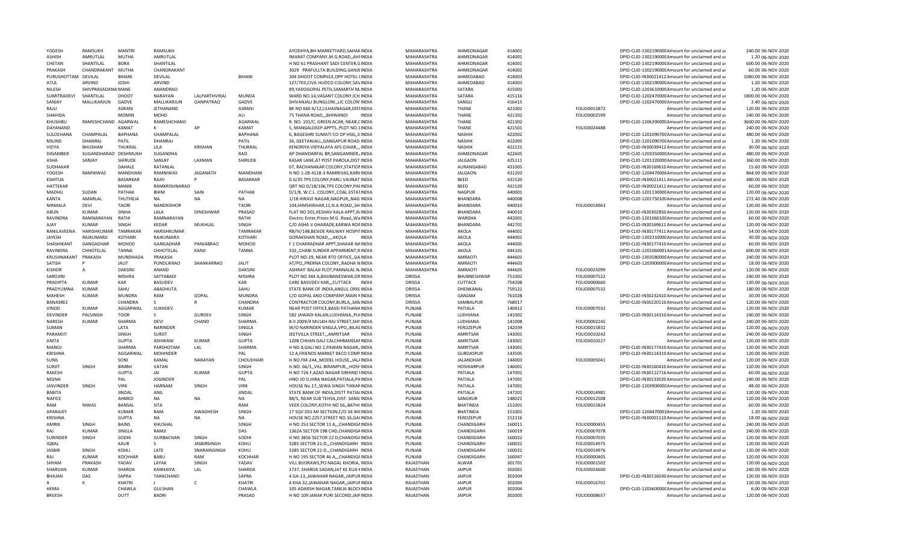| YOGESH | RAMSUKH | MANTRI | RAMSUKH | | | AYODHYA,BH-MARKETYARD,SAHAKINDIA | MAHARASHTRA | AHMEDNAGAR | 414001 | | DPID-CLID-1302190000Amount for unclaimed and ui | 240.00 | 06-NOV-2020 |
|---|---|---|---|---|---|---|---|---|---|---|---|---|---|
| ASHISH | AMRUTLAL | MUTHA | AMRUTLAL | | | IMARAT COMPANY,M.G.ROAD,,AHIINDIA | MAHARASHTRA | AHMEDNAGAR | 414001 | | DPID-CLID-1302190000Amount for unclaimed and ui | 1.20 | 06-NOV-2020 |
| CHETAN | SHANTILAL | BORA | SHANTILAL | | | H NO 61 PRASHANT SADI CENTER,GINDIA | MAHARASHTRA | AHMEDNAGAR | 414001 | | DPID-CLID-1302190000Amount for unclaimed and ui | 600.00 | 06-NOV-2020 |
| PRAKASH | CHANDRAKANT | MUTHA | CHANDRAKANT | | | 3029 PRAFULLTA BUILDING,GANJEINDIA | MAHARASHTRA | AHMEDNAGAR | 414001 | | DPID-CLID-1302190000Amount for unclaimed and ui | 60.00 | 06-NOV-2020 |
| PURUSHOTTAM | DEVILAL | BIHANI | DEVILAL | | BIHANI | 304 DHOOT COMPLEX,OPP HOTEL (INDIA | MAHARASHTRA | AHMEDABAD | 414003 | | DPID-CLID-IN30021412Amount for unclaimed and ui | 1080.00 | 06-NOV-2020 |
| ATUL | ARVIND | JOSHI | ARVIND | | | 127/703,CIVIL HUDCO COLONY,SAVINDIA | MAHARASHTRA | AHMEDABAD | 414003 | | DPID-CLID-1302190000Amount for unclaimed and ui | 1.20 | 06-NOV-2020 |
| NILESH | SHIVPRASADANAIMANE | | ANANDRAO | | | 89,YADOGOPAL PETH,SAMARTH MAINDIA | MAHARASHTRA | SATARA | 415002 | | DPID-CLID-1203610000Amount for unclaimed and ui | 1.20 | 06-NOV-2020 |
| SUMITRADEVI | SHANTILAL | DHOOT | NARAYAN | LALPARTHVIRAJ | MUNDA | WARD NO.14,VASANT COLONY,ICHINDIA | MAHARASHTRA | SATARA | 415116 | | DPID-CLID-1202470000Amount for unclaimed and ui | 1800.00 | 06-NOV-2020 |
| SANJAY | MALLIKARJUN | GADVE | MALLIKARJUN | GANPATRAO | GADVE | SHIVANJALI BUNGLOW,,,LIC COLON'INDIA | MAHARASHTRA | SANGLI | 416415 | | DPID-CLID-1202470000Amount for unclaimed and ui | 2.40 | 06-NOV-2020 |
| RAJU | | ASRANI | JETHANAND | | ASRANI | BK NO 660 A/12,ULHASNAGAR,DISTINDIA | MAHARASHTRA | THANE | 421002 | FOLIO0015872 | Amount for unclaimed and ui | 120.00 | 06-NOV-2020 |
| SHAHIDA | | MOMIN | MOHD | | ALI | 75 THANA ROAD,,,BHIWANDI INDIA | MAHARASHTRA | THANE | 421302 | FOLIO0002599 | Amount for unclaimed and ui | 240.00 | 06-NOV-2020 |
| KHUSHBU | RAMESHCHAND | AGARWAL | RAMESHCHAND | | AGARWAL | R. NO. 101/C, GREEN ACAR, NEAR,(INDIA | MAHARASHTRA | THANE | 421302 | | DPID-CLID-1206390000Amount for unclaimed and ui | 3600.00 | 06-NOV-2020 |
| DAYANAND | | KAMAT | K | AP | KAMAT | 5, MANGALDEEP APPTS.,PLOT NO.1INDIA | MAHARASHTRA | THANE | 421501 | FOLIO0024488 | Amount for unclaimed and ui | 240.00 | 06-NOV-2020 |
| SULOCHANA | CHAMPALAL | BAPHANA | CHAMPALAL | | BAPHANA | 6, BAGESHRI SUMATI CO OP HSG,,SINDIA | MAHARASHTRA | NASHIK | 422002 | | DPID-CLID-1201090700Amount for unclaimed and ui | 480.00 | 06-NOV-2020 |
| MILIND | DHANRAJ | PATIL | DHANRAJ | | PATIL | 36, GEETANJALI,,GANGAPUR ROAD INDIA | MAHARASHTRA | NASHIK | 422005 | | DPID-CLID-1201090700Amount for unclaimed and ui | 1.20 | 06-NOV-2020 |
| VIDYA | BHUSHAN | THUKRAL | LILA | KRISHAN | THUKRAL | KENDRIYA VIDYALAYA AFS OJHAR,,, INDIA | MAHARASHTRA | NASHIK | 422221 | | DPID-CLID-IN30039412Amount for unclaimed and ui | 30.00 | 06-NOV-2020 |
| DIGAMBER | SUGANDHARAO | DESHMUKH | SUGANDHA | | RAO | AP DHANDARFAL BR,SANGAMNER,,INDIA | MAHARASHTRA | AHMEDNAGAR | 422605 | | DPID-CLID-1203350000Amount for unclaimed and ui | 480.00 | 06-NOV-2020 |
| ASHA | SANJAY | SHIRUDE | SANJAY | LAXMAN | SHIRUDE | KASAR LANE,AT POST PAROLA,DIST INDIA | MAHARASHTRA | JALGAON | 425111 | | DPID-CLID-1201320000Amount for unclaimed and ui | 360.00 | 06-NOV-2020 |
| SUDHAKAR | | DAHALE | RATANLAL | | | 07, RACHANAKAR COLONY,STATIONINDIA | MAHARASHTRA | AURANGABAD | 431005 | | DPID-CLID-IN30169610Amount for unclaimed and ui | 15.60 | 06-NOV-2020 |
| YOGESH | RAMNIWAS | MANDHANI | RAMNIWAS | JAGANATH | MANDHANI | H NO 1-28-4118-3 RAMNIVAS,KARVINDIA | MAHARASHTRA | JALGAON | 431203 | | DPID-CLID-1204470006Amount for unclaimed and ui | 864.00 | 06-NOV-2020 |
| KSHITIJA | | BASARKAR | RAJIV | P | BASARKAR | D 6/35 TPS COLONY,PARLI VAIJNAT INDIA | MAHARASHTRA | BEED | 431520 | | DPID-CLID-IN30021411Amount for unclaimed and ui | 480.00 | 06-NOV-2020 |
| HATTEKAR | | MANIK | RAMKRISHNARAO | | | QRT NO D/18/106,TPS COLONY,PAFINDIA | MAHARASHTRA | BEED | 431520 | | DPID-CLID-IN30021411Amount for unclaimed and ui | 60.00 | 06-NOV-2020 |
| MADHU | SUDAN | PATHAK | BHIM | SAIN | PATHAK | D/1/8, W.C.L. COLONY,,COAL ESTATINDIA | MAHARASHTRA | NAGPUR | 440001 | | DPID-CLID-1201130000Amount for unclaimed and ui | 120.00 | 06-NOV-2020 |
| KANTA | AMARLAL | THUTHEJA | NA | NA | NA | 1/18 HIRAVI NAGAR,NAGPUR,,NAG INDIA | MAHARASHTRA | BHANDARA | 440008 | | DPID-CLID-1201750100Amount for unclaimed and ui | 272.40 | 06-NOV-2020 |
| NIRMALA | DEVI | TAORI | NANDKISHOR | | TAORI | 104,HIMSHIKHAR,11,N.A.ROAD,,SH INDIA | MAHARASHTRA | BHANDARA | 440010 | FOLIO0014963 | Amount for unclaimed and ui | 120.00 | 06-NOV-2020 |
| ARUN | KUMAR | SINHA | LALA | DINESHWAR | PRASAD | FLAT NO 501,KESHAV KALA APPT,NINDIA | MAHARASHTRA | BHANDARA | 440010 | | DPID-CLID-IN30302850Amount for unclaimed and ui | 120.00 | 06-NOV-2020 |
| RAVINDRA | RAMNARAYAN | RATHI | RAMNARAYAN | | RATHI | Electric Enter,Prises M.G .Road,,WaINDIA | MAHARASHTRA | WARDHA | 442001 | | DPID-CLID-1201060100Amount for unclaimed and ui | 60.00 | 06-NOV-2020 |
| AJAY | KUMAR | SINGH | KEDAR | MUKHLAL | SINGH | C/O ASHA V.GHARADE,KARWA ROAINDIA | MAHARASHTRA | BHANDARA | 442701 | | DPID-CLID-IN30169611Amount for unclaimed and ui | 120.00 | 06-NOV-2020 |
| RANILAVEENA | HARISHKUMAR | TAMRAKAR | HARISHKUMAR | | TAMRAKAR | RB/IV/148,BESIDE RAILWAY HOSPITINDIA | MAHARASHTRA | AKOLA | 444001 | | DPID-CLID-IN30177411Amount for unclaimed and ui | 54.00 | 06-NOV-2020 |
| JAYESH | RAJKUMARJI | KOTHARI | RAJKUMARJI | | KOTHARI | GORAKSHAN ROAD,,,,AKOLA INDIA | MAHARASHTRA | AKOLA | 444001 | | DPID-CLID-1302310000Amount for unclaimed and ui | 30.00 | 06-NOV-2020 |
| SHASHIKANT | GANGADHAR | MOHOD | GANGADHAR | PANJABRAO | MOHOD | F 1 CHAKRADHAR APPT,SHAKAR NAINDIA | MAHARASHTRA | AKOLA | 444005 | | DPID-CLID-IN30177410Amount for unclaimed and ui | 60.00 | 06-NOV-2020 |
| RAVINDRA | CHHOTELAL | TANNA | CHHOTELAL | KANJI | TANNA | 332,,CHABI SUNDER APPARMENT,RINDIA | MAHARASHTRA | AKOLA | 444101 | | DPID-CLID-1201060001Amount for unclaimed and ui | 600.00 | 06-NOV-2020 |
| KRUSHNAKANT | PRAKASH | MUNDHADA | PRAKASH | | | PLOT NO-29, NEAR RTO OFFICE,,GAINDIA | MAHARASHTRA | AMRAOTI | 444601 | | DPID-CLID-1303580000Amount for unclaimed and ui | 240.00 | 06-NOV-2020 |
| SATISH | P | JALIT | PUNDLIKRAO | SHANKARRAO | JALIT | AT/PO,,PRERNA COLONY,,RADHA NINDIA | MAHARASHTRA | AMRAOTI | 444603 | | DPID-CLID-1203900000Amount for unclaimed and ui | 18.00 | 06-NOV-2020 |
| KISHOR | A | DAKSINI | ANAND | | DAKSINI | ASHRAY' BALAJI PLOT,PANNALAL N.INDIA | MAHARASHTRA | AMRAOTI | 444605 | FOLIO0025099 | Amount for unclaimed and ui | 120.00 | 06-NOV-2020 |
| SAROJINI | | MISHRA | SATYABADI | | MISHRA | PLOT NO 344 A,BHUBANESWAR,ORINDIA | ORISSA | BHUBNESHWAR | 751002 | FOLIO0007522 | Amount for unclaimed and ui | 240.00 | 06-NOV-2020 |
| PRADIPTA | KUMAR | KAR | BASUDEV | | KAR | CARE BASVDEV KAR,,,CUTTACK INDIA | ORISSA | CUTTACK | 754208 | FOLIO0000660 | Amount for unclaimed and ui | 120.00 | 06-NOV-2020 |
| PRADYUMNA | KUMAR | SAHU | ABADHUTA | | SAHU | STATE BANK OF INDIA,ANGUL ORISINDIA | ORISSA | DHENKANAL | 759122 | FOLIO0007532 | Amount for unclaimed and ui | 180.00 | 06-NOV-2020 |
| MAHESH | KUMAR | MUNDRA | RAM | GOPAL | MUNDRA | C/O GOPAL AND COMPANY,MAIN FINDIA | ORISSA | GANJAM | 761028 | | DPID-CLID-IN30232410Amount for unclaimed and ui | 30.00 | 06-NOV-2020 |
| BANASREE | | CHANDRA | S | R | CHANDRA | CONTRACTOR COLONY,BURLA,,SAMINDIA | ORISSA | SAMBALPUR | 768017 | | DPID-CLID-IN30220110Amount for unclaimed and ui | 120.00 | 06-NOV-2020 |
| VINOD | KUMAR | AGGARWAL | SUKHDEV | | KUMAR | NEAR POST OFFICE,BASSI PATHANAINDIA | PUNJAB | PATIALA | 140412 | FOLIO0007032 | Amount for unclaimed and ui | 120.00 | 06-NOV-2020 |
| DEVINDER | PALSINGH | TOOR | S | GURDEV | SINGH | 582 JAWADI KALAN,LUDHIANA,,PUIINDIA | PUNJAB | LUDHIANA | 141002 | | DPID-CLID-IN30114310Amount for unclaimed and ui | 240.00 | 06-NOV-2020 |
| NARESH | KUMAR | SHARMA | DEVI | CHAND | SHARMA | B-II 2009/4 MULKH RAJ STREET,SHIINDIA | PUNJAB | LUDHIANA | 141008 | FOLIO0002245 | Amount for unclaimed and ui | 240.00 | 06-NOV-2020 |
| SUMAN | | LATA | NARINDER | | SINGLA | W/O NARINDER SINGLA,VPO,,BILASINDIA | PUNJAB | FEROZEPUR | 142039 | FOLIO0015832 | Amount for unclaimed and ui | 120.00 | 06-NOV-2020 |
| PARAMJIT | | SINGH | SURJIT | | SINGH | JEETVILLA STREET,,,AMRITSAR INDIA | PUNJAB | AMRITSAR | 143001 | FOLIO0010242 | Amount for unclaimed and ui | 240.00 | 06-NOV-2020 |
| ANITA | | GUPTA | ASHWANI | KUMAR | GUPTA | 1208 CHHAN GALI CALCHHMANSAFINDIA | PUNJAB | AMRITSAR | 143001 | FOLIO0010227 | Amount for unclaimed and ui | 120.00 | 06-NOV-2020 |
| MANOJ | | SHARMA | PARSHOTAM | LAL | SHARMA | H NO 8,GALI NO 2,PAWAN NAGAR,,INDIA | PUNJAB | AMRITSAR | 143001 | | DPID-CLID-IN30177410Amount for unclaimed and ui | 120.00 | 06-NOV-2020 |
| KRISHNA | | AGGARWAL | MOHINDER | | PAL | 12 A,FRIENDS MARKET BECO COMPINDIA | PUNJAB | GURDASPUR | 143505 | | DPID-CLID-IN30114310Amount for unclaimed and ui | 120.00 | 06-NOV-2020 |
| SUNIL | | SONI | KAMAL | NARAYAN | CHOUDHARI | H.NO.FM-244,,MODEL HOUSE,,JALAINDIA | PUNJAB | JALANDHAR | 144003 | FOLIO0005041 | Amount for unclaimed and ui | 120.00 | 06-NOV-2020 |
| SURJIT | SINGH | BIMBH | VATAN | | SINGH | H.NO. 66/1,,VILL BIRAMPUR,,,HOSHINDIA | PUNJAB | HOSHIARPUR | 146001 | | DPID-CLID-IN30160410Amount for unclaimed and ui | 120.00 | 06-NOV-2020 |
| RAKESH | | GUPTA | JAI | KUMAR | GUPTA | H.NO 726 F,AZAD NAGAR SIRHIND IINDIA | PUNJAB | PATIALA | 147001 | | DPID-CLID-IN30112716Amount for unclaimed and ui | 60.00 | 06-NOV-2020 |
| NEENA | | PAL | JOGINDER | | PAL | HNO 10 D,HIRA NAGAR,PATIALA,PAINDIA | PUNJAB | PATIALA | 147001 | | DPID-CLID-IN30133020Amount for unclaimed and ui | 240.00 | 06-NOV-2020 |
| JASVINDER | SINGH | VIRK | HARNAM | SINGH | VIRK | HOUSE No.17,,SEWA SINGH THIKAFINDIA | PUNJAB | PATIALA | 147001 | | DPID-CLID-1203900000Amount for unclaimed and ui | 48.00 | 06-NOV-2020 |
| BABITA | | JINDAL | ANIL | | JINDAL | STATE BANK OF INDIA,DISTT PATIALINDIA | PUNJAB | PATIALA | 147201 | FOLIO0014981 | Amount for unclaimed and ui | 120.00 | 06-NOV-2020 |
| NAFICE | | AHMED | NA | NA | NA | 88/5, NEAR SUB TEHSIL,DIST. SANG INDIA | PUNJAB | SANGRUR | 148021 | FOLIO0012508 | Amount for unclaimed and ui | 120.00 | 06-NOV-2020 |
| RAM | NIWAS | BANSAL | SITA | | RAM | VEER COLONY,KOTHI NO 56,,BATHI INDIA | PUNJAB | BHATINDA | 151001 | FOLIO0015824 | Amount for unclaimed and ui | 60.00 | 06-NOV-2020 |
| APARAJEY | | KUMAR | RAM | AWADHESH | SINGH | 17 SQV DSS MI SECTION,C/O 34 WIIINDIA | PUNJAB | BHATINDA | 151001 | | DPID-CLID-1204470003Amount for unclaimed and ui | 1.20 | 06-NOV-2020 |
| KRISHNA | | GUPTA | NA | NA | NA | HOUSE NO.2257,STREET NO.16,GAIINDIA | PUNJAB | FEROZEPUR | 152116 | | DPID-CLID-IN30001110Amount for unclaimed and ui | 18.00 | 06-NOV-2020 |
| AMRIK | SINGH | BAINS | KHUSHAL | | SINGH | H NO 253 SECTOR 11 A,,,CHANDIGAINDIA | PUNJAB | CHANDIGARH | 160011 | FOLIO0000455 | Amount for unclaimed and ui | 240.00 | 06-NOV-2020 |
| RAJ | KUMAR | SINGLA | RAMJI | | DAS | 1362A SECTOR 19B CHD,CHANDIGAINDIA | PUNJAB | CHANDIGARH | 160019 | FOLIO0007078 | Amount for unclaimed and ui | 240.00 | 06-NOV-2020 |
| SURINDER | SINGH | SODHI | GURBACHAN | SINGH | SODHI | H NO 3856 SECTOR 22 D,CHANDIGAINDIA | PUNJAB | CHANDIGARH | 160022 | FOLIO0007035 | Amount for unclaimed and ui | 120.00 | 06-NOV-2020 |
| IQBAL | | KAUR | S | JASBIRSINGH | KOHLI | 3285 SECTOR 21-D,,,CHANDIGARH INDIA | PUNJAB | CHANDIGARH | 160022 | FOLIO0014975 | Amount for unclaimed and ui | 120.00 | 06-NOV-2020 |
| JASBIR | SINGH | KOHLI | LATE | SNARAINSINGH | KOHLI | 3285 SECTOR 21-D,,,CHANDIGARH INDIA | PUNJAB | CHANDIGARH | 160022 | FOLIO0014976 | Amount for unclaimed and ui | 120.00 | 06-NOV-2020 |
| RAJ | KUMAR | KOCHHAR | BABU | RAM | KOCHHAR | H NO 195 SECTOR 46 A,,,CHANDIGAINDIA | PUNJAB | CHANDIGARH | 160047 | FOLIO0000405 | Amount for unclaimed and ui | 120.00 | 06-NOV-2020 |
| SHYAM | PRAKASH | YADAV | LAYAK | SINGH | YADAV | VILL BIJORAWS,PO NAGAL KHORIA, INDIA | RAJASTHAN | ALWAR | 301701 | FOLIO0001502 | Amount for unclaimed and ui | 120.00 | 06-NOV-2020 |
| SHARVAN | KUMAR | SHARDA | KANHAIYA | LAL | SHARDA | 1737, SHARDA SADAN,JAT KE KUA FINDIA | RAJASTHAN | JAIPUR | 302001 | FOLIO0024600 | Amount for unclaimed and ui | 240.00 | 06-NOV-2020 |
| BHAJAN | DAS | SAPRA | TARACHAND | | SAPRA | 4 GA-13,,JAWAHAR NAGAR,,JAIPURINDIA | RAJASTHAN | JAIPUR | 302004 | | DPID-CLID-IN30116030Amount for unclaimed and ui | 120.00 | 06-NOV-2020 |
| A | K | KHATRI | J | C | KHATRI | 4 KHA 32,JAWAHAR NAGAR,,JAIPUFINDIA | RAJASTHAN | JAIPUR | 302004 | FOLIO0016701 | Amount for unclaimed and ui | 120.00 | 06-NOV-2020 |
| HEMA | | CHAWLA | GULSHAN | | CHAWLA | 105 ADARSH NAGAR,TANEJA BLOCIINDIA | RAJASTHAN | JAIPUR | 302004 | | DPID-CLID-1203600000Amount for unclaimed and ui | 6.00 | 06-NOV-2020 |
| BRIJESH | | DUTT | BADRI | | PRASAD | H NO 109 JANAK PURI SECOND,JAIFINDIA | RAJASTHAN | JAIPUR | 302005 | FOLIO0008657 | Amount for unclaimed and ui | 120.00 | 06-NOV-2020 |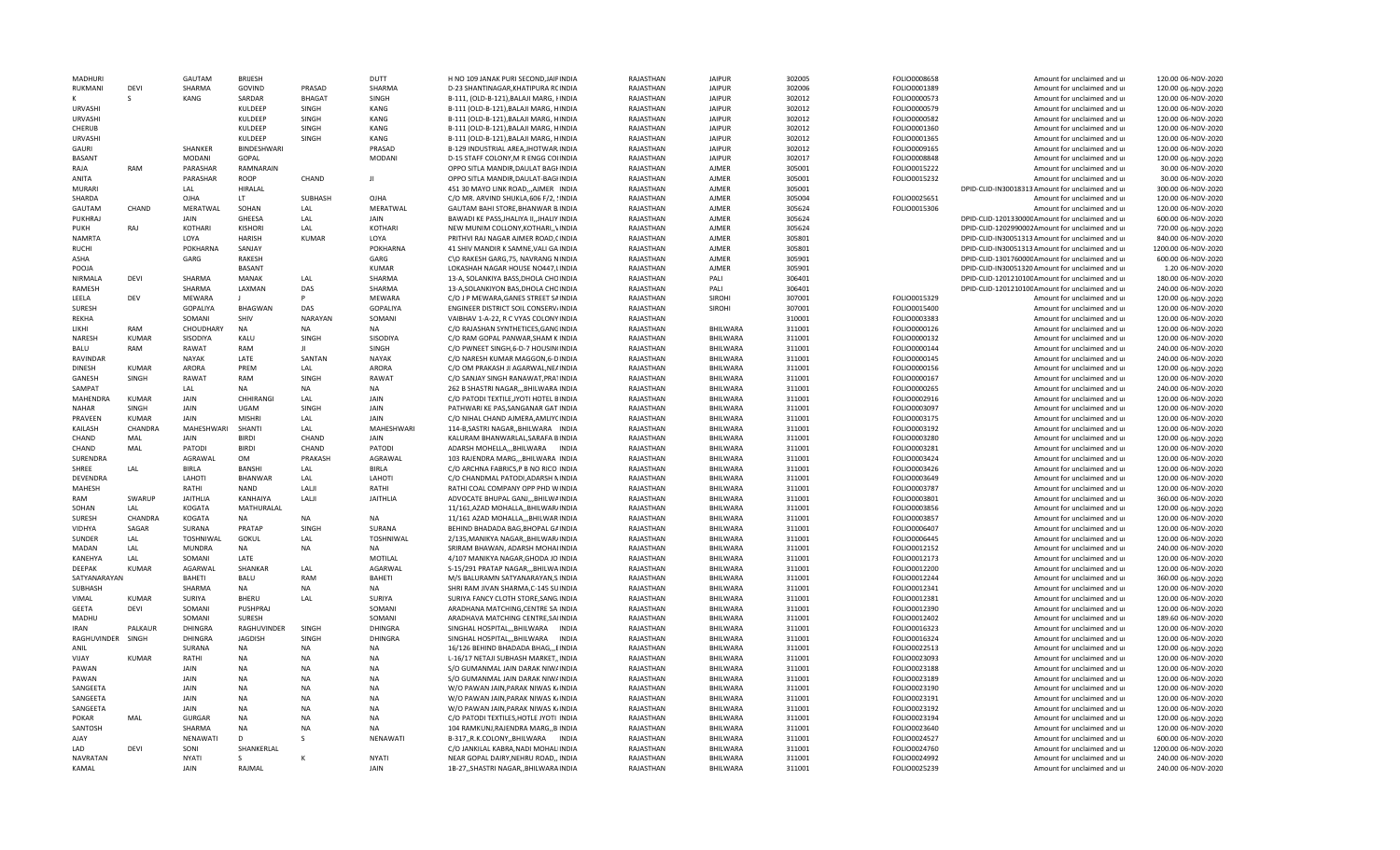| | | | | | | | | | | | | | | |
|---|---|---|---|---|---|---|---|---|---|---|---|---|---|---|
| MADHURI | | GAUTAM | BRIJESH | | DUTT | H NO 109 JANAK PURI SECOND,JAIP INDIA | RAJASTHAN | JAIPUR | 302005 | FOLIO0008658 | | Amount for unclaimed and u | 120.00 | 06-NOV-2020 |
| RUKMANI | DEVI | SHARMA | GOVIND | PRASAD | SHARMA | D-23 SHANTINAGAR,KHATIPURA R( INDIA | RAJASTHAN | JAIPUR | 302006 | FOLIO0001389 | | Amount for unclaimed and u | 120.00 | 06-NOV-2020 |
| K | S | KANG | SARDAR | BHAGAT | SINGH | B-111, (OLD-B-121),BALAJI MARG, I INDIA | RAJASTHAN | JAIPUR | 302012 | FOLIO0000573 | | Amount for unclaimed and u | 120.00 | 06-NOV-2020 |
| URVASHI | | | KULDEEP | SINGH | KANG | B-111 (OLD-B-121),BALAJI MARG, H INDIA | RAJASTHAN | JAIPUR | 302012 | FOLIO0000579 | | Amount for unclaimed and u | 120.00 | 06-NOV-2020 |
| URVASHI | | | KULDEEP | SINGH | KANG | B-111 (OLD-B-121),BALAJI MARG, H INDIA | RAJASTHAN | JAIPUR | 302012 | FOLIO0000582 | | Amount for unclaimed and u | 120.00 | 06-NOV-2020 |
| CHERUB | | | KULDEEP | SINGH | KANG | B-111 (OLD-B-121),BALAJI MARG, H INDIA | RAJASTHAN | JAIPUR | 302012 | FOLIO0001360 | | Amount for unclaimed and u | 120.00 | 06-NOV-2020 |
| URVASHI | | | KULDEEP | SINGH | KANG | B-111 (OLD-B-121),BALAJI MARG, H INDIA | RAJASTHAN | JAIPUR | 302012 | FOLIO0001365 | | Amount for unclaimed and u | 120.00 | 06-NOV-2020 |
| GAURI | | SHANKER | BINDESHWARI | | PRASAD | B-129 INDUSTRIAL AREA,JHOTWAR INDIA | RAJASTHAN | JAIPUR | 302012 | FOLIO0009165 | | Amount for unclaimed and u | 120.00 | 06-NOV-2020 |
| BASANT | | MODANI | GOPAL | | MODANI | D-15 STAFF COLONY,M R ENGG COI INDIA | RAJASTHAN | JAIPUR | 302017 | FOLIO0008848 | | Amount for unclaimed and u | 120.00 | 06-NOV-2020 |
| RAJA | RAM | PARASHAR | RAMNARAIN | | | OPPO SITLA MANDIR,DAULAT BAGI INDIA | RAJASTHAN | AJMER | 305001 | FOLIO0015222 | | Amount for unclaimed and u | 30.00 | 06-NOV-2020 |
| ANITA | | PARASHAR | ROOP | CHAND | JI | OPPO SITLA MANDIR,DAULAT-BAGI INDIA | RAJASTHAN | AJMER | 305001 | FOLIO0015232 | | Amount for unclaimed and u | 30.00 | 06-NOV-2020 |
| MURARI | | LAL | HIRALAL | | | 451 30 MAYO LINK ROAD,,,AJMER INDIA | RAJASTHAN | AJMER | 305001 | | DPID-CLID-IN30018313 | Amount for unclaimed and u | 300.00 | 06-NOV-2020 |
| SHARDA | | OJHA | LT | SUBHASH | OJHA | C/O MR. ARVIND SHUKLA,606 F/2, ! INDIA | RAJASTHAN | AJMER | 305004 | FOLIO0025651 | | Amount for unclaimed and u | 120.00 | 06-NOV-2020 |
| GAUTAM | CHAND | MERATWAL | SOHAN | LAL | MERATWAL | GAUTAM BAHI STORE,BHANWAR B INDIA | RAJASTHAN | AJMER | 305624 | FOLIO0015306 | | Amount for unclaimed and u | 120.00 | 06-NOV-2020 |
| PUKHRAJ | | JAIN | GHEESA | LAL | JAIN | BAWADI KE PASS,JHALIYA II,,JHALIY INDIA | RAJASTHAN | AJMER | 305624 | | DPID-CLID-1201330000 | Amount for unclaimed and u | 600.00 | 06-NOV-2020 |
| PUKH | RAJ | KOTHARI | KISHORI | LAL | KOTHARI | NEW MUNIM COLLONY,KOTHARI,, INDIA | RAJASTHAN | AJMER | 305624 | | DPID-CLID-1202990002 | Amount for unclaimed and u | 720.00 | 06-NOV-2020 |
| NAMRTA | | LOYA | HARISH | KUMAR | LOYA | PRITHVI RAJ NAGAR AJMER ROAD,( INDIA | RAJASTHAN | AJMER | 305801 | | DPID-CLID-IN30051313 | Amount for unclaimed and u | 840.00 | 06-NOV-2020 |
| RUCHI | | POKHARNA | SANJAY | | POKHARNA | 41 SHIV MANDIR K SAMNE,VALI GA INDIA | RAJASTHAN | AJMER | 305801 | | DPID-CLID-IN30051313 | Amount for unclaimed and u | 1200.00 | 06-NOV-2020 |
| ASHA | | GARG | RAKESH | | GARG | C\O RAKESH GARG,75, NAVRANG N INDIA | RAJASTHAN | AJMER | 305901 | | DPID-CLID-1301760000 | Amount for unclaimed and u | 600.00 | 06-NOV-2020 |
| POOJA | | | BASANT | | KUMAR | LOKASHAH NAGAR HOUSE NO447,L INDIA | RAJASTHAN | AJMER | 305901 | | DPID-CLID-IN30051320 | Amount for unclaimed and u | 1.20 | 06-NOV-2020 |
| NIRMALA | DEVI | SHARMA | MANAK | LAL | SHARMA | 13-A, SOLANKIYA BASS,DHOLA CHC INDIA | RAJASTHAN | PALI | 306401 | | DPID-CLID-1201210100 | Amount for unclaimed and u | 180.00 | 06-NOV-2020 |
| RAMESH | | SHARMA | LAXMAN | DAS | SHARMA | 13-A,SOLANKIYON BAS,DHOLA CHC INDIA | RAJASTHAN | PALI | 306401 | | DPID-CLID-1201210100 | Amount for unclaimed and u | 240.00 | 06-NOV-2020 |
| LEELA | DEV | MEWARA | J | P | MEWARA | C/O J P MEWARA,GANES STREET S/ INDIA | RAJASTHAN | SIROHI | 307001 | FOLIO0015329 | | Amount for unclaimed and u | 120.00 | 06-NOV-2020 |
| SURESH | | GOPALIYA | BHAGWAN | DAS | GOPALIYA | ENGINEER DISTRICT SOIL CONSERV INDIA | RAJASTHAN | SIROHI | 307001 | FOLIO0015400 | | Amount for unclaimed and u | 120.00 | 06-NOV-2020 |
| REKHA | | SOMANI | SHIV | NARAYAN | SOMANI | VAIBHAV 1-A-22, R C VYAS COLONY INDIA | RAJASTHAN | | 310001 | FOLIO0003383 | | Amount for unclaimed and u | 120.00 | 06-NOV-2020 |
| LIKHI | RAM | CHOUDHARY | NA | NA | NA | C/O RAJASHAN SYNTHETICS,GANC INDIA | RAJASTHAN | BHILWARA | 311001 | FOLIO0000126 | | Amount for unclaimed and u | 120.00 | 06-NOV-2020 |
| NARESH | KUMAR | SISODIYA | KALU | SINGH | SISODIYA | C/O RAM GOPAL PANWAR,SHAM K INDIA | RAJASTHAN | BHILWARA | 311001 | FOLIO0000132 | | Amount for unclaimed and u | 120.00 | 06-NOV-2020 |
| BALU | RAM | RAWAT | RAM | JI | SINGH | C/O PWNEET SINGH,6-D-7 HOUSIN( INDIA | RAJASTHAN | BHILWARA | 311001 | FOLIO0000144 | | Amount for unclaimed and u | 240.00 | 06-NOV-2020 |
| RAVINDAR | | NAYAK | LATE | SANTAN | NAYAK | C/O NARESH KUMAR MAGGON,6-D INDIA | RAJASTHAN | BHILWARA | 311001 | FOLIO0000145 | | Amount for unclaimed and u | 240.00 | 06-NOV-2020 |
| DINESH | KUMAR | ARORA | PREM | LAL | ARORA | C/O OM PRAKASH JI AGARWAL,NE/ INDIA | RAJASTHAN | BHILWARA | 311001 | FOLIO0000156 | | Amount for unclaimed and u | 120.00 | 06-NOV-2020 |
| GANESH | SINGH | RAWAT | RAM | SINGH | RAWAT | C/O SANJAY SINGH RANAWAT,PRA INDIA | RAJASTHAN | BHILWARA | 311001 | FOLIO0000167 | | Amount for unclaimed and u | 120.00 | 06-NOV-2020 |
| SAMPAT | | LAL | NA | NA | NA | 262 B SHASTRI NAGAR,,,BHILWARA INDIA | RAJASTHAN | BHILWARA | 311001 | FOLIO0000265 | | Amount for unclaimed and u | 240.00 | 06-NOV-2020 |
| MAHENDRA | KUMAR | JAIN | CHHIRANGI | LAL | JAIN | C/O PATODI TEXTILE,JYOTI HOTEL B INDIA | RAJASTHAN | BHILWARA | 311001 | FOLIO0002916 | | Amount for unclaimed and u | 120.00 | 06-NOV-2020 |
| NAHAR | SINGH | JAIN | UGAM | SINGH | JAIN | PATHWARI KE PAS,SANGANAR GAT INDIA | RAJASTHAN | BHILWARA | 311001 | FOLIO0003097 | | Amount for unclaimed and u | 120.00 | 06-NOV-2020 |
| PRAVEEN | KUMAR | JAIN | MISHRI | LAL | JAIN | C/O NIHAL CHAND AJMERA,AMLIY( INDIA | RAJASTHAN | BHILWARA | 311001 | FOLIO0003175 | | Amount for unclaimed and u | 120.00 | 06-NOV-2020 |
| KAILASH | CHANDRA | MAHESHWARI | SHANTI | LAL | MAHESHWARI | 114-B,SASTRI NAGAR,,BHILWARA INDIA | RAJASTHAN | BHILWARA | 311001 | FOLIO0003192 | | Amount for unclaimed and u | 120.00 | 06-NOV-2020 |
| CHAND | MAL | JAIN | BIRDI | CHAND | JAIN | KALURAM BHANWARLAL,SARAFA B INDIA | RAJASTHAN | BHILWARA | 311001 | FOLIO0003280 | | Amount for unclaimed and u | 120.00 | 06-NOV-2020 |
| CHAND | MAL | PATODI | BIRDI | CHAND | PATODI | ADARSH MOHELLA,,,BHILWARA INDIA | RAJASTHAN | BHILWARA | 311001 | FOLIO0003281 | | Amount for unclaimed and u | 120.00 | 06-NOV-2020 |
| SURENDRA | | AGRAWAL | OM | PRAKASH | AGRAWAL | 103 RAJENDRA MARG,,,BHILWARA INDIA | RAJASTHAN | BHILWARA | 311001 | FOLIO0003424 | | Amount for unclaimed and u | 120.00 | 06-NOV-2020 |
| SHREE | LAL | BIRLA | BANSHI | LAL | BIRLA | C/O ARCHNA FABRICS,P B NO RICO INDIA | RAJASTHAN | BHILWARA | 311001 | FOLIO0003426 | | Amount for unclaimed and u | 120.00 | 06-NOV-2020 |
| DEVENDRA | | LAHOTI | BHANWAR | LAL | LAHOTI | C/O CHANDMAL PATODI,ADARSH N INDIA | RAJASTHAN | BHILWARA | 311001 | FOLIO0003649 | | Amount for unclaimed and u | 120.00 | 06-NOV-2020 |
| MAHESH | | RATHI | NAND | LALJI | RATHI | RATHI COAL COMPANY OPP PHD W INDIA | RAJASTHAN | BHILWARA | 311001 | FOLIO0003787 | | Amount for unclaimed and u | 120.00 | 06-NOV-2020 |
| RAM | SWARUP | JAITHLIA | KANHAIYA | LALJI | JAITHLIA | ADVOCATE BHUPAL GANJ,,,BHILW/ INDIA | RAJASTHAN | BHILWARA | 311001 | FOLIO0003801 | | Amount for unclaimed and u | 360.00 | 06-NOV-2020 |
| SOHAN | LAL | KOGATA | MATHURALAL | | | 11/161,AZAD MOHALLA,,BHILWAR/ INDIA | RAJASTHAN | BHILWARA | 311001 | FOLIO0003856 | | Amount for unclaimed and u | 120.00 | 06-NOV-2020 |
| SURESH | CHANDRA | KOGATA | NA | NA | NA | 11/161 AZAD MOHALLA,,,BHILWAR INDIA | RAJASTHAN | BHILWARA | 311001 | FOLIO0003857 | | Amount for unclaimed and u | 120.00 | 06-NOV-2020 |
| VIDHYA | SAGAR | SURANA | PRATAP | SINGH | SURANA | BEHIND BHADADA BAG,BHOPAL G/ INDIA | RAJASTHAN | BHILWARA | 311001 | FOLIO0006407 | | Amount for unclaimed and u | 120.00 | 06-NOV-2020 |
| SUNDER | LAL | TOSHNIWAL | GOKUL | LAL | TOSHNIWAL | 2/135,MANIKYA NAGAR,,BHILWAR/ INDIA | RAJASTHAN | BHILWARA | 311001 | FOLIO0006445 | | Amount for unclaimed and u | 120.00 | 06-NOV-2020 |
| MADAN | LAL | MUNDRA | NA | NA | NA | SRIRAM BHAWAN, ADARSH MOHA INDIA | RAJASTHAN | BHILWARA | 311001 | FOLIO0012152 | | Amount for unclaimed and u | 240.00 | 06-NOV-2020 |
| KANEHYA | LAL | SOMANI | LATE | | MOTILAL | 4/107 MANIKYA NAGAR,GHODA JO INDIA | RAJASTHAN | BHILWARA | 311001 | FOLIO0012173 | | Amount for unclaimed and u | 120.00 | 06-NOV-2020 |
| DEEPAK | KUMAR | AGARWAL | SHANKAR | LAL | AGARWAL | S-15/291 PRATAP NAGAR,,,BHILWA INDIA | RAJASTHAN | BHILWARA | 311001 | FOLIO0012200 | | Amount for unclaimed and u | 120.00 | 06-NOV-2020 |
| SATYANARAYAN | | BAHETI | BALU | RAM | BAHETI | M/S BALURAMN SATYANARAYAN,S INDIA | RAJASTHAN | BHILWARA | 311001 | FOLIO0012244 | | Amount for unclaimed and u | 360.00 | 06-NOV-2020 |
| SUBHASH | | SHARMA | NA | NA | NA | SHRI RAM JIVAN SHARMA,C-145 SU INDIA | RAJASTHAN | BHILWARA | 311001 | FOLIO0012341 | | Amount for unclaimed and u | 120.00 | 06-NOV-2020 |
| VIMAL | KUMAR | SURIYA | BHERU | LAL | SURIYA | SURIYA FANCY CLOTH STORE,SANG INDIA | RAJASTHAN | BHILWARA | 311001 | FOLIO0012381 | | Amount for unclaimed and u | 120.00 | 06-NOV-2020 |
| GEETA | DEVI | SOMANI | PUSHPRAJ | | SOMANI | ARADHANA MATCHING,CENTRE SA INDIA | RAJASTHAN | BHILWARA | 311001 | FOLIO0012390 | | Amount for unclaimed and u | 120.00 | 06-NOV-2020 |
| MADHU | | SOMANI | SURESH | | SOMANI | ARADHAVA MATCHING CENTRE,SA INDIA | RAJASTHAN | BHILWARA | 311001 | FOLIO0012402 | | Amount for unclaimed and u | 189.60 | 06-NOV-2020 |
| IRAN | PALKAUR | DHINGRA | RAGHUVINDER | SINGH | DHINGRA | SINGHAL HOSPITAL,,,BHILWARA INDIA | RAJASTHAN | BHILWARA | 311001 | FOLIO0016323 | | Amount for unclaimed and u | 120.00 | 06-NOV-2020 |
| RAGHUVINDER | SINGH | DHINGRA | JAGDISH | SINGH | DHINGRA | SINGHAL HOSPITAL,,,BHILWARA INDIA | RAJASTHAN | BHILWARA | 311001 | FOLIO0016324 | | Amount for unclaimed and u | 120.00 | 06-NOV-2020 |
| ANIL | | SURANA | NA | NA | NA | 16/126 BEHIND BHADADA BHAG,,,E INDIA | RAJASTHAN | BHILWARA | 311001 | FOLIO0022513 | | Amount for unclaimed and u | 120.00 | 06-NOV-2020 |
| VIJAY | KUMAR | RATHI | NA | NA | NA | L-16/17 NETAJI SUBHASH MARKET,, INDIA | RAJASTHAN | BHILWARA | 311001 | FOLIO0023093 | | Amount for unclaimed and u | 120.00 | 06-NOV-2020 |
| PAWAN | | JAIN | NA | NA | NA | S/O GUMANMAL JAIN DARAK NIW/ INDIA | RAJASTHAN | BHILWARA | 311001 | FOLIO0023188 | | Amount for unclaimed and u | 120.00 | 06-NOV-2020 |
| PAWAN | | JAIN | NA | NA | NA | S/O GUMANMAL JAIN DARAK NIW/ INDIA | RAJASTHAN | BHILWARA | 311001 | FOLIO0023189 | | Amount for unclaimed and u | 120.00 | 06-NOV-2020 |
| SANGEETA | | JAIN | NA | NA | NA | W/O PAWAN JAIN,PARAK NIWAS K INDIA | RAJASTHAN | BHILWARA | 311001 | FOLIO0023190 | | Amount for unclaimed and u | 120.00 | 06-NOV-2020 |
| SANGEETA | | JAIN | NA | NA | NA | W/O PAWAN JAIN,PARAK NIWAS K INDIA | RAJASTHAN | BHILWARA | 311001 | FOLIO0023191 | | Amount for unclaimed and u | 120.00 | 06-NOV-2020 |
| SANGEETA | | JAIN | NA | NA | NA | W/O PAWAN JAIN,PARAK NIWAS K INDIA | RAJASTHAN | BHILWARA | 311001 | FOLIO0023192 | | Amount for unclaimed and u | 120.00 | 06-NOV-2020 |
| POKAR | MAL | GURGAR | NA | NA | NA | C/O PATODI TEXTILES,HOTLE JYOTI INDIA | RAJASTHAN | BHILWARA | 311001 | FOLIO0023194 | | Amount for unclaimed and u | 120.00 | 06-NOV-2020 |
| SANTOSH | | SHARMA | NA | NA | NA | 104 RAMKUNJ,RAJENDRA MARG,,B INDIA | RAJASTHAN | BHILWARA | 311001 | FOLIO0023640 | | Amount for unclaimed and u | 120.00 | 06-NOV-2020 |
| AJAY | | NENAWATI | D | S | NENAWATI | B-317,,R.K.COLONY,,BHILWARA INDIA | RAJASTHAN | BHILWARA | 311001 | FOLIO0024527 | | Amount for unclaimed and u | 600.00 | 06-NOV-2020 |
| LAD | DEVI | SONI | SHANKERLAL | | | C/O JANKILAL KABRA,NADI MOHAL INDIA | RAJASTHAN | BHILWARA | 311001 | FOLIO0024760 | | Amount for unclaimed and u | 1200.00 | 06-NOV-2020 |
| NAVRATAN | | NYATI | S | K | NYATI | NEAR GOPAL DAIRY,NEHRU ROAD,, INDIA | RAJASTHAN | BHILWARA | 311001 | FOLIO0024992 | | Amount for unclaimed and u | 240.00 | 06-NOV-2020 |
| KAMAL | | JAIN | RAJMAL | | JAIN | 1B-27,,SHASTRI NAGAR,,BHILWARA INDIA | RAJASTHAN | BHILWARA | 311001 | FOLIO0025239 | | Amount for unclaimed and u | 240.00 | 06-NOV-2020 |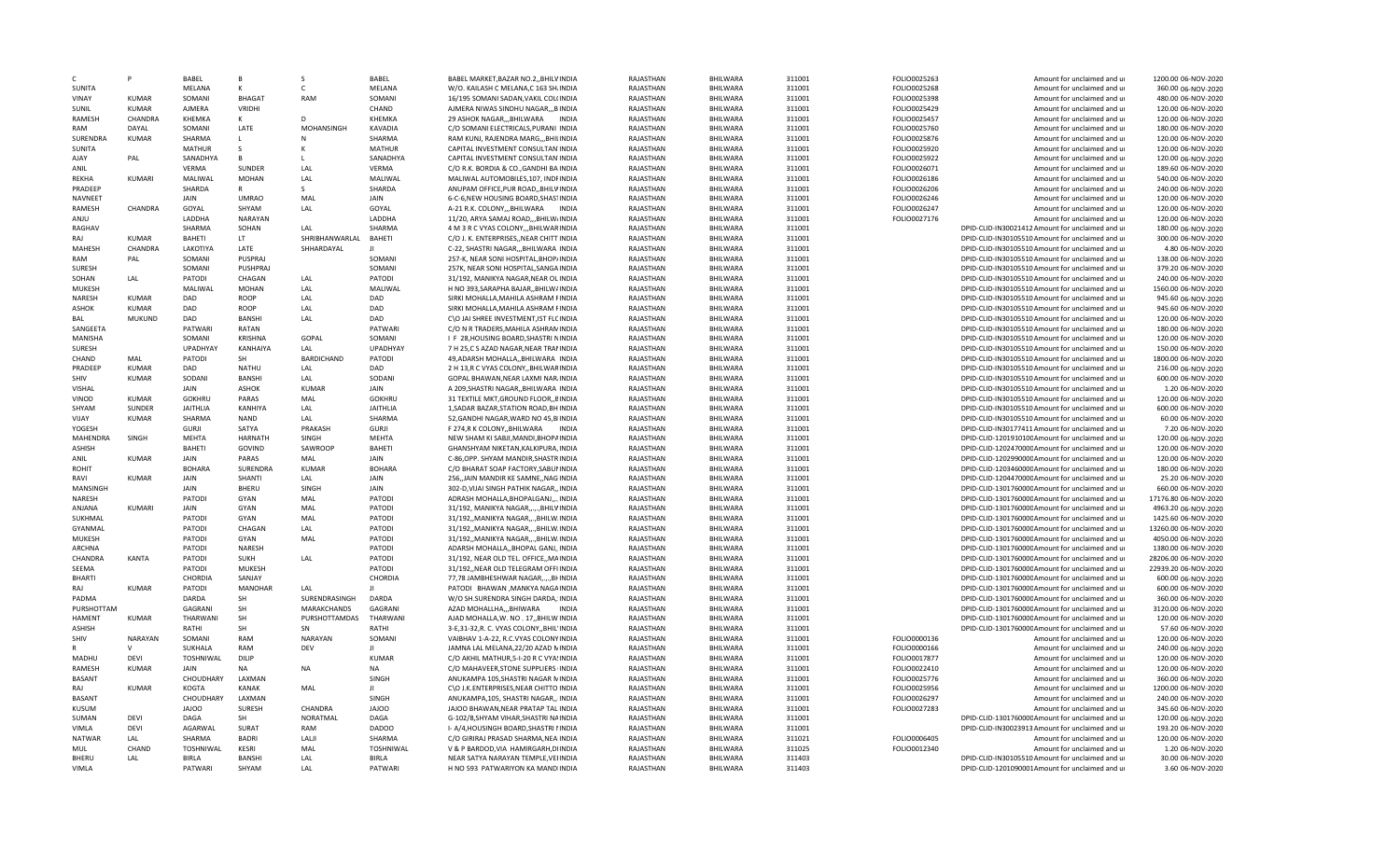| | | | | | | | | | | | | | | |
|---|---|---|---|---|---|---|---|---|---|---|---|---|---|---|
| C | P | BABEL | B | S | BABEL | BABEL MARKET,BAZAR NO.2,,BHILV INDIA | RAJASTHAN | BHILWARA | 311001 | FOLIO0025263 | Amount for unclaimed and ui | 1200.00 | 06-NOV-2020 |
| SUNITA | | MELANA | K | C | MELANA | W/O. KAILASH C MELANA,C 163 SH INDIA | RAJASTHAN | BHILWARA | 311001 | FOLIO0025268 | Amount for unclaimed and ui | 360.00 | 06-NOV-2020 |
| VINAY | KUMAR | SOMANI | BHAGAT | RAM | SOMANI | 16/195 SOMANI SADAN,VAKIL COL INDIA | RAJASTHAN | BHILWARA | 311001 | FOLIO0025398 | Amount for unclaimed and ui | 480.00 | 06-NOV-2020 |
| SUNIL | KUMAR | AJMERA | VRIDHI | | CHAND | AJMERA NIWAS SINDHU NAGAR,,,B INDIA | RAJASTHAN | BHILWARA | 311001 | FOLIO0025429 | Amount for unclaimed and ui | 120.00 | 06-NOV-2020 |
| RAMESH | CHANDRA | KHEMKA | K | D | KHEMKA | 29 ASHOK NAGAR,,,BHILWARA INDIA | RAJASTHAN | BHILWARA | 311001 | FOLIO0025457 | Amount for unclaimed and ui | 120.00 | 06-NOV-2020 |
| RAM | DAYAL | SOMANI | LATE | MOHANSINGH | KAVADIA | C/O SOMANI ELECTRICALS,PURANI INDIA | RAJASTHAN | BHILWARA | 311001 | FOLIO0025760 | Amount for unclaimed and ui | 180.00 | 06-NOV-2020 |
| SURENDRA | KUMAR | SHARMA | L | N | SHARMA | RAM KUNJ, RAJENDRA MARG,,,BHII INDIA | RAJASTHAN | BHILWARA | 311001 | FOLIO0025876 | Amount for unclaimed and ui | 120.00 | 06-NOV-2020 |
| SUNITA | | MATHUR | S | K | MATHUR | CAPITAL INVESTMENT CONSULTAN INDIA | RAJASTHAN | BHILWARA | 311001 | FOLIO0025920 | Amount for unclaimed and ui | 120.00 | 06-NOV-2020 |
| AJAY | PAL | SANADHYA | B | L | SANADHYA | CAPITAL INVESTMENT CONSULTAN INDIA | RAJASTHAN | BHILWARA | 311001 | FOLIO0025922 | Amount for unclaimed and ui | 120.00 | 06-NOV-2020 |
| ANIL | | VERMA | SUNDER | LAL | VERMA | C/O R.K. BORDIA & CO.,GANDHI BA INDIA | RAJASTHAN | BHILWARA | 311001 | FOLIO0026071 | Amount for unclaimed and ui | 189.60 | 06-NOV-2020 |
| REKHA | KUMARI | MALIWAL | MOHAN | LAL | MALIWAL | MALIWAL AUTOMOBILES,107, INDI INDIA | RAJASTHAN | BHILWARA | 311001 | FOLIO0026186 | Amount for unclaimed and ui | 540.00 | 06-NOV-2020 |
| PRADEEP | | SHARDA | R | S | SHARDA | ANUPAM OFFICE,PUR ROAD,,BHILV INDIA | RAJASTHAN | BHILWARA | 311001 | FOLIO0026206 | Amount for unclaimed and ui | 240.00 | 06-NOV-2020 |
| NAVNEET | | JAIN | UMRAO | MAL | JAIN | 6-C-6,NEW HOUSING BOARD,SHAS INDIA | RAJASTHAN | BHILWARA | 311001 | FOLIO0026246 | Amount for unclaimed and ui | 120.00 | 06-NOV-2020 |
| RAMESH | CHANDRA | GOYAL | SHYAM | LAL | GOYAL | A-21 R.K. COLONY,,,BHILWARA INDIA | RAJASTHAN | BHILWARA | 311001 | FOLIO0026247 | Amount for unclaimed and ui | 120.00 | 06-NOV-2020 |
| ANJU | | LADDHA | NARAYAN | | LADDHA | 11/20, ARYA SAMAJ ROAD,,,BHILW INDIA | RAJASTHAN | BHILWARA | 311001 | FOLIO0027176 | Amount for unclaimed and ui | 120.00 | 06-NOV-2020 |
| RAGHAV | | SHARMA | SOHAN | LAL | SHARMA | 4 M 3 R C VYAS COLONY,,,BHILWAR INDIA | RAJASTHAN | BHILWARA | 311001 | | DPID-CLID-IN30021412 Amount for unclaimed and ui | 180.00 | 06-NOV-2020 |
| RAJ | KUMAR | BAHETI | LT | SHRIBHANWARLAL | BAHETI | C/O J. K. ENTERPRISES,,NEAR CHITT INDIA | RAJASTHAN | BHILWARA | 311001 | | DPID-CLID-IN30105510 Amount for unclaimed and ui | 300.00 | 06-NOV-2020 |
| MAHESH | CHANDRA | LAKOTIYA | LATE | SHHARDAYAL | JI | C-22, SHASTRI NAGAR,,,BHILWARA INDIA | RAJASTHAN | BHILWARA | 311001 | | DPID-CLID-IN30105510 Amount for unclaimed and ui | 4.80 | 06-NOV-2020 |
| RAM | PAL | SOMANI | PUSPRAJ | | SOMANI | 257-K, NEAR SONI HOSPITAL,BHOP/ INDIA | RAJASTHAN | BHILWARA | 311001 | | DPID-CLID-IN30105510 Amount for unclaimed and ui | 138.00 | 06-NOV-2020 |
| SURESH | | SOMANI | PUSHPRAJ | | SOMANI | 257K, NEAR SONI HOSPITAL,SANGA INDIA | RAJASTHAN | BHILWARA | 311001 | | DPID-CLID-IN30105510 Amount for unclaimed and ui | 379.20 | 06-NOV-2020 |
| SOHAN | LAL | PATODI | CHAGAN | LAL | PATODI | 31/192, MANIKYA NAGAR,NEAR OL INDIA | RAJASTHAN | BHILWARA | 311001 | | DPID-CLID-IN30105510 Amount for unclaimed and ui | 240.00 | 06-NOV-2020 |
| MUKESH | | MALIWAL | MOHAN | LAL | MALIWAL | H NO 393,SARAPHA BAJAR,,BHILW/ INDIA | RAJASTHAN | BHILWARA | 311001 | | DPID-CLID-IN30105510 Amount for unclaimed and ui | 1560.00 | 06-NOV-2020 |
| NARESH | KUMAR | DAD | ROOP | LAL | DAD | SIRKI MOHALLA,MAHILA ASHRAM F INDIA | RAJASTHAN | BHILWARA | 311001 | | DPID-CLID-IN30105510 Amount for unclaimed and ui | 945.60 | 06-NOV-2020 |
| ASHOK | KUMAR | DAD | ROOP | LAL | DAD | SIRKI MOHALLA,MAHILA ASHRAM F INDIA | RAJASTHAN | BHILWARA | 311001 | | DPID-CLID-IN30105510 Amount for unclaimed and ui | 945.60 | 06-NOV-2020 |
| BAL | MUKUND | DAD | BANSHI | LAL | DAD | C\O JAI SHREE INVESTMENT,IST FLC INDIA | RAJASTHAN | BHILWARA | 311001 | | DPID-CLID-IN30105510 Amount for unclaimed and ui | 120.00 | 06-NOV-2020 |
| SANGEETA | | PATWARI | RATAN | | PATWARI | C/O N R TRADERS,MAHILA ASHRAN INDIA | RAJASTHAN | BHILWARA | 311001 | | DPID-CLID-IN30105510 Amount for unclaimed and ui | 180.00 | 06-NOV-2020 |
| MANISHA | | SOMANI | KRISHNA | GOPAL | SOMANI | I F 28,HOUSING BOARD,SHASTRI N INDIA | RAJASTHAN | BHILWARA | 311001 | | DPID-CLID-IN30105510 Amount for unclaimed and ui | 120.00 | 06-NOV-2020 |
| SURESH | | UPADHYAY | KANHAIYA | LAL | UPADHYAY | 7 H 25,C S AZAD NAGAR,NEAR TRA INDIA | RAJASTHAN | BHILWARA | 311001 | | DPID-CLID-IN30105510 Amount for unclaimed and ui | 150.00 | 06-NOV-2020 |
| CHAND | MAL | PATODI | SH | BARDICHAND | PATODI | 49,ADARSH MOHALLA,,BHILWARA INDIA | RAJASTHAN | BHILWARA | 311001 | | DPID-CLID-IN30105510 Amount for unclaimed and ui | 1800.00 | 06-NOV-2020 |
| PRADEEP | KUMAR | DAD | NATHU | LAL | DAD | 2 H 13,R C VYAS COLONY,,BHILWAR INDIA | RAJASTHAN | BHILWARA | 311001 | | DPID-CLID-IN30105510 Amount for unclaimed and ui | 216.00 | 06-NOV-2020 |
| SHIV | KUMAR | SODANI | BANSHI | LAL | SODANI | GOPAL BHAWAN,NEAR LAXMI NAR INDIA | RAJASTHAN | BHILWARA | 311001 | | DPID-CLID-IN30105510 Amount for unclaimed and ui | 600.00 | 06-NOV-2020 |
| VISHAL | | JAIN | ASHOK | KUMAR | JAIN | A 209,SHASTRI NAGAR,,BHILWARA INDIA | RAJASTHAN | BHILWARA | 311001 | | DPID-CLID-IN30105510 Amount for unclaimed and ui | 1.20 | 06-NOV-2020 |
| VINOD | KUMAR | GOKHRU | PARAS | MAL | GOKHRU | 31 TEXTILE MKT,GROUND FLOOR,,B INDIA | RAJASTHAN | BHILWARA | 311001 | | DPID-CLID-IN30105510 Amount for unclaimed and ui | 120.00 | 06-NOV-2020 |
| SHYAM | SUNDER | JAITHLIA | KANHIYA | LAL | JAITHLIA | 1,SADAR BAZAR,STATION ROAD,BH INDIA | RAJASTHAN | BHILWARA | 311001 | | DPID-CLID-IN30105510 Amount for unclaimed and ui | 600.00 | 06-NOV-2020 |
| VIJAY | KUMAR | SHARMA | NAND | LAL | SHARMA | 52,GANDHI NAGAR,WARD NO 45,B INDIA | RAJASTHAN | BHILWARA | 311001 | | DPID-CLID-IN30105510 Amount for unclaimed and ui | 60.00 | 06-NOV-2020 |
| YOGESH | | GURJI | SATYA | PRAKASH | GURJI | F 274,R K COLONY,,BHILWARA INDIA | RAJASTHAN | BHILWARA | 311001 | | DPID-CLID-IN30177411 Amount for unclaimed and ui | 7.20 | 06-NOV-2020 |
| MAHENDRA | SINGH | MEHTA | HARNATH | SINGH | MEHTA | NEW SHAM KI SABJI,MANDI,BHOPA INDIA | RAJASTHAN | BHILWARA | 311001 | | DPID-CLID-1201910100 Amount for unclaimed and ui | 120.00 | 06-NOV-2020 |
| ASHISH | | BAHETI | GOVIND | SAWROOP | BAHETI | GHANSHYAM NIKETAN,KALKIPURA, INDIA | RAJASTHAN | BHILWARA | 311001 | | DPID-CLID-1202470000 Amount for unclaimed and ui | 120.00 | 06-NOV-2020 |
| ANIL | KUMAR | JAIN | PARAS | MAL | JAIN | C-86,OPP. SHYAM MANDIR,SHASTR INDIA | RAJASTHAN | BHILWARA | 311001 | | DPID-CLID-1202990000 Amount for unclaimed and ui | 120.00 | 06-NOV-2020 |
| ROHIT | | BOHARA | SURENDRA | KUMAR | BOHARA | C/O BHARAT SOAP FACTORY,SABUI INDIA | RAJASTHAN | BHILWARA | 311001 | | DPID-CLID-1203460000 Amount for unclaimed and ui | 180.00 | 06-NOV-2020 |
| RAVI | KUMAR | JAIN | SHANTI | LAL | JAIN | 256,,JAIN MANDIR KE SAMNE,,NAG INDIA | RAJASTHAN | BHILWARA | 311001 | | DPID-CLID-1204470000 Amount for unclaimed and ui | 25.20 | 06-NOV-2020 |
| MANSINGH | | JAIN | BHERU | SINGH | JAIN | 302-D,VIJAI SINGH PATHIK NAGAR,, INDIA | RAJASTHAN | BHILWARA | 311001 | | DPID-CLID-1301760000 Amount for unclaimed and ui | 660.00 | 06-NOV-2020 |
| NARESH | | PATODI | GYAN | MAL | PATODI | ADRASH MOHALLA,BHOPALGANJ,,, INDIA | RAJASTHAN | BHILWARA | 311001 | | DPID-CLID-1301760000 Amount for unclaimed and ui | 17176.80 | 06-NOV-2020 |
| ANJANA | KUMARI | JAIN | GYAN | MAL | PATODI | 31/192, MANIKYA NAGAR,,,,,BHILV INDIA | RAJASTHAN | BHILWARA | 311001 | | DPID-CLID-1301760000 Amount for unclaimed and ui | 4963.20 | 06-NOV-2020 |
| SUKHMAL | | PATODI | GYAN | MAL | PATODI | 31/192,,MANIKYA NAGAR,,,,BHILW. INDIA | RAJASTHAN | BHILWARA | 311001 | | DPID-CLID-1301760000 Amount for unclaimed and ui | 1425.60 | 06-NOV-2020 |
| GYANMAL | | PATODI | CHAGAN | LAL | PATODI | 31/192,,MANIKYA NAGAR,,,BHILW. INDIA | RAJASTHAN | BHILWARA | 311001 | | DPID-CLID-1301760000 Amount for unclaimed and ui | 13260.00 | 06-NOV-2020 |
| MUKESH | | PATODI | GYAN | MAL | PATODI | 31/192,,MANIKYA NAGAR,,,BHILW. INDIA | RAJASTHAN | BHILWARA | 311001 | | DPID-CLID-1301760000 Amount for unclaimed and ui | 4050.00 | 06-NOV-2020 |
| ARCHNA | | PATODI | NARESH | | PATODI | ADARSH MOHALLA,,BHOPAL GANJ, INDIA | RAJASTHAN | BHILWARA | 311001 | | DPID-CLID-1301760000 Amount for unclaimed and ui | 1380.00 | 06-NOV-2020 |
| CHANDRA | KANTA | PATODI | SUKH | LAL | PATODI | 31/192, NEAR OLD TEL. OFFICE,,MA INDIA | RAJASTHAN | BHILWARA | 311001 | | DPID-CLID-1301760000 Amount for unclaimed and ui | 28206.00 | 06-NOV-2020 |
| SEEMA | | PATODI | MUKESH | | PATODI | 31/192,,NEAR OLD TELEGRAM OFFI INDIA | RAJASTHAN | BHILWARA | 311001 | | DPID-CLID-1301760000 Amount for unclaimed and ui | 22939.20 | 06-NOV-2020 |
| BHARTI | | CHORDIA | SANJAY | | CHORDIA | 77,78 JAMBHESHWAR NAGAR,,,,,BH INDIA | RAJASTHAN | BHILWARA | 311001 | | DPID-CLID-1301760000 Amount for unclaimed and ui | 600.00 | 06-NOV-2020 |
| RAJ | KUMAR | PATODI | MANOHAR | LAL | JI | PATODI BHAWAN ,MANKYA NAGA INDIA | RAJASTHAN | BHILWARA | 311001 | | DPID-CLID-1301760000 Amount for unclaimed and ui | 600.00 | 06-NOV-2020 |
| PADMA | | DARDA | SH | SURENDRASINGH | DARDA | W/O SH.SURENDRA SINGH DARDA, INDIA | RAJASTHAN | BHILWARA | 311001 | | DPID-CLID-1301760000 Amount for unclaimed and ui | 360.00 | 06-NOV-2020 |
| PURSHOTTAM | | GAGRANI | SH | MARAKCHANDS | GAGRANI | AZAD MOHALLHA,,,BHIWARA INDIA | RAJASTHAN | BHILWARA | 311001 | | DPID-CLID-1301760000 Amount for unclaimed and ui | 3120.00 | 06-NOV-2020 |
| HAMENT | KUMAR | THARWANI | SH | PURSHOTTAMDAS | THARWANI | AJAD MOHALLA,W. NO . 17,,BHILW INDIA | RAJASTHAN | BHILWARA | 311001 | | DPID-CLID-1301760000 Amount for unclaimed and ui | 120.00 | 06-NOV-2020 |
| ASHISH | | RATHI | SH | SN | RATHI | 3-E,31-32,R. C. VYAS COLONY,,BHIL' INDIA | RAJASTHAN | BHILWARA | 311001 | | DPID-CLID-1301760000 Amount for unclaimed and ui | 57.60 | 06-NOV-2020 |
| SHIV | NARAYAN | SOMANI | RAM | NARAYAN | SOMANI | VAIBHAV 1-A-22, R.C.VYAS COLONY INDIA | RAJASTHAN | BHILWARA | 311001 | FOLIO0000136 | Amount for unclaimed and ui | 120.00 | 06-NOV-2020 |
| R | V | SUKHALA | RAM | DEV | JI | JAMNA LAL MELANA,22/20 AZAD N INDIA | RAJASTHAN | BHILWARA | 311001 | FOLIO0000166 | Amount for unclaimed and ui | 240.00 | 06-NOV-2020 |
| MADHU | DEVI | TOSHNIWAL | DILIP | | KUMAR | C/O AKHIL MATHUR,5-I-20 R C VYA: INDIA | RAJASTHAN | BHILWARA | 311001 | FOLIO0017877 | Amount for unclaimed and ui | 120.00 | 06-NOV-2020 |
| RAMESH | KUMAR | JAIN | NA | NA | NA | C/O MAHAVEER,STONE SUPPLIERS INDIA | RAJASTHAN | BHILWARA | 311001 | FOLIO0022410 | Amount for unclaimed and ui | 120.00 | 06-NOV-2020 |
| BASANT | | CHOUDHARY | LAXMAN | | SINGH | ANUKAMPA 105,SHASTRI NAGAR N INDIA | RAJASTHAN | BHILWARA | 311001 | FOLIO0025776 | Amount for unclaimed and ui | 360.00 | 06-NOV-2020 |
| RAJ | KUMAR | KOGTA | KANAK | MAL | JI | C\O J.K.ENTERPRISES,NEAR CHITTO INDIA | RAJASTHAN | BHILWARA | 311001 | FOLIO0025956 | Amount for unclaimed and ui | 1200.00 | 06-NOV-2020 |
| BASANT | | CHOUDHARY | LAXMAN | | SINGH | ANUKAMPA,105, SHASTRI NAGAR,, INDIA | RAJASTHAN | BHILWARA | 311001 | FOLIO0026297 | Amount for unclaimed and ui | 240.00 | 06-NOV-2020 |
| KUSUM | | JAJOO | SURESH | CHANDRA | JAJOO | JAJOO BHAWAN,NEAR PRATAP TAL INDIA | RAJASTHAN | BHILWARA | 311001 | FOLIO0027283 | Amount for unclaimed and ui | 345.60 | 06-NOV-2020 |
| SUMAN | DEVI | DAGA | SH | NORATMAL | DAGA | G-102/8,SHYAM VIHAR,SHASTRI NA INDIA | RAJASTHAN | BHILWARA | 311001 | | DPID-CLID-1301760000 Amount for unclaimed and ui | 120.00 | 06-NOV-2020 |
| VIMLA | DEVI | AGARWAL | SURAT | RAM | DADOO | I- A/4,HOUSINGH BOARD,SHASTRI I INDIA | RAJASTHAN | BHILWARA | 311001 | | DPID-CLID-IN30023913 Amount for unclaimed and ui | 193.20 | 06-NOV-2020 |
| NATWAR | LAL | SHARMA | BADRI | LALJI | SHARMA | C/O GIRIRAJ PRASAD SHARMA,NEA INDIA | RAJASTHAN | BHILWARA | 311021 | FOLIO0006405 | Amount for unclaimed and ui | 120.00 | 06-NOV-2020 |
| MUL | CHAND | TOSHNIWAL | KESRI | MAL | TOSHNIWAL | V & P BARDOD,VIA HAMIRGARH,DI INDIA | RAJASTHAN | BHILWARA | 311025 | FOLIO0012340 | Amount for unclaimed and ui | 1.20 | 06-NOV-2020 |
| BHERU | LAL | BIRLA | BANSHI | LAL | BIRLA | NEAR SATYA NARAYAN TEMPLE,VE INDIA | RAJASTHAN | BHILWARA | 311403 | | DPID-CLID-IN30105510 Amount for unclaimed and ui | 30.00 | 06-NOV-2020 |
| VIMLA | | PATWARI | SHYAM | LAL | PATWARI | H NO 593 PATWARIYON KA MANDI INDIA | RAJASTHAN | BHILWARA | 311403 | | DPID-CLID-1201090001 Amount for unclaimed and ui | 3.60 | 06-NOV-2020 |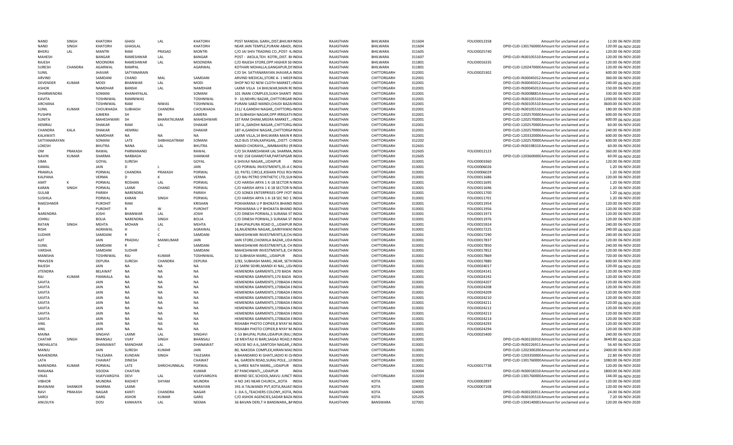| NAND | SINGH | KHATORH | GHASI | LAL | KHATORH | POST MANDAL GARH,,DIST,BHILWAINDIA | RAJASTHAN | BHILWARA | 311604 | FOLIO0012358 | Amount for unclaimed and u | 12.00 | 06-NOV-2020 |
|---|---|---|---|---|---|---|---|---|---|---|---|---|---|
| NAND | SINGH | KHATORH | GHASILAL | | KHATORH | NEAR JAIN TEMPLE,PURANI ABADI, INDIA | RAJASTHAN | BHILWARA | 311604 | | DPID-CLID-1301760000Amount for unclaimed and u | 120.00 | 06-NOV-2020 |
| BHERU | LAL | MANTRI | RAM | PRASAD | MONTRI | C/O JAI SHIV TRADING CO.,POST- K INDIA | RAJASTHAN | BHILWARA | 311605 | FOLIO0025740 | Amount for unclaimed and u | 120.00 | 06-NOV-2020 |
| MAHESH | | BANGAR | RAMESHWAR | LAL | BANGAR | POST - AKOLA,TEH. KOTRI,,DIST. BHINDIA | RAJASTHAN | BHILWARA | 311607 | | DPID-CLID-IN30105510Amount for unclaimed and u | 120.00 | 06-NOV-2020 |
| RAJESH | | MOONDRA | RAMESHWAR | LAL | MOONDRA | C/O RAJESH STORE,OPP.HIGHER SEIINDIA | RAJASTHAN | BHILWARA | 311801 | FOLIO0016335 | Amount for unclaimed and u | 120.00 | 06-NOV-2020 |
| SURESH | CHANDRA | AGARWAL | RAMPAL | | AGARWAL | KOTHARI MOHALLA,GANGAPUR,DIS INDIA | RAJASTHAN | BHILWARA | 311801 | | DPID-CLID-1202470000Amount for unclaimed and u | 120.00 | 06-NOV-2020 |
| SUNIL | | JHAVAR | SATYANARAIN | | | C/O SH. SATYANARAYAN JHAVAR,A INDIA | RAJASTHAN | CHITTORGARH | 312001 | FOLIO0025302 | Amount for unclaimed and u | 600.00 | 06-NOV-2020 |
| ARVIND | | SAMDANI | CHAND | MAL | SAMDANI | ARVIND MEDICAL,STORE A- 1 MEEF INDIA | RAJASTHAN | CHITTORGARH | 312001 | | DPID-CLID-IN30045012Amount for unclaimed and u | 360.00 | 06-NOV-2020 |
| DEVENDER | KUMAR | MODI | BHANWAR | LAL | MODI | SHOP NO 92 NEW CLOTH MARKET,(INDIA | RAJASTHAN | CHITTORGARH | 312001 | | DPID-CLID-IN30045012Amount for unclaimed and u | 240.00 | 06-NOV-2020 |
| ASHOK | | NAMDHAR | BANSHI | LAL | NAMDHAR | LAXMI VILLA 14 BHILWAR,MAIN RC INDIA | RAJASTHAN | CHITTORGARH | 312001 | | DPID-CLID-IN30045013Amount for unclaimed and u | 150.00 | 06-NOV-2020 |
| DHARMENDRA | | SOMANI | KHANHIYALAL | | SOMANI | 101 INANI COMPLEX,SUKH SHANTI INDIA | RAJASTHAN | CHITTORGARH | 312001 | | DPID-CLID-IN30088814Amount for unclaimed and u | 330.00 | 06-NOV-2020 |
| KAVITA | | TOSHNIWAL | RAMNIWAS | | TOSHNIWAL | 9 - 10,NEHRU BAZAR,,CHITTORGARI INDIA | RAJASTHAN | CHITTORGARH | 312001 | | DPID-CLID-IN30105510Amount for unclaimed and u | 1200.00 | 06-NOV-2020 |
| ARCHANA | | TOSHNIWAL | RAM | NIWAS | TOSHNIWAL | PURANI SABZI MANDI,CHUDI BAZAI INDIA | RAJASTHAN | CHITTORGARH | 312001 | | DPID-CLID-IN30105510Amount for unclaimed and u | 3600.00 | 06-NOV-2020 |
| SUNIL | KUMAR | CHOUKHADA | SUBHASH | CHANDRA | CHOUKHADA | 211/ 4,GANDHI NAGAR,,CHITTORG/ INDIA | RAJASTHAN | CHITTORGARH | 312001 | | DPID-CLID-IN30105510Amount for unclaimed and u | 180.00 | 06-NOV-2020 |
| PUSHPA | | AJMERA | SH | SN | AJMERA | 34-SUBHASH NAGAR,OPP.IRRIGATI INDIA | RAJASTHAN | CHITTORGARH | 312001 | | DPID-CLID-1202570000Amount for unclaimed and u | 600.00 | 06-NOV-2020 |
| SUNITA | | MAHESHWARI | SH | BHARATKUMAR | MAHESHWARI | 1ST RAM DHAM,MEERA MARKET,,.. INDIA | RAJASTHAN | CHITTORGARH | 312001 | | DPID-CLID-1202570000Amount for unclaimed and u | 600.00 | 06-NOV-2020 |
| HEMRAJ | | DHAKAR | RAM | LAL | DHAKAR | 187-A,,GANDHI NAGAR,,CHITTORG/ INDIA | RAJASTHAN | CHITTORGARH | 312001 | | DPID-CLID-1202570000Amount for unclaimed and u | 60.00 | 06-NOV-2020 |
| CHANDRA | KALA | DHAKAR | HEMRAJ | | DHAKAR | 187-A,GANDHI NAGAR,,CHITTORGA INDIA | RAJASTHAN | CHITTORGARH | 312001 | | DPID-CLID-1202570000Amount for unclaimed and u | 240.00 | 06-NOV-2020 |
| KALAWATI | | NAMDHAR | NA | NA | NA | LAXMI VILLA,14 BHILWARA MAIN R INDIA | RAJASTHAN | CHITTORGARH | 312001 | | DPID-CLID-1203320006Amount for unclaimed and u | 600.00 | 06-NOV-2020 |
| SATYANARAYAN | | SOMANI | LATE | SHBHAGATRAM | SOMANI | OLD BUS STAN,KAPASAN,,,DISTT: CI INDIA | RAJASTHAN | CHITTORGARH | 312202 | | DPID-CLID-1202570000Amount for unclaimed and u | 600.00 | 06-NOV-2020 |
| LOKESH | | BHUTRA | NANA | LAL | BHUTRA | MANDI CHORAYA,,,,NIMBAHERU (R INDIA | RAJASTHAN | CHITTORGARH | 312601 | | DPID-CLID-IN30198310Amount for unclaimed and u | 60.00 | 06-NOV-2020 |
| OM | PRAKASH | RAWAL | PARMANAND | | RAWAL | C/O SH.RAMESHWAR LAL SHARMA,INDIA | RAJASTHAN | CHITTORGARH | 312605 | FOLIO0012123 | Amount for unclaimed and u | 360.00 | 06-NOV-2020 |
| NAVIN | KUMAR | SHARMA | NARBADA | | SHANKAR | H NO 158 GHAMOTAR,PARTAPGAR INDIA | RAJASTHAN | CHITTORGARH | 312605 | | DPID-CLID-1203600000Amount for unclaimed and u | 60.00 | 06-NOV-2020 |
| SIMA | | GOYAL | SURESH | | GOYAL | 6 SHIVAJI NAGAR,,,UDAIPUR INDIA | RAJASTHAN | CHITTORGARH | 313001 | FOLIO0003360 | Amount for unclaimed and u | 120.00 | 06-NOV-2020 |
| KAMAL | | JAIN | D | L | JAIN | C/O PORWAL INVESTMENTS,35-A C INDIA | RAJASTHAN | CHITTORGARH | 313001 | FOLIO0006026 | Amount for unclaimed and u | 1.20 | 06-NOV-2020 |
| PRAMILA | | PORWAL | CHANDRA | PRAKASH | PORWAL | 10, PATEL CIRCLE,KISHAN POLE ROA INDIA | RAJASTHAN | CHITTORGARH | 313001 | FOLIO0006029 | Amount for unclaimed and u | 1.20 | 06-NOV-2020 |
| KALPANA | | VERMA | D | K | VERMA | C/O RAJ PETRO SYNTHETIC LTD,SUKINDIA | RAJASTHAN | CHITTORGARH | 313001 | FOLIO0011686 | Amount for unclaimed and u | 120.00 | 06-NOV-2020 |
| AMIT | K | PORWAL | ROSHAN | LAL | PORWAL | C/O HARISH ARYA 1 K-18 SECTOR N INDIA | RAJASTHAN | CHITTORGARH | 313001 | FOLIO0011695 | Amount for unclaimed and u | 1.20 | 06-NOV-2020 |
| KARAN | SINGH | PORWAL | LAXMI | CHAND | PORWAL | C/O HARISH ARYA 1 K-18 SECTOR N INDIA | RAJASTHAN | CHITTORGARH | 313001 | FOLIO0011696 | Amount for unclaimed and u | 1.20 | 06-NOV-2020 |
| GULAB | | PARIKH | NARENDRA | | PARIKH | C/O SONEX ENTERPRISES OPP JYOT INDIA | RAJASTHAN | CHITTORGARH | 313001 | FOLIO0011700 | Amount for unclaimed and u | 1.20 | 06-NOV-2020 |
| SUSHILA | | PORWAL | KARAN | SINGH | PORWAL | C/O HARISH ARYA 1 K-18 SEC NO 1: INDIA | RAJASTHAN | CHITTORGARH | 313001 | FOLIO0011701 | Amount for unclaimed and u | 1.20 | 06-NOV-2020 |
| RAKESHWER | | PUROHIT | RAM | | KRISHAN | POKHARANA U P BHOKATA BHAND INDIA | RAJASTHAN | CHITTORGARH | 313001 | FOLIO0011954 | Amount for unclaimed and u | 120.00 | 06-NOV-2020 |
| B | | PUROHIT | R | W | PUROHIT | POKHARANA U P BHOKATA BHAND INDIA | RAJASTHAN | CHITTORGARH | 313001 | FOLIO0011956 | Amount for unclaimed and u | 120.00 | 06-NOV-2020 |
| NARENDRA | | JOSHI | BHANWAR | LAL | JOSHI | C/O DINESH PORWAL,5 SURANA ST INDIA | RAJASTHAN | CHITTORGARH | 313001 | FOLIO0011973 | Amount for unclaimed and u | 120.00 | 06-NOV-2020 |
| JOHNU | | BOLIA | NARENDRA | SINGH | BOLIA | C/O DINESH PORWAL,5 SURANA ST INDIA | RAJASTHAN | CHITTORGARH | 313001 | FOLIO0011976 | Amount for unclaimed and u | 120.00 | 06-NOV-2020 |
| RATAN | SINGH | MEHTA | MOHAN | LAL | MEHTA | 2 BHUPALPURA ROAD D,,,UDAIPUR INDIA | RAJASTHAN | CHITTORGARH | 313001 | FOLIO0015924 | Amount for unclaimed and u | 240.00 | 06-NOV-2020 |
| RISHI | | AGRAWAL | H | C | AGRAWAL | 16,RAJENDRA NAGAR,,GAIRIYAWAS INDIA | RAJASTHAN | CHITTORGARH | 313001 | FOLIO0017225 | Amount for unclaimed and u | 240.00 | 06-NOV-2020 |
| SUDHIR | | SAMDANI | R | C | SAMDANI | MAHESHWARI INVESTMENTS,8,CH/ INDIA | RAJASTHAN | CHITTORGARH | 313001 | FOLIO0017290 | Amount for unclaimed and u | 240.00 | 06-NOV-2020 |
| AJIT | | JAIN | PRADHU | MANKUMAR | JAIN | JAIN STORE,CHOWKLA BAZAR,,UDA INDIA | RAJASTHAN | CHITTORGARH | 313001 | FOLIO0017837 | Amount for unclaimed and u | 120.00 | 06-NOV-2020 |
| SUNIL | | SAMDANI | R | C | SAMDANI | MAHESHWARI INVESTMENTS,8, CH INDIA | RAJASTHAN | CHITTORGARH | 313001 | FOLIO0017850 | Amount for unclaimed and u | 240.00 | 06-NOV-2020 |
| VARSHA | | SAMDANI | SUDHIR | | SAMDANI | MAHESHWARI INVESTMENTS,8, CH INDIA | RAJASTHAN | CHITTORGARH | 313001 | FOLIO0017852 | Amount for unclaimed and u | 120.00 | 06-NOV-2020 |
| MANISHA | | TOSHNIWAL | RAJ | KUMAR | TOSHNIWAL | 32 SUBHASH MARG,,,UDAIPUR INDIA | RAJASTHAN | CHITTORGARH | 313001 | FOLIO0017869 | Amount for unclaimed and u | 720.00 | 06-NOV-2020 |
| PRAVEEN | | DEPURA | SURESH | CHANDRA | DEPURA | 3/83, SUBHASH MARG.,NEAR, SETH INDIA | RAJASTHAN | CHITTORGARH | 313001 | FOLIO0017880 | Amount for unclaimed and u | 600.00 | 06-NOV-2020 |
| RAJESH | | JAIN | NA | NA | NA | 22 SARNI SEHRI,MANDI KI NAL,,UD/ INDIA | RAJASTHAN | CHITTORGARH | 313001 | FOLIO0024017 | Amount for unclaimed and u | 120.00 | 06-NOV-2020 |
| JITENDRA | | BELAWAT | NA | NA | NA | HEMENDRA GARMENTS,170 BADA INDIA | RAJASTHAN | CHITTORGARH | 313001 | FOLIO0024141 | Amount for unclaimed and u | 120.00 | 06-NOV-2020 |
| RAJ | KUMAR | PANWALA | NA | NA | NA | HEMENDRA GARMENTS,170 BADA INDIA | RAJASTHAN | CHITTORGARH | 313001 | FOLIO0024192 | Amount for unclaimed and u | 120.00 | 06-NOV-2020 |
| SAVITA | | JAIN | NA | NA | NA | HEMENDRA GARMENTS,170BADA E INDIA | RAJASTHAN | CHITTORGARH | 313001 | FOLIO0024207 | Amount for unclaimed and u | 120.00 | 06-NOV-2020 |
| SAVITA | | JAIN | NA | NA | NA | HEMENDRA GARMENTS,170BADA E INDIA | RAJASTHAN | CHITTORGARH | 313001 | FOLIO0024208 | Amount for unclaimed and u | 120.00 | 06-NOV-2020 |
| SAVITA | | JAIN | NA | NA | NA | HEMENDRA GARMENTS,170BADA E INDIA | RAJASTHAN | CHITTORGARH | 313001 | FOLIO0024209 | Amount for unclaimed and u | 120.00 | 06-NOV-2020 |
| SAVITA | | JAIN | NA | NA | NA | HEMENDRA GARMENTS,170BADA E INDIA | RAJASTHAN | CHITTORGARH | 313001 | FOLIO0024210 | Amount for unclaimed and u | 120.00 | 06-NOV-2020 |
| SAVITA | | JAIN | NA | NA | NA | HEMENDRA GARMENTS,170BADA E INDIA | RAJASTHAN | CHITTORGARH | 313001 | FOLIO0024211 | Amount for unclaimed and u | 120.00 | 06-NOV-2020 |
| SAVITA | | JAIN | NA | NA | NA | HEMENDRA GARMENTS,170BADA E INDIA | RAJASTHAN | CHITTORGARH | 313001 | FOLIO0024212 | Amount for unclaimed and u | 120.00 | 06-NOV-2020 |
| SAVITA | | JAIN | NA | NA | NA | HEMENDRA GARMENTS,170BADA E INDIA | RAJASTHAN | CHITTORGARH | 313001 | FOLIO0024213 | Amount for unclaimed and u | 120.00 | 06-NOV-2020 |
| SAVITA | | JAIN | NA | NA | NA | HEMENDRA GARMENTS,170BADA E INDIA | RAJASTHAN | CHITTORGARH | 313001 | FOLIO0024214 | Amount for unclaimed and u | 120.00 | 06-NOV-2020 |
| ANIL | | JAIN | NA | NA | NA | RISHABH PHOTO COPIER,8 NYAY M. INDIA | RAJASTHAN | CHITTORGARH | 313001 | FOLIO0024293 | Amount for unclaimed and u | 120.00 | 06-NOV-2020 |
| ANIL | | JAIN | NA | NA | NA | RISHABH PHOTO COPIER,8 NYAY M. INDIA | RAJASTHAN | CHITTORGARH | 313001 | FOLIO0024294 | Amount for unclaimed and u | 120.00 | 06-NOV-2020 |
| MAINA | | SINGHVI | LAXMI | LAL | SINGHVI | C-53 BHUPAL PURA,UDAIPUR (RAJ.) INDIA | RAJASTHAN | CHITTORGARH | 313001 | FOLIO0025400 | Amount for unclaimed and u | 240.00 | 06-NOV-2020 |
| CHATAR | SINGH | BHANSALI | VIJAY | SINGH | BHANSALI | 18 MEHTAJI KI BARI,SAGAJI ROAD,N INDIA | RAJASTHAN | CHITTORGARH | 313001 | | DPID-CLID-IN30226910Amount for unclaimed and u | 3640.80 | 06-NOV-2020 |
| SNEHALATA | | DHANAWAT | MANOHAR | LAL | DHANAWAT | HOUSE NO A 6,,SANTOSH NAGAR,,( INDIA | RAJASTHAN | CHITTORGARH | 313001 | | DPID-CLID-IN30226911Amount for unclaimed and u | 56.40 | 06-NOV-2020 |
| MANJU | | JAIN | SURESH | KUMAR | JAIN | 80, NAKODA COMPLEX,HIRAN MAG INDIA | RAJASTHAN | CHITTORGARH | 313001 | | DPID-CLID-1202300200Amount for unclaimed and u | 2400.00 | 06-NOV-2020 |
| MAHENDRA | | TALESARA | KUNDAN | SINGH | TALESARA | 6 BHANDARIO KI GHATI,JADIO KI OI INDIA | RAJASTHAN | CHITTORGARH | 313001 | | DPID-CLID-1203350000Amount for unclaimed and u | 22.80 | 06-NOV-2020 |
| LATA | | CHAWAT | DINESH | | CHAWAT | 46, GARDEN ROAD,SURAJ POLE,,,U INDIA | RAJASTHAN | CHITTORGARH | 313001 | | DPID-CLID-1301760000Amount for unclaimed and u | 1080.00 | 06-NOV-2020 |
| NARENDRA | KUMAR | PORWAL | LATE | SHRICHUNNILAL | PORWAL | 6, SHREE NATH MARG,,,UDAIPUR INDIA | RAJASTHAN | CHITTORGARH | 313001 | FOLIO0017738 | Amount for unclaimed and u | 120.00 | 06-NOV-2020 |
| RANJANA | | SISODIA | CHAITAN | | KUMAR | 87 PANCHWATI,,,UDAIPUR INDIA | RAJASTHAN | | 313004 | | DPID-CLID-IN30018310Amount for unclaimed and u | 1800.00 | 06-NOV-2020 |
| VIKAS | | VIJAYVARGIYA | DEVI | LAL | VIJAYVARGIYA | BEHIND SEC.SCHOOL,MAVLI JUNCT INDIA | RAJASTHAN | CHITTORGARH | 313203 | | DPID-CLID-1301760000Amount for unclaimed and u | 144.00 | 06-NOV-2020 |
| VIBHOR | | MUNDRA | RADHEY | SHYAM | MUNDRA | H NO 245 NEAR CHURCH,,,KOTA INDIA | RAJASTHAN | KOTA | 324002 | FOLIO0002897 | Amount for unclaimed and u | 120.00 | 06-NOV-2020 |
| BHAWANI | SHANKER | SHARMA | LAXMI | | NARAYAN | 391-A TALWANDI PVT,KOTA,RAJAS INDIA | RAJASTHAN | KOTA | 324005 | FOLIO0007108 | Amount for unclaimed and u | 120.00 | 06-NOV-2020 |
| RAVI | PRAKASH | NAGAR | KANTI | CHANDRA | NAGAR | 1- DA-5,,TEACHERS COLONY,,KOTA, INDIA | RAJASTHAN | KOTA | 324005 | | DPID-CLID-IN30226911Amount for unclaimed and u | 24.00 | 06-NOV-2020 |
| SAROJ | | GARG | ASHOK | KUMAR | GARG | C/O ASHOK AGENCIES,SADAR BAZA INDIA | RAJASTHAN | KOTA | 325205 | | DPID-CLID-IN30105510Amount for unclaimed and u | 7.20 | 06-NOV-2020 |
| ANUSUYA | | DOSI | KANHAIYA | LAL | NEEMA | 36 BAVAN DERI,T H BANSWARA,,BA INDIA | RAJASTHAN | BANSWARA | 327001 | | DPID-CLID-1304140001Amount for unclaimed and u | 120.00 | 06-NOV-2020 |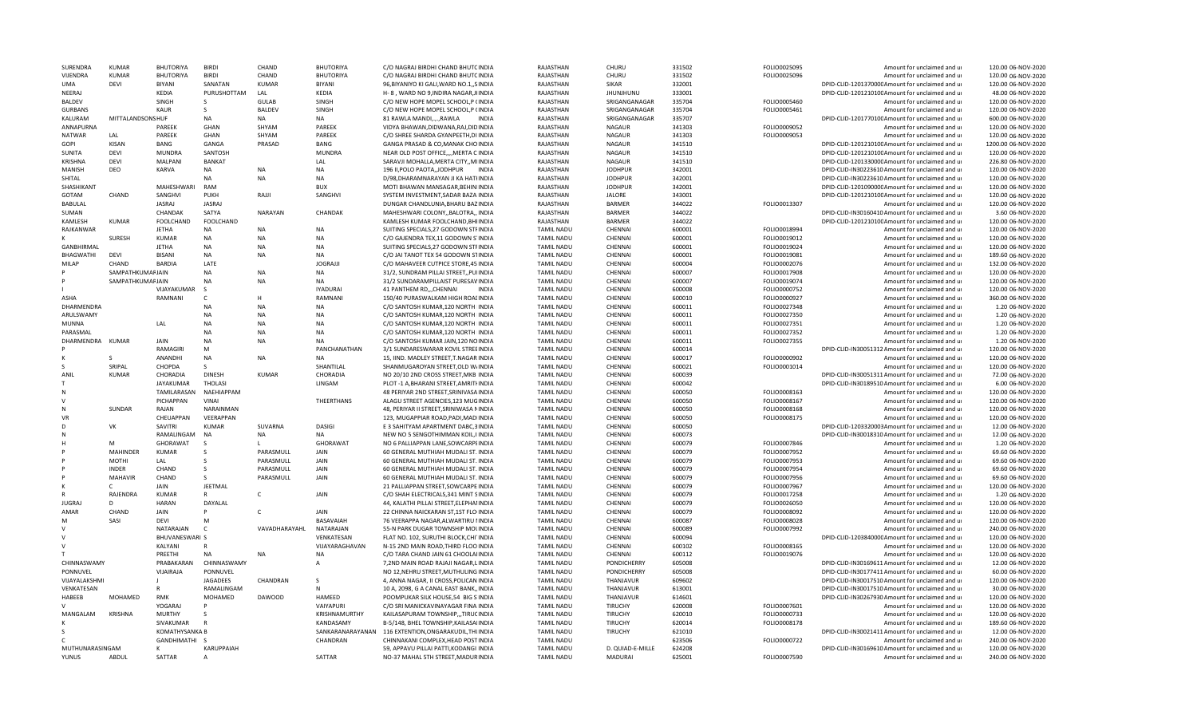| | | | | | | | | | | | | | | | |
|---|---|---|---|---|---|---|---|---|---|---|---|---|---|---|---|
| SURENDRA | KUMAR | BHUTORIYA | BIRDI | CHAND | BHUTORIYA | C/O NAGRAJ BIRDHI CHAND BHUTC INDIA | | RAJASTHAN | CHURU | 331502 | FOLIO0025095 | | Amount for unclaimed and ui | 120.00 | 06-NOV-2020 |
| VIJENDRA | KUMAR | BHUTORIYA | BIRDI | CHAND | BHUTORIYA | C/O NAGRAJ BIRDHI CHAND BHUTC INDIA | | RAJASTHAN | CHURU | 331502 | FOLIO0025096 | | Amount for unclaimed and ui | 120.00 | 06-NOV-2020 |
| UMA | DEVI | BIYANI | SANATAN | KUMAR | BIYANI | 96,BIYANIYO KI GALI,WARD NO.1,,S INDIA | | RAJASTHAN | SIKAR | 332001 | | DPID-CLID-1201370000 | Amount for unclaimed and ui | 120.00 | 06-NOV-2020 |
| NEERAJ | | KEDIA | PURUSHOTTAM | LAL | KEDIA | H- 8 , WARD NO 9,INDIRA NAGAR,J INDIA | | RAJASTHAN | JHUNJHUNU | 333001 | | DPID-CLID-1201210100 | Amount for unclaimed and ui | 48.00 | 06-NOV-2020 |
| BALDEV | | SINGH | S | GULAB | SINGH | C/O NEW HOPE MODEL SCHOOL,P C INDIA | | RAJASTHAN | SRIGANGANAGAR | 335704 | FOLIO0005460 | | Amount for unclaimed and ui | 120.00 | 06-NOV-2020 |
| GURBANS | | KAUR | S | BALDEV | SINGH | C/O NEW HOPE MOPEL SCHOOL,P C INDIA | | RAJASTHAN | SRIGANGANAGAR | 335704 | FOLIO0005461 | | Amount for unclaimed and ui | 120.00 | 06-NOV-2020 |
| KALURAM | MITTALANDSONSHUF | | NA | NA | NA | 81 RAWLA MANDI,,,,,RAWLA | INDIA | RAJASTHAN | SRIGANGANAGAR | 335707 | | DPID-CLID-1201770100 | Amount for unclaimed and ui | 600.00 | 06-NOV-2020 |
| ANNAPURNA | | PAREEK | GHAN | SHYAM | PAREEK | VIDYA BHAWAN,DIDWANA,RAJ,DID INDIA | | RAJASTHAN | NAGAUR | 341303 | FOLIO0009052 | | Amount for unclaimed and ui | 120.00 | 06-NOV-2020 |
| NATWAR | LAL | PAREEK | GHAN | SHYAM | PAREEK | C/O SHREE SHARDA GYANPEETH,DI INDIA | | RAJASTHAN | NAGAUR | 341303 | FOLIO0009053 | | Amount for unclaimed and ui | 120.00 | 06-NOV-2020 |
| GOPI | KISAN | BANG | GANGA | PRASAD | BANG | GANGA PRASAD & CO,MANAK CHO INDIA | | RAJASTHAN | NAGAUR | 341510 | | DPID-CLID-1201210100 | Amount for unclaimed and ui | 1200.00 | 06-NOV-2020 |
| SUNITA | DEVI | MUNDRA | SANTOSH | | MUNDRA | NEAR OLD POST OFFICE,,,,MERTA C INDIA | | RAJASTHAN | NAGAUR | 341510 | | DPID-CLID-1201210100 | Amount for unclaimed and ui | 120.00 | 06-NOV-2020 |
| KRISHNA | DEVI | MALPANI | BANKAT | | LAL | SARAVJI MOHALLA,MERTA CITY,,M INDIA | | RAJASTHAN | NAGAUR | 341510 | | DPID-CLID-1201330000 | Amount for unclaimed and ui | 226.80 | 06-NOV-2020 |
| MANISH | DEO | KARVA | NA | NA | NA | 196 II,POLO PAOTA,,JODHPUR | INDIA | RAJASTHAN | JODHPUR | 342001 | | DPID-CLID-IN30223610 | Amount for unclaimed and ui | 120.00 | 06-NOV-2020 |
| SHITAL | | | NA | NA | NA | D/98,DHARAMNARAYAN JI KA HATI INDIA | | RAJASTHAN | JODHPUR | 342001 | | DPID-CLID-IN30223610 | Amount for unclaimed and ui | 120.00 | 06-NOV-2020 |
| SHASHIKANT | | MAHESHWARI | RAM | | BUX | MOTI BHAWAN MANSAGAR,BEHIN INDIA | | RAJASTHAN | JODHPUR | 342001 | | DPID-CLID-1201090000 | Amount for unclaimed and ui | 120.00 | 06-NOV-2020 |
| GOTAM | CHAND | SANGHVI | PUKH | RAJJI | SANGHVI | SYSTEM INVESTMENT,SADAR BAZA INDIA | | RAJASTHAN | JALORE | 343001 | | DPID-CLID-1201210100 | Amount for unclaimed and ui | 120.00 | 06-NOV-2020 |
| BABULAL | | JASRAJ | JASRAJ | | | DUNGAR CHANDLUNIA,BHARU BAZ INDIA | | RAJASTHAN | BARMER | 344022 | FOLIO0013307 | | Amount for unclaimed and ui | 120.00 | 06-NOV-2020 |
| SUMAN | | CHANDAK | SATYA | NARAYAN | CHANDAK | MAHESHWARI COLONY,,BALOTRA,, INDIA | | RAJASTHAN | BARMER | 344022 | | DPID-CLID-IN30160410 | Amount for unclaimed and ui | 3.60 | 06-NOV-2020 |
| KAMLESH | KUMAR | FOOLCHAND | FOOLCHAND | | | KAMLESH KUMAR FOOLCHAND,BHI INDIA | | RAJASTHAN | BARMER | 344022 | | DPID-CLID-1201210100 | Amount for unclaimed and ui | 120.00 | 06-NOV-2020 |
| RAJKANWAR | | JETHA | NA | NA | NA | SUITING SPECIALS,27 GODOWN STI INDIA | | TAMIL NADU | CHENNAI | 600001 | FOLIO0018994 | | Amount for unclaimed and ui | 120.00 | 06-NOV-2020 |
| K | SURESH | KUMAR | NA | NA | NA | C/O GAJENDRA TEX,11 GODOWN S INDIA | | TAMIL NADU | CHENNAI | 600001 | FOLIO0019012 | | Amount for unclaimed and ui | 120.00 | 06-NOV-2020 |
| GANBHIRMAL | | JETHA | NA | NA | NA | SUITING SPECIALS,27 GODOWN STI INDIA | | TAMIL NADU | CHENNAI | 600001 | FOLIO0019024 | | Amount for unclaimed and ui | 120.00 | 06-NOV-2020 |
| BHAGWATHI | DEVI | BISANI | NA | NA | NA | C/O JAI TANOT TEX 54 GODOWN S INDIA | | TAMIL NADU | CHENNAI | 600001 | FOLIO0019081 | | Amount for unclaimed and ui | 189.60 | 06-NOV-2020 |
| MILAP | CHAND | BARDIA | LATE | | JOGRAJJI | C/O MAHAVEER CUTPICE STORE,45 INDIA | | TAMIL NADU | CHENNAI | 600004 | FOLIO0002076 | | Amount for unclaimed and ui | 132.00 | 06-NOV-2020 |
| P | SAMPATHKUMARJAIN | | NA | NA | NA | 31/2, SUNDRAM PILLAI STREET,,PU INDIA | | TAMIL NADU | CHENNAI | 600007 | FOLIO0017908 | | Amount for unclaimed and ui | 120.00 | 06-NOV-2020 |
| P | SAMPATHKUMARJAIN | | NA | NA | NA | 31/2 SUNDARAMPILLAIST PURESAV INDIA | | TAMIL NADU | CHENNAI | 600007 | FOLIO0019074 | | Amount for unclaimed and ui | 120.00 | 06-NOV-2020 |
| I | | VIJAYAKUMAR | S | | IYADURAI | 41 PANTHEM RD,,,CHENNAI | INDIA | TAMIL NADU | CHENNAI | 600008 | FOLIO0000752 | | Amount for unclaimed and ui | 120.00 | 06-NOV-2020 |
| ASHA | | RAMNANI | C | H | RAMNANI | 150/40 PURASWALKAM HIGH ROAI INDIA | | TAMIL NADU | CHENNAI | 600010 | FOLIO0000927 | | Amount for unclaimed and ui | 360.00 | 06-NOV-2020 |
| DHARMENDRA | | | NA | NA | NA | C/O SANTOSH KUMAR,120 NORTH INDIA | | TAMIL NADU | CHENNAI | 600011 | FOLIO0027348 | | Amount for unclaimed and ui | 1.20 | 06-NOV-2020 |
| ARULSWAMY | | | NA | NA | NA | C/O SANTOSH KUMAR,120 NORTH INDIA | | TAMIL NADU | CHENNAI | 600011 | FOLIO0027350 | | Amount for unclaimed and ui | 1.20 | 06-NOV-2020 |
| MUNNA | | LAL | NA | NA | NA | C/O SANTOSH KUMAR,120 NORTH INDIA | | TAMIL NADU | CHENNAI | 600011 | FOLIO0027351 | | Amount for unclaimed and ui | 1.20 | 06-NOV-2020 |
| PARASMAL | | | NA | NA | NA | C/O SANTOSH KUMAR,120 NORTH INDIA | | TAMIL NADU | CHENNAI | 600011 | FOLIO0027352 | | Amount for unclaimed and ui | 1.20 | 06-NOV-2020 |
| DHARMENDRA | KUMAR | JAIN | NA | NA | NA | C/O SANTOSH KUMAR JAIN,120 NO INDIA | | TAMIL NADU | CHENNAI | 600011 | FOLIO0027355 | | Amount for unclaimed and ui | 1.20 | 06-NOV-2020 |
| P | | RAMAGIRI | M | | PANCHANATHAN | 3/1 SUNDARESWARAR KOVIL STREE INDIA | | TAMIL NADU | CHENNAI | 600014 | | DPID-CLID-IN30051312 | Amount for unclaimed and ui | 120.00 | 06-NOV-2020 |
| K | S | ANANDHI | NA | NA | NA | 15, IIND. MADLEY STREET,T.NAGAR INDIA | | TAMIL NADU | CHENNAI | 600017 | FOLIO0000902 | | Amount for unclaimed and ui | 120.00 | 06-NOV-2020 |
| S | SRIPAL | CHOPDA | S | | SHANTILAL | SHANMUGAROYAN STREET,OLD W INDIA | | TAMIL NADU | CHENNAI | 600021 | FOLIO0001014 | | Amount for unclaimed and ui | 120.00 | 06-NOV-2020 |
| ANIL | KUMAR | CHORADIA | DINESH | KUMAR | CHORADIA | NO 20/10 2ND CROSS STREET,MKB INDIA | | TAMIL NADU | CHENNAI | 600039 | | DPID-CLID-IN30051311 | Amount for unclaimed and ui | 72.00 | 06-NOV-2020 |
| T | | JAYAKUMAR | THOLASI | | LINGAM | PLOT -1 A,BHARANI STREET,AMRITI INDIA | | TAMIL NADU | CHENNAI | 600042 | | DPID-CLID-IN30189510 | Amount for unclaimed and ui | 6.00 | 06-NOV-2020 |
| N | | TAMILARASAN | NAEHIAPPAM | | | 48 PERIYAR 2ND STREET,SRINIVASA INDIA | | TAMIL NADU | CHENNAI | 600050 | FOLIO0008163 | | Amount for unclaimed and ui | 120.00 | 06-NOV-2020 |
| V | | PICHAPPAN | VINAI | | THEERTHANS | ALAGU STREET AGENCIES,123 MUG INDIA | | TAMIL NADU | CHENNAI | 600050 | FOLIO0008167 | | Amount for unclaimed and ui | 120.00 | 06-NOV-2020 |
| N | SUNDAR | RAJAN | NARAINMAN | | | 48, PERIYAR II STREET,SRINIWASA N INDIA | | TAMIL NADU | CHENNAI | 600050 | FOLIO0008168 | | Amount for unclaimed and ui | 120.00 | 06-NOV-2020 |
| VR | | CHEUAPPAN | VEERAPPAN | | | 123, MUGAPPIAR ROAD,PADI,MAD INDIA | | TAMIL NADU | CHENNAI | 600050 | FOLIO0008175 | | Amount for unclaimed and ui | 120.00 | 06-NOV-2020 |
| D | VK | SAVITRI | KUMAR | SUVARNA | DASIGI | E 3 SAHITYAM APARTMENT DABC,3 INDIA | | TAMIL NADU | CHENNAI | 600050 | | DPID-CLID-1203320003 | Amount for unclaimed and ui | 12.00 | 06-NOV-2020 |
| N | | RAMALINGAM | NA | NA | NA | NEW NO 5 SENGOTHIMMAN KOIL I INDIA | | TAMIL NADU | CHENNAI | 600073 | | DPID-CLID-IN30018310 | Amount for unclaimed and ui | 12.00 | 06-NOV-2020 |
| H | M | GHORAWAT | S | L | GHORAWAT | NO 6 PALLIAPPAN LANE,SOWCARPI INDIA | | TAMIL NADU | CHENNAI | 600079 | FOLIO0007846 | | Amount for unclaimed and ui | 1.20 | 06-NOV-2020 |
| P | MAHINDER | KUMAR | S | PARASMULL | JAIN | 60 GENERAL MUTHIAH MUDALI ST. INDIA | | TAMIL NADU | CHENNAI | 600079 | FOLIO0007952 | | Amount for unclaimed and ui | 69.60 | 06-NOV-2020 |
| P | MOTHI | LAL | S | PARASMULL | JAIN | 60 GENERAL MUTHIAH MUDALI ST. INDIA | | TAMIL NADU | CHENNAI | 600079 | FOLIO0007953 | | Amount for unclaimed and ui | 69.60 | 06-NOV-2020 |
| P | INDER | CHAND | S | PARASMULL | JAIN | 60 GENERAL MUTHIAH MUDALI ST. INDIA | | TAMIL NADU | CHENNAI | 600079 | FOLIO0007954 | | Amount for unclaimed and ui | 69.60 | 06-NOV-2020 |
| P | MAHAVIR | CHAND | S | PARASMULL | JAIN | 60 GENERAL MUTHIAH MUDALI ST. INDIA | | TAMIL NADU | CHENNAI | 600079 | FOLIO0007956 | | Amount for unclaimed and ui | 69.60 | 06-NOV-2020 |
| K | C | JAIN | JEETMAL | | | 21 PALLIAPPAN STREET,SOWCARPE INDIA | | TAMIL NADU | CHENNAI | 600079 | FOLIO0007967 | | Amount for unclaimed and ui | 120.00 | 06-NOV-2020 |
| R | RAJENDRA | KUMAR | R | C | JAIN | C/O SHAH ELECTRICALS,341 MINT S INDIA | | TAMIL NADU | CHENNAI | 600079 | FOLIO0017258 | | Amount for unclaimed and ui | 1.20 | 06-NOV-2020 |
| JUGRAJ | D | HARAN | DAYALAL | | | 44, KALATHI PILLAI STREET,ELEPHAI INDIA | | TAMIL NADU | CHENNAI | 600079 | FOLIO0026050 | | Amount for unclaimed and ui | 120.00 | 06-NOV-2020 |
| AMAR | CHAND | JAIN | P | C | JAIN | 22 CHINNA NAICKARAN ST,1ST FLO INDIA | | TAMIL NADU | CHENNAI | 600079 | FOLIO0008092 | | Amount for unclaimed and ui | 120.00 | 06-NOV-2020 |
| M | SASI | DEVI | M | | BASAVAIAH | 76 VEERAPPA NAGAR,ALWARTIRU I INDIA | | TAMIL NADU | CHENNAI | 600087 | FOLIO0008028 | | Amount for unclaimed and ui | 120.00 | 06-NOV-2020 |
| V | | NATARAJAN | C | VAVADHARAYAHL | NATARAJAN | 55-N PARK DUGAR TOWNSHIP MO INDIA | | TAMIL NADU | CHENNAI | 600089 | FOLIO0007992 | | Amount for unclaimed and ui | 240.00 | 06-NOV-2020 |
| V | | BHUVANESWARI | S | | VENKATESAN | FLAT NO. 102, SURUTHI BLOCK,CHI INDIA | | TAMIL NADU | CHENNAI | 600094 | | DPID-CLID-1203840000 | Amount for unclaimed and ui | 120.00 | 06-NOV-2020 |
| V | | KALYANI | R | | VIJAYARAGHAVAN | N-15 2ND MAIN ROAD,THIRD FLOO INDIA | | TAMIL NADU | CHENNAI | 600102 | FOLIO0008165 | | Amount for unclaimed and ui | 120.00 | 06-NOV-2020 |
| V | | PREETHI | NA | NA | NA | C/O TARA CHAND JAIN 61 CHOOLAI INDIA | | TAMIL NADU | CHENNAI | 600112 | FOLIO0019076 | | Amount for unclaimed and ui | 120.00 | 06-NOV-2020 |
| CHINNASWAMY | | PRABAKARAN | CHINNASWAMY | | A | 7,2ND MAIN ROAD RAJAJI NAGAR,L INDIA | | TAMIL NADU | PONDICHERRY | 605008 | | DPID-CLID-IN30169611 | Amount for unclaimed and ui | 12.00 | 06-NOV-2020 |
| PONNUVEL | | VIJAIRAJA | PONNUVEL | | | NO 12,NEHRU STREET,MUTHULING INDIA | | TAMIL NADU | PONDICHERRY | 605008 | | DPID-CLID-IN30177411 | Amount for unclaimed and ui | 60.00 | 06-NOV-2020 |
| VIJAYALAKSHMI | | J | JAGADEES | CHANDRAN | S | 4, ANNA NAGAR, II CROSS,POLICAN INDIA | | TAMIL NADU | THANJAVUR | 609602 | | DPID-CLID-IN30017510 | Amount for unclaimed and ui | 120.00 | 06-NOV-2020 |
| VENKATESAN | | R | RAMALINGAM | | N | 10 A, 2098, G A CANAL EAST BANK,, INDIA | | TAMIL NADU | THANJAVUR | 613001 | | DPID-CLID-IN30017510 | Amount for unclaimed and ui | 30.00 | 06-NOV-2020 |
| HABEEB | MOHAMED | RMK | MOHAMED | DAWOOD | HAMEED | POOMPUKAR SILK HOUSE,54 BIG S INDIA | | TAMIL NADU | THANJAVUR | 614601 | | DPID-CLID-IN30267930 | Amount for unclaimed and ui | 120.00 | 06-NOV-2020 |
| V | | YOGARAJ | P | | VAIYAPURI | C/O SRI MANICKAVINAYAGAR FINA INDIA | | TAMIL NADU | TIRUCHY | 620008 | FOLIO0007601 | | Amount for unclaimed and ui | 120.00 | 06-NOV-2020 |
| MANGALAM | KRISHNA | MURTHY | S | | KRISHNAMURTHY | KAILASAPURAM TOWNSHIP,,,TIRUC INDIA | | TAMIL NADU | TIRUCHY | 620010 | FOLIO0000733 | | Amount for unclaimed and ui | 120.00 | 06-NOV-2020 |
| K | | SIVAKUMAR | R | | KANDASAMY | B-5/148, BHEL TOWNSHIP,KAILASA INDIA | | TAMIL NADU | TIRUCHY | 620014 | FOLIO0008178 | | Amount for unclaimed and ui | 189.60 | 06-NOV-2020 |
| S | | KOMATHYSANKA | B | | SANKARANARAYANAN | 116 EXTENTION,ONGARAKUDIL,THI INDIA | | TAMIL NADU | TIRUCHY | 621010 | | DPID-CLID-IN30021411 | Amount for unclaimed and ui | 12.00 | 06-NOV-2020 |
| C | | GANDHIMATHI | S | | CHANDRAN | CHINNAKANI COMPLEX,HEAD POST INDIA | | TAMIL NADU | | 623506 | FOLIO0000722 | | Amount for unclaimed and ui | 240.00 | 06-NOV-2020 |
| MUTHUNARASINGAM | | K | KARUPPAIAH | | | 59, APPAVU PILLAI PATTI,KODANGI INDIA | | TAMIL NADU | D. QUIAD-E-MILLE | 624208 | | DPID-CLID-IN30169610 | Amount for unclaimed and ui | 120.00 | 06-NOV-2020 |
| YUNUS | ABDUL | SATTAR | A | | SATTAR | NO-37 MAHAL 5TH STREET,MADUR INDIA | | TAMIL NADU | MADURAI | 625001 | FOLIO0007590 | | Amount for unclaimed and ui | 240.00 | 06-NOV-2020 |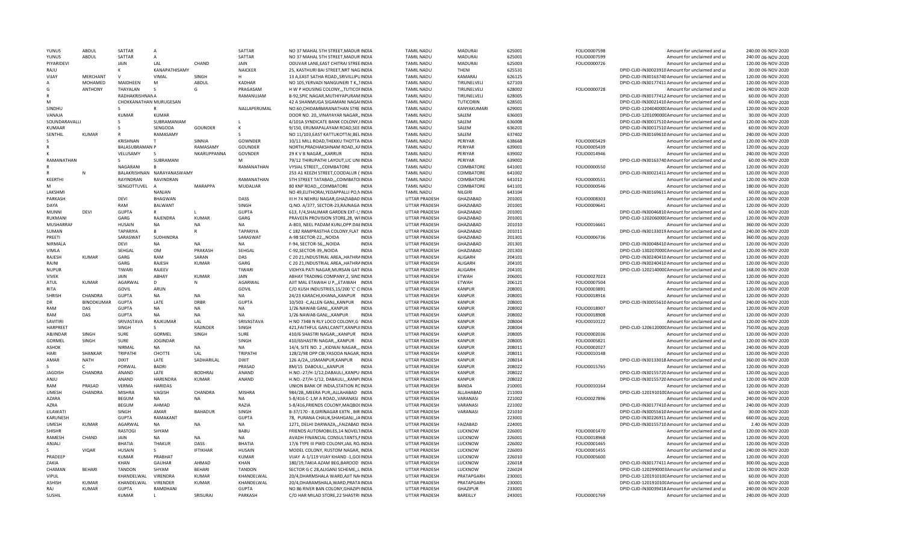| YUNUS | ABDUL | SATTAR | A | | SATTAR | NO 37 MAHAL 5TH STREET,MADUR INDIA | TAMIL NADU | MADURAI | 625001 | FOLIO0007598 | | Amount for unclaimed and ur | 240.00 06-NOV-2020 |
|---|---|---|---|---|---|---|---|---|---|---|---|---|---|
| YUNUS | ABDUL | SATTAR | A | | SATTAR | NO 37 MAHAL 5TH STREET,MADUR INDIA | TAMIL NADU | MADURAI | 625001 | FOLIO0007599 | | Amount for unclaimed and ur | 240.00 06-NOV-2020 |
| PIYARIDEVI | | JAIN | LAL | CHAND | JAIN | ODUVAR LANE,EAST CHITRAI STREE INDIA | TAMIL NADU | MADURAI | 625003 | FOLIO0000726 | | Amount for unclaimed and ur | 120.00 06-NOV-2020 |
| RAJU | | K | KANAPATHISAMY | | NAICKER | 25, KASTHURI BAI STREET,NRT NAG INDIA | TAMIL NADU | THENI | 625531 | | DPID-CLID-IN30023910 | Amount for unclaimed and ur | 30.00 06-NOV-2020 |
| VIJAY | MERCHANT | V | VIMAL | SINGH | H | 13 A,EAST SATHA ROAD,,SRIVILLIPU INDIA | TAMIL NADU | KAMARAJ | 626125 | | DPID-CLID-IN30163740 | Amount for unclaimed and ur | 120.00 06-NOV-2020 |
| A | MOHAMED | MAIDHEEN | M | ABDUL | KADHAR | NO 105,YERVADI NANGUNERI T K,,T INDIA | TAMIL NADU | TIRUNELVELI | 627103 | | DPID-CLID-IN30177411 | Amount for unclaimed and ur | 120.00 06-NOV-2020 |
| G | ANTHONY | THAYALAN | S | G | PRAGASAM | H W P HOUSING COLONY,,,TUTICOF INDIA | TAMIL NADU | TIRUNELVELI | 628002 | FOLIO0000728 | | Amount for unclaimed and ur | 240.00 06-NOV-2020 |
| R | | RADHAKRISHNAN A | | | RAMANUJAM | B-92,SPIC NAGAR,MUTHIYAPURAM INDIA | TAMIL NADU | TIRUNELVELI | 628005 | | DPID-CLID-IN30177412 | Amount for unclaimed and ur | 60.00 06-NOV-2020 |
| M | | CHOKKANATHAN MURUGESAN | | | | 42 A SHANMUGA SIGAMANI NAGAI INDIA | TAMIL NADU | TUTICORIN | 628501 | | DPID-CLID-IN30021410 | Amount for unclaimed and ur | 60.00 06-NOV-2020 |
| SINDHU | | S | R | | NALLAPERUMAL | NO.60,CHIDAMBARANATHAN STRE INDIA | TAMIL NADU | KANYAKUMARI | 629001 | | DPID-CLID-1204040000 | Amount for unclaimed and ur | 120.00 06-NOV-2020 |
| VANAJA | | KUMAR | KUMAR | | | DOOR NO. 20,,VINAYAYAR NAGAR,, INDIA | TAMIL NADU | SALEM | 636003 | | DPID-CLID-1201090000 | Amount for unclaimed and ur | 30.00 06-NOV-2020 |
| SOUNDARAVALLI | | S | SUBRAMANIAM | | L | 4/101A SYNDICATE BANK COLONY,I INDIA | TAMIL NADU | SALEM | 636008 | | DPID-CLID-IN30017510 | Amount for unclaimed and ur | 120.00 06-NOV-2020 |
| KUMAAR | | S | SENGODA | GOUNDER | K | 9/150, ERUMAPALAYAM ROAD,SEE INDIA | TAMIL NADU | SALEM | 636201 | | DPID-CLID-IN30017510 | Amount for unclaimed and ur | 60.00 06-NOV-2020 |
| SENTHIL | KUMAR | R | RAMASAMY | | S | NO 11/103,EAST KATTUKOTTAI,BEL INDIA | TAMIL NADU | SALEM | 637402 | | DPID-CLID-IN30169610 | Amount for unclaimed and ur | 240.00 06-NOV-2020 |
| S | | KRISHNAN | T | SINNIA | GOWNDER | 10/11 MILL ROAD,THEKKU THOTTA INDIA | TAMIL NADU | PERIYAR | 638668 | FOLIO0005429 | | Amount for unclaimed and ur | 120.00 06-NOV-2020 |
| R | | BALASUBRAMAN P | | RAMASAMY | GOUNDER | NORTH,PRADHAKSHNAM ROAD,,K/ INDIA | TAMIL NADU | PERIYAR | 639001 | FOLIO0005439 | | Amount for unclaimed and ur | 120.00 06-NOV-2020 |
| K | | VELUSAMY | S | NKARUPPANNA | GOVNDER | 29 K V B NAGAR,,,KARRUR INDIA | TAMIL NADU | PERIYAR | 639002 | FOLIO0014946 | | Amount for unclaimed and ur | 240.00 06-NOV-2020 |
| RAMANATHAN | | S | SUBRAMANI | | M | 79/12 THIRUPATHI LAYOUT,LIC UNI INDIA | TAMIL NADU | PERIYAR | 639002 | | DPID-CLID-IN30163740 | Amount for unclaimed and ur | 60.00 06-NOV-2020 |
| R | | NAGARANI | B | | RAMANATHAN | VYSIAL STREET,,,COIMBATORE INDIA | TAMIL NADU | COIMBATORE | 641001 | FOLIO0000550 | | Amount for unclaimed and ur | 120.00 06-NOV-2020 |
| R | N | BALAKRISHNAN | NARAYANASWAMY | | | 253 A1 KEEZH STREET,COODALUR ( INDIA | TAMIL NADU | COIMBATORE | 641002 | | DPID-CLID-IN30021411 | Amount for unclaimed and ur | 120.00 06-NOV-2020 |
| KEERTHI | | RAYINDRAN | RAVINDRAN | | RAMANATHAN | 5TH STREET TATABAD,,,COIMBATOI INDIA | TAMIL NADU | COIMBATORE | 641012 | FOLIO0000551 | | Amount for unclaimed and ur | 120.00 06-NOV-2020 |
| M | | SENGOTTUVEL | A | MARAPPA | MUDALIAR | 80 KNP ROAD,,,COIMBATORE INDIA | TAMIL NADU | COIMBATORE | 641101 | FOLIO0000546 | | Amount for unclaimed and ur | 180.00 06-NOV-2020 |
| LAKSHMI | | | NANJAN | | | NO 49,ELITHORAI,YEDAPPALLI PO,N INDIA | TAMIL NADU | NILGIRI | 643104 | | DPID-CLID-IN30169611 | Amount for unclaimed and ur | 60.00 06-NOV-2020 |
| PARKASH | | DEVI | BHAGWAN | | DASS | III H 74 NEHRU NAGAR,GHAZIABAD INDIA | UTTAR PRADESH | GHAZIABAD | 201001 | FOLIO0008303 | | Amount for unclaimed and ur | 120.00 06-NOV-2020 |
| DAYA | | RAM | BALWANT | | SINGH | Q.NO. A/377, SECTOR-23,RAJNAGA INDIA | UTTAR PRADESH | GHAZIABAD | 201001 | FOLIO0009641 | | Amount for unclaimed and ur | 120.00 06-NOV-2020 |
| MUNNI | DEVI | GUPTA | R | L | GUPTA | 613, F/4,SHALIMAR GARDEN EXT-I,! INDIA | UTTAR PRADESH | GHAZIABAD | 201001 | | DPID-CLID-IN30046810 | Amount for unclaimed and ur | 60.00 06-NOV-2020 |
| RUKMANI | | GARG | RAJENDRA | KUMAR | GARG | PRAVEEN PROVISION STORE,28, W/ INDIA | UTTAR PRADESH | GHAZIABAD | 201001 | | DPID-CLID-1202060000 | Amount for unclaimed and ur | 120.00 06-NOV-2020 |
| MUSHARRAF | | HUSAIN | NA | NA | NA | A-803, NEEL PADAM KUNJ,OPP.DAE INDIA | UTTAR PRADESH | GHAZIABAD | 201010 | FOLIO0016661 | | Amount for unclaimed and ur | 360.00 06-NOV-2020 |
| SUMAN | | TAPARIYA | B | R | TAPARIYA | C 182 RAMPRASTHA COLONY,FLAT INDIA | UTTAR PRADESH | GHAZIABAD | 201011 | | DPID-CLID-IN30133019 | Amount for unclaimed and ur | 240.00 06-NOV-2020 |
| PREETI | | SARASWAT | SUDHINDRA | | SARASWAT | A-98 SECTOR-22,,,NOIDA INDIA | UTTAR PRADESH | GHAZIABAD | 201301 | FOLIO0006736 | | Amount for unclaimed and ur | 360.00 06-NOV-2020 |
| NIRMALA | | DEVI | NA | NA | NA | F-94, SECTOR-56,,,NOIDA INDIA | UTTAR PRADESH | GHAZIABAD | 201301 | | DPID-CLID-IN30048410 | Amount for unclaimed and ur | 120.00 06-NOV-2020 |
| VIMLA | | SEHGAL | OM | PRAKASH | SEHGAL | C-92,SECTOR-39,,NOIDA INDIA | UTTAR PRADESH | GHAZIABAD | 201303 | | DPID-CLID-1302070000 | Amount for unclaimed and ur | 120.00 06-NOV-2020 |
| RAJESH | KUMAR | GARG | RAM | SARAN | DAS | C 20 21,INDUSTRIAL AREA,,HATHRA INDIA | UTTAR PRADESH | ALIGARH | 204101 | | DPID-CLID-IN30240410 | Amount for unclaimed and ur | 120.00 06-NOV-2020 |
| RAJNI | | GARG | RAJESH | KUMAR | GARG | C 20 21,INDUSTRIAL AREA,,HATHRA INDIA | UTTAR PRADESH | ALIGARH | 204101 | | DPID-CLID-IN30240410 | Amount for unclaimed and ur | 120.00 06-NOV-2020 |
| NUPUR | | TIWARI | RAJEEV | | TIWARI | VIDHYA PATI NAGAR,MURSAN GAT INDIA | UTTAR PRADESH | ALIGARH | 204101 | | DPID-CLID-1202140000 | Amount for unclaimed and ur | 168.00 06-NOV-2020 |
| VIVEK | | JAIN | ABHAY | KUMAR | JAIN | ABHAY TRADING COMPANY,2, SINC INDIA | UTTAR PRADESH | ETWAH | 206001 | FOLIO0027023 | | Amount for unclaimed and ur | 120.00 06-NOV-2020 |
| ATUL | KUMAR | AGARWAL | D | N | AGARWAL | AJIT MAL ETAWAH U P,,,ETAWAH INDIA | UTTAR PRADESH | ETWAH | 206121 | FOLIO0007504 | | Amount for unclaimed and ur | 120.00 06-NOV-2020 |
| RITA | | GOVIL | ARUN | | GOVIL | C/O KUSH INDUSTRIES,15/200 'C' C INDIA | UTTAR PRADESH | KANPUR | 208001 | FOLIO0003891 | | Amount for unclaimed and ur | 120.00 06-NOV-2020 |
| SHRISH | CHANDRA | GUPTA | NA | NA | NA | 24/23 KARACHI,KHANA,,KANPUR INDIA | UTTAR PRADESH | KANPUR | 208001 | FOLIO0018916 | | Amount for unclaimed and ur | 120.00 06-NOV-2020 |
| DR | BINODKUMAR | GUPTA | LATE | DRBR | GUPTA | 10/503 -C,ALLEN GANJ,,KANPUR INDIA | UTTAR PRADESH | KANPUR | 208001 | | DPID-CLID-IN30055610 | Amount for unclaimed and ur | 240.00 06-NOV-2020 |
| RAM | DAS | GUPTA | NA | NA | NA | 1/26 NAWAB GANJ,,,KANPUR INDIA | UTTAR PRADESH | KANPUR | 208002 | FOLIO0018907 | | Amount for unclaimed and ur | 120.00 06-NOV-2020 |
| RAM | DAS | GUPTA | NA | NA | NA | 1/26 NAWAB GANJ,,,KANPUR INDIA | UTTAR PRADESH | KANPUR | 208002 | FOLIO0018908 | | Amount for unclaimed and ur | 120.00 06-NOV-2020 |
| SAVITIRI | | SRIVASTAVA | RAJKUMAR | LAL | SRIVASTAVA | H NO 734B N RLY LOCO COLONY,G INDIA | UTTAR PRADESH | KANPUR | 208004 | FOLIO0010122 | | Amount for unclaimed and ur | 120.00 06-NOV-2020 |
| HARPREET | | SINGH | S | RAJINDER | SINGH | 421,FAITHFUL GANJ,CANTT,KANPU INDIA | UTTAR PRADESH | KANPUR | 208004 | | DPID-CLID-1206120000 | Amount for unclaimed and ur | 750.00 06-NOV-2020 |
| ABJINDAR | SINGH | SURE | GORMEL | SINGH | SURE | 410/6 SHASTRI NAGAR,,,KANPUR INDIA | UTTAR PRADESH | KANPUR | 208005 | FOLIO0002036 | | Amount for unclaimed and ur | 120.00 06-NOV-2020 |
| GORMEL | SINGH | SURE | JOGINDAR | | SINGH | 410/6SHASTRI NAGAR,,,KANPUR INDIA | UTTAR PRADESH | KANPUR | 208005 | FOLIO0005821 | | Amount for unclaimed and ur | 120.00 06-NOV-2020 |
| ASHOK | | NIRMAL | NA | NA | NA | 14/4, SITE NO. 2 ,,KIDWAI NAGAR,, INDIA | UTTAR PRADESH | KANPUR | 208011 | FOLIO0002027 | | Amount for unclaimed and ur | 240.00 06-NOV-2020 |
| HARI | SHANKAR | TRIPATHI | CHOTTE | LAL | TRIPATHI | 128/2/98 OPP CBI,YASODA NAGAR, INDIA | UTTAR PRADESH | KANPUR | 208011 | FOLIO0010148 | | Amount for unclaimed and ur | 120.00 06-NOV-2020 |
| AMAR | NATH | DIXIT | LATE | SADHARILAL | DIXIT | 126 A/2A,,USMANPUR,KANPUR INDIA | UTTAR PRADESH | KANPUR | 208014 | | DPID-CLID-IN30133018 | Amount for unclaimed and ur | 360.00 06-NOV-2020 |
| S | C | PORWAL | BADRI | | PRASAD | 8M/15 DABOULI,,,KANPUR INDIA | UTTAR PRADESH | KANPUR | 208022 | FOLIO0015765 | | Amount for unclaimed and ur | 120.00 06-NOV-2020 |
| JAGDISH | CHANDRA | ANAND | LATE | BODHRAJ | ANAND | H.NO.-27/H-1/12,DABAULI,,KANPU INDIA | UTTAR PRADESH | KANPUR | 208022 | | DPID-CLID-IN30155720 | Amount for unclaimed and ur | 120.00 06-NOV-2020 |
| ANJU | | ANAND | HARENDRA | KUMAR | ANAND | H.NO.-27/H-1/12, DABAULI,,,KANPI INDIA | UTTAR PRADESH | KANPUR | 208022 | | DPID-CLID-IN30155720 | Amount for unclaimed and ur | 120.00 06-NOV-2020 |
| RAM | PRASAD | VERMA | HARIDAS | | | UNION BANK OF INDIA,STATION RC INDIA | UTTAR PRADESH | BANDA | 210001 | FOLIO0010164 | | Amount for unclaimed and ur | 120.00 06-NOV-2020 |
| UMESH | CHANDRA | MISHRA | VAGISH | CHANDRA | MISHRA | 984/2B,,MEERA PUR,,ALLAHABAD INDIA | UTTAR PRADESH | ALLAHABAD | 211003 | | DPID-CLID-1201910100 | Amount for unclaimed and ur | 60.00 06-NOV-2020 |
| AZARA | | BEGUM | NA | NA | NA | S-8/416 C-1,M A ROAD,,VARANASI INDIA | UTTAR PRADESH | VARANASI | 221002 | FOLIO0027896 | | Amount for unclaimed and ur | 240.00 06-NOV-2020 |
| AZRA | | BEGUM | AHMAD | | RAZIA | S-8/416,FRIENDS COLONY,MAQBO INDIA | UTTAR PRADESH | VARANASI | 221002 | | DPID-CLID-IN30177410 | Amount for unclaimed and ur | 240.00 06-NOV-2020 |
| LILAWATI | | SINGH | AMAR | BAHADUR | SINGH | B-37/170 - 8,GIRINAGAR EXTN , BIR INDIA | UTTAR PRADESH | VARANASI | 221010 | | DPID-CLID-IN30055610 | Amount for unclaimed and ur | 30.00 06-NOV-2020 |
| KARUNESH | | GUPTA | RAMAKANT | | GUPTA | 78, PURANA CHAUK,SHAHGANJ,,JA INDIA | UTTAR PRADESH | | 223001 | | DPID-CLID-IN30226911 | Amount for unclaimed and ur | 660.00 06-NOV-2020 |
| UMESH | KUMAR | AGARWAL | NA | NA | NA | 1271, DELHI DARWAZA,,,FAIZABAD INDIA | UTTAR PRADESH | FAIZABAD | 224001 | | DPID-CLID-IN30155710 | Amount for unclaimed and ur | 2.40 06-NOV-2020 |
| SHISHR | | RASTOGI | SHYAM | | BABU | FRIENDS AUTOMOBILES,14 NOVELT INDIA | UTTAR PRADESH | LUCKNOW | 226001 | FOLIO0001470 | | Amount for unclaimed and ur | 120.00 06-NOV-2020 |
| RAMESH | CHAND | JAIN | NA | NA | NA | AVADH FINANCIAL CONSULTANTS,F INDIA | UTTAR PRADESH | LUCKNOW | 226001 | FOLIO0018968 | | Amount for unclaimed and ur | 120.00 06-NOV-2020 |
| ANJALI | | BHATIA | THAKUR | DASS | BHATIA | 17/6 TYPE III PWD COLONY,JAIL RO, INDIA | UTTAR PRADESH | LUCKNOW | 226002 | FOLIO0001465 | | Amount for unclaimed and ur | 120.00 06-NOV-2020 |
| S | VIQAR | HUSAIN | S | IFTIKHAR | HUSAIN | MODEL COLONY, RUSTOM NAGAR, INDIA | UTTAR PRADESH | LUCKNOW | 226003 | FOLIO0001455 | | Amount for unclaimed and ur | 240.00 06-NOV-2020 |
| PRADEEP | | KUMAR | PRABHAT | | KUMAR | VIJAY A-1/119 VIJAY KHAND -1,GOI INDIA | UTTAR PRADESH | LUCKNOW | 226010 | FOLIO0005600 | | Amount for unclaimed and ur | 120.00 06-NOV-2020 |
| ZAKIA | | KHAN | GAUHAR | AHMAD | KHAN | 180/19,TAKIA AZAM BEG,BAROOD INDIA | UTTAR PRADESH | LUCKNOW | 226018 | | DPID-CLID-IN30177411 | Amount for unclaimed and ur | 300.00 06-NOV-2020 |
| CHAMAN | BEHARI | TANDON | SHYAM | BEHARI | TANDON | SECTOR G C 28,ALIGANJ SCHEME,,L INDIA | UTTAR PRADESH | LUCKNOW | 226024 | | DPID-CLID-1202990003 | Amount for unclaimed and ur | 120.00 06-NOV-2020 |
| VIPUL | | KHANDELWAL | VIRENDRA | KUMAR | KHANDELWAL | 20/4,DHARMSHALA WARD,AJIT NA INDIA | UTTAR PRADESH | PRATAPGARH | 230001 | | DPID-CLID-1201910100 | Amount for unclaimed and ur | 60.00 06-NOV-2020 |
| ASHISH | KUMAR | KHANDELWAL | VIRENDER | KUMAR | KHANDELWAL | 20/4,DHARAMSHALA,WARD,PRATA INDIA | UTTAR PRADESH | PRATAPGARH | 230001 | | DPID-CLID-1201910100 | Amount for unclaimed and ur | 60.00 06-NOV-2020 |
| RAJ | KUMAR | GUPTA | RAMDHANI | | GUPTA | NO 86 RIVER BAN COLONY,GHAZIPI INDIA | UTTAR PRADESH | GHAZIPUR | 233001 | | DPID-CLID-IN30039418 | Amount for unclaimed and ur | 240.00 06-NOV-2020 |
| SUSHIL | | KUMAR | L | SRISURAJ | PARKASH | C/O HAR MILAD STORE,22 SHASTRI INDIA | UTTAR PRADESH | BAREILLY | 243001 | FOLIO0001769 | | Amount for unclaimed and ur | 240.00 06-NOV-2020 |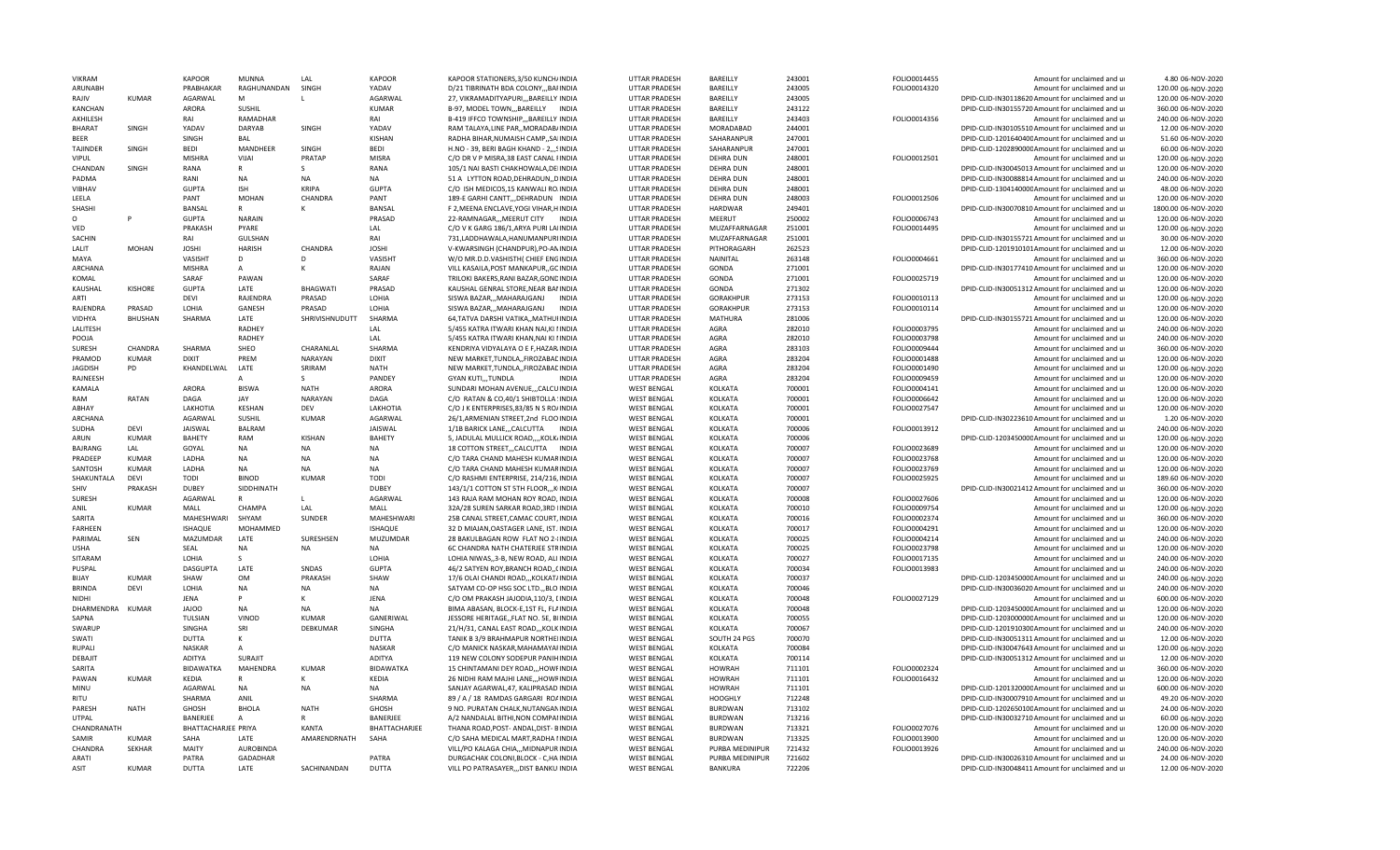| VIKRAM | | KAPOOR | MUNNA | LAL | KAPOOR | KAPOOR STATIONERS,3/50 KUNCH/INDIA | UTTAR PRADESH | BAREILLY | 243001 | FOLIO0014455 | | Amount for unclaimed and ui | 4.80 06-NOV-2020 |
|---|---|---|---|---|---|---|---|---|---|---|---|---|---|
| ARUNABH | | PRABHAKAR | RAGHUNANDAN | SINGH | YADAV | D/21 TIBRINATH BDA COLONY,,,BAIINDIA | UTTAR PRADESH | BAREILLY | 243005 | FOLIO0014320 | | Amount for unclaimed and ui | 120.00 06-NOV-2020 |
| RAJIV | KUMAR | AGARWAL | M | L | AGARWAL | 27, VIKRAMADITYAPURI,,,BAREILLY INDIA | UTTAR PRADESH | BAREILLY | 243005 | | DPID-CLID-IN30118620 | Amount for unclaimed and ui | 120.00 06-NOV-2020 |
| KANCHAN | | ARORA | SUSHIL | | KUMAR | B-97, MODEL TOWN,,,BAREILLY INDIA | UTTAR PRADESH | BAREILLY | 243122 | | DPID-CLID-IN30155720 | Amount for unclaimed and ui | 360.00 06-NOV-2020 |
| AKHILESH | | RAI | RAMADHAR | | RAI | B-419 IFFCO TOWNSHIP,,,BAREILLY INDIA | UTTAR PRADESH | BAREILLY | 243403 | FOLIO0014356 | | Amount for unclaimed and ui | 240.00 06-NOV-2020 |
| BHARAT | SINGH | YADAV | DARYAB | SINGH | YADAV | RAM TALAYA,LINE PAR,,MORADAB/INDIA | UTTAR PRADESH | MORADABAD | 244001 | | DPID-CLID-IN30105510 | Amount for unclaimed and ui | 12.00 06-NOV-2020 |
| BEER | | SINGH | BAL | | KISHAN | RADHA BIHAR,NUMAISH CAMP,,SA INDIA | UTTAR PRADESH | SAHARANPUR | 247001 | | DPID-CLID-1201640400 | Amount for unclaimed and ui | 51.60 06-NOV-2020 |
| TAJINDER | SINGH | BEDI | MANDHEER | SINGH | BEDI | H.NO - 39, BERI BAGH KHANDI - 2,,,SINDIA | UTTAR PRADESH | SAHARANPUR | 247001 | | DPID-CLID-1202890000 | Amount for unclaimed and ui | 60.00 06-NOV-2020 |
| VIPUL | | MISHRA | VIJAI | PRATAP | MISRA | C/O DR V P MISRA,38 EAST CANAL I INDIA | UTTAR PRADESH | DEHRA DUN | 248001 | FOLIO0012501 | | Amount for unclaimed and ui | 120.00 06-NOV-2020 |
| CHANDAN | SINGH | RANA | R | S | RANA | 105/1 NAI BASTI CHAKHOWALA,DEIINDIA | UTTAR PRADESH | DEHRA DUN | 248001 | | DPID-CLID-IN30045013 | Amount for unclaimed and ui | 120.00 06-NOV-2020 |
| PADMA | | RANI | NA | NA | NA | 51 A LYTTON ROAD,DEHRADUN,,D INDIA | UTTAR PRADESH | DEHRA DUN | 248001 | | DPID-CLID-IN30088814 | Amount for unclaimed and ui | 240.00 06-NOV-2020 |
| VIBHAV | | GUPTA | ISH | KRIPA | GUPTA | C/O ISH MEDICOS,15 KANWALI RO.INDIA | UTTAR PRADESH | DEHRA DUN | 248001 | | DPID-CLID-1304140000 | Amount for unclaimed and ui | 48.00 06-NOV-2020 |
| LEELA | | PANT | MOHAN | CHANDRA | PANT | 189-E GARHI CANTT,,,DEHRADUN INDIA | UTTAR PRADESH | DEHRA DUN | 248003 | FOLIO0012506 | | Amount for unclaimed and ui | 120.00 06-NOV-2020 |
| SHASHI | | BANSAL | R | K | BANSAL | F 2,MEENA ENCLAVE,YOGI VIHAR,H INDIA | UTTAR PRADESH | HARDWAR | 249401 | | DPID-CLID-IN30070810 | Amount for unclaimed and ui | 1800.00 06-NOV-2020 |
| O | P | GUPTA | NARAIN | | PRASAD | 22-RAMNAGAR,,,MEERUT CITY INDIA | UTTAR PRADESH | MEERUT | 250002 | FOLIO0006743 | | Amount for unclaimed and ui | 120.00 06-NOV-2020 |
| VED | | PRAKASH | PYARE | | LAL | C/O V K GARG 186/1,ARYA PURI LAIINDIA | UTTAR PRADESH | MUZAFFARNAGAR | 251001 | FOLIO0014495 | | Amount for unclaimed and ui | 120.00 06-NOV-2020 |
| SACHIN | | RAI | GULSHAN | | RAI | 731,LADDHAWALA,HANUMANPURIINDIA | UTTAR PRADESH | MUZAFFARNAGAR | 251001 | | DPID-CLID-IN30155721 | Amount for unclaimed and ui | 30.00 06-NOV-2020 |
| LALIT | MOHAN | JOSHI | HARISH | CHANDRA | JOSHI | V-KWARSINGH (CHANDPUR),PO-AN INDIA | UTTAR PRADESH | PITHORAGARH | 262523 | | DPID-CLID-1201910101 | Amount for unclaimed and ui | 12.00 06-NOV-2020 |
| MAYA | | VASISHT | D | D | VASISHT | W/O MR.D.D.VASHISTH( CHIEF ENGINDIA | UTTAR PRADESH | NAINITAL | 263148 | FOLIO0004661 | | Amount for unclaimed and ui | 360.00 06-NOV-2020 |
| ARCHANA | | MISHRA | A | K | RAJAN | VILL KASAILA,POST MANKAPUR,,GC INDIA | UTTAR PRADESH | GONDA | 271001 | | DPID-CLID-IN30177410 | Amount for unclaimed and ui | 120.00 06-NOV-2020 |
| KOMAL | | SARAF | PAWAN | | SARAF | TRILOKI BAKERS,RANI BAZAR,GONE INDIA | UTTAR PRADESH | GONDA | 271001 | FOLIO0025719 | | Amount for unclaimed and ui | 120.00 06-NOV-2020 |
| KAUSHAL | KISHORE | GUPTA | LATE | BHAGWATI | PRASAD | KAUSHAL GENRAL STORE,NEAR BA INDIA | UTTAR PRADESH | GONDA | 271302 | | DPID-CLID-IN30051312 | Amount for unclaimed and ui | 120.00 06-NOV-2020 |
| ARTI | | DEVI | RAJENDRA | PRASAD | LOHIA | SISWA BAZAR,,,MAHARAJGANJ INDIA | UTTAR PRADESH | GORAKHPUR | 273153 | FOLIO0010113 | | Amount for unclaimed and ui | 120.00 06-NOV-2020 |
| RAJENDRA | PRASAD | LOHIA | GANESH | PRASAD | LOHIA | SISWA BAZAR,,,MAHARAJGANJ INDIA | UTTAR PRADESH | GORAKHPUR | 273153 | FOLIO0010114 | | Amount for unclaimed and ui | 120.00 06-NOV-2020 |
| VIDHYA | BHUSHAN | SHARMA | LATE | SHRIVISHNUDUTT | SHARMA | 64,TATVA DARSHI VATIKA,,MATHUIINDIA | UTTAR PRADESH | MATHURA | 281006 | | DPID-CLID-IN30155721 | Amount for unclaimed and ui | 120.00 06-NOV-2020 |
| LALITESH | | | RADHEY | | LAL | 5/455 KATRA ITWARI KHAN NAI,KI INDIA | UTTAR PRADESH | AGRA | 282010 | FOLIO0003795 | | Amount for unclaimed and ui | 240.00 06-NOV-2020 |
| POOJA | | | RADHEY | | LAL | 5/455 KATRA ITWARI KHAN,NAI KI INDIA | UTTAR PRADESH | AGRA | 282010 | FOLIO0003798 | | Amount for unclaimed and ui | 240.00 06-NOV-2020 |
| SURESH | CHANDRA | SHARMA | SHEO | CHARANLAL | SHARMA | KENDRIYA VIDYALAYA O E F,HAZAR.INDIA | UTTAR PRADESH | AGRA | 283103 | FOLIO0009444 | | Amount for unclaimed and ui | 360.00 06-NOV-2020 |
| PRAMOD | KUMAR | DIXIT | PREM | NARAYAN | DIXIT | NEW MARKET,TUNDLA,,FIROZABAE INDIA | UTTAR PRADESH | AGRA | 283204 | FOLIO0001488 | | Amount for unclaimed and ui | 120.00 06-NOV-2020 |
| JAGDISH | PD | KHANDELWAL | LATE | SRIRAM | NATH | NEW MARKET,TUNDLA,,FIROZABAE INDIA | UTTAR PRADESH | AGRA | 283204 | FOLIO0001490 | | Amount for unclaimed and ui | 120.00 06-NOV-2020 |
| RAJNEESH | | | A | S | PANDEY | GYAN KUTI,,,TUNDLA INDIA | UTTAR PRADESH | AGRA | 283204 | FOLIO0009459 | | Amount for unclaimed and ui | 120.00 06-NOV-2020 |
| KAMALA | | ARORA | BISWA | NATH | ARORA | SUNDARI MOHAN AVENUE,,,CALCUINDIA | WEST BENGAL | KOLKATA | 700001 | FOLIO0004141 | | Amount for unclaimed and ui | 120.00 06-NOV-2020 |
| RAM | RATAN | DAGA | JAY | NARAYAN | DAGA | C/O RATAN & CO,40/1 SHIBTOLLA :INDIA | WEST BENGAL | KOLKATA | 700001 | FOLIO0006642 | | Amount for unclaimed and ui | 120.00 06-NOV-2020 |
| ABHAY | | LAKHOTIA | KESHAN | DEV | LAKHOTIA | C/O J K ENTERPRISES,83/85 N S RO/INDIA | WEST BENGAL | KOLKATA | 700001 | FOLIO0027547 | | Amount for unclaimed and ui | 120.00 06-NOV-2020 |
| ARCHANA | | AGARWAL | SUSHIL | KUMAR | AGARWAL | 26/1,ARMENIAN STREET,2nd FLOO INDIA | WEST BENGAL | KOLKATA | 700001 | | DPID-CLID-IN30223610 | Amount for unclaimed and ui | 1.20 06-NOV-2020 |
| SUDHA | DEVI | JAISWAL | BALRAM | | JAISWAL | 1/1B BARICK LANE,,,CALCUTTA INDIA | WEST BENGAL | KOLKATA | 700006 | FOLIO0013912 | | Amount for unclaimed and ui | 240.00 06-NOV-2020 |
| ARUN | KUMAR | BAHETY | RAM | KISHAN | BAHETY | 5, JADULAL MULLICK ROAD,,,,KOLK/INDIA | WEST BENGAL | KOLKATA | 700006 | | DPID-CLID-1203450000 | Amount for unclaimed and ui | 120.00 06-NOV-2020 |
| BAJRANG | LAL | GOYAL | NA | NA | NA | 18 COTTON STREET,,,CALCUTTA INDIA | WEST BENGAL | KOLKATA | 700007 | FOLIO0023689 | | Amount for unclaimed and ui | 120.00 06-NOV-2020 |
| PRADEEP | KUMAR | LADHA | NA | NA | NA | C/O TARA CHAND MAHESH KUMARINDIA | WEST BENGAL | KOLKATA | 700007 | FOLIO0023768 | | Amount for unclaimed and ui | 120.00 06-NOV-2020 |
| SANTOSH | KUMAR | LADHA | NA | NA | NA | C/O TARA CHAND MAHESH KUMARINDIA | WEST BENGAL | KOLKATA | 700007 | FOLIO0023769 | | Amount for unclaimed and ui | 120.00 06-NOV-2020 |
| SHAKUNTALA | DEVI | TODI | BINOD | KUMAR | TODI | C/O RASHMI ENTERPRISE, 214/216,INDIA | WEST BENGAL | KOLKATA | 700007 | FOLIO0025925 | | Amount for unclaimed and ui | 189.60 06-NOV-2020 |
| SHIV | PRAKASH | DUBEY | SIDDHINATH | | DUBEY | 143/1/1 COTTON ST 5TH FLOOR,,,K INDIA | WEST BENGAL | KOLKATA | 700007 | | DPID-CLID-IN30021412 | Amount for unclaimed and ui | 360.00 06-NOV-2020 |
| SURESH | | AGARWAL | R | L | AGARWAL | 143 RAJA RAM MOHAN ROY ROAD, INDIA | WEST BENGAL | KOLKATA | 700008 | FOLIO0027606 | | Amount for unclaimed and ui | 120.00 06-NOV-2020 |
| ANIL | KUMAR | MALL | CHAMPA | LAL | MALL | 32A/2B SUREN SARKAR ROAD,3RD INDIA | WEST BENGAL | KOLKATA | 700010 | FOLIO0009754 | | Amount for unclaimed and ui | 120.00 06-NOV-2020 |
| SARITA | | MAHESHWARI | SHYAM | SUNDER | MAHESHWARI | 25B CANAL STREET,CAMAC COURT,INDIA | WEST BENGAL | KOLKATA | 700016 | FOLIO0002374 | | Amount for unclaimed and ui | 360.00 06-NOV-2020 |
| FARHEEN | | ISHAQUE | MOHAMMED | | ISHAQUE | 32 D MIAJAN,OASTAGER LANE, IST. INDIA | WEST BENGAL | KOLKATA | 700017 | FOLIO0004291 | | Amount for unclaimed and ui | 120.00 06-NOV-2020 |
| PARIMAL | SEN | MAZUMDAR | LATE | SURESHSEN | MUZUMDAR | 28 BAKULBAGAN ROW FLAT NO 2-IINDIA | WEST BENGAL | KOLKATA | 700025 | FOLIO0004214 | | Amount for unclaimed and ui | 240.00 06-NOV-2020 |
| USHA | | SEAL | NA | NA | NA | 6C CHANDRA NATH CHATERJEE STRINDIA | WEST BENGAL | KOLKATA | 700025 | FOLIO0023798 | | Amount for unclaimed and ui | 120.00 06-NOV-2020 |
| SITARAM | | LOHIA | S | | LOHIA | LOHIA NIWAS,,3-B, NEW ROAD, ALI INDIA | WEST BENGAL | KOLKATA | 700027 | FOLIO0017135 | | Amount for unclaimed and ui | 240.00 06-NOV-2020 |
| PUSPAL | | DASGUPTA | LATE | SNDAS | GUPTA | 46/2 SATYEN ROY,BRANCH ROAD,,(INDIA | WEST BENGAL | KOLKATA | 700034 | FOLIO0013983 | | Amount for unclaimed and ui | 240.00 06-NOV-2020 |
| BIJAY | KUMAR | SHAW | OM | PRAKASH | SHAW | 17/6 DLAI CHANDI ROAD,,,KOLKAT/INDIA | WEST BENGAL | KOLKATA | 700037 | | DPID-CLID-1203450000 | Amount for unclaimed and ui | 240.00 06-NOV-2020 |
| BRINDA | DEVI | LOHIA | NA | NA | NA | SATYAM CO-OP HSG SOC LTD,,,BLO INDIA | WEST BENGAL | KOLKATA | 700046 | | DPID-CLID-IN30036020 | Amount for unclaimed and ui | 240.00 06-NOV-2020 |
| NIDHI | | JENA | P | K | JENA | C/O OM PRAKASH JAJODIA,110/3, (INDIA | WEST BENGAL | KOLKATA | 700048 | FOLIO0027129 | | Amount for unclaimed and ui | 600.00 06-NOV-2020 |
| DHARMENDRA | KUMAR | JAJOO | NA | NA | NA | BIMA ABASAN, BLOCK-E,1ST FL, FLAINDIA | WEST BENGAL | KOLKATA | 700048 | | DPID-CLID-1203450000 | Amount for unclaimed and ui | 120.00 06-NOV-2020 |
| SAPNA | | TULSIAN | VINOD | KUMAR | GANERIWAL | JESSORE HERITAGE,,FLAT NO. 5E, BIINDIA | WEST BENGAL | KOLKATA | 700055 | | DPID-CLID-1203000000 | Amount for unclaimed and ui | 120.00 06-NOV-2020 |
| SWARUP | | SINGHA | SRI | DEBKUMAR | SINGHA | 21/H/31, CANAL EAST ROAD,,,KOLKINDIA | WEST BENGAL | KOLKATA | 700067 | | DPID-CLID-1201910300 | Amount for unclaimed and ui | 240.00 06-NOV-2020 |
| SWATI | | DUTTA | K | | DUTTA | TANIK B 3/9 BRAHMAPUR NORTHEIINDIA | WEST BENGAL | SOUTH 24 PGS | 700070 | | DPID-CLID-IN30051311 | Amount for unclaimed and ui | 12.00 06-NOV-2020 |
| RUPALI | | NASKAR | A | | NASKAR | C/O MANICK NASKAR,MAHAMAYAIINDIA | WEST BENGAL | KOLKATA | 700084 | | DPID-CLID-IN30047643 | Amount for unclaimed and ui | 120.00 06-NOV-2020 |
| DEBAJIT | | ADITYA | SURAJIT | | ADITYA | 119 NEW COLONY SODEPUR PANIH INDIA | WEST BENGAL | KOLKATA | 700114 | | DPID-CLID-IN30051312 | Amount for unclaimed and ui | 12.00 06-NOV-2020 |
| SARITA | | BIDAWATKA | MAHENDRA | KUMAR | BIDAWATKA | 15 CHINTAMANI DEY ROAD,,,HOWFINDIA | WEST BENGAL | HOWRAH | 711101 | FOLIO0002324 | | Amount for unclaimed and ui | 360.00 06-NOV-2020 |
| PAWAN | KUMAR | KEDIA | R | K | KEDIA | 26 NIDHI RAM MAJHI LANE,,,HOWFINDIA | WEST BENGAL | HOWRAH | 711101 | FOLIO0016432 | | Amount for unclaimed and ui | 120.00 06-NOV-2020 |
| MINU | | AGARWAL | NA | NA | NA | SANJAY AGARWAL,47, KALIPRASAD INDIA | WEST BENGAL | HOWRAH | 711101 | | DPID-CLID-1201320000 | Amount for unclaimed and ui | 600.00 06-NOV-2020 |
| RITU | | SHARMA | ANIL | | SHARMA | 89 / A / 18 RAMDAS GARGARI RO/INDIA | WEST BENGAL | HOOGHLY | 712248 | | DPID-CLID-IN30007910 | Amount for unclaimed and ui | 49.20 06-NOV-2020 |
| PARESH | NATH | GHOSH | BHOLA | NATH | GHOSH | 9 NO. PURATAN CHALK,NUTANGAN INDIA | WEST BENGAL | BURDWAN | 713102 | | DPID-CLID-1202650100 | Amount for unclaimed and ui | 24.00 06-NOV-2020 |
| UTPAL | | BANERJEE | A | R | BANERJEE | A/2 NANDALAL BITHI,NON COMPAIINDIA | WEST BENGAL | BURDWAN | 713216 | | DPID-CLID-IN30032710 | Amount for unclaimed and ui | 60.00 06-NOV-2020 |
| CHANDRANATH | | BHATTACHARJEE PRIYA | | KANTA | BHATTACHARJEE | THANA ROAD,POST- ANDAL,DIST- BINDIA | WEST BENGAL | BURDWAN | 713321 | FOLIO0027076 | | Amount for unclaimed and ui | 120.00 06-NOV-2020 |
| SAMIR | KUMAR | SAHA | LATE | AMARENDRNATH | SAHA | C/O SAHA MEDICAL MART,RADHA INDIA | WEST BENGAL | BURDWAN | 713325 | FOLIO0013900 | | Amount for unclaimed and ui | 120.00 06-NOV-2020 |
| CHANDRA | SEKHAR | MAITY | AUROBINDA | | | VILL/PO KALAGA CHIA,,,MIDNAPUR INDIA | WEST BENGAL | PURBA MEDINIPUR | 721432 | FOLIO0013926 | | Amount for unclaimed and ui | 240.00 06-NOV-2020 |
| ARATI | | PATRA | GADADHAR | | PATRA | DURGACHAK COLONI,BLOCK - C,HA INDIA | WEST BENGAL | PURBA MEDINIPUR | 721602 | | DPID-CLID-IN30026310 | Amount for unclaimed and ui | 24.00 06-NOV-2020 |
| ASIT | KUMAR | DUTTA | LATE | SACHINANDAN | DUTTA | VILL PO PATRASAYER,,,DIST BANKU INDIA | WEST BENGAL | BANKURA | 722206 | | DPID-CLID-IN30048411 | Amount for unclaimed and ui | 12.00 06-NOV-2020 |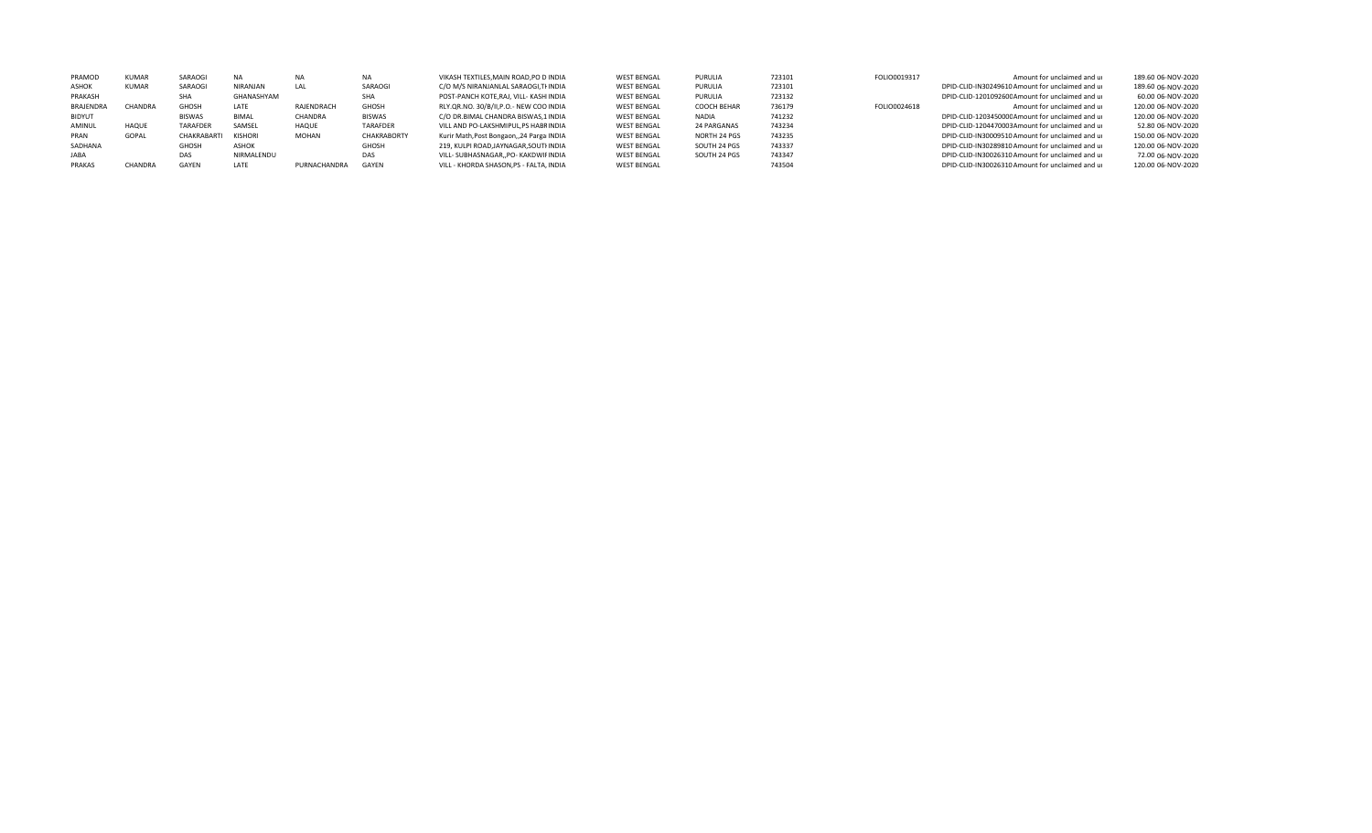| | | | | | | | | | | | | | | | |
|---|---|---|---|---|---|---|---|---|---|---|---|---|---|---|---|
| PRAMOD | KUMAR | SARAOGI | NA | NA | NA | VIKASH TEXTILES,MAIN ROAD,PO D INDIA | WEST BENGAL | PURULIA | 723101 | FOLIO0019317 | Amount for unclaimed and ui | 189.60 | 06-NOV-2020 |
| ASHOK | KUMAR | SARAOGI | NIRANJAN | LAL | SARAOGI | C/O M/S NIRANJANLAL SARAOGI,TI INDIA | WEST BENGAL | PURULIA | 723101 | | DPID-CLID-IN30249610 Amount for unclaimed and ui | 189.60 | 06-NOV-2020 |
| PRAKASH | | SHA | GHANASHYAM | | SHA | POST-PANCH KOTE,RAJ, VILL- KASHI INDIA | WEST BENGAL | PURULIA | 723132 | | DPID-CLID-1201092600 Amount for unclaimed and ui | 60.00 | 06-NOV-2020 |
| BRAJENDRA | CHANDRA | GHOSH | LATE | RAJENDRACH | GHOSH | RLY.QR.NO. 30/B/II,P.O.- NEW COO INDIA | WEST BENGAL | COOCH BEHAR | 736179 | FOLIO0024618 | Amount for unclaimed and ui | 120.00 | 06-NOV-2020 |
| BIDYUT | | BISWAS | BIMAL | CHANDRA | BISWAS | C/O DR.BIMAL CHANDRA BISWAS,1 INDIA | WEST BENGAL | NADIA | 741232 | | DPID-CLID-1203450000 Amount for unclaimed and ui | 120.00 | 06-NOV-2020 |
| AMINUL | HAQUE | TARAFDER | SAMSEL | HAQUE | TARAFDER | VILL AND PO-LAKSHMIPUL,PS HABR INDIA | WEST BENGAL | 24 PARGANAS | 743234 | | DPID-CLID-1204470003 Amount for unclaimed and ui | 52.80 | 06-NOV-2020 |
| PRAN | GOPAL | CHAKRABARTI | KISHORI | MOHAN | CHAKRABORTY | Kurir Math,Post Bongaon,,24 Parga INDIA | WEST BENGAL | NORTH 24 PGS | 743235 | | DPID-CLID-IN30009510 Amount for unclaimed and ui | 150.00 | 06-NOV-2020 |
| SADHANA | | GHOSH | ASHOK | | GHOSH | 219, KULPI ROAD,JAYNAGAR,SOUTI INDIA | WEST BENGAL | SOUTH 24 PGS | 743337 | | DPID-CLID-IN30289810 Amount for unclaimed and ui | 120.00 | 06-NOV-2020 |
| JABA | | DAS | NIRMALENDU | | DAS | VILL- SUBHASNAGAR,,PO- KAKDWII INDIA | WEST BENGAL | SOUTH 24 PGS | 743347 | | DPID-CLID-IN30026310 Amount for unclaimed and ui | 72.00 | 06-NOV-2020 |
| PRAKAS | CHANDRA | GAYEN | LATE | PURNACHANDRA | GAYEN | VILL - KHORDA SHASON,PS - FALTA, INDIA | WEST BENGAL | | 743504 | | DPID-CLID-IN30026310 Amount for unclaimed and ui | 120.00 | 06-NOV-2020 |